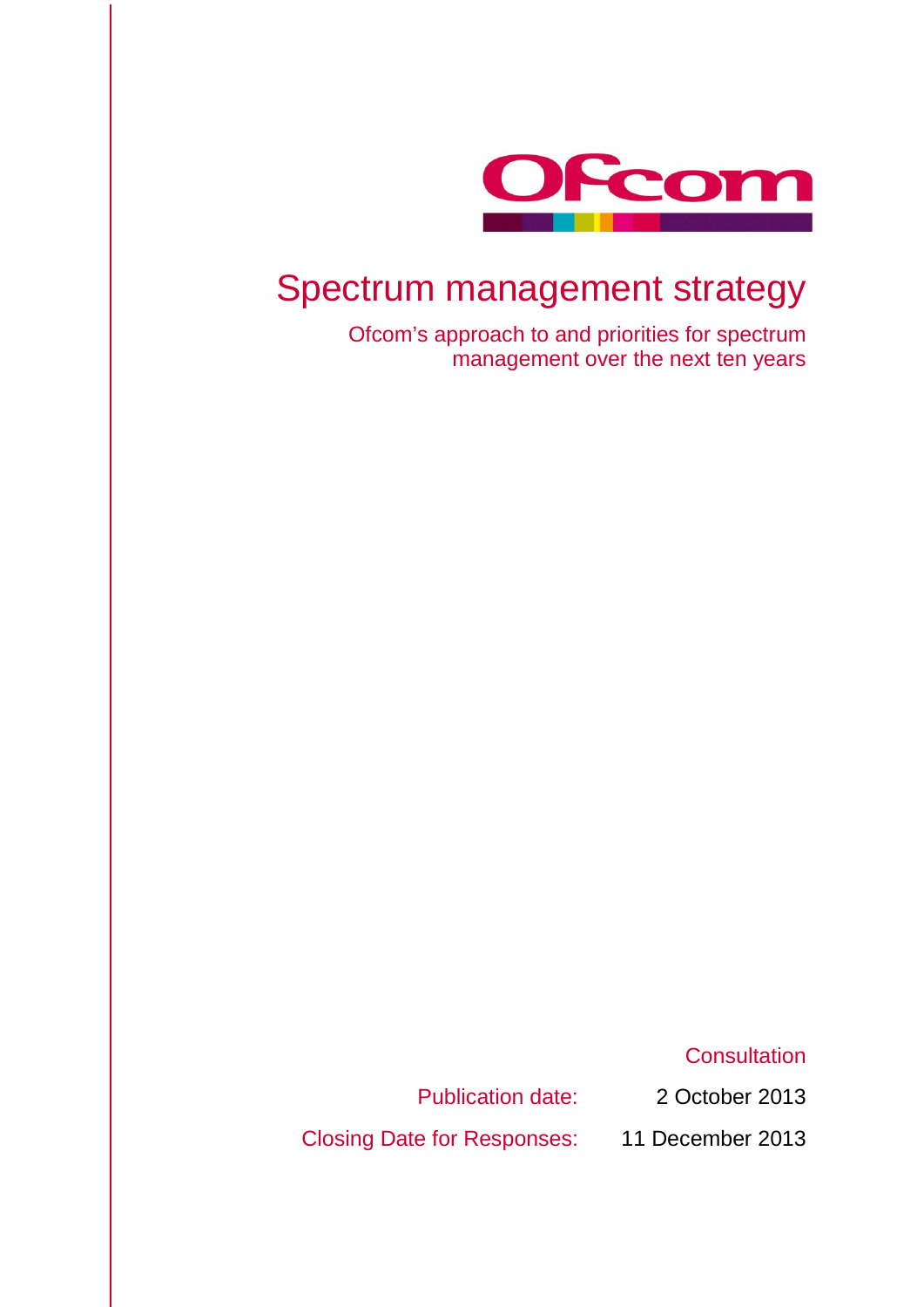Ofcom

# Spectrum management strategy

Ofcom's approach to and priorities for spectrum management over the next ten years

Consultation

Publication date: 2 October 2013

Closing Date for Responses: 11 December 2013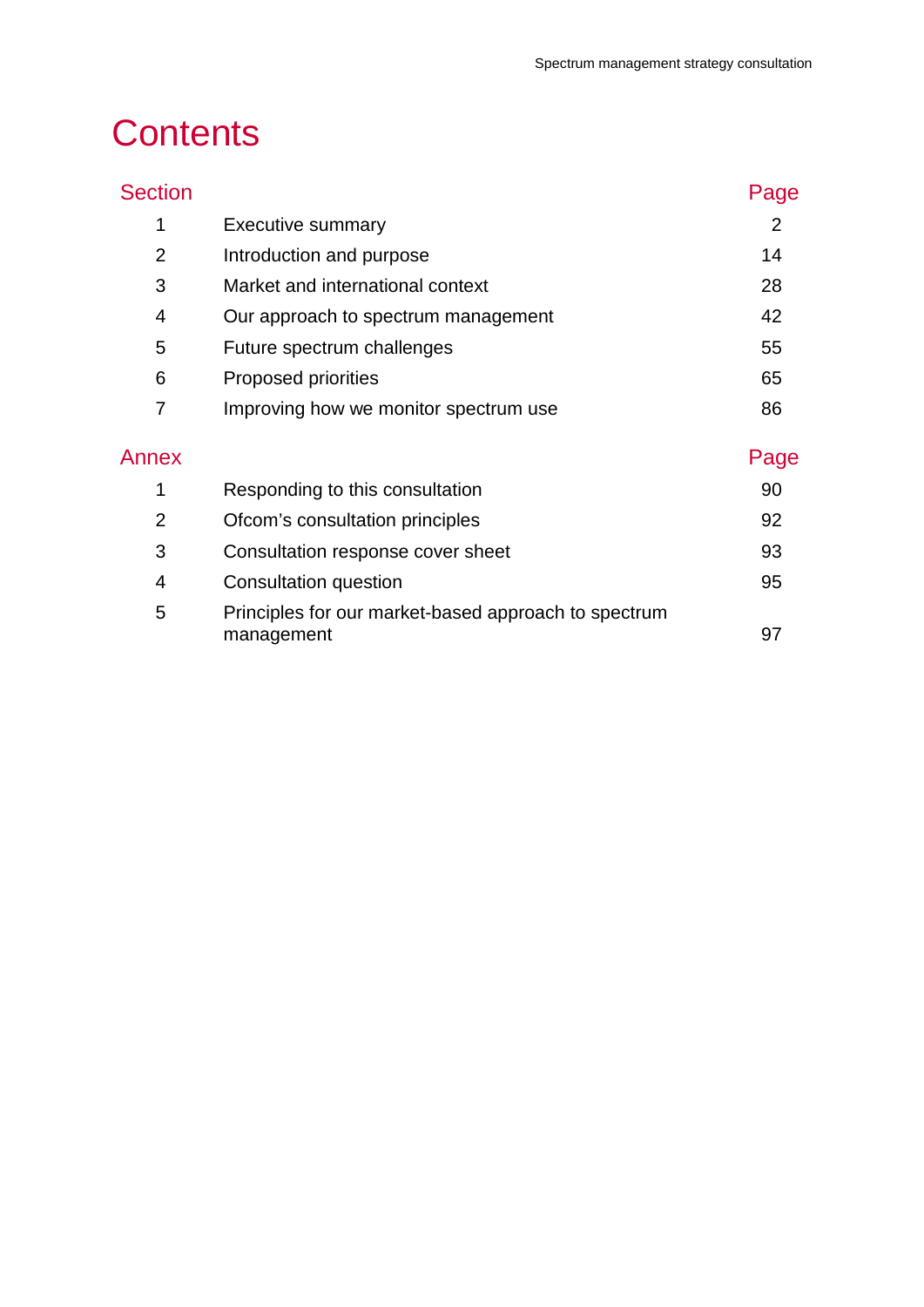# Contents

| Section | | Page |
|---|---|---|
| 1 | Executive summary | 2 |
| 2 | Introduction and purpose | 14 |
| 3 | Market and international context | 28 |
| 4 | Our approach to spectrum management | 42 |
| 5 | Future spectrum challenges | 55 |
| 6 | Proposed priorities | 65 |
| 7 | Improving how we monitor spectrum use | 86 |

| Annex | | Page |
|---|---|---|
| 1 | Responding to this consultation | 90 |
| 2 | Ofcom's consultation principles | 92 |
| 3 | Consultation response cover sheet | 93 |
| 4 | Consultation question | 95 |
| 5 | Principles for our market-based approach to spectrum management | 97 |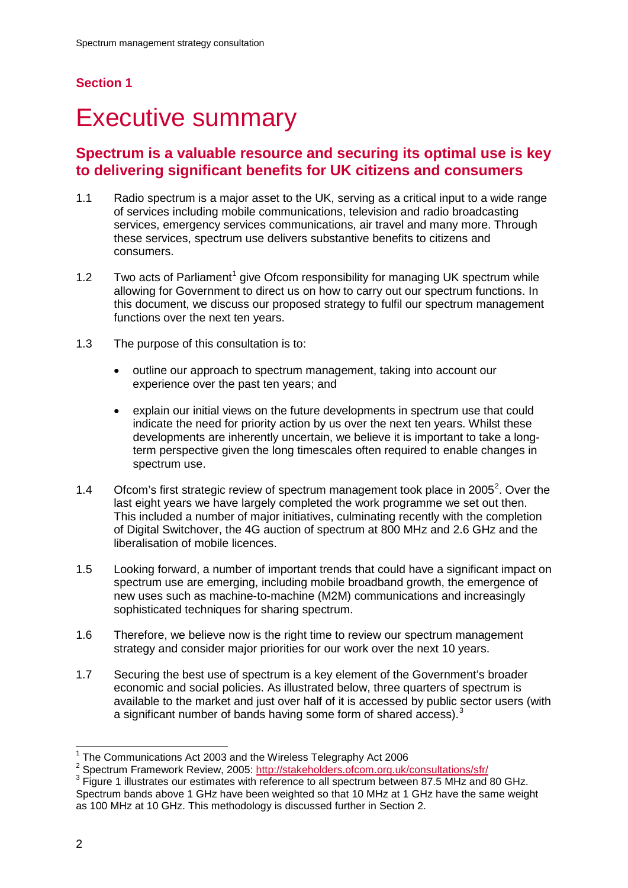## Section 1

# Executive summary

### Spectrum is a valuable resource and securing its optimal use is key to delivering significant benefits for UK citizens and consumers

1.1 Radio spectrum is a major asset to the UK, serving as a critical input to a wide range of services including mobile communications, television and radio broadcasting services, emergency services communications, air travel and many more. Through these services, spectrum use delivers substantive benefits to citizens and consumers.

1.2 Two acts of Parliament[1] give Ofcom responsibility for managing UK spectrum while allowing for Government to direct us on how to carry out our spectrum functions. In this document, we discuss our proposed strategy to fulfil our spectrum management functions over the next ten years.

1.3 The purpose of this consultation is to:

- outline our approach to spectrum management, taking into account our experience over the past ten years; and
- explain our initial views on the future developments in spectrum use that could indicate the need for priority action by us over the next ten years. Whilst these developments are inherently uncertain, we believe it is important to take a long-term perspective given the long timescales often required to enable changes in spectrum use.

1.4 Ofcom's first strategic review of spectrum management took place in 2005[2]. Over the last eight years we have largely completed the work programme we set out then. This included a number of major initiatives, culminating recently with the completion of Digital Switchover, the 4G auction of spectrum at 800 MHz and 2.6 GHz and the liberalisation of mobile licences.

1.5 Looking forward, a number of important trends that could have a significant impact on spectrum use are emerging, including mobile broadband growth, the emergence of new uses such as machine-to-machine (M2M) communications and increasingly sophisticated techniques for sharing spectrum.

1.6 Therefore, we believe now is the right time to review our spectrum management strategy and consider major priorities for our work over the next 10 years.

1.7 Securing the best use of spectrum is a key element of the Government's broader economic and social policies. As illustrated below, three quarters of spectrum is available to the market and just over half of it is accessed by public sector users (with a significant number of bands having some form of shared access).[3]

---

[1] The Communications Act 2003 and the Wireless Telegraphy Act 2006

[2] Spectrum Framework Review, 2005: http://stakeholders.ofcom.org.uk/consultations/sfr/

[3] Figure 1 illustrates our estimates with reference to all spectrum between 87.5 MHz and 80 GHz. Spectrum bands above 1 GHz have been weighted so that 10 MHz at 1 GHz have the same weight as 100 MHz at 10 GHz. This methodology is discussed further in Section 2.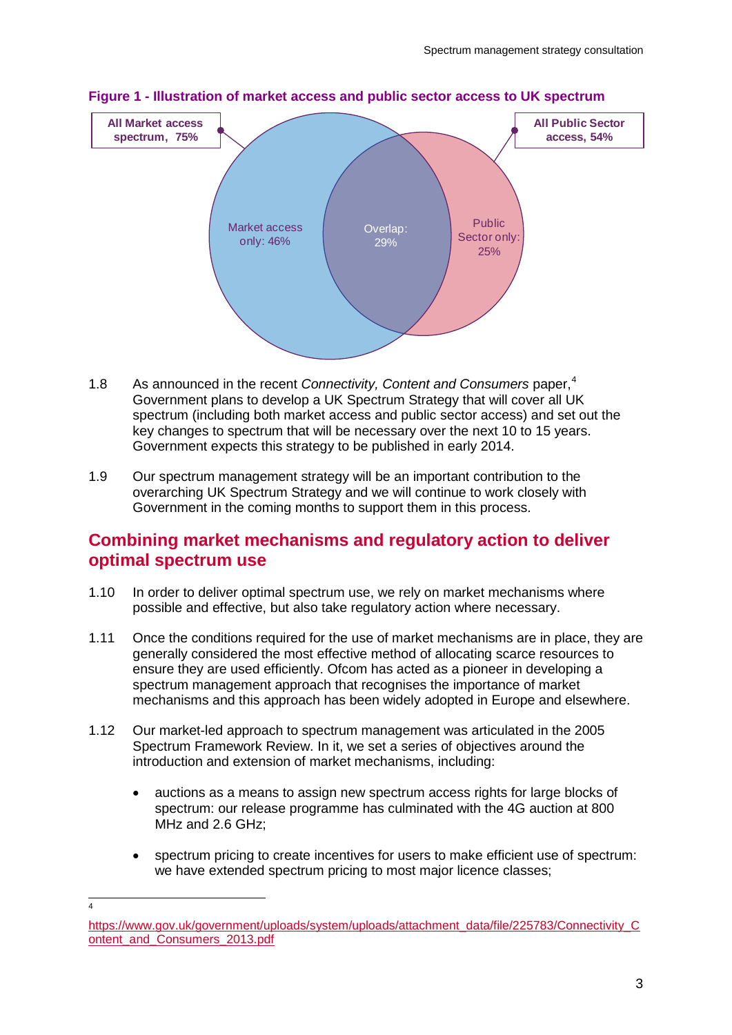**Figure 1 - Illustration of market access and public sector access to UK spectrum**

All Market access spectrum, 75%

All Public Sector access, 54%

Market access only: 46%

Overlap: 29%

Public Sector only: 25%

1.8 As announced in the recent *Connectivity, Content and Consumers* paper,[4] Government plans to develop a UK Spectrum Strategy that will cover all UK spectrum (including both market access and public sector access) and set out the key changes to spectrum that will be necessary over the next 10 to 15 years. Government expects this strategy to be published in early 2014.

1.9 Our spectrum management strategy will be an important contribution to the overarching UK Spectrum Strategy and we will continue to work closely with Government in the coming months to support them in this process.

## Combining market mechanisms and regulatory action to deliver optimal spectrum use

1.10 In order to deliver optimal spectrum use, we rely on market mechanisms where possible and effective, but also take regulatory action where necessary.

1.11 Once the conditions required for the use of market mechanisms are in place, they are generally considered the most effective method of allocating scarce resources to ensure they are used efficiently. Ofcom has acted as a pioneer in developing a spectrum management approach that recognises the importance of market mechanisms and this approach has been widely adopted in Europe and elsewhere.

1.12 Our market-led approach to spectrum management was articulated in the 2005 Spectrum Framework Review. In it, we set a series of objectives around the introduction and extension of market mechanisms, including:

- auctions as a means to assign new spectrum access rights for large blocks of spectrum: our release programme has culminated with the 4G auction at 800 MHz and 2.6 GHz;
- spectrum pricing to create incentives for users to make efficient use of spectrum: we have extended spectrum pricing to most major licence classes;

[4] https://www.gov.uk/government/uploads/system/uploads/attachment_data/file/225783/Connectivity_Content_and_Consumers_2013.pdf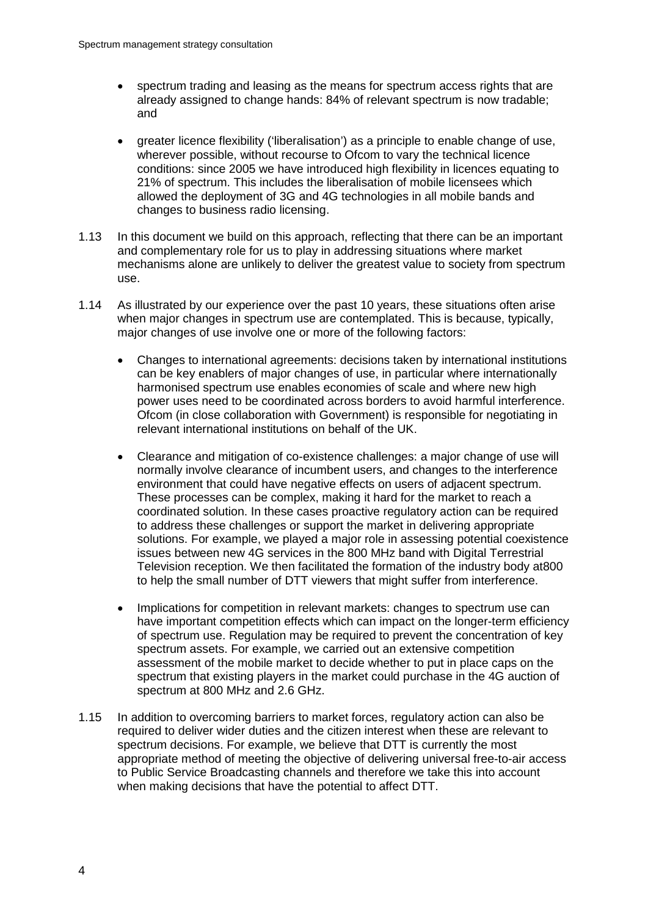- spectrum trading and leasing as the means for spectrum access rights that are already assigned to change hands: 84% of relevant spectrum is now tradable; and

- greater licence flexibility ('liberalisation') as a principle to enable change of use, wherever possible, without recourse to Ofcom to vary the technical licence conditions: since 2005 we have introduced high flexibility in licences equating to 21% of spectrum. This includes the liberalisation of mobile licensees which allowed the deployment of 3G and 4G technologies in all mobile bands and changes to business radio licensing.

1.13 In this document we build on this approach, reflecting that there can be an important and complementary role for us to play in addressing situations where market mechanisms alone are unlikely to deliver the greatest value to society from spectrum use.

1.14 As illustrated by our experience over the past 10 years, these situations often arise when major changes in spectrum use are contemplated. This is because, typically, major changes of use involve one or more of the following factors:

- Changes to international agreements: decisions taken by international institutions can be key enablers of major changes of use, in particular where internationally harmonised spectrum use enables economies of scale and where new high power uses need to be coordinated across borders to avoid harmful interference. Ofcom (in close collaboration with Government) is responsible for negotiating in relevant international institutions on behalf of the UK.

- Clearance and mitigation of co-existence challenges: a major change of use will normally involve clearance of incumbent users, and changes to the interference environment that could have negative effects on users of adjacent spectrum. These processes can be complex, making it hard for the market to reach a coordinated solution. In these cases proactive regulatory action can be required to address these challenges or support the market in delivering appropriate solutions. For example, we played a major role in assessing potential coexistence issues between new 4G services in the 800 MHz band with Digital Terrestrial Television reception. We then facilitated the formation of the industry body at800 to help the small number of DTT viewers that might suffer from interference.

- Implications for competition in relevant markets: changes to spectrum use can have important competition effects which can impact on the longer-term efficiency of spectrum use. Regulation may be required to prevent the concentration of key spectrum assets. For example, we carried out an extensive competition assessment of the mobile market to decide whether to put in place caps on the spectrum that existing players in the market could purchase in the 4G auction of spectrum at 800 MHz and 2.6 GHz.

1.15 In addition to overcoming barriers to market forces, regulatory action can also be required to deliver wider duties and the citizen interest when these are relevant to spectrum decisions. For example, we believe that DTT is currently the most appropriate method of meeting the objective of delivering universal free-to-air access to Public Service Broadcasting channels and therefore we take this into account when making decisions that have the potential to affect DTT.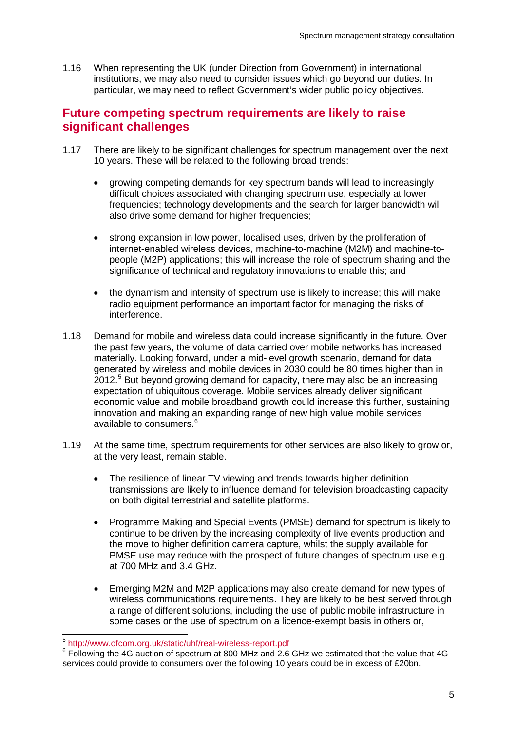1.16 When representing the UK (under Direction from Government) in international institutions, we may also need to consider issues which go beyond our duties. In particular, we may need to reflect Government's wider public policy objectives.

## Future competing spectrum requirements are likely to raise significant challenges

1.17 There are likely to be significant challenges for spectrum management over the next 10 years. These will be related to the following broad trends:

- growing competing demands for key spectrum bands will lead to increasingly difficult choices associated with changing spectrum use, especially at lower frequencies; technology developments and the search for larger bandwidth will also drive some demand for higher frequencies;

- strong expansion in low power, localised uses, driven by the proliferation of internet-enabled wireless devices, machine-to-machine (M2M) and machine-to-people (M2P) applications; this will increase the role of spectrum sharing and the significance of technical and regulatory innovations to enable this; and

- the dynamism and intensity of spectrum use is likely to increase; this will make radio equipment performance an important factor for managing the risks of interference.

1.18 Demand for mobile and wireless data could increase significantly in the future. Over the past few years, the volume of data carried over mobile networks has increased materially. Looking forward, under a mid-level growth scenario, demand for data generated by wireless and mobile devices in 2030 could be 80 times higher than in 2012.[5] But beyond growing demand for capacity, there may also be an increasing expectation of ubiquitous coverage. Mobile services already deliver significant economic value and mobile broadband growth could increase this further, sustaining innovation and making an expanding range of new high value mobile services available to consumers.[6]

1.19 At the same time, spectrum requirements for other services are also likely to grow or, at the very least, remain stable.

- The resilience of linear TV viewing and trends towards higher definition transmissions are likely to influence demand for television broadcasting capacity on both digital terrestrial and satellite platforms.

- Programme Making and Special Events (PMSE) demand for spectrum is likely to continue to be driven by the increasing complexity of live events production and the move to higher definition camera capture, whilst the supply available for PMSE use may reduce with the prospect of future changes of spectrum use e.g. at 700 MHz and 3.4 GHz.

- Emerging M2M and M2P applications may also create demand for new types of wireless communications requirements. They are likely to be best served through a range of different solutions, including the use of public mobile infrastructure in some cases or the use of spectrum on a licence-exempt basis in others or,

---

[5] http://www.ofcom.org.uk/static/uhf/real-wireless-report.pdf

[6] Following the 4G auction of spectrum at 800 MHz and 2.6 GHz we estimated that the value that 4G services could provide to consumers over the following 10 years could be in excess of £20bn.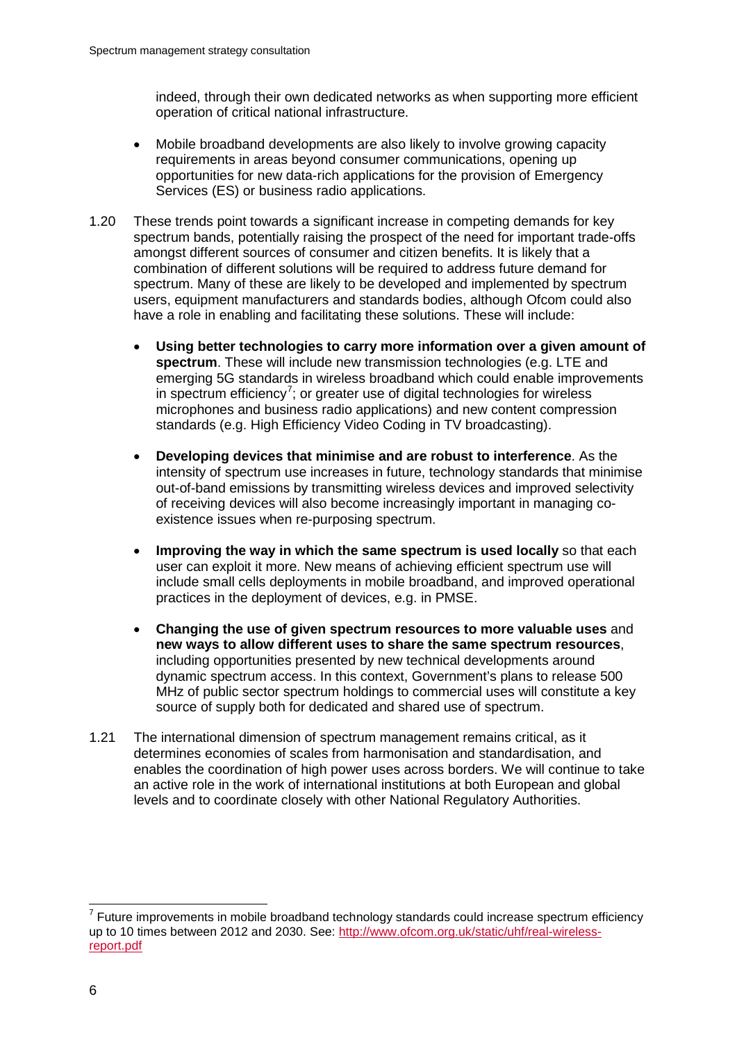indeed, through their own dedicated networks as when supporting more efficient operation of critical national infrastructure.

- Mobile broadband developments are also likely to involve growing capacity requirements in areas beyond consumer communications, opening up opportunities for new data-rich applications for the provision of Emergency Services (ES) or business radio applications.

1.20 These trends point towards a significant increase in competing demands for key spectrum bands, potentially raising the prospect of the need for important trade-offs amongst different sources of consumer and citizen benefits. It is likely that a combination of different solutions will be required to address future demand for spectrum. Many of these are likely to be developed and implemented by spectrum users, equipment manufacturers and standards bodies, although Ofcom could also have a role in enabling and facilitating these solutions. These will include:

- **Using better technologies to carry more information over a given amount of spectrum**. These will include new transmission technologies (e.g. LTE and emerging 5G standards in wireless broadband which could enable improvements in spectrum efficiency[7]; or greater use of digital technologies for wireless microphones and business radio applications) and new content compression standards (e.g. High Efficiency Video Coding in TV broadcasting).

- **Developing devices that minimise and are robust to interference**. As the intensity of spectrum use increases in future, technology standards that minimise out-of-band emissions by transmitting wireless devices and improved selectivity of receiving devices will also become increasingly important in managing co-existence issues when re-purposing spectrum.

- **Improving the way in which the same spectrum is used locally** so that each user can exploit it more. New means of achieving efficient spectrum use will include small cells deployments in mobile broadband, and improved operational practices in the deployment of devices, e.g. in PMSE.

- **Changing the use of given spectrum resources to more valuable uses** and **new ways to allow different uses to share the same spectrum resources**, including opportunities presented by new technical developments around dynamic spectrum access. In this context, Government's plans to release 500 MHz of public sector spectrum holdings to commercial uses will constitute a key source of supply both for dedicated and shared use of spectrum.

1.21 The international dimension of spectrum management remains critical, as it determines economies of scales from harmonisation and standardisation, and enables the coordination of high power uses across borders. We will continue to take an active role in the work of international institutions at both European and global levels and to coordinate closely with other National Regulatory Authorities.

[7] Future improvements in mobile broadband technology standards could increase spectrum efficiency up to 10 times between 2012 and 2030. See: http://www.ofcom.org.uk/static/uhf/real-wireless-report.pdf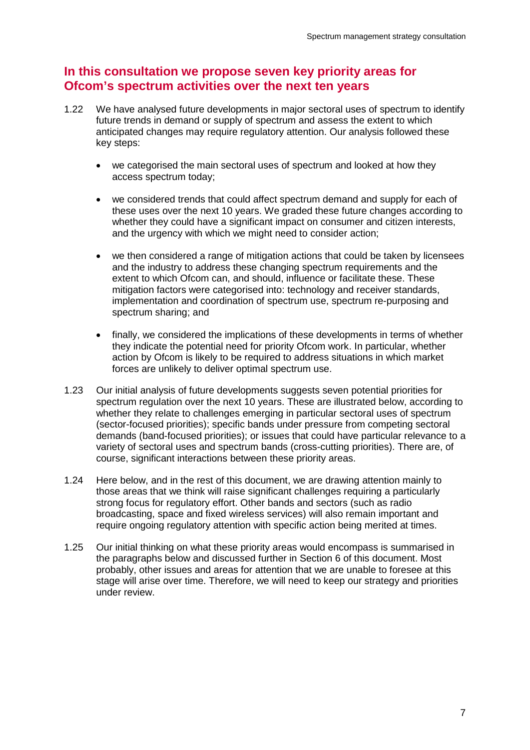## In this consultation we propose seven key priority areas for Ofcom's spectrum activities over the next ten years

1.22 We have analysed future developments in major sectoral uses of spectrum to identify future trends in demand or supply of spectrum and assess the extent to which anticipated changes may require regulatory attention. Our analysis followed these key steps:

- we categorised the main sectoral uses of spectrum and looked at how they access spectrum today;
- we considered trends that could affect spectrum demand and supply for each of these uses over the next 10 years. We graded these future changes according to whether they could have a significant impact on consumer and citizen interests, and the urgency with which we might need to consider action;
- we then considered a range of mitigation actions that could be taken by licensees and the industry to address these changing spectrum requirements and the extent to which Ofcom can, and should, influence or facilitate these. These mitigation factors were categorised into: technology and receiver standards, implementation and coordination of spectrum use, spectrum re-purposing and spectrum sharing; and
- finally, we considered the implications of these developments in terms of whether they indicate the potential need for priority Ofcom work. In particular, whether action by Ofcom is likely to be required to address situations in which market forces are unlikely to deliver optimal spectrum use.

1.23 Our initial analysis of future developments suggests seven potential priorities for spectrum regulation over the next 10 years. These are illustrated below, according to whether they relate to challenges emerging in particular sectoral uses of spectrum (sector-focused priorities); specific bands under pressure from competing sectoral demands (band-focused priorities); or issues that could have particular relevance to a variety of sectoral uses and spectrum bands (cross-cutting priorities). There are, of course, significant interactions between these priority areas.

1.24 Here below, and in the rest of this document, we are drawing attention mainly to those areas that we think will raise significant challenges requiring a particularly strong focus for regulatory effort. Other bands and sectors (such as radio broadcasting, space and fixed wireless services) will also remain important and require ongoing regulatory attention with specific action being merited at times.

1.25 Our initial thinking on what these priority areas would encompass is summarised in the paragraphs below and discussed further in Section 6 of this document. Most probably, other issues and areas for attention that we are unable to foresee at this stage will arise over time. Therefore, we will need to keep our strategy and priorities under review.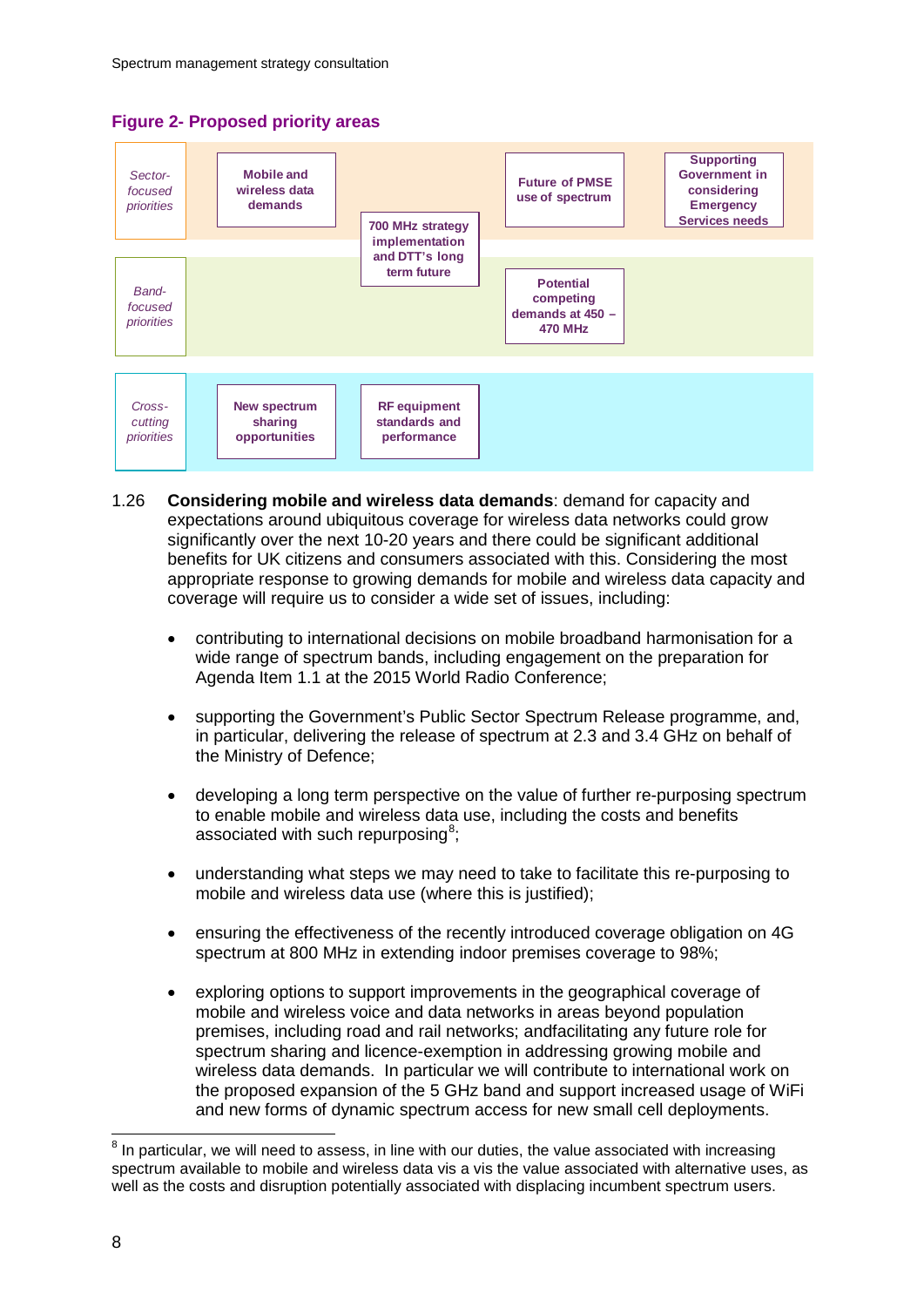**Figure 2- Proposed priority areas**

| | | | | |
|---|---|---|---|---|
| *Sector-focused priorities* | Mobile and wireless data demands | 700 MHz strategy implementation and DTT's long term future | Future of PMSE use of spectrum | Supporting Government in considering Emergency Services needs |
| *Band-focused priorities* | | | Potential competing demands at 450 – 470 MHz | |
| *Cross-cutting priorities* | New spectrum sharing opportunities | RF equipment standards and performance | | |

1.26 **Considering mobile and wireless data demands**: demand for capacity and expectations around ubiquitous coverage for wireless data networks could grow significantly over the next 10-20 years and there could be significant additional benefits for UK citizens and consumers associated with this. Considering the most appropriate response to growing demands for mobile and wireless data capacity and coverage will require us to consider a wide set of issues, including:

- contributing to international decisions on mobile broadband harmonisation for a wide range of spectrum bands, including engagement on the preparation for Agenda Item 1.1 at the 2015 World Radio Conference;
- supporting the Government's Public Sector Spectrum Release programme, and, in particular, delivering the release of spectrum at 2.3 and 3.4 GHz on behalf of the Ministry of Defence;
- developing a long term perspective on the value of further re-purposing spectrum to enable mobile and wireless data use, including the costs and benefits associated with such repurposing[8];
- understanding what steps we may need to take to facilitate this re-purposing to mobile and wireless data use (where this is justified);
- ensuring the effectiveness of the recently introduced coverage obligation on 4G spectrum at 800 MHz in extending indoor premises coverage to 98%;
- exploring options to support improvements in the geographical coverage of mobile and wireless voice and data networks in areas beyond population premises, including road and rail networks; andfacilitating any future role for spectrum sharing and licence-exemption in addressing growing mobile and wireless data demands. In particular we will contribute to international work on the proposed expansion of the 5 GHz band and support increased usage of WiFi and new forms of dynamic spectrum access for new small cell deployments.

[8] In particular, we will need to assess, in line with our duties, the value associated with increasing spectrum available to mobile and wireless data vis a vis the value associated with alternative uses, as well as the costs and disruption potentially associated with displacing incumbent spectrum users.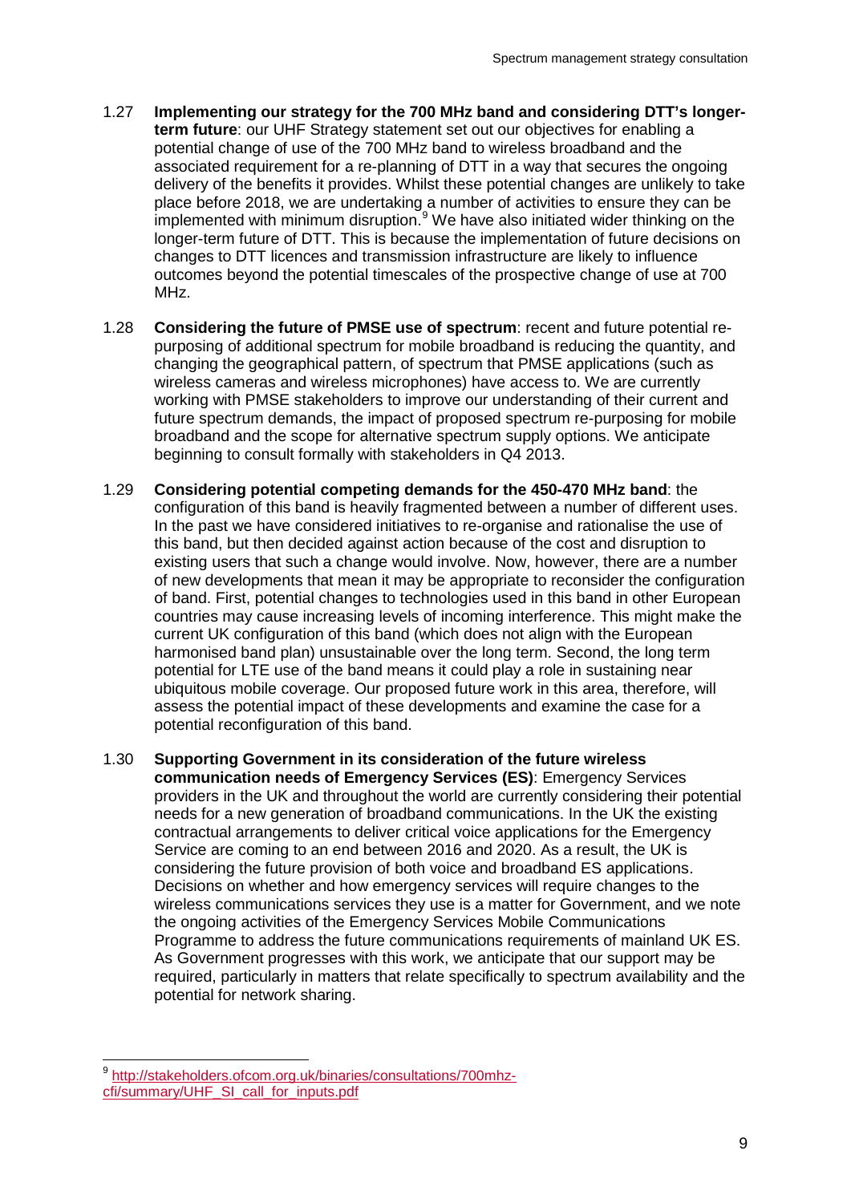1.27 **Implementing our strategy for the 700 MHz band and considering DTT's longer-term future**: our UHF Strategy statement set out our objectives for enabling a potential change of use of the 700 MHz band to wireless broadband and the associated requirement for a re-planning of DTT in a way that secures the ongoing delivery of the benefits it provides. Whilst these potential changes are unlikely to take place before 2018, we are undertaking a number of activities to ensure they can be implemented with minimum disruption.[9] We have also initiated wider thinking on the longer-term future of DTT. This is because the implementation of future decisions on changes to DTT licences and transmission infrastructure are likely to influence outcomes beyond the potential timescales of the prospective change of use at 700 MHz.

1.28 **Considering the future of PMSE use of spectrum**: recent and future potential re-purposing of additional spectrum for mobile broadband is reducing the quantity, and changing the geographical pattern, of spectrum that PMSE applications (such as wireless cameras and wireless microphones) have access to. We are currently working with PMSE stakeholders to improve our understanding of their current and future spectrum demands, the impact of proposed spectrum re-purposing for mobile broadband and the scope for alternative spectrum supply options. We anticipate beginning to consult formally with stakeholders in Q4 2013.

1.29 **Considering potential competing demands for the 450-470 MHz band**: the configuration of this band is heavily fragmented between a number of different uses. In the past we have considered initiatives to re-organise and rationalise the use of this band, but then decided against action because of the cost and disruption to existing users that such a change would involve. Now, however, there are a number of new developments that mean it may be appropriate to reconsider the configuration of band. First, potential changes to technologies used in this band in other European countries may cause increasing levels of incoming interference. This might make the current UK configuration of this band (which does not align with the European harmonised band plan) unsustainable over the long term. Second, the long term potential for LTE use of the band means it could play a role in sustaining near ubiquitous mobile coverage. Our proposed future work in this area, therefore, will assess the potential impact of these developments and examine the case for a potential reconfiguration of this band.

1.30 **Supporting Government in its consideration of the future wireless communication needs of Emergency Services (ES)**: Emergency Services providers in the UK and throughout the world are currently considering their potential needs for a new generation of broadband communications. In the UK the existing contractual arrangements to deliver critical voice applications for the Emergency Service are coming to an end between 2016 and 2020. As a result, the UK is considering the future provision of both voice and broadband ES applications. Decisions on whether and how emergency services will require changes to the wireless communications services they use is a matter for Government, and we note the ongoing activities of the Emergency Services Mobile Communications Programme to address the future communications requirements of mainland UK ES. As Government progresses with this work, we anticipate that our support may be required, particularly in matters that relate specifically to spectrum availability and the potential for network sharing.

---

[9] http://stakeholders.ofcom.org.uk/binaries/consultations/700mhz-cfi/summary/UHF_SI_call_for_inputs.pdf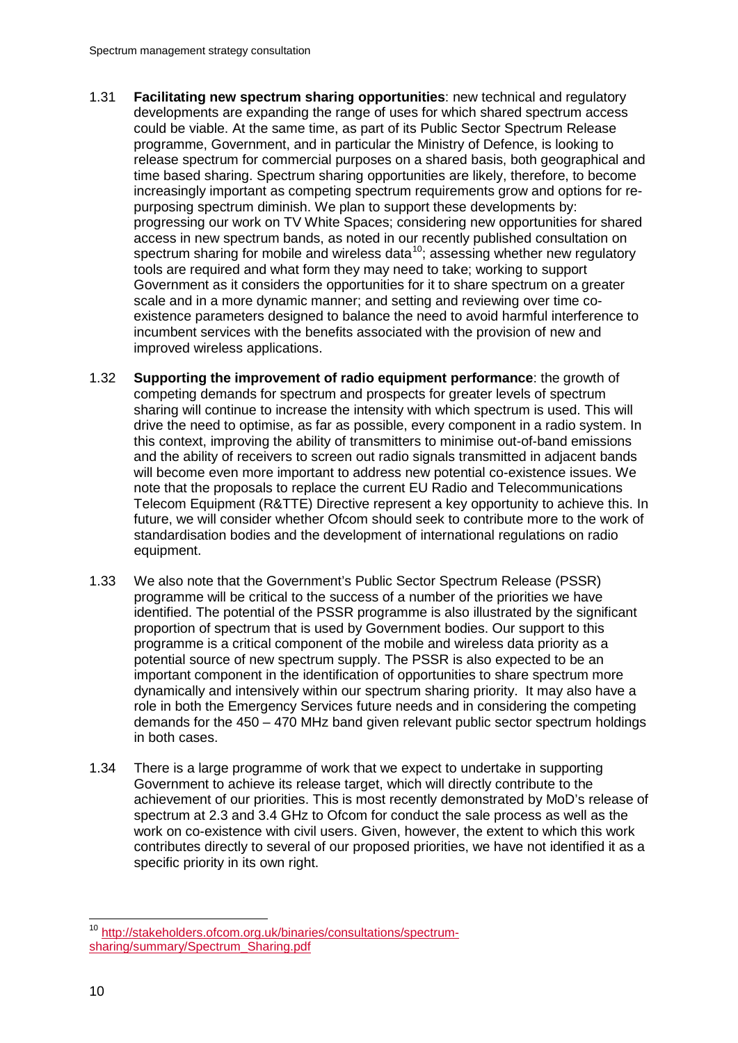1.31 **Facilitating new spectrum sharing opportunities**: new technical and regulatory developments are expanding the range of uses for which shared spectrum access could be viable. At the same time, as part of its Public Sector Spectrum Release programme, Government, and in particular the Ministry of Defence, is looking to release spectrum for commercial purposes on a shared basis, both geographical and time based sharing. Spectrum sharing opportunities are likely, therefore, to become increasingly important as competing spectrum requirements grow and options for re-purposing spectrum diminish. We plan to support these developments by: progressing our work on TV White Spaces; considering new opportunities for shared access in new spectrum bands, as noted in our recently published consultation on spectrum sharing for mobile and wireless data[10]; assessing whether new regulatory tools are required and what form they may need to take; working to support Government as it considers the opportunities for it to share spectrum on a greater scale and in a more dynamic manner; and setting and reviewing over time co-existence parameters designed to balance the need to avoid harmful interference to incumbent services with the benefits associated with the provision of new and improved wireless applications.

1.32 **Supporting the improvement of radio equipment performance**: the growth of competing demands for spectrum and prospects for greater levels of spectrum sharing will continue to increase the intensity with which spectrum is used. This will drive the need to optimise, as far as possible, every component in a radio system. In this context, improving the ability of transmitters to minimise out-of-band emissions and the ability of receivers to screen out radio signals transmitted in adjacent bands will become even more important to address new potential co-existence issues. We note that the proposals to replace the current EU Radio and Telecommunications Telecom Equipment (R&TTE) Directive represent a key opportunity to achieve this. In future, we will consider whether Ofcom should seek to contribute more to the work of standardisation bodies and the development of international regulations on radio equipment.

1.33 We also note that the Government's Public Sector Spectrum Release (PSSR) programme will be critical to the success of a number of the priorities we have identified. The potential of the PSSR programme is also illustrated by the significant proportion of spectrum that is used by Government bodies. Our support to this programme is a critical component of the mobile and wireless data priority as a potential source of new spectrum supply. The PSSR is also expected to be an important component in the identification of opportunities to share spectrum more dynamically and intensively within our spectrum sharing priority. It may also have a role in both the Emergency Services future needs and in considering the competing demands for the 450 – 470 MHz band given relevant public sector spectrum holdings in both cases.

1.34 There is a large programme of work that we expect to undertake in supporting Government to achieve its release target, which will directly contribute to the achievement of our priorities. This is most recently demonstrated by MoD's release of spectrum at 2.3 and 3.4 GHz to Ofcom for conduct the sale process as well as the work on co-existence with civil users. Given, however, the extent to which this work contributes directly to several of our proposed priorities, we have not identified it as a specific priority in its own right.

[10] http://stakeholders.ofcom.org.uk/binaries/consultations/spectrum-sharing/summary/Spectrum_Sharing.pdf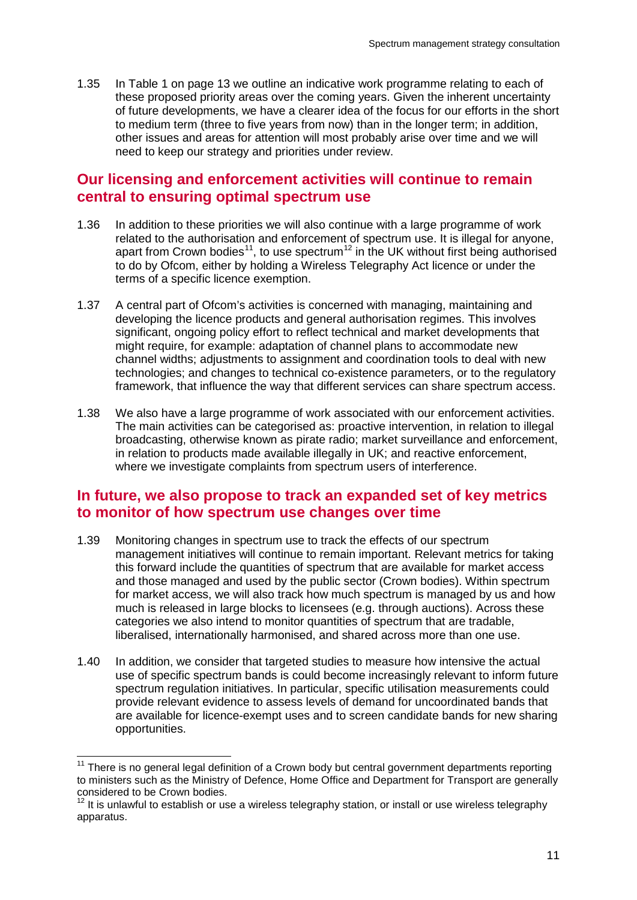1.35 In Table 1 on page 13 we outline an indicative work programme relating to each of these proposed priority areas over the coming years. Given the inherent uncertainty of future developments, we have a clearer idea of the focus for our efforts in the short to medium term (three to five years from now) than in the longer term; in addition, other issues and areas for attention will most probably arise over time and we will need to keep our strategy and priorities under review.

## Our licensing and enforcement activities will continue to remain central to ensuring optimal spectrum use

1.36 In addition to these priorities we will also continue with a large programme of work related to the authorisation and enforcement of spectrum use. It is illegal for anyone, apart from Crown bodies[11], to use spectrum[12] in the UK without first being authorised to do by Ofcom, either by holding a Wireless Telegraphy Act licence or under the terms of a specific licence exemption.

1.37 A central part of Ofcom's activities is concerned with managing, maintaining and developing the licence products and general authorisation regimes. This involves significant, ongoing policy effort to reflect technical and market developments that might require, for example: adaptation of channel plans to accommodate new channel widths; adjustments to assignment and coordination tools to deal with new technologies; and changes to technical co-existence parameters, or to the regulatory framework, that influence the way that different services can share spectrum access.

1.38 We also have a large programme of work associated with our enforcement activities. The main activities can be categorised as: proactive intervention, in relation to illegal broadcasting, otherwise known as pirate radio; market surveillance and enforcement, in relation to products made available illegally in UK; and reactive enforcement, where we investigate complaints from spectrum users of interference.

## In future, we also propose to track an expanded set of key metrics to monitor of how spectrum use changes over time

1.39 Monitoring changes in spectrum use to track the effects of our spectrum management initiatives will continue to remain important. Relevant metrics for taking this forward include the quantities of spectrum that are available for market access and those managed and used by the public sector (Crown bodies). Within spectrum for market access, we will also track how much spectrum is managed by us and how much is released in large blocks to licensees (e.g. through auctions). Across these categories we also intend to monitor quantities of spectrum that are tradable, liberalised, internationally harmonised, and shared across more than one use.

1.40 In addition, we consider that targeted studies to measure how intensive the actual use of specific spectrum bands is could become increasingly relevant to inform future spectrum regulation initiatives. In particular, specific utilisation measurements could provide relevant evidence to assess levels of demand for uncoordinated bands that are available for licence-exempt uses and to screen candidate bands for new sharing opportunities.

---

[11] There is no general legal definition of a Crown body but central government departments reporting to ministers such as the Ministry of Defence, Home Office and Department for Transport are generally considered to be Crown bodies.

[12] It is unlawful to establish or use a wireless telegraphy station, or install or use wireless telegraphy apparatus.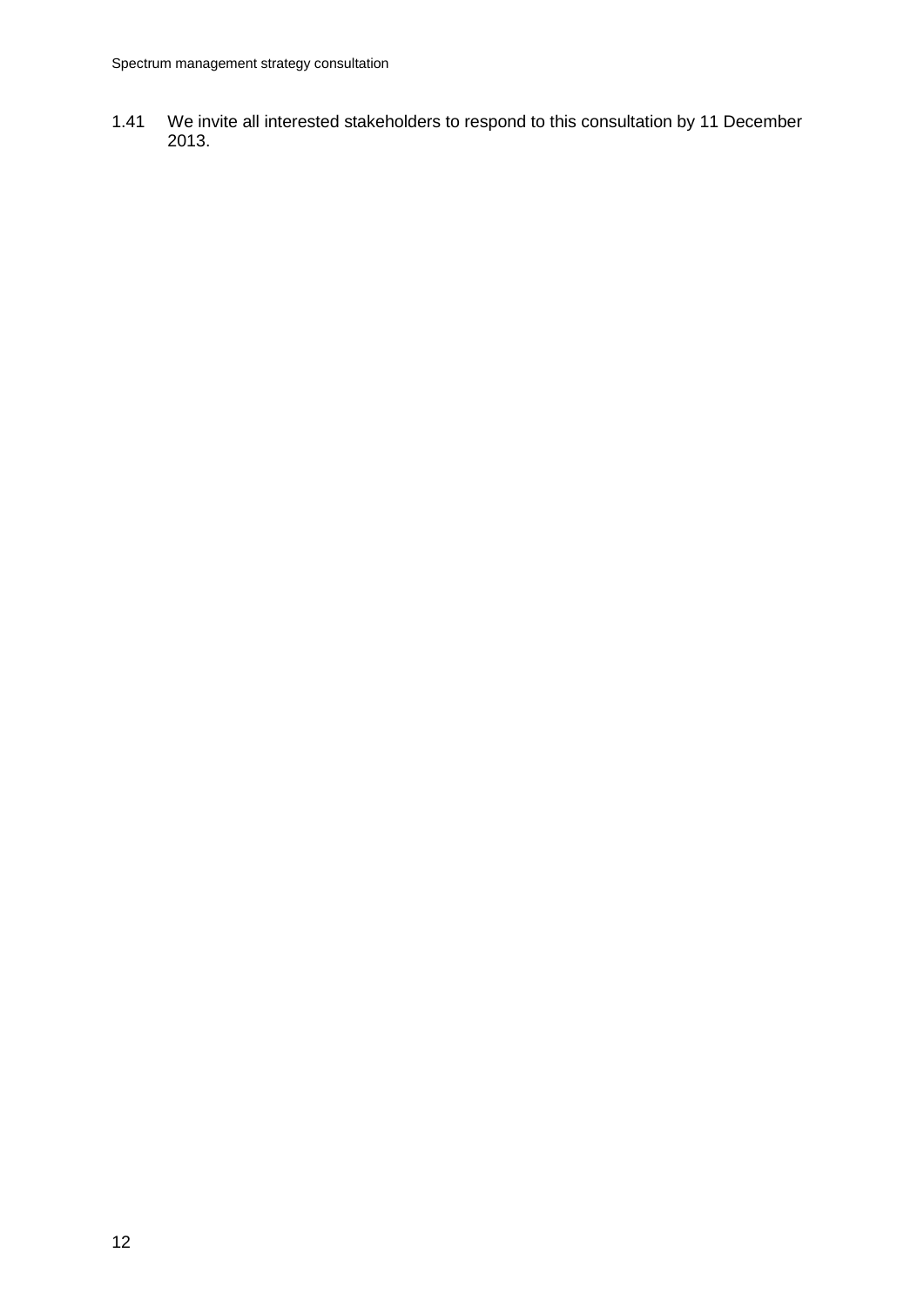1.41 We invite all interested stakeholders to respond to this consultation by 11 December 2013.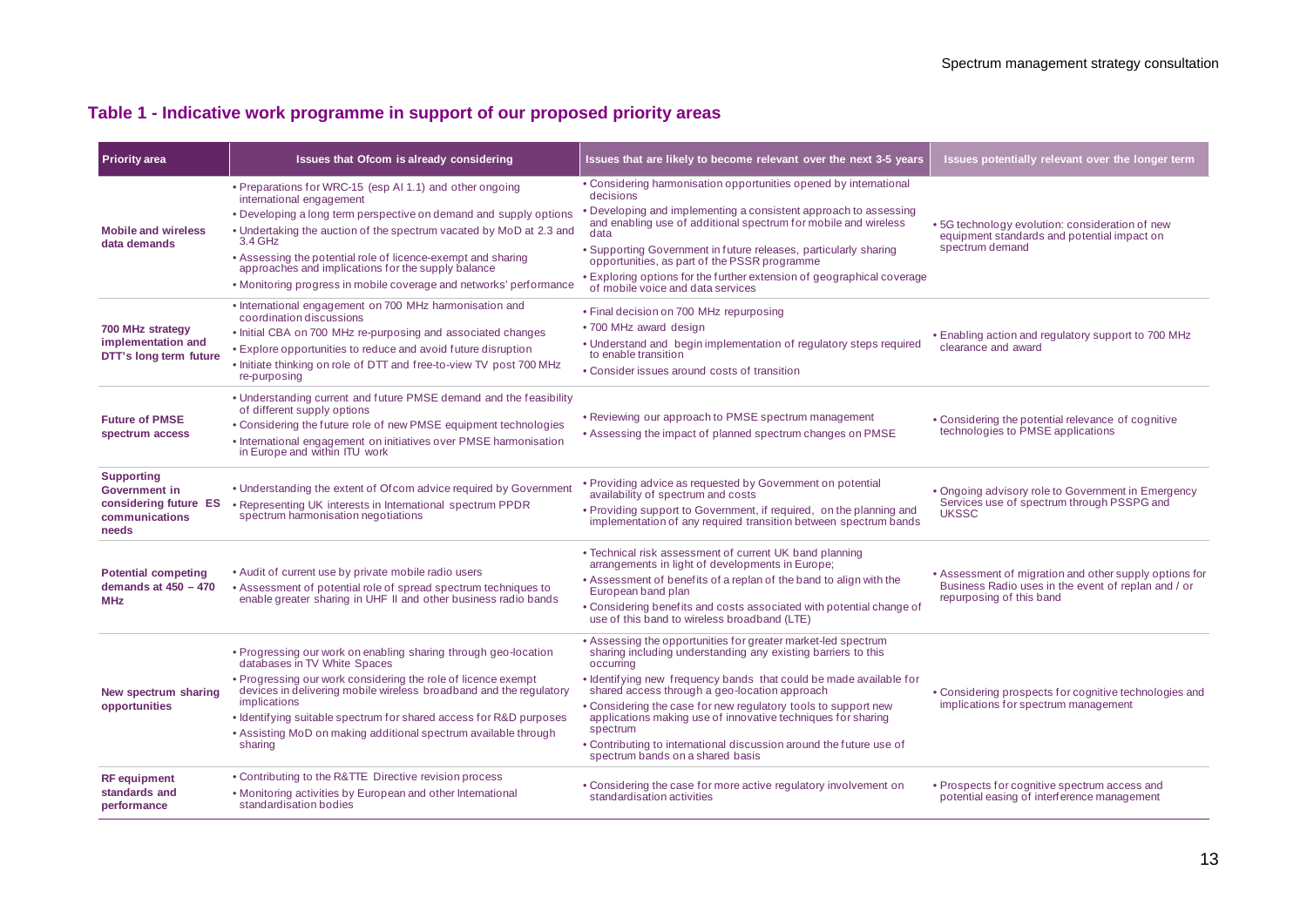### Table 1 - Indicative work programme in support of our proposed priority areas

| Priority area | Issues that Ofcom is already considering | Issues that are likely to become relevant over the next 3-5 years | Issues potentially relevant over the longer term |
|---|---|---|---|
| **Mobile and wireless data demands** | • Preparations for WRC-15 (esp AI 1.1) and other ongoing international engagement<br>• Developing a long term perspective on demand and supply options<br>• Undertaking the auction of the spectrum vacated by MoD at 2.3 and 3.4 GHz<br>• Assessing the potential role of licence-exempt and sharing approaches and implications for the supply balance<br>• Monitoring progress in mobile coverage and networks' performance | • Considering harmonisation opportunities opened by international decisions<br>• Developing and implementing a consistent approach to assessing and enabling use of additional spectrum for mobile and wireless data<br>• Supporting Government in future releases, particularly sharing opportunities, as part of the PSSR programme<br>• Exploring options for the further extension of geographical coverage of mobile voice and data services | • 5G technology evolution: consideration of new equipment standards and potential impact on spectrum demand |
| **700 MHz strategy implementation and DTT's long term future** | • International engagement on 700 MHz harmonisation and coordination discussions<br>• Initial CBA on 700 MHz re-purposing and associated changes<br>• Explore opportunities to reduce and avoid future disruption<br>• Initiate thinking on role of DTT and free-to-view TV post 700 MHz re-purposing | • Final decision on 700 MHz repurposing<br>• 700 MHz award design<br>• Understand and begin implementation of regulatory steps required to enable transition<br>• Consider issues around costs of transition | • Enabling action and regulatory support to 700 MHz clearance and award |
| **Future of PMSE spectrum access** | • Understanding current and future PMSE demand and the feasibility of different supply options<br>• Considering the future role of new PMSE equipment technologies<br>• International engagement on initiatives over PMSE harmonisation in Europe and within ITU work | • Reviewing our approach to PMSE spectrum management<br>• Assessing the impact of planned spectrum changes on PMSE | • Considering the potential relevance of cognitive technologies to PMSE applications |
| **Supporting Government in considering future ES communications needs** | • Understanding the extent of Ofcom advice required by Government<br>• Representing UK interests in International spectrum PPDR spectrum harmonisation negotiations | • Providing advice as requested by Government on potential availability of spectrum and costs<br>• Providing support to Government, if required, on the planning and implementation of any required transition between spectrum bands | • Ongoing advisory role to Government in Emergency Services use of spectrum through PSSPG and UKSSC |
| **Potential competing demands at 450 – 470 MHz** | • Audit of current use by private mobile radio users<br>• Assessment of potential role of spread spectrum techniques to enable greater sharing in UHF II and other business radio bands | • Technical risk assessment of current UK band planning arrangements in light of developments in Europe;<br>• Assessment of benefits of a replan of the band to align with the European band plan<br>• Considering benefits and costs associated with potential change of use of this band to wireless broadband (LTE) | • Assessment of migration and other supply options for Business Radio uses in the event of replan and / or repurposing of this band |
| **New spectrum sharing opportunities** | • Progressing our work on enabling sharing through geo-location databases in TV White Spaces<br>• Progressing our work considering the role of licence exempt devices in delivering mobile wireless broadband and the regulatory implications<br>• Identifying suitable spectrum for shared access for R&D purposes<br>• Assisting MoD on making additional spectrum available through sharing | • Assessing the opportunities for greater market-led spectrum sharing including understanding any existing barriers to this occurring<br>• Identifying new frequency bands that could be made available for shared access through a geo-location approach<br>• Considering the case for new regulatory tools to support new applications making use of innovative techniques for sharing spectrum<br>• Contributing to international discussion around the future use of spectrum bands on a shared basis | • Considering prospects for cognitive technologies and implications for spectrum management |
| **RF equipment standards and performance** | • Contributing to the R&TTE Directive revision process<br>• Monitoring activities by European and other International standardisation bodies | • Considering the case for more active regulatory involvement on standardisation activities | • Prospects for cognitive spectrum access and potential easing of interference management |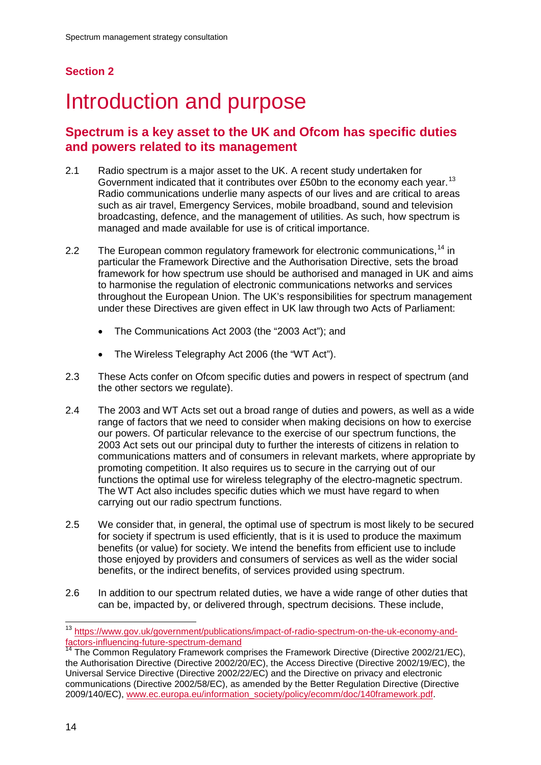## Section 2

# Introduction and purpose

### Spectrum is a key asset to the UK and Ofcom has specific duties and powers related to its management

2.1 Radio spectrum is a major asset to the UK. A recent study undertaken for Government indicated that it contributes over £50bn to the economy each year.[13] Radio communications underlie many aspects of our lives and are critical to areas such as air travel, Emergency Services, mobile broadband, sound and television broadcasting, defence, and the management of utilities. As such, how spectrum is managed and made available for use is of critical importance.

2.2 The European common regulatory framework for electronic communications,[14] in particular the Framework Directive and the Authorisation Directive, sets the broad framework for how spectrum use should be authorised and managed in UK and aims to harmonise the regulation of electronic communications networks and services throughout the European Union. The UK's responsibilities for spectrum management under these Directives are given effect in UK law through two Acts of Parliament:

- The Communications Act 2003 (the "2003 Act"); and
- The Wireless Telegraphy Act 2006 (the "WT Act").

2.3 These Acts confer on Ofcom specific duties and powers in respect of spectrum (and the other sectors we regulate).

2.4 The 2003 and WT Acts set out a broad range of duties and powers, as well as a wide range of factors that we need to consider when making decisions on how to exercise our powers. Of particular relevance to the exercise of our spectrum functions, the 2003 Act sets out our principal duty to further the interests of citizens in relation to communications matters and of consumers in relevant markets, where appropriate by promoting competition. It also requires us to secure in the carrying out of our functions the optimal use for wireless telegraphy of the electro-magnetic spectrum. The WT Act also includes specific duties which we must have regard to when carrying out our radio spectrum functions.

2.5 We consider that, in general, the optimal use of spectrum is most likely to be secured for society if spectrum is used efficiently, that is it is used to produce the maximum benefits (or value) for society. We intend the benefits from efficient use to include those enjoyed by providers and consumers of services as well as the wider social benefits, or the indirect benefits, of services provided using spectrum.

2.6 In addition to our spectrum related duties, we have a wide range of other duties that can be, impacted by, or delivered through, spectrum decisions. These include,

[13] https://www.gov.uk/government/publications/impact-of-radio-spectrum-on-the-uk-economy-and-factors-influencing-future-spectrum-demand

[14] The Common Regulatory Framework comprises the Framework Directive (Directive 2002/21/EC), the Authorisation Directive (Directive 2002/20/EC), the Access Directive (Directive 2002/19/EC), the Universal Service Directive (Directive 2002/22/EC) and the Directive on privacy and electronic communications (Directive 2002/58/EC), as amended by the Better Regulation Directive (Directive 2009/140/EC), www.ec.europa.eu/information_society/policy/ecomm/doc/140framework.pdf.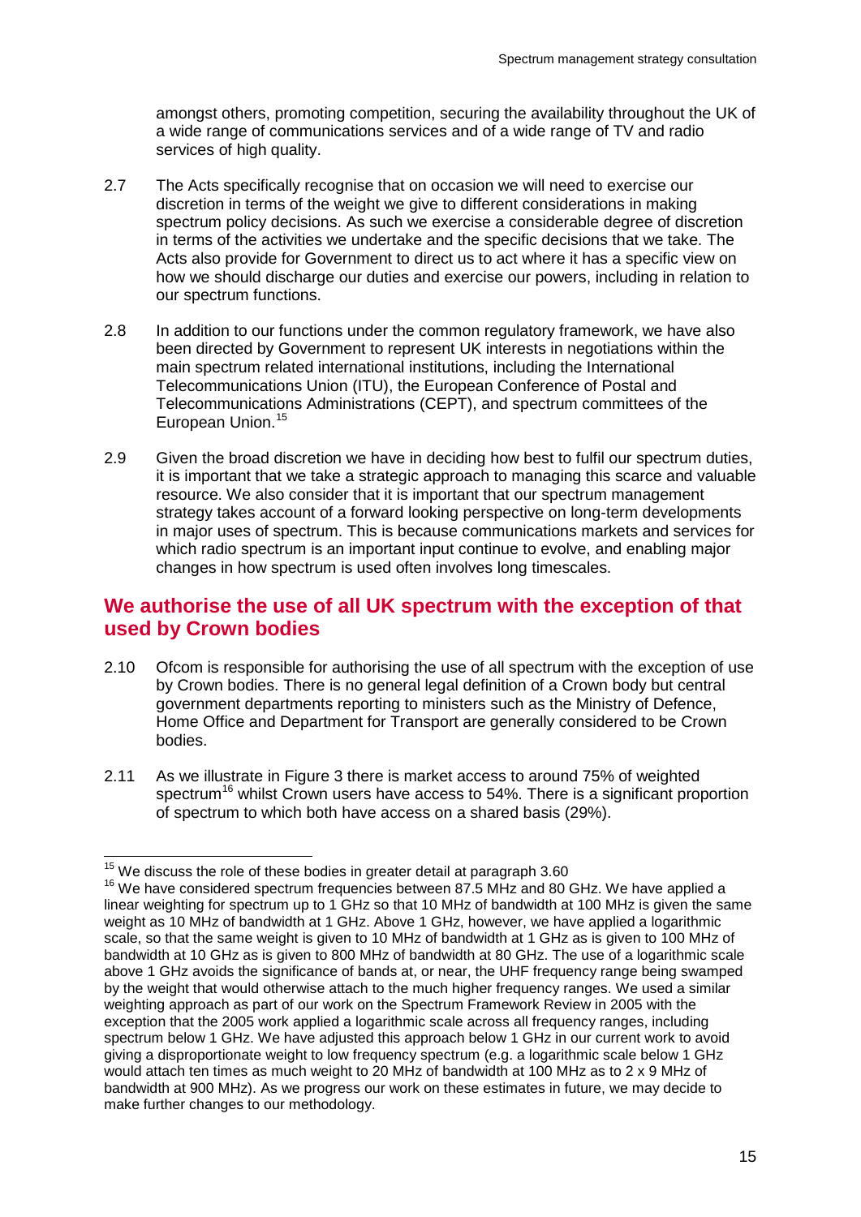amongst others, promoting competition, securing the availability throughout the UK of a wide range of communications services and of a wide range of TV and radio services of high quality.

2.7 The Acts specifically recognise that on occasion we will need to exercise our discretion in terms of the weight we give to different considerations in making spectrum policy decisions. As such we exercise a considerable degree of discretion in terms of the activities we undertake and the specific decisions that we take. The Acts also provide for Government to direct us to act where it has a specific view on how we should discharge our duties and exercise our powers, including in relation to our spectrum functions.

2.8 In addition to our functions under the common regulatory framework, we have also been directed by Government to represent UK interests in negotiations within the main spectrum related international institutions, including the International Telecommunications Union (ITU), the European Conference of Postal and Telecommunications Administrations (CEPT), and spectrum committees of the European Union.[15]

2.9 Given the broad discretion we have in deciding how best to fulfil our spectrum duties, it is important that we take a strategic approach to managing this scarce and valuable resource. We also consider that it is important that our spectrum management strategy takes account of a forward looking perspective on long-term developments in major uses of spectrum. This is because communications markets and services for which radio spectrum is an important input continue to evolve, and enabling major changes in how spectrum is used often involves long timescales.

## We authorise the use of all UK spectrum with the exception of that used by Crown bodies

2.10 Ofcom is responsible for authorising the use of all spectrum with the exception of use by Crown bodies. There is no general legal definition of a Crown body but central government departments reporting to ministers such as the Ministry of Defence, Home Office and Department for Transport are generally considered to be Crown bodies.

2.11 As we illustrate in Figure 3 there is market access to around 75% of weighted spectrum[16] whilst Crown users have access to 54%. There is a significant proportion of spectrum to which both have access on a shared basis (29%).

---

[15] We discuss the role of these bodies in greater detail at paragraph 3.60

[16] We have considered spectrum frequencies between 87.5 MHz and 80 GHz. We have applied a linear weighting for spectrum up to 1 GHz so that 10 MHz of bandwidth at 100 MHz is given the same weight as 10 MHz of bandwidth at 1 GHz. Above 1 GHz, however, we have applied a logarithmic scale, so that the same weight is given to 10 MHz of bandwidth at 1 GHz as is given to 100 MHz of bandwidth at 10 GHz as is given to 800 MHz of bandwidth at 80 GHz. The use of a logarithmic scale above 1 GHz avoids the significance of bands at, or near, the UHF frequency range being swamped by the weight that would otherwise attach to the much higher frequency ranges. We used a similar weighting approach as part of our work on the Spectrum Framework Review in 2005 with the exception that the 2005 work applied a logarithmic scale across all frequency ranges, including spectrum below 1 GHz. We have adjusted this approach below 1 GHz in our current work to avoid giving a disproportionate weight to low frequency spectrum (e.g. a logarithmic scale below 1 GHz would attach ten times as much weight to 20 MHz of bandwidth at 100 MHz as to 2 x 9 MHz of bandwidth at 900 MHz). As we progress our work on these estimates in future, we may decide to make further changes to our methodology.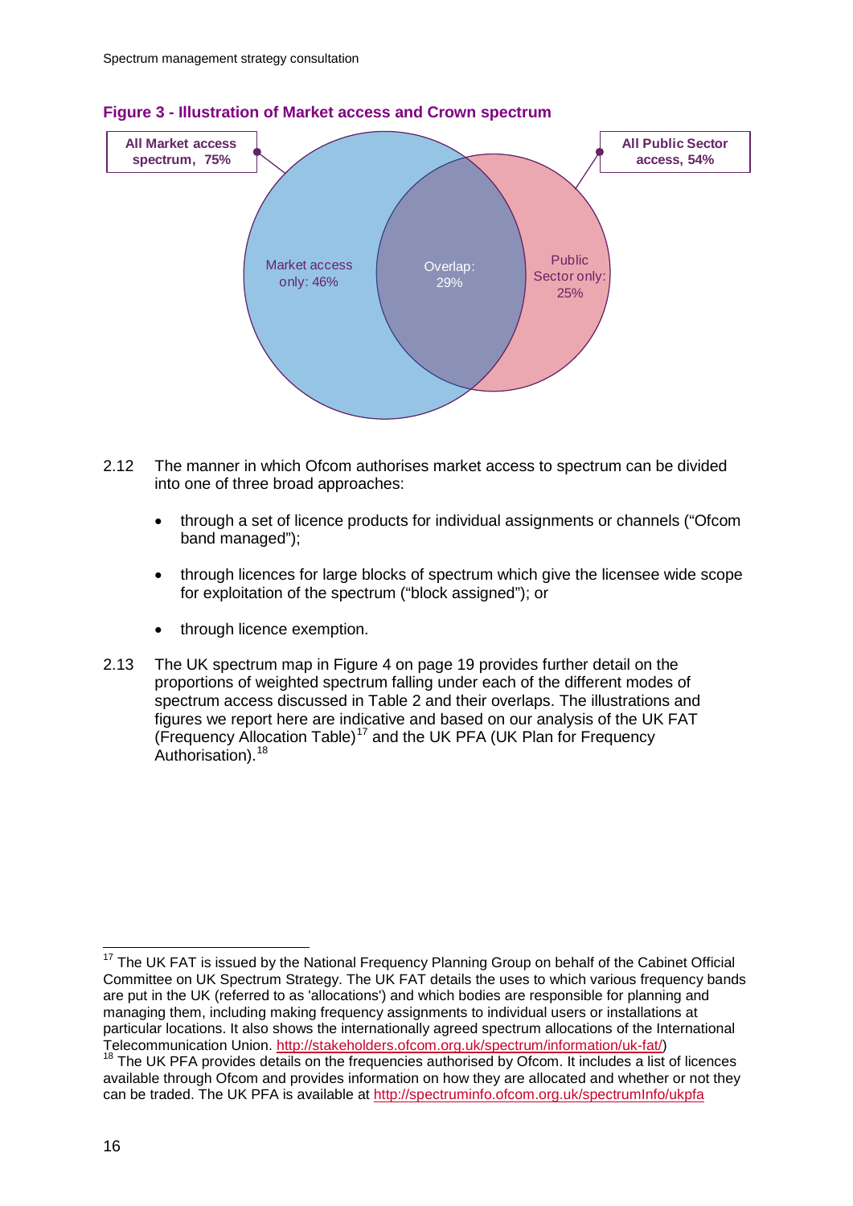**Figure 3 - Illustration of Market access and Crown spectrum**

All Market access spectrum, 75%

All Public Sector access, 54%

Market access only: 46%

Overlap: 29%

Public Sector only: 25%

2.12 The manner in which Ofcom authorises market access to spectrum can be divided into one of three broad approaches:

- through a set of licence products for individual assignments or channels ("Ofcom band managed");
- through licences for large blocks of spectrum which give the licensee wide scope for exploitation of the spectrum ("block assigned"); or
- through licence exemption.

2.13 The UK spectrum map in Figure 4 on page 19 provides further detail on the proportions of weighted spectrum falling under each of the different modes of spectrum access discussed in Table 2 and their overlaps. The illustrations and figures we report here are indicative and based on our analysis of the UK FAT (Frequency Allocation Table)[17] and the UK PFA (UK Plan for Frequency Authorisation).[18]

---

[17] The UK FAT is issued by the National Frequency Planning Group on behalf of the Cabinet Official Committee on UK Spectrum Strategy. The UK FAT details the uses to which various frequency bands are put in the UK (referred to as 'allocations') and which bodies are responsible for planning and managing them, including making frequency assignments to individual users or installations at particular locations. It also shows the internationally agreed spectrum allocations of the International Telecommunication Union. http://stakeholders.ofcom.org.uk/spectrum/information/uk-fat/)

[18] The UK PFA provides details on the frequencies authorised by Ofcom. It includes a list of licences available through Ofcom and provides information on how they are allocated and whether or not they can be traded. The UK PFA is available at http://spectruminfo.ofcom.org.uk/spectrumInfo/ukpfa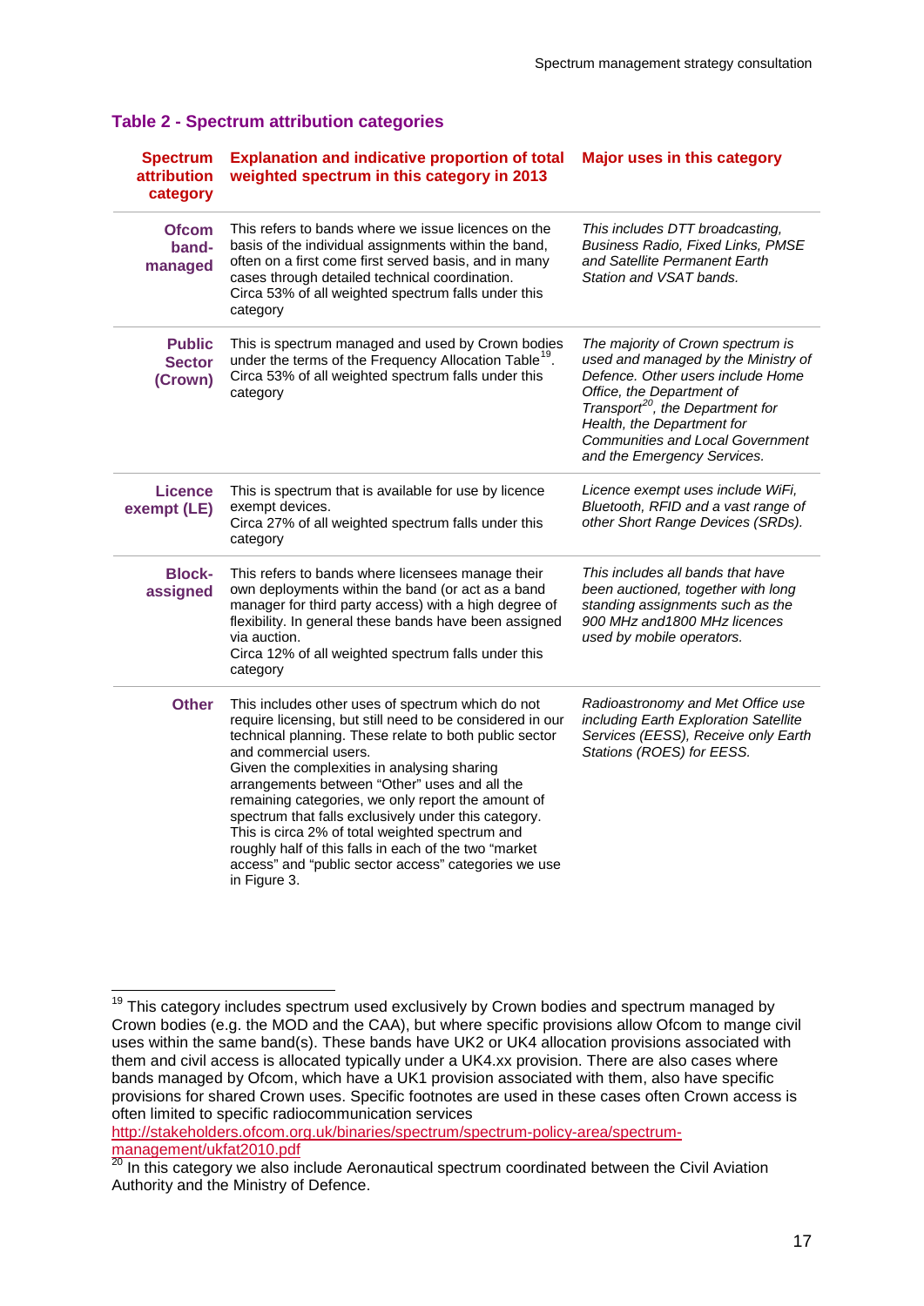### Table 2 - Spectrum attribution categories

| Spectrum attribution category | Explanation and indicative proportion of total weighted spectrum in this category in 2013 | Major uses in this category |
|---|---|---|
| **Ofcom band-managed** | This refers to bands where we issue licences on the basis of the individual assignments within the band, often on a first come first served basis, and in many cases through detailed technical coordination. Circa 53% of all weighted spectrum falls under this category | *This includes DTT broadcasting, Business Radio, Fixed Links, PMSE and Satellite Permanent Earth Station and VSAT bands.* |
| **Public Sector (Crown)** | This is spectrum managed and used by Crown bodies under the terms of the Frequency Allocation Table[19]. Circa 53% of all weighted spectrum falls under this category | *The majority of Crown spectrum is used and managed by the Ministry of Defence. Other users include Home Office, the Department of Transport[20], the Department for Health, the Department for Communities and Local Government and the Emergency Services.* |
| **Licence exempt (LE)** | This is spectrum that is available for use by licence exempt devices. Circa 27% of all weighted spectrum falls under this category | *Licence exempt uses include WiFi, Bluetooth, RFID and a vast range of other Short Range Devices (SRDs).* |
| **Block-assigned** | This refers to bands where licensees manage their own deployments within the band (or act as a band manager for third party access) with a high degree of flexibility. In general these bands have been assigned via auction. Circa 12% of all weighted spectrum falls under this category | *This includes all bands that have been auctioned, together with long standing assignments such as the 900 MHz and1800 MHz licences used by mobile operators.* |
| **Other** | This includes other uses of spectrum which do not require licensing, but still need to be considered in our technical planning. These relate to both public sector and commercial users. Given the complexities in analysing sharing arrangements between "Other" uses and all the remaining categories, we only report the amount of spectrum that falls exclusively under this category. This is circa 2% of total weighted spectrum and roughly half of this falls in each of the two "market access" and "public sector access" categories we use in Figure 3. | *Radioastronomy and Met Office use including Earth Exploration Satellite Services (EESS), Receive only Earth Stations (ROES) for EESS.* |

[19] This category includes spectrum used exclusively by Crown bodies and spectrum managed by Crown bodies (e.g. the MOD and the CAA), but where specific provisions allow Ofcom to mange civil uses within the same band(s). These bands have UK2 or UK4 allocation provisions associated with them and civil access is allocated typically under a UK4.xx provision. There are also cases where bands managed by Ofcom, which have a UK1 provision associated with them, also have specific provisions for shared Crown uses. Specific footnotes are used in these cases often Crown access is often limited to specific radiocommunication services http://stakeholders.ofcom.org.uk/binaries/spectrum/spectrum-policy-area/spectrum-management/ukfat2010.pdf

[20] In this category we also include Aeronautical spectrum coordinated between the Civil Aviation Authority and the Ministry of Defence.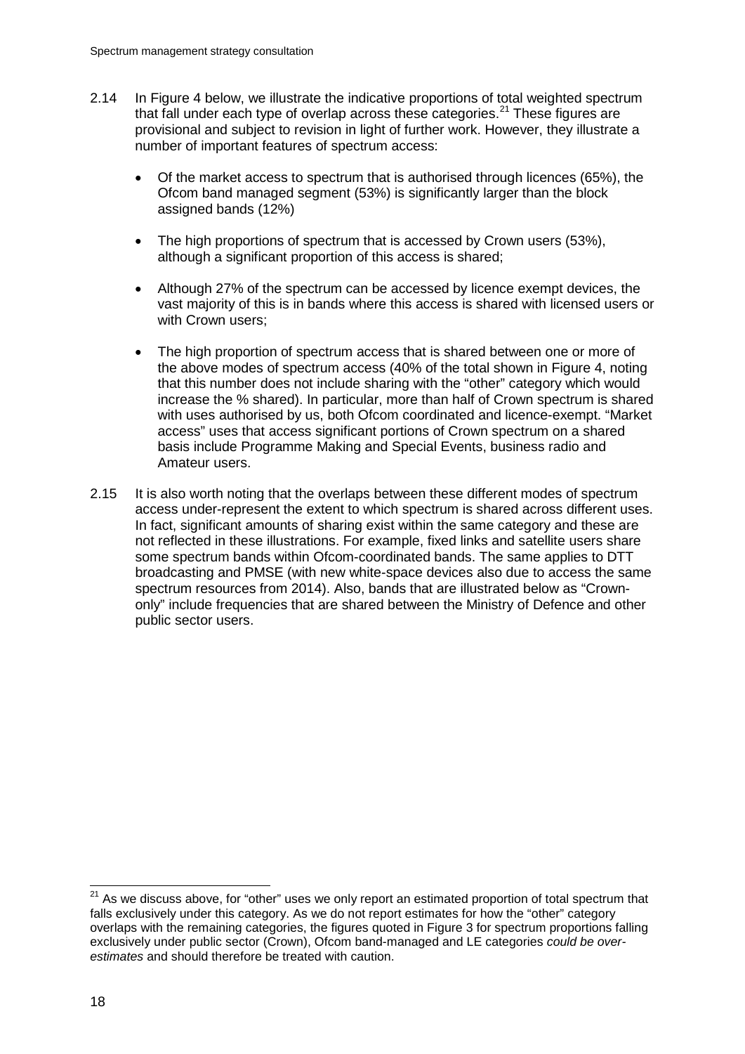2.14 In Figure 4 below, we illustrate the indicative proportions of total weighted spectrum that fall under each type of overlap across these categories.[21] These figures are provisional and subject to revision in light of further work. However, they illustrate a number of important features of spectrum access:

- Of the market access to spectrum that is authorised through licences (65%), the Ofcom band managed segment (53%) is significantly larger than the block assigned bands (12%)
- The high proportions of spectrum that is accessed by Crown users (53%), although a significant proportion of this access is shared;
- Although 27% of the spectrum can be accessed by licence exempt devices, the vast majority of this is in bands where this access is shared with licensed users or with Crown users;
- The high proportion of spectrum access that is shared between one or more of the above modes of spectrum access (40% of the total shown in Figure 4, noting that this number does not include sharing with the "other" category which would increase the % shared). In particular, more than half of Crown spectrum is shared with uses authorised by us, both Ofcom coordinated and licence-exempt. "Market access" uses that access significant portions of Crown spectrum on a shared basis include Programme Making and Special Events, business radio and Amateur users.

2.15 It is also worth noting that the overlaps between these different modes of spectrum access under-represent the extent to which spectrum is shared across different uses. In fact, significant amounts of sharing exist within the same category and these are not reflected in these illustrations. For example, fixed links and satellite users share some spectrum bands within Ofcom-coordinated bands. The same applies to DTT broadcasting and PMSE (with new white-space devices also due to access the same spectrum resources from 2014). Also, bands that are illustrated below as "Crown-only" include frequencies that are shared between the Ministry of Defence and other public sector users.

[21] As we discuss above, for "other" uses we only report an estimated proportion of total spectrum that falls exclusively under this category. As we do not report estimates for how the "other" category overlaps with the remaining categories, the figures quoted in Figure 3 for spectrum proportions falling exclusively under public sector (Crown), Ofcom band-managed and LE categories *could be over-estimates* and should therefore be treated with caution.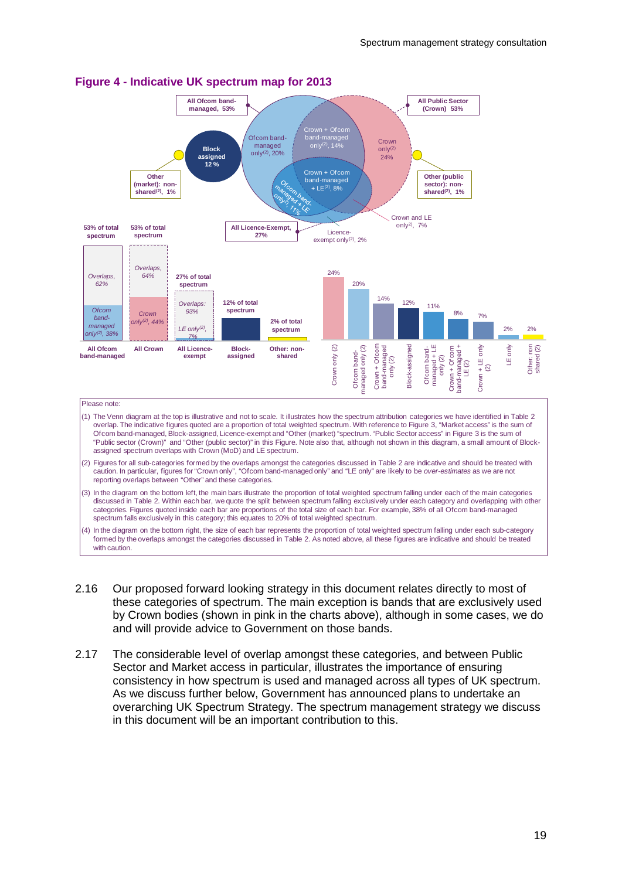## Figure 4 - Indicative UK spectrum map for 2013

All Ofcom band-managed, 53%

All Public Sector (Crown) 53%

Block assigned 12 %

Ofcom band-managed only[(2)], 20%

Crown + Ofcom band-managed only[(2)], 14%

Crown only[(2)] 24%

Crown + Ofcom band-managed + LE[(2)], 8%

Ofcom band-managed + LE only[(2)], 11%

Other (market): non-shared[(2)], 1%

Other (public sector): non-shared[(2)], 1%

All Licence-Exempt, 27%

Licence-exempt only[(2)], 2%

Crown and LE only[(2)], 7%

| | All Ofcom band-managed | All Crown | All Licence-exempt | Block-assigned | Other: non-shared |
|---|---|---|---|---|---|
| Total | 53% of total spectrum | 53% of total spectrum | 27% of total spectrum | 12% of total spectrum | 2% of total spectrum |
| Overlaps | 62% | 64% | 93% | | |
| Exclusive | Ofcom band-managed only[(2)], 38% | Crown only[(2)], 44% | LE only[(2)], 7% | | |

| Sub-category | % |
|---|---|
| Crown only (2) | 24% |
| Ofcom band-managed only (2) | 20% |
| Crown + Ofcom band-managed only (2) | 14% |
| Block-assigned | 12% |
| Ofcom band-managed + LE only (2) | 11% |
| Crown + Ofcom band-managed + LE (2) | 8% |
| Crown + LE only (2) | 7% |
| LE only | 2% |
| Other: non shared (2) | 2% |

Please note:

(1) The Venn diagram at the top is illustrative and not to scale. It illustrates how the spectrum attribution categories we have identified in Table 2 overlap. The indicative figures quoted are a proportion of total weighted spectrum. With reference to Figure 3, "Market access" is the sum of Ofcom band-managed, Block-assigned, Licence-exempt and "Other (market) "spectrum. "Public Sector access" in Figure 3 is the sum of "Public sector (Crown)" and "Other (public sector)" in this Figure. Note also that, although not shown in this diagram, a small amount of Block-assigned spectrum overlaps with Crown (MoD) and LE spectrum.

(2) Figures for all sub-categories formed by the overlaps amongst the categories discussed in Table 2 are indicative and should be treated with caution. In particular, figures for "Crown only", "Ofcom band-managed only" and "LE only" are likely to be *over-estimates* as we are not reporting overlaps between "Other" and these categories.

(3) In the diagram on the bottom left, the main bars illustrate the proportion of total weighted spectrum falling under each of the main categories discussed in Table 2. Within each bar, we quote the split between spectrum falling exclusively under each category and overlapping with other categories. Figures quoted inside each bar are proportions of the total size of each bar. For example, 38% of all Ofcom band-managed spectrum falls exclusively in this category; this equates to 20% of total weighted spectrum.

(4) In the diagram on the bottom right, the size of each bar represents the proportion of total weighted spectrum falling under each sub-category formed by the overlaps amongst the categories discussed in Table 2. As noted above, all these figures are indicative and should be treated with caution.

2.16 Our proposed forward looking strategy in this document relates directly to most of these categories of spectrum. The main exception is bands that are exclusively used by Crown bodies (shown in pink in the charts above), although in some cases, we do and will provide advice to Government on those bands.

2.17 The considerable level of overlap amongst these categories, and between Public Sector and Market access in particular, illustrates the importance of ensuring consistency in how spectrum is used and managed across all types of UK spectrum. As we discuss further below, Government has announced plans to undertake an overarching UK Spectrum Strategy. The spectrum management strategy we discuss in this document will be an important contribution to this.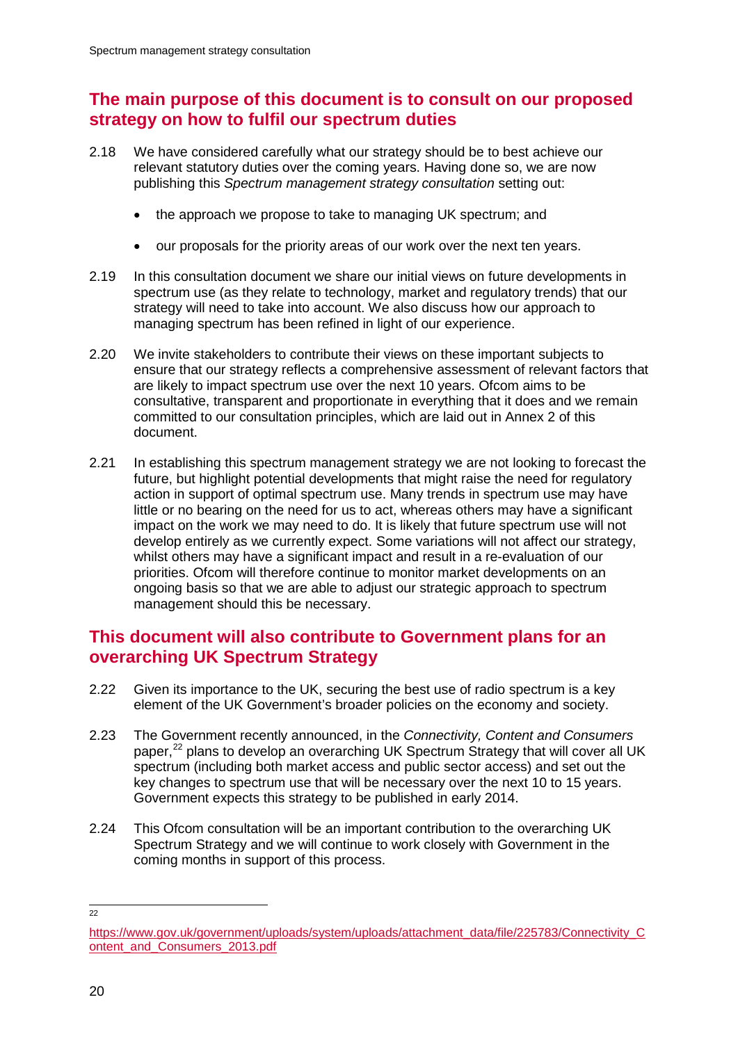## The main purpose of this document is to consult on our proposed strategy on how to fulfil our spectrum duties

2.18 We have considered carefully what our strategy should be to best achieve our relevant statutory duties over the coming years. Having done so, we are now publishing this *Spectrum management strategy consultation* setting out:

- the approach we propose to take to managing UK spectrum; and
- our proposals for the priority areas of our work over the next ten years.

2.19 In this consultation document we share our initial views on future developments in spectrum use (as they relate to technology, market and regulatory trends) that our strategy will need to take into account. We also discuss how our approach to managing spectrum has been refined in light of our experience.

2.20 We invite stakeholders to contribute their views on these important subjects to ensure that our strategy reflects a comprehensive assessment of relevant factors that are likely to impact spectrum use over the next 10 years. Ofcom aims to be consultative, transparent and proportionate in everything that it does and we remain committed to our consultation principles, which are laid out in Annex 2 of this document.

2.21 In establishing this spectrum management strategy we are not looking to forecast the future, but highlight potential developments that might raise the need for regulatory action in support of optimal spectrum use. Many trends in spectrum use may have little or no bearing on the need for us to act, whereas others may have a significant impact on the work we may need to do. It is likely that future spectrum use will not develop entirely as we currently expect. Some variations will not affect our strategy, whilst others may have a significant impact and result in a re-evaluation of our priorities. Ofcom will therefore continue to monitor market developments on an ongoing basis so that we are able to adjust our strategic approach to spectrum management should this be necessary.

## This document will also contribute to Government plans for an overarching UK Spectrum Strategy

2.22 Given its importance to the UK, securing the best use of radio spectrum is a key element of the UK Government's broader policies on the economy and society.

2.23 The Government recently announced, in the *Connectivity, Content and Consumers* paper,[22] plans to develop an overarching UK Spectrum Strategy that will cover all UK spectrum (including both market access and public sector access) and set out the key changes to spectrum use that will be necessary over the next 10 to 15 years. Government expects this strategy to be published in early 2014.

2.24 This Ofcom consultation will be an important contribution to the overarching UK Spectrum Strategy and we will continue to work closely with Government in the coming months in support of this process.

---

[22] https://www.gov.uk/government/uploads/system/uploads/attachment_data/file/225783/Connectivity_Content_and_Consumers_2013.pdf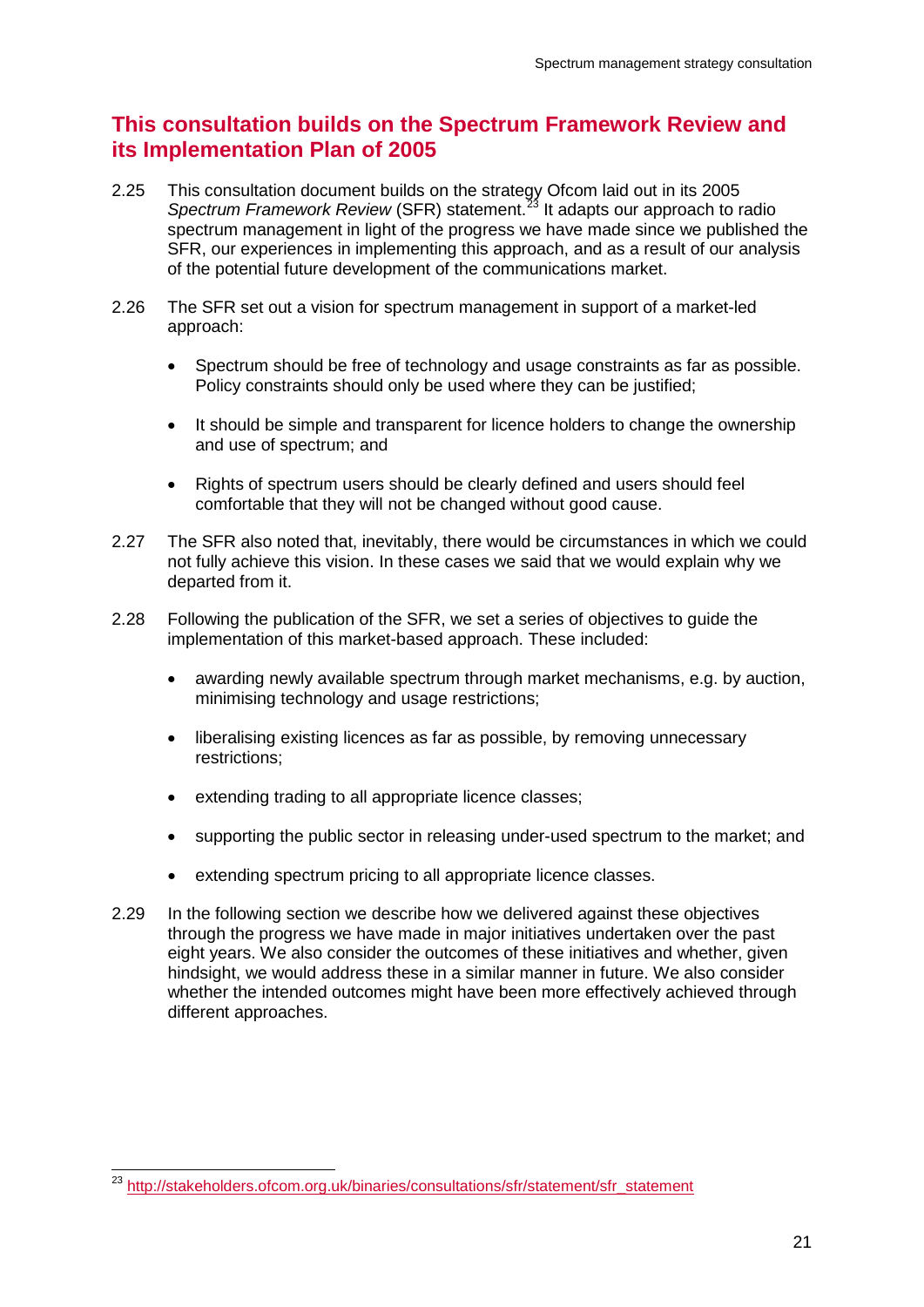## This consultation builds on the Spectrum Framework Review and its Implementation Plan of 2005

2.25 This consultation document builds on the strategy Ofcom laid out in its 2005 *Spectrum Framework Review* (SFR) statement.[23] It adapts our approach to radio spectrum management in light of the progress we have made since we published the SFR, our experiences in implementing this approach, and as a result of our analysis of the potential future development of the communications market.

2.26 The SFR set out a vision for spectrum management in support of a market-led approach:

- Spectrum should be free of technology and usage constraints as far as possible. Policy constraints should only be used where they can be justified;
- It should be simple and transparent for licence holders to change the ownership and use of spectrum; and
- Rights of spectrum users should be clearly defined and users should feel comfortable that they will not be changed without good cause.

2.27 The SFR also noted that, inevitably, there would be circumstances in which we could not fully achieve this vision. In these cases we said that we would explain why we departed from it.

2.28 Following the publication of the SFR, we set a series of objectives to guide the implementation of this market-based approach. These included:

- awarding newly available spectrum through market mechanisms, e.g. by auction, minimising technology and usage restrictions;
- liberalising existing licences as far as possible, by removing unnecessary restrictions;
- extending trading to all appropriate licence classes;
- supporting the public sector in releasing under-used spectrum to the market; and
- extending spectrum pricing to all appropriate licence classes.

2.29 In the following section we describe how we delivered against these objectives through the progress we have made in major initiatives undertaken over the past eight years. We also consider the outcomes of these initiatives and whether, given hindsight, we would address these in a similar manner in future. We also consider whether the intended outcomes might have been more effectively achieved through different approaches.

---

[23] http://stakeholders.ofcom.org.uk/binaries/consultations/sfr/statement/sfr_statement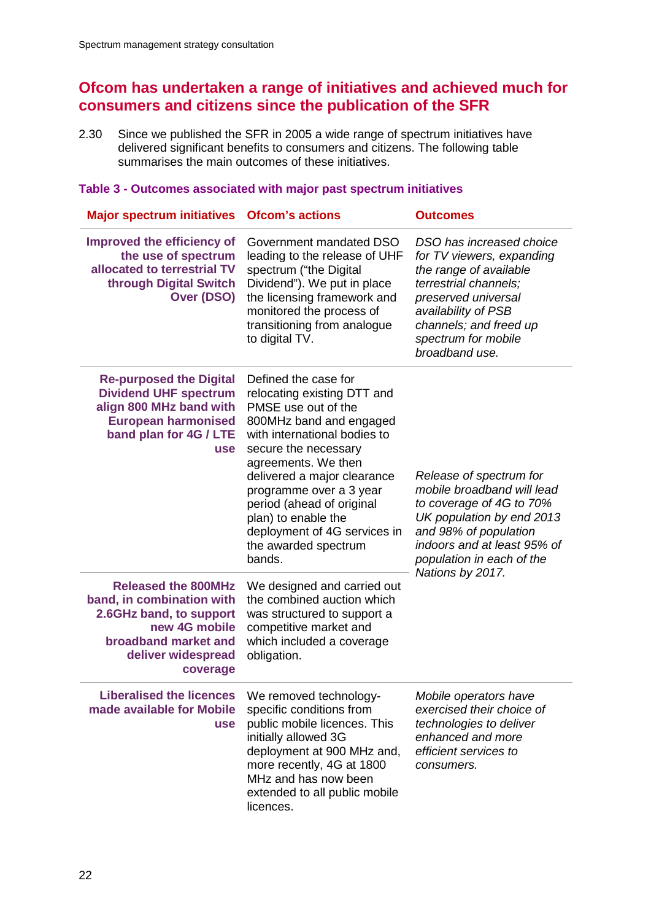## Ofcom has undertaken a range of initiatives and achieved much for consumers and citizens since the publication of the SFR

2.30 Since we published the SFR in 2005 a wide range of spectrum initiatives have delivered significant benefits to consumers and citizens. The following table summarises the main outcomes of these initiatives.

**Table 3 - Outcomes associated with major past spectrum initiatives**

| Major spectrum initiatives | Ofcom's actions | Outcomes |
|---|---|---|
| **Improved the efficiency of the use of spectrum allocated to terrestrial TV through Digital Switch Over (DSO)** | Government mandated DSO leading to the release of UHF spectrum ("the Digital Dividend"). We put in place the licensing framework and monitored the process of transitioning from analogue to digital TV. | *DSO has increased choice for TV viewers, expanding the range of available terrestrial channels; preserved universal availability of PSB channels; and freed up spectrum for mobile broadband use.* |
| **Re-purposed the Digital Dividend UHF spectrum align 800 MHz band with European harmonised band plan for 4G / LTE use** | Defined the case for relocating existing DTT and PMSE use out of the 800MHz band and engaged with international bodies to secure the necessary agreements. We then delivered a major clearance programme over a 3 year period (ahead of original plan) to enable the deployment of 4G services in the awarded spectrum bands. | *Release of spectrum for mobile broadband will lead to coverage of 4G to 70% UK population by end 2013 and 98% of population indoors and at least 95% of population in each of the Nations by 2017.* |
| **Released the 800MHz band, in combination with 2.6GHz band, to support new 4G mobile broadband market and deliver widespread coverage** | We designed and carried out the combined auction which was structured to support a competitive market and which included a coverage obligation. | |
| **Liberalised the licences made available for Mobile use** | We removed technology-specific conditions from public mobile licences. This initially allowed 3G deployment at 900 MHz and, more recently, 4G at 1800 MHz and has now been extended to all public mobile licences. | *Mobile operators have exercised their choice of technologies to deliver enhanced and more efficient services to consumers.* |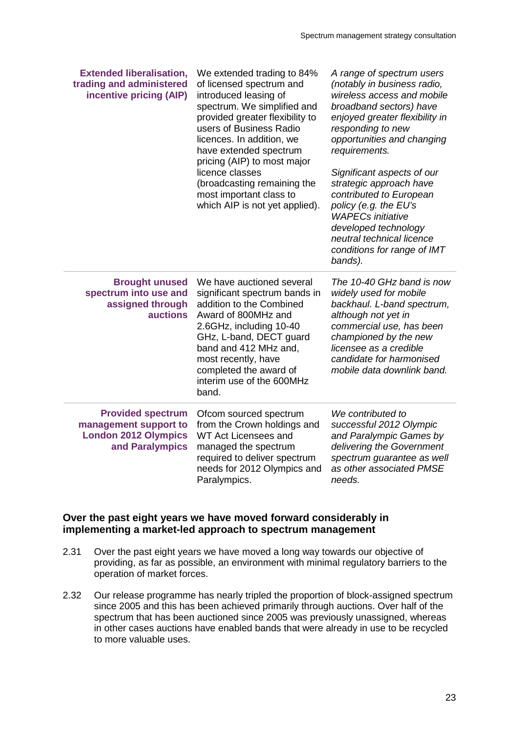| | | |
|---|---|---|
| **Extended liberalisation, trading and administered incentive pricing (AIP)** | We extended trading to 84% of licensed spectrum and introduced leasing of spectrum. We simplified and provided greater flexibility to users of Business Radio licences. In addition, we have extended spectrum pricing (AIP) to most major licence classes (broadcasting remaining the most important class to which AIP is not yet applied). | *A range of spectrum users (notably in business radio, wireless access and mobile broadband sectors) have enjoyed greater flexibility in responding to new opportunities and changing requirements.*<br><br>*Significant aspects of our strategic approach have contributed to European policy (e.g. the EU's WAPECs initiative developed technology neutral technical licence conditions for range of IMT bands).* |
| **Brought unused spectrum into use and assigned through auctions** | We have auctioned several significant spectrum bands in addition to the Combined Award of 800MHz and 2.6GHz, including 10-40 GHz, L-band, DECT guard band and 412 MHz and, most recently, have completed the award of interim use of the 600MHz band. | *The 10-40 GHz band is now widely used for mobile backhaul. L-band spectrum, although not yet in commercial use, has been championed by the new licensee as a credible candidate for harmonised mobile data downlink band.* |
| **Provided spectrum management support to London 2012 Olympics and Paralympics** | Ofcom sourced spectrum from the Crown holdings and WT Act Licensees and managed the spectrum required to deliver spectrum needs for 2012 Olympics and Paralympics. | *We contributed to successful 2012 Olympic and Paralympic Games by delivering the Government spectrum guarantee as well as other associated PMSE needs.* |

### Over the past eight years we have moved forward considerably in implementing a market-led approach to spectrum management

2.31 Over the past eight years we have moved a long way towards our objective of providing, as far as possible, an environment with minimal regulatory barriers to the operation of market forces.

2.32 Our release programme has nearly tripled the proportion of block-assigned spectrum since 2005 and this has been achieved primarily through auctions. Over half of the spectrum that has been auctioned since 2005 was previously unassigned, whereas in other cases auctions have enabled bands that were already in use to be recycled to more valuable uses.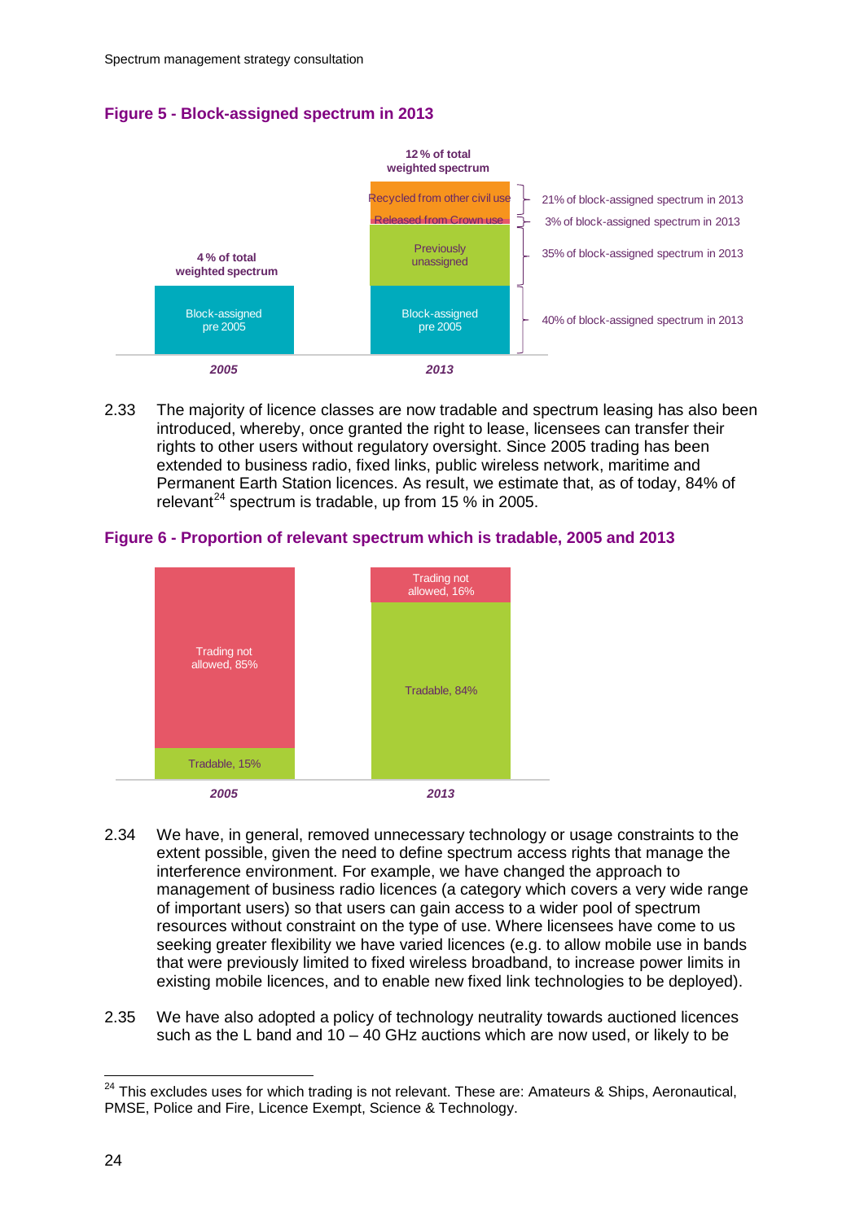**Figure 5 - Block-assigned spectrum in 2013**

| | 2005 | 2013 |
|---|---|---|
| Total | 4 % of total weighted spectrum | 12 % of total weighted spectrum |
| Recycled from other civil use | | 21% of block-assigned spectrum in 2013 |
| Released from Crown use | | 3% of block-assigned spectrum in 2013 |
| Previously unassigned | | 35% of block-assigned spectrum in 2013 |
| Block-assigned pre 2005 | Block-assigned pre 2005 | 40% of block-assigned spectrum in 2013 |

2.33 The majority of licence classes are now tradable and spectrum leasing has also been introduced, whereby, once granted the right to lease, licensees can transfer their rights to other users without regulatory oversight. Since 2005 trading has been extended to business radio, fixed links, public wireless network, maritime and Permanent Earth Station licences. As result, we estimate that, as of today, 84% of relevant[24] spectrum is tradable, up from 15 % in 2005.

**Figure 6 - Proportion of relevant spectrum which is tradable, 2005 and 2013**

| | 2005 | 2013 |
|---|---|---|
| Trading not allowed | 85% | 16% |
| Tradable | 15% | 84% |

2.34 We have, in general, removed unnecessary technology or usage constraints to the extent possible, given the need to define spectrum access rights that manage the interference environment. For example, we have changed the approach to management of business radio licences (a category which covers a very wide range of important users) so that users can gain access to a wider pool of spectrum resources without constraint on the type of use. Where licensees have come to us seeking greater flexibility we have varied licences (e.g. to allow mobile use in bands that were previously limited to fixed wireless broadband, to increase power limits in existing mobile licences, and to enable new fixed link technologies to be deployed).

2.35 We have also adopted a policy of technology neutrality towards auctioned licences such as the L band and 10 – 40 GHz auctions which are now used, or likely to be

[24] This excludes uses for which trading is not relevant. These are: Amateurs & Ships, Aeronautical, PMSE, Police and Fire, Licence Exempt, Science & Technology.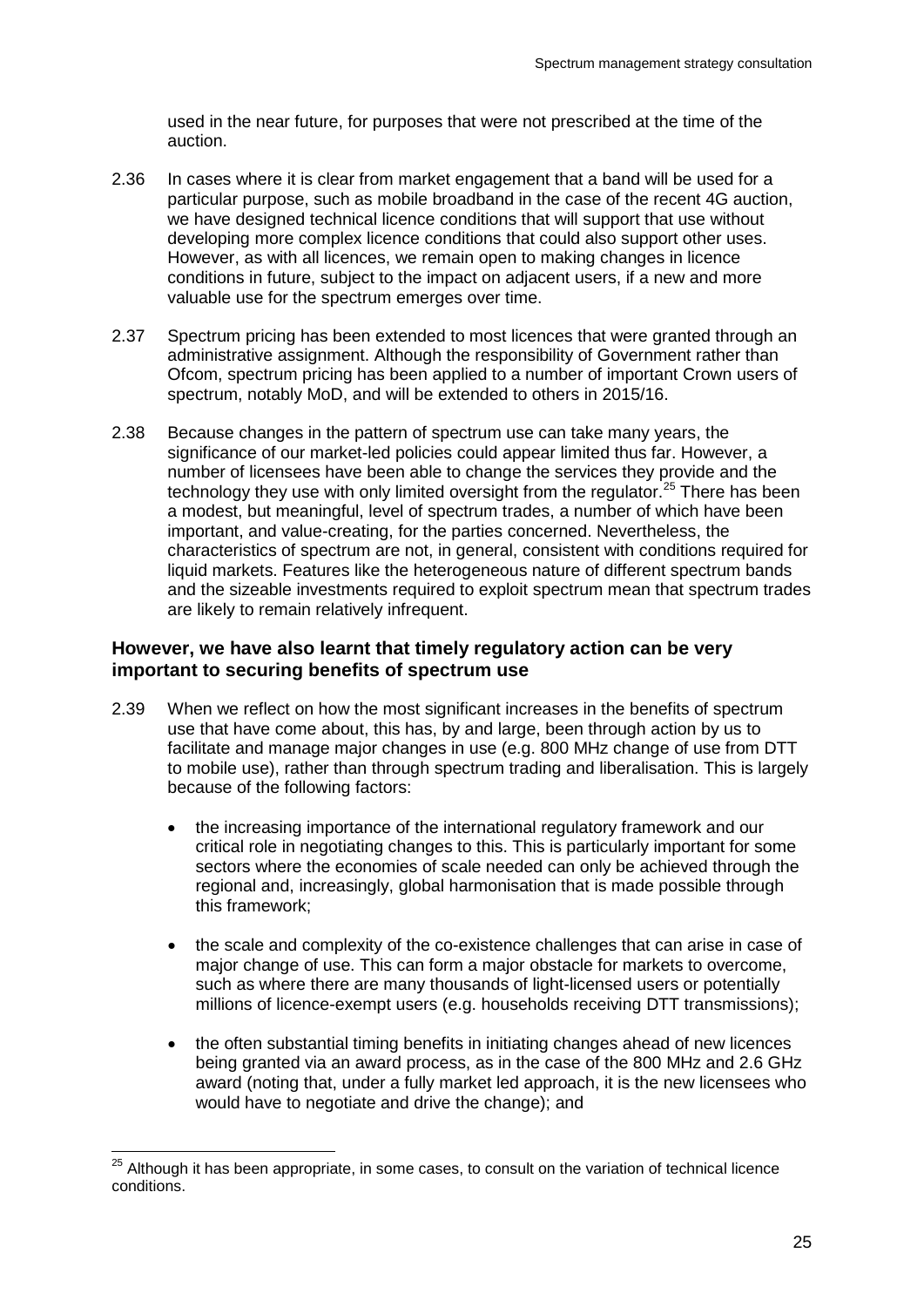used in the near future, for purposes that were not prescribed at the time of the auction.

2.36 In cases where it is clear from market engagement that a band will be used for a particular purpose, such as mobile broadband in the case of the recent 4G auction, we have designed technical licence conditions that will support that use without developing more complex licence conditions that could also support other uses. However, as with all licences, we remain open to making changes in licence conditions in future, subject to the impact on adjacent users, if a new and more valuable use for the spectrum emerges over time.

2.37 Spectrum pricing has been extended to most licences that were granted through an administrative assignment. Although the responsibility of Government rather than Ofcom, spectrum pricing has been applied to a number of important Crown users of spectrum, notably MoD, and will be extended to others in 2015/16.

2.38 Because changes in the pattern of spectrum use can take many years, the significance of our market-led policies could appear limited thus far. However, a number of licensees have been able to change the services they provide and the technology they use with only limited oversight from the regulator.[25] There has been a modest, but meaningful, level of spectrum trades, a number of which have been important, and value-creating, for the parties concerned. Nevertheless, the characteristics of spectrum are not, in general, consistent with conditions required for liquid markets. Features like the heterogeneous nature of different spectrum bands and the sizeable investments required to exploit spectrum mean that spectrum trades are likely to remain relatively infrequent.

### However, we have also learnt that timely regulatory action can be very important to securing benefits of spectrum use

2.39 When we reflect on how the most significant increases in the benefits of spectrum use that have come about, this has, by and large, been through action by us to facilitate and manage major changes in use (e.g. 800 MHz change of use from DTT to mobile use), rather than through spectrum trading and liberalisation. This is largely because of the following factors:

- the increasing importance of the international regulatory framework and our critical role in negotiating changes to this. This is particularly important for some sectors where the economies of scale needed can only be achieved through the regional and, increasingly, global harmonisation that is made possible through this framework;
- the scale and complexity of the co-existence challenges that can arise in case of major change of use. This can form a major obstacle for markets to overcome, such as where there are many thousands of light-licensed users or potentially millions of licence-exempt users (e.g. households receiving DTT transmissions);
- the often substantial timing benefits in initiating changes ahead of new licences being granted via an award process, as in the case of the 800 MHz and 2.6 GHz award (noting that, under a fully market led approach, it is the new licensees who would have to negotiate and drive the change); and

[25] Although it has been appropriate, in some cases, to consult on the variation of technical licence conditions.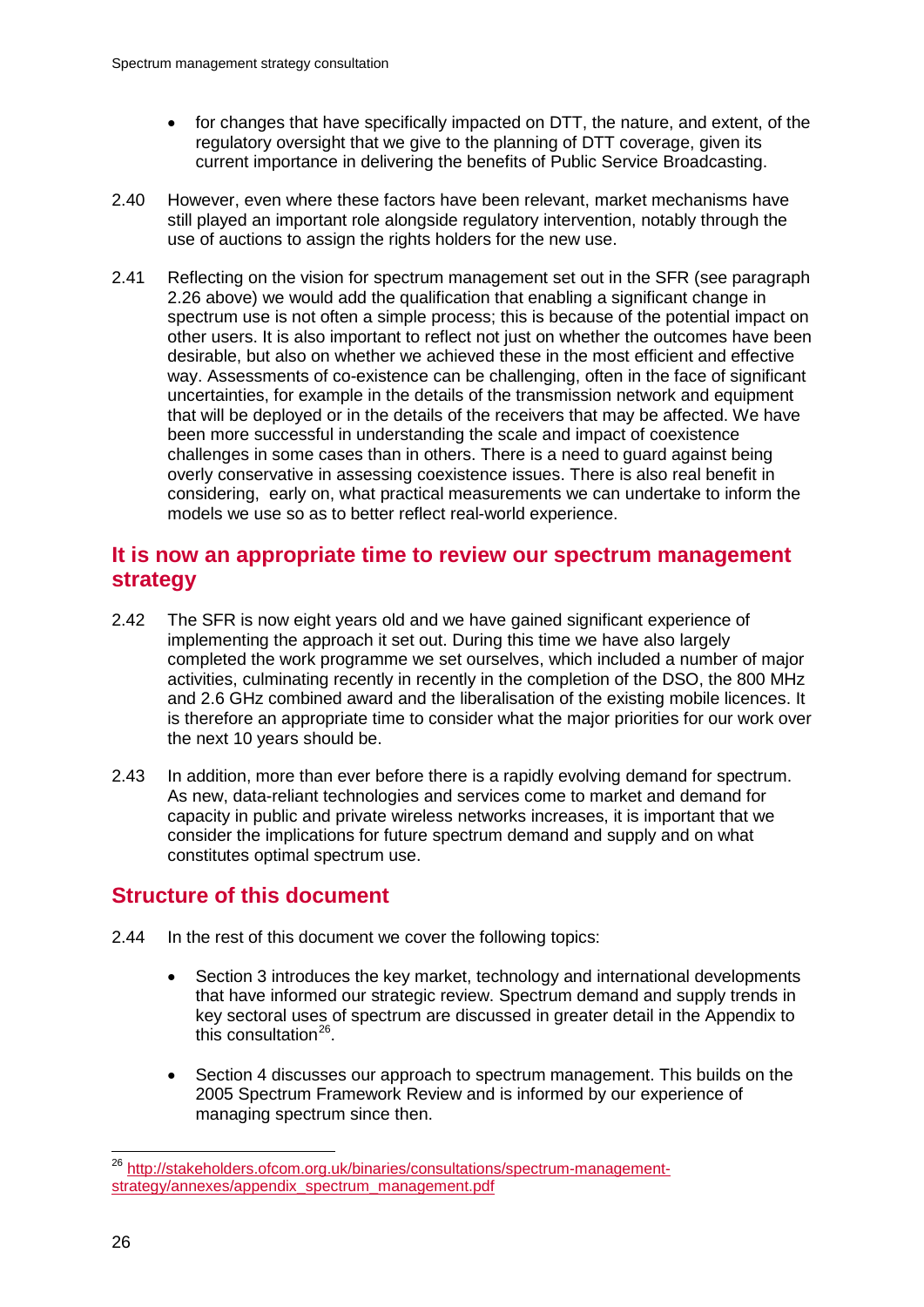- for changes that have specifically impacted on DTT, the nature, and extent, of the regulatory oversight that we give to the planning of DTT coverage, given its current importance in delivering the benefits of Public Service Broadcasting.

2.40 However, even where these factors have been relevant, market mechanisms have still played an important role alongside regulatory intervention, notably through the use of auctions to assign the rights holders for the new use.

2.41 Reflecting on the vision for spectrum management set out in the SFR (see paragraph 2.26 above) we would add the qualification that enabling a significant change in spectrum use is not often a simple process; this is because of the potential impact on other users. It is also important to reflect not just on whether the outcomes have been desirable, but also on whether we achieved these in the most efficient and effective way. Assessments of co-existence can be challenging, often in the face of significant uncertainties, for example in the details of the transmission network and equipment that will be deployed or in the details of the receivers that may be affected. We have been more successful in understanding the scale and impact of coexistence challenges in some cases than in others. There is a need to guard against being overly conservative in assessing coexistence issues. There is also real benefit in considering, early on, what practical measurements we can undertake to inform the models we use so as to better reflect real-world experience.

## It is now an appropriate time to review our spectrum management strategy

2.42 The SFR is now eight years old and we have gained significant experience of implementing the approach it set out. During this time we have also largely completed the work programme we set ourselves, which included a number of major activities, culminating recently in recently in the completion of the DSO, the 800 MHz and 2.6 GHz combined award and the liberalisation of the existing mobile licences. It is therefore an appropriate time to consider what the major priorities for our work over the next 10 years should be.

2.43 In addition, more than ever before there is a rapidly evolving demand for spectrum. As new, data-reliant technologies and services come to market and demand for capacity in public and private wireless networks increases, it is important that we consider the implications for future spectrum demand and supply and on what constitutes optimal spectrum use.

## Structure of this document

2.44 In the rest of this document we cover the following topics:

- Section 3 introduces the key market, technology and international developments that have informed our strategic review. Spectrum demand and supply trends in key sectoral uses of spectrum are discussed in greater detail in the Appendix to this consultation[26].

- Section 4 discusses our approach to spectrum management. This builds on the 2005 Spectrum Framework Review and is informed by our experience of managing spectrum since then.

---

[26] http://stakeholders.ofcom.org.uk/binaries/consultations/spectrum-management-strategy/annexes/appendix_spectrum_management.pdf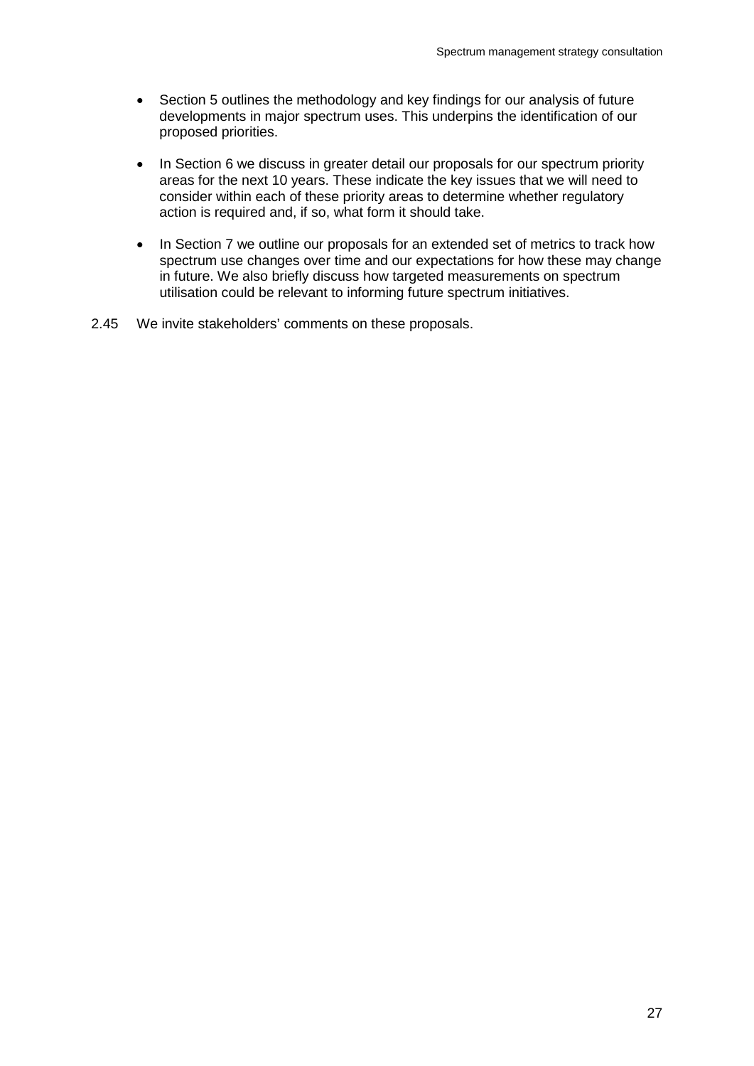- Section 5 outlines the methodology and key findings for our analysis of future developments in major spectrum uses. This underpins the identification of our proposed priorities.
- In Section 6 we discuss in greater detail our proposals for our spectrum priority areas for the next 10 years. These indicate the key issues that we will need to consider within each of these priority areas to determine whether regulatory action is required and, if so, what form it should take.
- In Section 7 we outline our proposals for an extended set of metrics to track how spectrum use changes over time and our expectations for how these may change in future. We also briefly discuss how targeted measurements on spectrum utilisation could be relevant to informing future spectrum initiatives.

2.45 We invite stakeholders' comments on these proposals.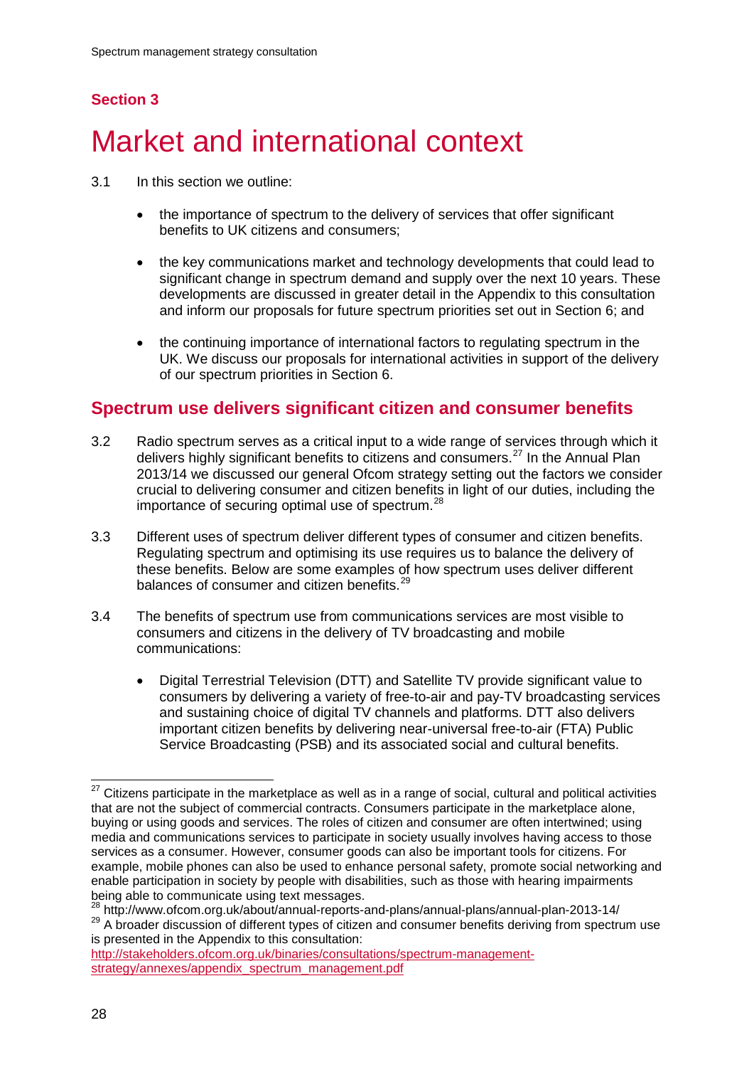## Section 3

# Market and international context

3.1 In this section we outline:

- the importance of spectrum to the delivery of services that offer significant benefits to UK citizens and consumers;
- the key communications market and technology developments that could lead to significant change in spectrum demand and supply over the next 10 years. These developments are discussed in greater detail in the Appendix to this consultation and inform our proposals for future spectrum priorities set out in Section 6; and
- the continuing importance of international factors to regulating spectrum in the UK. We discuss our proposals for international activities in support of the delivery of our spectrum priorities in Section 6.

## Spectrum use delivers significant citizen and consumer benefits

3.2 Radio spectrum serves as a critical input to a wide range of services through which it delivers highly significant benefits to citizens and consumers.[27] In the Annual Plan 2013/14 we discussed our general Ofcom strategy setting out the factors we consider crucial to delivering consumer and citizen benefits in light of our duties, including the importance of securing optimal use of spectrum.[28]

3.3 Different uses of spectrum deliver different types of consumer and citizen benefits. Regulating spectrum and optimising its use requires us to balance the delivery of these benefits. Below are some examples of how spectrum uses deliver different balances of consumer and citizen benefits.[29]

3.4 The benefits of spectrum use from communications services are most visible to consumers and citizens in the delivery of TV broadcasting and mobile communications:

- Digital Terrestrial Television (DTT) and Satellite TV provide significant value to consumers by delivering a variety of free-to-air and pay-TV broadcasting services and sustaining choice of digital TV channels and platforms. DTT also delivers important citizen benefits by delivering near-universal free-to-air (FTA) Public Service Broadcasting (PSB) and its associated social and cultural benefits.

---

[27] Citizens participate in the marketplace as well as in a range of social, cultural and political activities that are not the subject of commercial contracts. Consumers participate in the marketplace alone, buying or using goods and services. The roles of citizen and consumer are often intertwined; using media and communications services to participate in society usually involves having access to those services as a consumer. However, consumer goods can also be important tools for citizens. For example, mobile phones can also be used to enhance personal safety, promote social networking and enable participation in society by people with disabilities, such as those with hearing impairments being able to communicate using text messages.

[28] http://www.ofcom.org.uk/about/annual-reports-and-plans/annual-plans/annual-plan-2013-14/

[29] A broader discussion of different types of citizen and consumer benefits deriving from spectrum use is presented in the Appendix to this consultation: http://stakeholders.ofcom.org.uk/binaries/consultations/spectrum-management-strategy/annexes/appendix_spectrum_management.pdf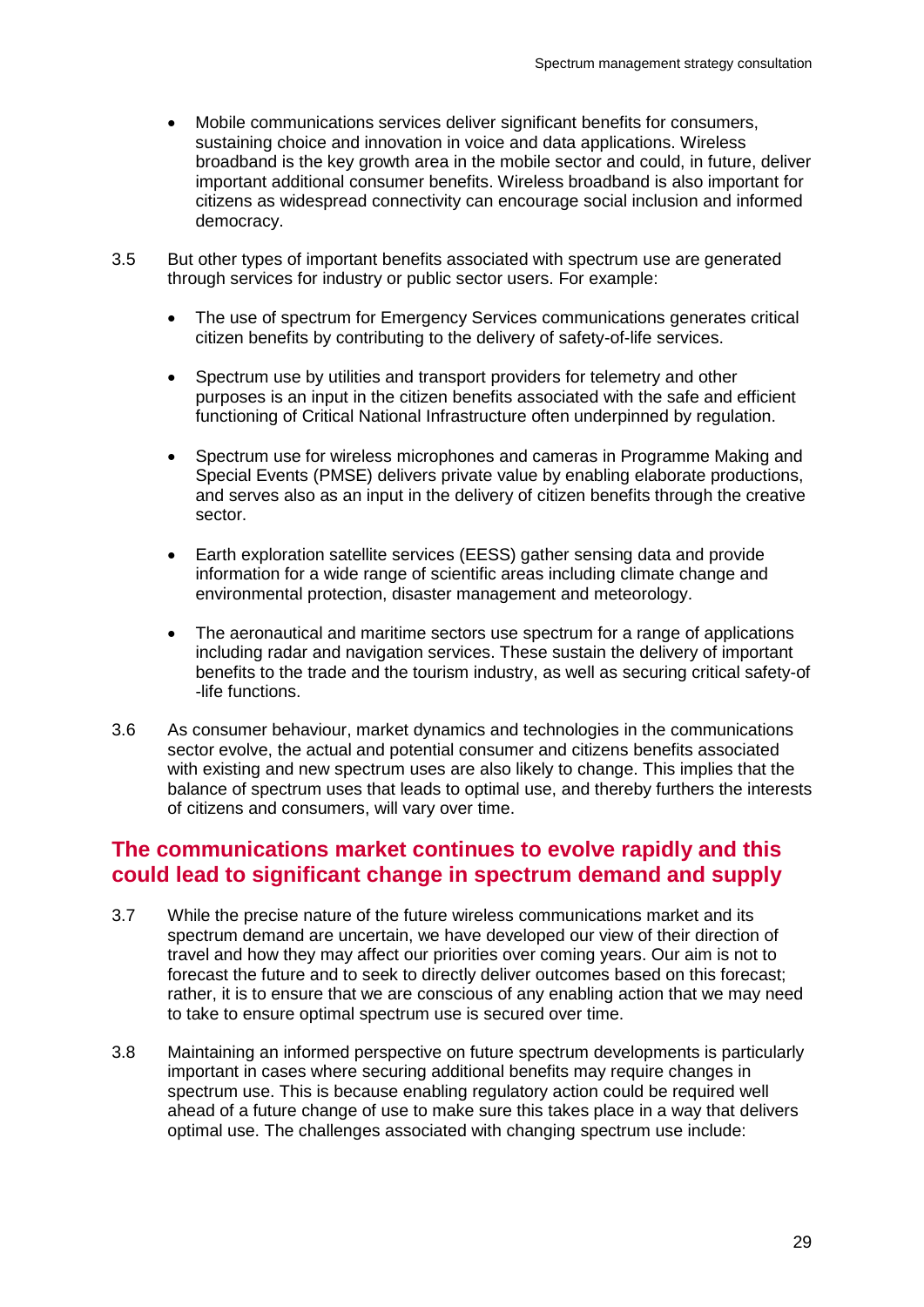- Mobile communications services deliver significant benefits for consumers, sustaining choice and innovation in voice and data applications. Wireless broadband is the key growth area in the mobile sector and could, in future, deliver important additional consumer benefits. Wireless broadband is also important for citizens as widespread connectivity can encourage social inclusion and informed democracy.

3.5 But other types of important benefits associated with spectrum use are generated through services for industry or public sector users. For example:

- The use of spectrum for Emergency Services communications generates critical citizen benefits by contributing to the delivery of safety-of-life services.
- Spectrum use by utilities and transport providers for telemetry and other purposes is an input in the citizen benefits associated with the safe and efficient functioning of Critical National Infrastructure often underpinned by regulation.
- Spectrum use for wireless microphones and cameras in Programme Making and Special Events (PMSE) delivers private value by enabling elaborate productions, and serves also as an input in the delivery of citizen benefits through the creative sector.
- Earth exploration satellite services (EESS) gather sensing data and provide information for a wide range of scientific areas including climate change and environmental protection, disaster management and meteorology.
- The aeronautical and maritime sectors use spectrum for a range of applications including radar and navigation services. These sustain the delivery of important benefits to the trade and the tourism industry, as well as securing critical safety-of -life functions.

3.6 As consumer behaviour, market dynamics and technologies in the communications sector evolve, the actual and potential consumer and citizens benefits associated with existing and new spectrum uses are also likely to change. This implies that the balance of spectrum uses that leads to optimal use, and thereby furthers the interests of citizens and consumers, will vary over time.

## The communications market continues to evolve rapidly and this could lead to significant change in spectrum demand and supply

3.7 While the precise nature of the future wireless communications market and its spectrum demand are uncertain, we have developed our view of their direction of travel and how they may affect our priorities over coming years. Our aim is not to forecast the future and to seek to directly deliver outcomes based on this forecast; rather, it is to ensure that we are conscious of any enabling action that we may need to take to ensure optimal spectrum use is secured over time.

3.8 Maintaining an informed perspective on future spectrum developments is particularly important in cases where securing additional benefits may require changes in spectrum use. This is because enabling regulatory action could be required well ahead of a future change of use to make sure this takes place in a way that delivers optimal use. The challenges associated with changing spectrum use include: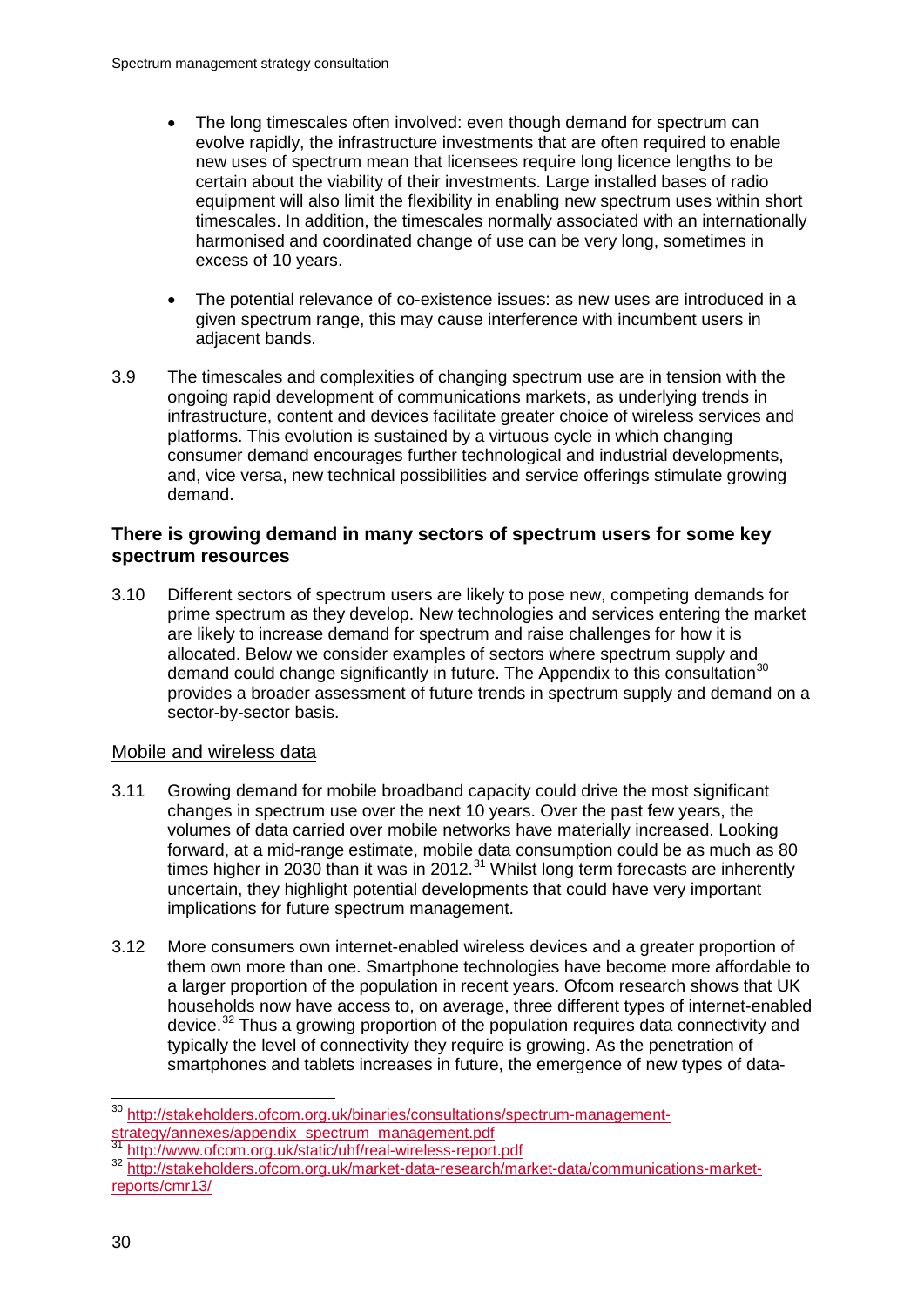- The long timescales often involved: even though demand for spectrum can evolve rapidly, the infrastructure investments that are often required to enable new uses of spectrum mean that licensees require long licence lengths to be certain about the viability of their investments. Large installed bases of radio equipment will also limit the flexibility in enabling new spectrum uses within short timescales. In addition, the timescales normally associated with an internationally harmonised and coordinated change of use can be very long, sometimes in excess of 10 years.

- The potential relevance of co-existence issues: as new uses are introduced in a given spectrum range, this may cause interference with incumbent users in adjacent bands.

3.9 The timescales and complexities of changing spectrum use are in tension with the ongoing rapid development of communications markets, as underlying trends in infrastructure, content and devices facilitate greater choice of wireless services and platforms. This evolution is sustained by a virtuous cycle in which changing consumer demand encourages further technological and industrial developments, and, vice versa, new technical possibilities and service offerings stimulate growing demand.

### There is growing demand in many sectors of spectrum users for some key spectrum resources

3.10 Different sectors of spectrum users are likely to pose new, competing demands for prime spectrum as they develop. New technologies and services entering the market are likely to increase demand for spectrum and raise challenges for how it is allocated. Below we consider examples of sectors where spectrum supply and demand could change significantly in future. The Appendix to this consultation[30] provides a broader assessment of future trends in spectrum supply and demand on a sector-by-sector basis.

#### Mobile and wireless data

3.11 Growing demand for mobile broadband capacity could drive the most significant changes in spectrum use over the next 10 years. Over the past few years, the volumes of data carried over mobile networks have materially increased. Looking forward, at a mid-range estimate, mobile data consumption could be as much as 80 times higher in 2030 than it was in 2012.[31] Whilst long term forecasts are inherently uncertain, they highlight potential developments that could have very important implications for future spectrum management.

3.12 More consumers own internet-enabled wireless devices and a greater proportion of them own more than one. Smartphone technologies have become more affordable to a larger proportion of the population in recent years. Ofcom research shows that UK households now have access to, on average, three different types of internet-enabled device.[32] Thus a growing proportion of the population requires data connectivity and typically the level of connectivity they require is growing. As the penetration of smartphones and tablets increases in future, the emergence of new types of data-

---

[30] http://stakeholders.ofcom.org.uk/binaries/consultations/spectrum-management-strategy/annexes/appendix_spectrum_management.pdf

[31] http://www.ofcom.org.uk/static/uhf/real-wireless-report.pdf

[32] http://stakeholders.ofcom.org.uk/market-data-research/market-data/communications-market-reports/cmr13/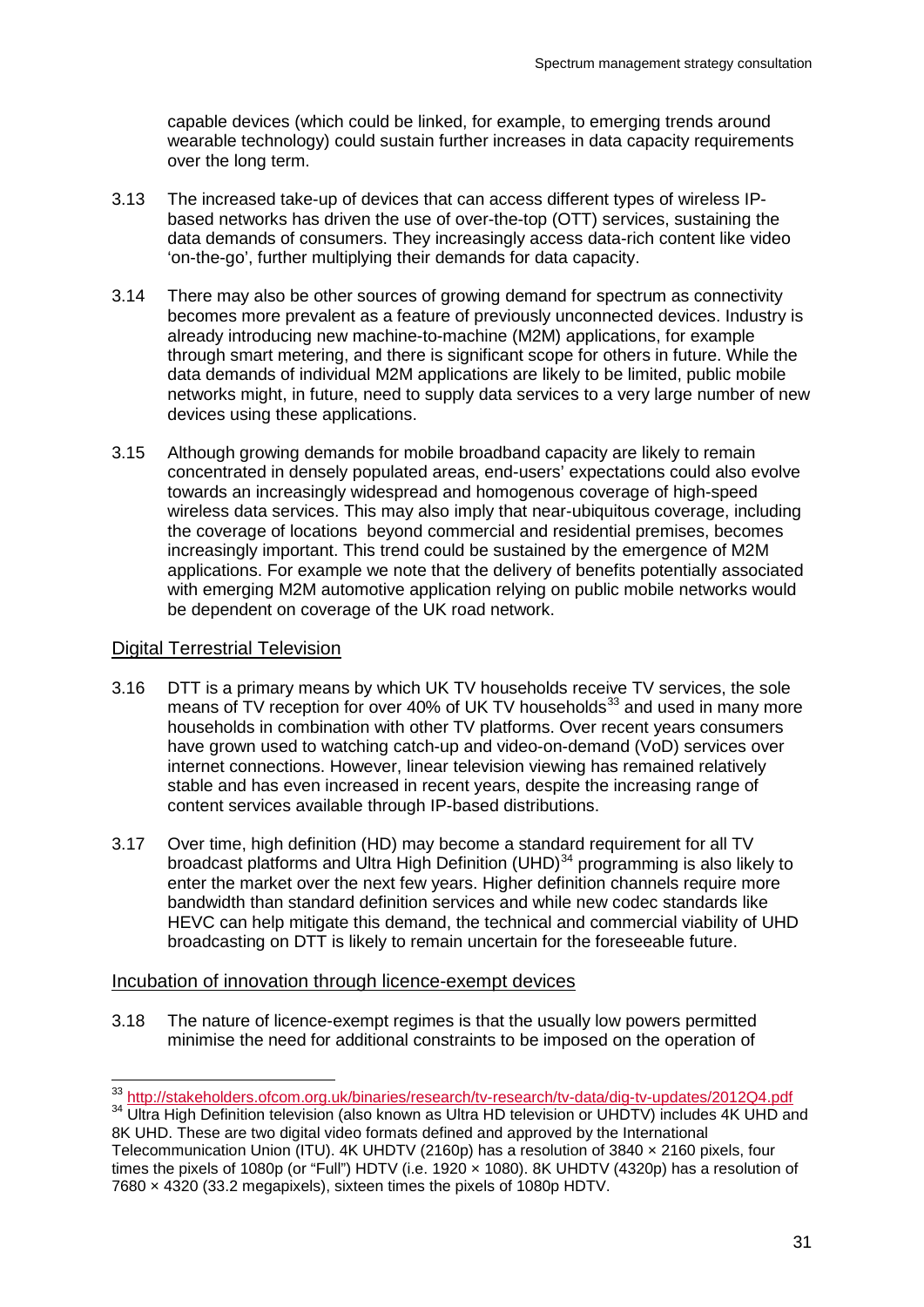capable devices (which could be linked, for example, to emerging trends around wearable technology) could sustain further increases in data capacity requirements over the long term.

3.13 The increased take-up of devices that can access different types of wireless IP-based networks has driven the use of over-the-top (OTT) services, sustaining the data demands of consumers. They increasingly access data-rich content like video 'on-the-go', further multiplying their demands for data capacity.

3.14 There may also be other sources of growing demand for spectrum as connectivity becomes more prevalent as a feature of previously unconnected devices. Industry is already introducing new machine-to-machine (M2M) applications, for example through smart metering, and there is significant scope for others in future. While the data demands of individual M2M applications are likely to be limited, public mobile networks might, in future, need to supply data services to a very large number of new devices using these applications.

3.15 Although growing demands for mobile broadband capacity are likely to remain concentrated in densely populated areas, end-users' expectations could also evolve towards an increasingly widespread and homogenous coverage of high-speed wireless data services. This may also imply that near-ubiquitous coverage, including the coverage of locations beyond commercial and residential premises, becomes increasingly important. This trend could be sustained by the emergence of M2M applications. For example we note that the delivery of benefits potentially associated with emerging M2M automotive application relying on public mobile networks would be dependent on coverage of the UK road network.

## Digital Terrestrial Television

3.16 DTT is a primary means by which UK TV households receive TV services, the sole means of TV reception for over 40% of UK TV households[33] and used in many more households in combination with other TV platforms. Over recent years consumers have grown used to watching catch-up and video-on-demand (VoD) services over internet connections. However, linear television viewing has remained relatively stable and has even increased in recent years, despite the increasing range of content services available through IP-based distributions.

3.17 Over time, high definition (HD) may become a standard requirement for all TV broadcast platforms and Ultra High Definition (UHD)[34] programming is also likely to enter the market over the next few years. Higher definition channels require more bandwidth than standard definition services and while new codec standards like HEVC can help mitigate this demand, the technical and commercial viability of UHD broadcasting on DTT is likely to remain uncertain for the foreseeable future.

## Incubation of innovation through licence-exempt devices

3.18 The nature of licence-exempt regimes is that the usually low powers permitted minimise the need for additional constraints to be imposed on the operation of

---

[33] http://stakeholders.ofcom.org.uk/binaries/research/tv-research/tv-data/dig-tv-updates/2012Q4.pdf

[34] Ultra High Definition television (also known as Ultra HD television or UHDTV) includes 4K UHD and 8K UHD. These are two digital video formats defined and approved by the International Telecommunication Union (ITU). 4K UHDTV (2160p) has a resolution of 3840 × 2160 pixels, four times the pixels of 1080p (or "Full") HDTV (i.e. 1920 × 1080). 8K UHDTV (4320p) has a resolution of 7680 × 4320 (33.2 megapixels), sixteen times the pixels of 1080p HDTV.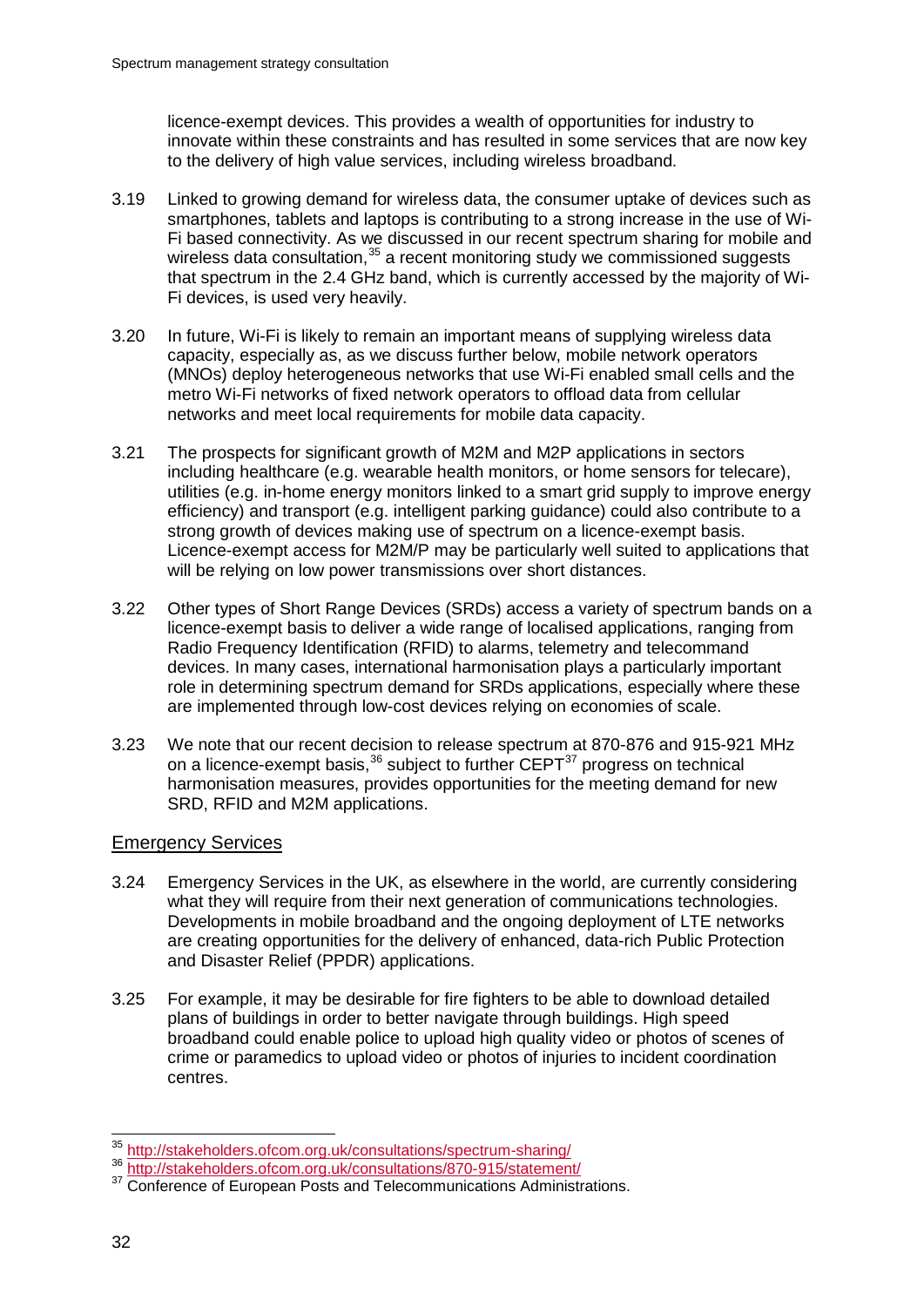licence-exempt devices. This provides a wealth of opportunities for industry to innovate within these constraints and has resulted in some services that are now key to the delivery of high value services, including wireless broadband.

3.19 Linked to growing demand for wireless data, the consumer uptake of devices such as smartphones, tablets and laptops is contributing to a strong increase in the use of Wi-Fi based connectivity. As we discussed in our recent spectrum sharing for mobile and wireless data consultation,[35] a recent monitoring study we commissioned suggests that spectrum in the 2.4 GHz band, which is currently accessed by the majority of Wi-Fi devices, is used very heavily.

3.20 In future, Wi-Fi is likely to remain an important means of supplying wireless data capacity, especially as, as we discuss further below, mobile network operators (MNOs) deploy heterogeneous networks that use Wi-Fi enabled small cells and the metro Wi-Fi networks of fixed network operators to offload data from cellular networks and meet local requirements for mobile data capacity.

3.21 The prospects for significant growth of M2M and M2P applications in sectors including healthcare (e.g. wearable health monitors, or home sensors for telecare), utilities (e.g. in-home energy monitors linked to a smart grid supply to improve energy efficiency) and transport (e.g. intelligent parking guidance) could also contribute to a strong growth of devices making use of spectrum on a licence-exempt basis. Licence-exempt access for M2M/P may be particularly well suited to applications that will be relying on low power transmissions over short distances.

3.22 Other types of Short Range Devices (SRDs) access a variety of spectrum bands on a licence-exempt basis to deliver a wide range of localised applications, ranging from Radio Frequency Identification (RFID) to alarms, telemetry and telecommand devices. In many cases, international harmonisation plays a particularly important role in determining spectrum demand for SRDs applications, especially where these are implemented through low-cost devices relying on economies of scale.

3.23 We note that our recent decision to release spectrum at 870-876 and 915-921 MHz on a licence-exempt basis,[36] subject to further CEPT[37] progress on technical harmonisation measures, provides opportunities for the meeting demand for new SRD, RFID and M2M applications.

## Emergency Services

3.24 Emergency Services in the UK, as elsewhere in the world, are currently considering what they will require from their next generation of communications technologies. Developments in mobile broadband and the ongoing deployment of LTE networks are creating opportunities for the delivery of enhanced, data-rich Public Protection and Disaster Relief (PPDR) applications.

3.25 For example, it may be desirable for fire fighters to be able to download detailed plans of buildings in order to better navigate through buildings. High speed broadband could enable police to upload high quality video or photos of scenes of crime or paramedics to upload video or photos of injuries to incident coordination centres.

---

[35] http://stakeholders.ofcom.org.uk/consultations/spectrum-sharing/

[36] http://stakeholders.ofcom.org.uk/consultations/870-915/statement/

[37] Conference of European Posts and Telecommunications Administrations.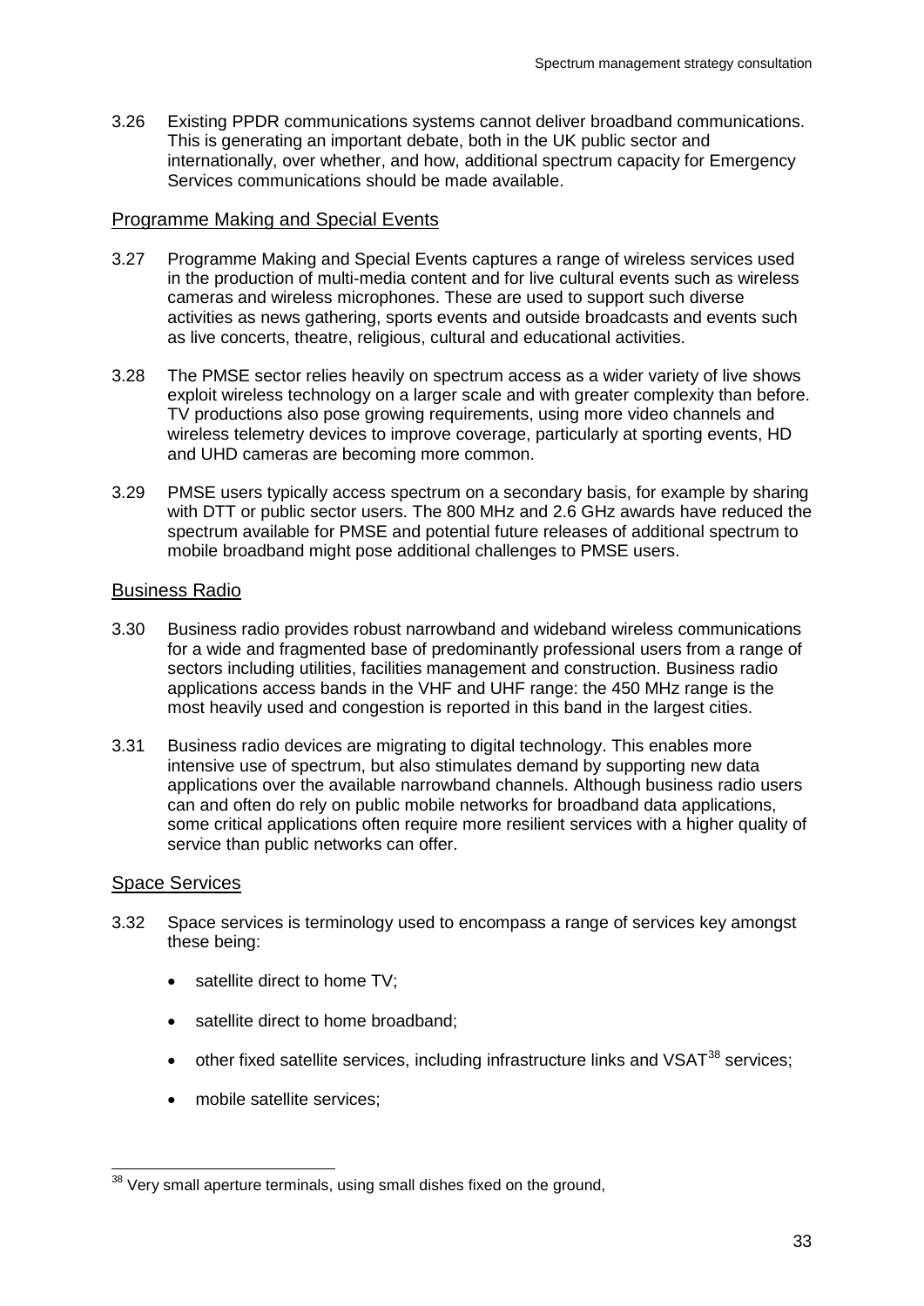3.26 Existing PPDR communications systems cannot deliver broadband communications. This is generating an important debate, both in the UK public sector and internationally, over whether, and how, additional spectrum capacity for Emergency Services communications should be made available.

## Programme Making and Special Events

3.27 Programme Making and Special Events captures a range of wireless services used in the production of multi-media content and for live cultural events such as wireless cameras and wireless microphones. These are used to support such diverse activities as news gathering, sports events and outside broadcasts and events such as live concerts, theatre, religious, cultural and educational activities.

3.28 The PMSE sector relies heavily on spectrum access as a wider variety of live shows exploit wireless technology on a larger scale and with greater complexity than before. TV productions also pose growing requirements, using more video channels and wireless telemetry devices to improve coverage, particularly at sporting events, HD and UHD cameras are becoming more common.

3.29 PMSE users typically access spectrum on a secondary basis, for example by sharing with DTT or public sector users. The 800 MHz and 2.6 GHz awards have reduced the spectrum available for PMSE and potential future releases of additional spectrum to mobile broadband might pose additional challenges to PMSE users.

## Business Radio

3.30 Business radio provides robust narrowband and wideband wireless communications for a wide and fragmented base of predominantly professional users from a range of sectors including utilities, facilities management and construction. Business radio applications access bands in the VHF and UHF range: the 450 MHz range is the most heavily used and congestion is reported in this band in the largest cities.

3.31 Business radio devices are migrating to digital technology. This enables more intensive use of spectrum, but also stimulates demand by supporting new data applications over the available narrowband channels. Although business radio users can and often do rely on public mobile networks for broadband data applications, some critical applications often require more resilient services with a higher quality of service than public networks can offer.

## Space Services

3.32 Space services is terminology used to encompass a range of services key amongst these being:

- satellite direct to home TV;
- satellite direct to home broadband;
- other fixed satellite services, including infrastructure links and VSAT[38] services;
- mobile satellite services;

---

[38] Very small aperture terminals, using small dishes fixed on the ground,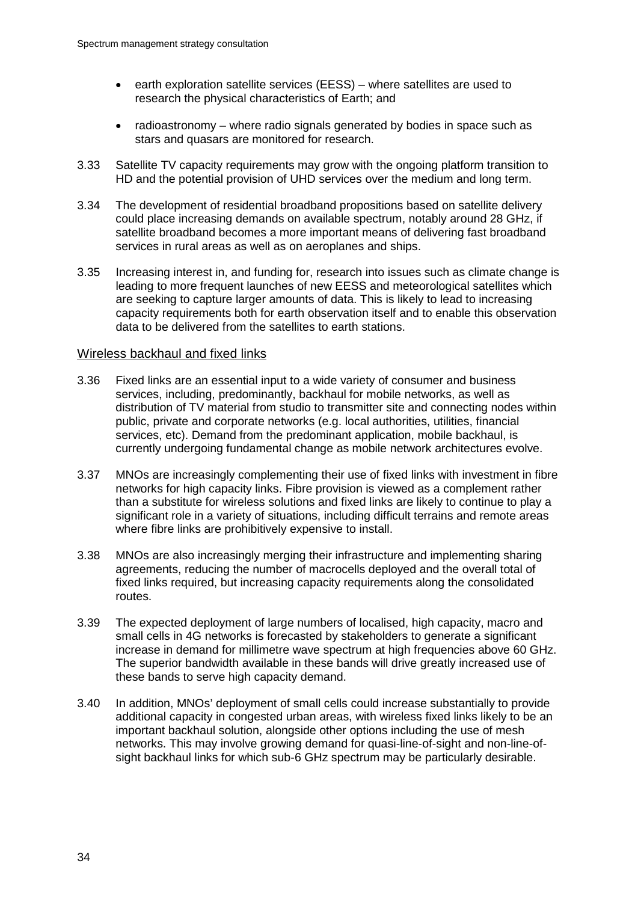- earth exploration satellite services (EESS) – where satellites are used to research the physical characteristics of Earth; and

- radioastronomy – where radio signals generated by bodies in space such as stars and quasars are monitored for research.

3.33 Satellite TV capacity requirements may grow with the ongoing platform transition to HD and the potential provision of UHD services over the medium and long term.

3.34 The development of residential broadband propositions based on satellite delivery could place increasing demands on available spectrum, notably around 28 GHz, if satellite broadband becomes a more important means of delivering fast broadband services in rural areas as well as on aeroplanes and ships.

3.35 Increasing interest in, and funding for, research into issues such as climate change is leading to more frequent launches of new EESS and meteorological satellites which are seeking to capture larger amounts of data. This is likely to lead to increasing capacity requirements both for earth observation itself and to enable this observation data to be delivered from the satellites to earth stations.

## Wireless backhaul and fixed links

3.36 Fixed links are an essential input to a wide variety of consumer and business services, including, predominantly, backhaul for mobile networks, as well as distribution of TV material from studio to transmitter site and connecting nodes within public, private and corporate networks (e.g. local authorities, utilities, financial services, etc). Demand from the predominant application, mobile backhaul, is currently undergoing fundamental change as mobile network architectures evolve.

3.37 MNOs are increasingly complementing their use of fixed links with investment in fibre networks for high capacity links. Fibre provision is viewed as a complement rather than a substitute for wireless solutions and fixed links are likely to continue to play a significant role in a variety of situations, including difficult terrains and remote areas where fibre links are prohibitively expensive to install.

3.38 MNOs are also increasingly merging their infrastructure and implementing sharing agreements, reducing the number of macrocells deployed and the overall total of fixed links required, but increasing capacity requirements along the consolidated routes.

3.39 The expected deployment of large numbers of localised, high capacity, macro and small cells in 4G networks is forecasted by stakeholders to generate a significant increase in demand for millimetre wave spectrum at high frequencies above 60 GHz. The superior bandwidth available in these bands will drive greatly increased use of these bands to serve high capacity demand.

3.40 In addition, MNOs' deployment of small cells could increase substantially to provide additional capacity in congested urban areas, with wireless fixed links likely to be an important backhaul solution, alongside other options including the use of mesh networks. This may involve growing demand for quasi-line-of-sight and non-line-of-sight backhaul links for which sub-6 GHz spectrum may be particularly desirable.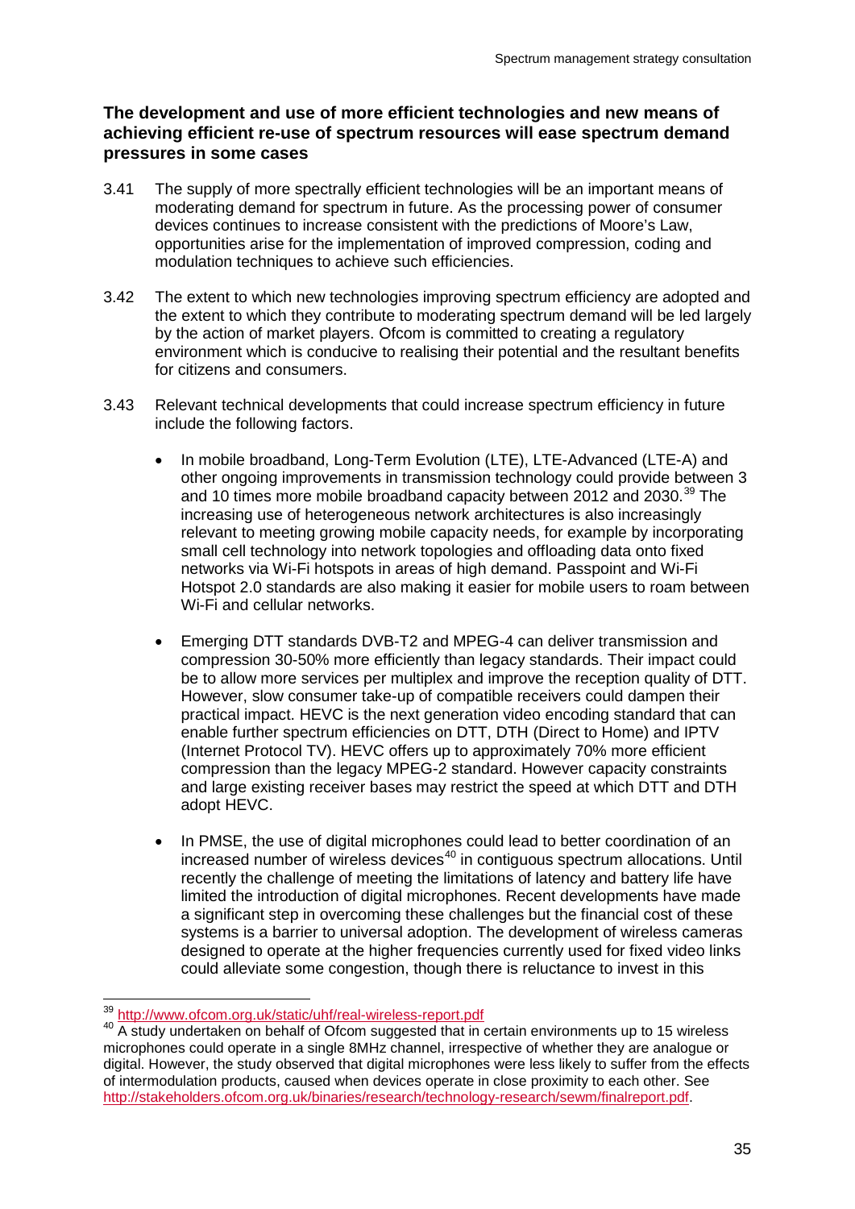### The development and use of more efficient technologies and new means of achieving efficient re-use of spectrum resources will ease spectrum demand pressures in some cases

3.41 The supply of more spectrally efficient technologies will be an important means of moderating demand for spectrum in future. As the processing power of consumer devices continues to increase consistent with the predictions of Moore's Law, opportunities arise for the implementation of improved compression, coding and modulation techniques to achieve such efficiencies.

3.42 The extent to which new technologies improving spectrum efficiency are adopted and the extent to which they contribute to moderating spectrum demand will be led largely by the action of market players. Ofcom is committed to creating a regulatory environment which is conducive to realising their potential and the resultant benefits for citizens and consumers.

3.43 Relevant technical developments that could increase spectrum efficiency in future include the following factors.

- In mobile broadband, Long-Term Evolution (LTE), LTE-Advanced (LTE-A) and other ongoing improvements in transmission technology could provide between 3 and 10 times more mobile broadband capacity between 2012 and 2030.[39] The increasing use of heterogeneous network architectures is also increasingly relevant to meeting growing mobile capacity needs, for example by incorporating small cell technology into network topologies and offloading data onto fixed networks via Wi-Fi hotspots in areas of high demand. Passpoint and Wi-Fi Hotspot 2.0 standards are also making it easier for mobile users to roam between Wi-Fi and cellular networks.

- Emerging DTT standards DVB-T2 and MPEG-4 can deliver transmission and compression 30-50% more efficiently than legacy standards. Their impact could be to allow more services per multiplex and improve the reception quality of DTT. However, slow consumer take-up of compatible receivers could dampen their practical impact. HEVC is the next generation video encoding standard that can enable further spectrum efficiencies on DTT, DTH (Direct to Home) and IPTV (Internet Protocol TV). HEVC offers up to approximately 70% more efficient compression than the legacy MPEG-2 standard. However capacity constraints and large existing receiver bases may restrict the speed at which DTT and DTH adopt HEVC.

- In PMSE, the use of digital microphones could lead to better coordination of an increased number of wireless devices[40] in contiguous spectrum allocations. Until recently the challenge of meeting the limitations of latency and battery life have limited the introduction of digital microphones. Recent developments have made a significant step in overcoming these challenges but the financial cost of these systems is a barrier to universal adoption. The development of wireless cameras designed to operate at the higher frequencies currently used for fixed video links could alleviate some congestion, though there is reluctance to invest in this

---

[39] http://www.ofcom.org.uk/static/uhf/real-wireless-report.pdf

[40] A study undertaken on behalf of Ofcom suggested that in certain environments up to 15 wireless microphones could operate in a single 8MHz channel, irrespective of whether they are analogue or digital. However, the study observed that digital microphones were less likely to suffer from the effects of intermodulation products, caused when devices operate in close proximity to each other. See http://stakeholders.ofcom.org.uk/binaries/research/technology-research/sewm/finalreport.pdf.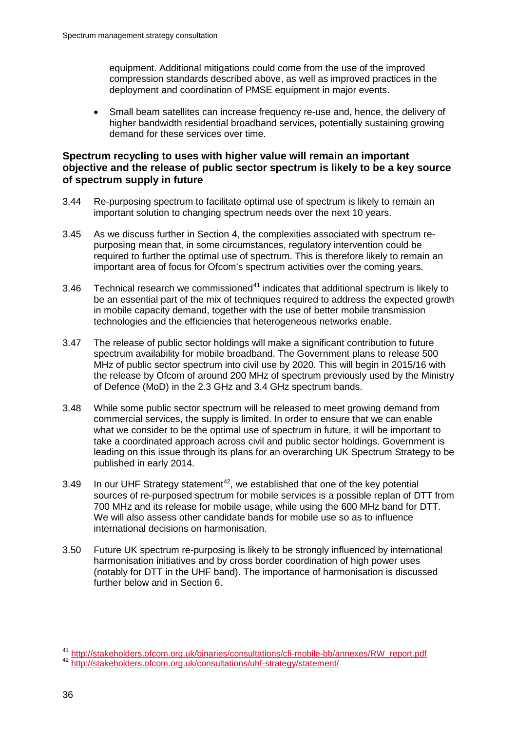equipment. Additional mitigations could come from the use of the improved compression standards described above, as well as improved practices in the deployment and coordination of PMSE equipment in major events.

- Small beam satellites can increase frequency re-use and, hence, the delivery of higher bandwidth residential broadband services, potentially sustaining growing demand for these services over time.

**Spectrum recycling to uses with higher value will remain an important objective and the release of public sector spectrum is likely to be a key source of spectrum supply in future**

3.44 Re-purposing spectrum to facilitate optimal use of spectrum is likely to remain an important solution to changing spectrum needs over the next 10 years.

3.45 As we discuss further in Section 4, the complexities associated with spectrum re-purposing mean that, in some circumstances, regulatory intervention could be required to further the optimal use of spectrum. This is therefore likely to remain an important area of focus for Ofcom's spectrum activities over the coming years.

3.46 Technical research we commissioned[41] indicates that additional spectrum is likely to be an essential part of the mix of techniques required to address the expected growth in mobile capacity demand, together with the use of better mobile transmission technologies and the efficiencies that heterogeneous networks enable.

3.47 The release of public sector holdings will make a significant contribution to future spectrum availability for mobile broadband. The Government plans to release 500 MHz of public sector spectrum into civil use by 2020. This will begin in 2015/16 with the release by Ofcom of around 200 MHz of spectrum previously used by the Ministry of Defence (MoD) in the 2.3 GHz and 3.4 GHz spectrum bands.

3.48 While some public sector spectrum will be released to meet growing demand from commercial services, the supply is limited. In order to ensure that we can enable what we consider to be the optimal use of spectrum in future, it will be important to take a coordinated approach across civil and public sector holdings. Government is leading on this issue through its plans for an overarching UK Spectrum Strategy to be published in early 2014.

3.49 In our UHF Strategy statement[42], we established that one of the key potential sources of re-purposed spectrum for mobile services is a possible replan of DTT from 700 MHz and its release for mobile usage, while using the 600 MHz band for DTT. We will also assess other candidate bands for mobile use so as to influence international decisions on harmonisation.

3.50 Future UK spectrum re-purposing is likely to be strongly influenced by international harmonisation initiatives and by cross border coordination of high power uses (notably for DTT in the UHF band). The importance of harmonisation is discussed further below and in Section 6.

---

[41] http://stakeholders.ofcom.org.uk/binaries/consultations/cfi-mobile-bb/annexes/RW_report.pdf

[42] http://stakeholders.ofcom.org.uk/consultations/uhf-strategy/statement/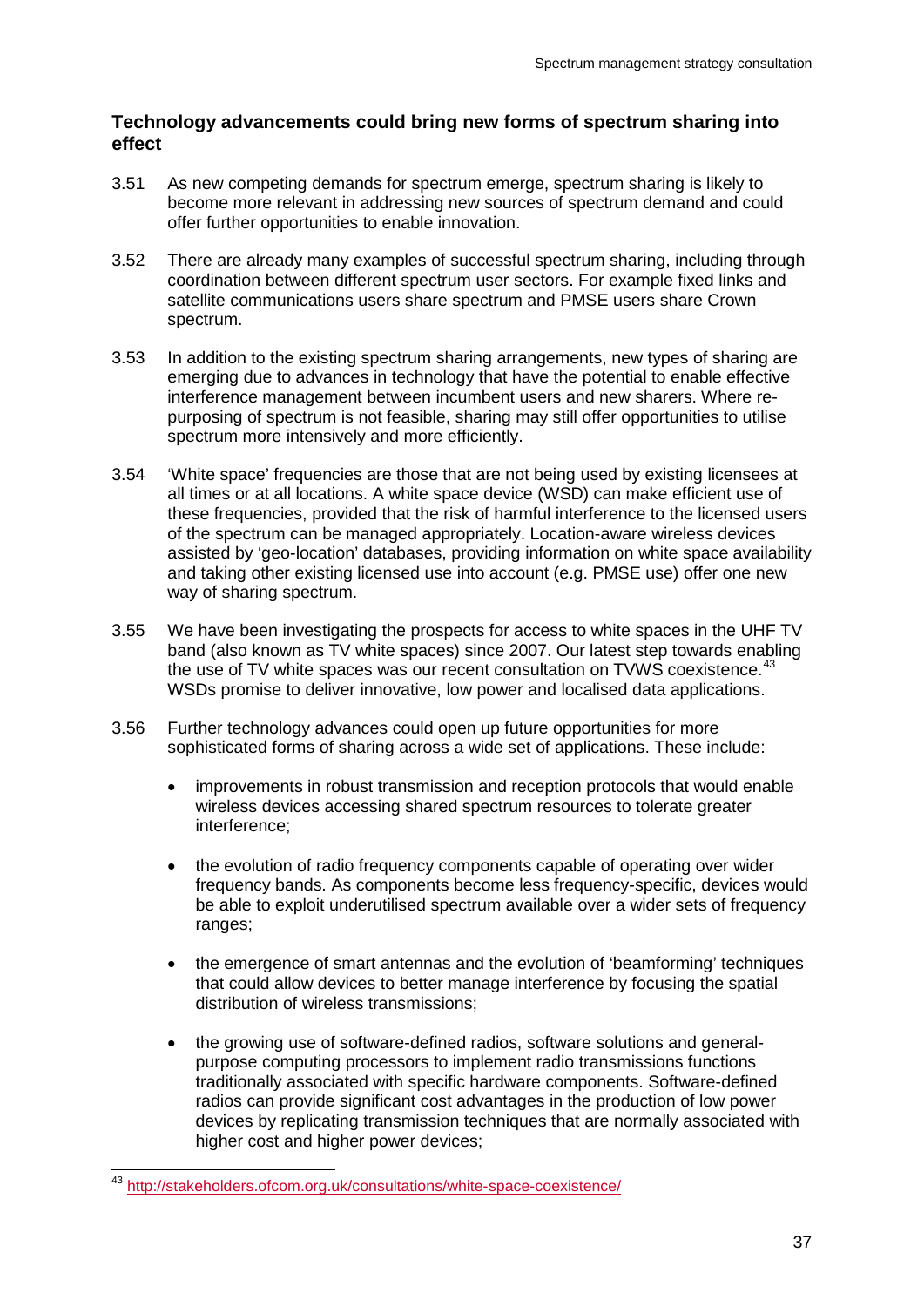### Technology advancements could bring new forms of spectrum sharing into effect

3.51 As new competing demands for spectrum emerge, spectrum sharing is likely to become more relevant in addressing new sources of spectrum demand and could offer further opportunities to enable innovation.

3.52 There are already many examples of successful spectrum sharing, including through coordination between different spectrum user sectors. For example fixed links and satellite communications users share spectrum and PMSE users share Crown spectrum.

3.53 In addition to the existing spectrum sharing arrangements, new types of sharing are emerging due to advances in technology that have the potential to enable effective interference management between incumbent users and new sharers. Where re-purposing of spectrum is not feasible, sharing may still offer opportunities to utilise spectrum more intensively and more efficiently.

3.54 'White space' frequencies are those that are not being used by existing licensees at all times or at all locations. A white space device (WSD) can make efficient use of these frequencies, provided that the risk of harmful interference to the licensed users of the spectrum can be managed appropriately. Location-aware wireless devices assisted by 'geo-location' databases, providing information on white space availability and taking other existing licensed use into account (e.g. PMSE use) offer one new way of sharing spectrum.

3.55 We have been investigating the prospects for access to white spaces in the UHF TV band (also known as TV white spaces) since 2007. Our latest step towards enabling the use of TV white spaces was our recent consultation on TVWS coexistence.[43] WSDs promise to deliver innovative, low power and localised data applications.

3.56 Further technology advances could open up future opportunities for more sophisticated forms of sharing across a wide set of applications. These include:

- improvements in robust transmission and reception protocols that would enable wireless devices accessing shared spectrum resources to tolerate greater interference;
- the evolution of radio frequency components capable of operating over wider frequency bands. As components become less frequency-specific, devices would be able to exploit underutilised spectrum available over a wider sets of frequency ranges;
- the emergence of smart antennas and the evolution of 'beamforming' techniques that could allow devices to better manage interference by focusing the spatial distribution of wireless transmissions;
- the growing use of software-defined radios, software solutions and general-purpose computing processors to implement radio transmissions functions traditionally associated with specific hardware components. Software-defined radios can provide significant cost advantages in the production of low power devices by replicating transmission techniques that are normally associated with higher cost and higher power devices;

---

[43] http://stakeholders.ofcom.org.uk/consultations/white-space-coexistence/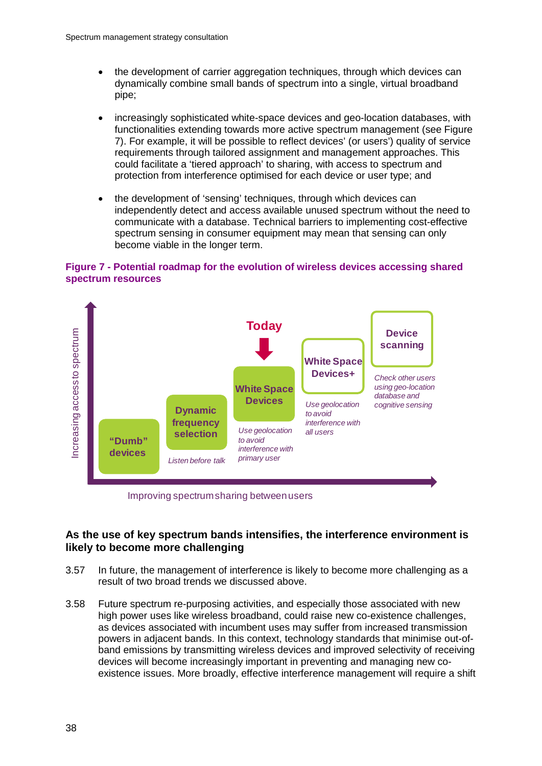- the development of carrier aggregation techniques, through which devices can dynamically combine small bands of spectrum into a single, virtual broadband pipe;

- increasingly sophisticated white-space devices and geo-location databases, with functionalities extending towards more active spectrum management (see Figure 7). For example, it will be possible to reflect devices' (or users') quality of service requirements through tailored assignment and management approaches. This could facilitate a 'tiered approach' to sharing, with access to spectrum and protection from interference optimised for each device or user type; and

- the development of 'sensing' techniques, through which devices can independently detect and access available unused spectrum without the need to communicate with a database. Technical barriers to implementing cost-effective spectrum sensing in consumer equipment may mean that sensing can only become viable in the longer term.

**Figure 7 - Potential roadmap for the evolution of wireless devices accessing shared spectrum resources**

Increasing access to spectrum

"Dumb" devices

Dynamic frequency selection
*Listen before talk*

Today

White Space Devices
*Use geolocation to avoid interference with primary user*

White Space Devices+
*Use geolocation to avoid interference with all users*

Device scanning
*Check other users using geo-location database and cognitive sensing*

Improving spectrum sharing between users

**As the use of key spectrum bands intensifies, the interference environment is likely to become more challenging**

3.57 In future, the management of interference is likely to become more challenging as a result of two broad trends we discussed above.

3.58 Future spectrum re-purposing activities, and especially those associated with new high power uses like wireless broadband, could raise new co-existence challenges, as devices associated with incumbent uses may suffer from increased transmission powers in adjacent bands. In this context, technology standards that minimise out-of-band emissions by transmitting wireless devices and improved selectivity of receiving devices will become increasingly important in preventing and managing new co-existence issues. More broadly, effective interference management will require a shift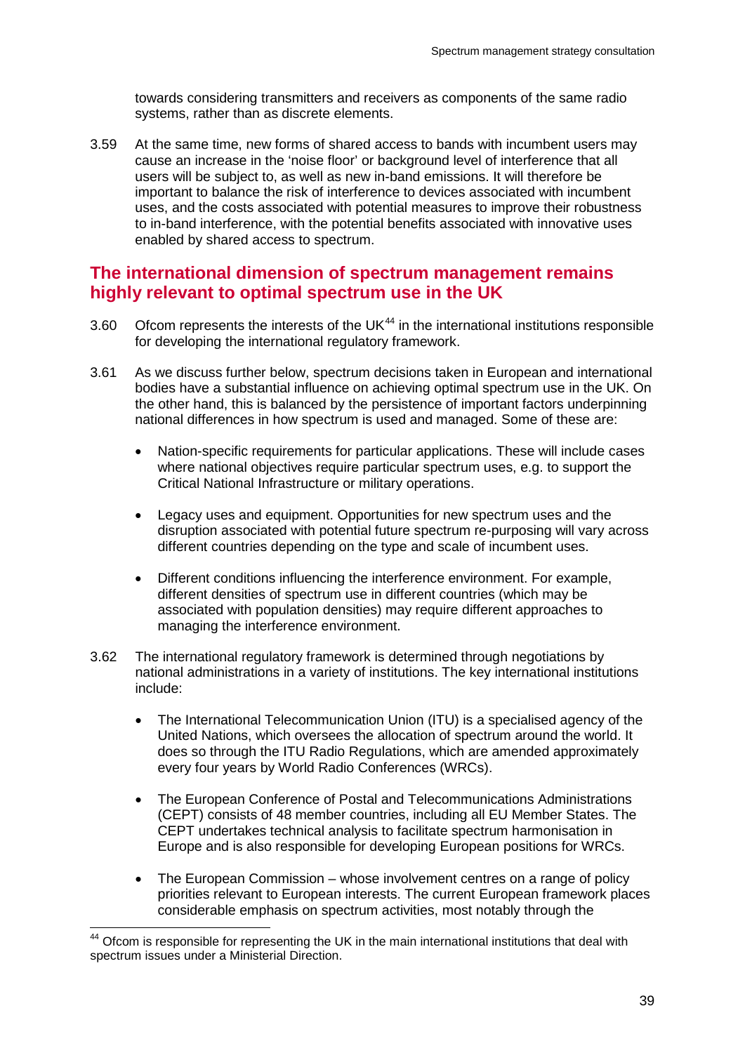towards considering transmitters and receivers as components of the same radio systems, rather than as discrete elements.

3.59 At the same time, new forms of shared access to bands with incumbent users may cause an increase in the 'noise floor' or background level of interference that all users will be subject to, as well as new in-band emissions. It will therefore be important to balance the risk of interference to devices associated with incumbent uses, and the costs associated with potential measures to improve their robustness to in-band interference, with the potential benefits associated with innovative uses enabled by shared access to spectrum.

## The international dimension of spectrum management remains highly relevant to optimal spectrum use in the UK

3.60 Ofcom represents the interests of the UK[44] in the international institutions responsible for developing the international regulatory framework.

3.61 As we discuss further below, spectrum decisions taken in European and international bodies have a substantial influence on achieving optimal spectrum use in the UK. On the other hand, this is balanced by the persistence of important factors underpinning national differences in how spectrum is used and managed. Some of these are:

- Nation-specific requirements for particular applications. These will include cases where national objectives require particular spectrum uses, e.g. to support the Critical National Infrastructure or military operations.
- Legacy uses and equipment. Opportunities for new spectrum uses and the disruption associated with potential future spectrum re-purposing will vary across different countries depending on the type and scale of incumbent uses.
- Different conditions influencing the interference environment. For example, different densities of spectrum use in different countries (which may be associated with population densities) may require different approaches to managing the interference environment.

3.62 The international regulatory framework is determined through negotiations by national administrations in a variety of institutions. The key international institutions include:

- The International Telecommunication Union (ITU) is a specialised agency of the United Nations, which oversees the allocation of spectrum around the world. It does so through the ITU Radio Regulations, which are amended approximately every four years by World Radio Conferences (WRCs).
- The European Conference of Postal and Telecommunications Administrations (CEPT) consists of 48 member countries, including all EU Member States. The CEPT undertakes technical analysis to facilitate spectrum harmonisation in Europe and is also responsible for developing European positions for WRCs.
- The European Commission – whose involvement centres on a range of policy priorities relevant to European interests. The current European framework places considerable emphasis on spectrum activities, most notably through the

[44] Ofcom is responsible for representing the UK in the main international institutions that deal with spectrum issues under a Ministerial Direction.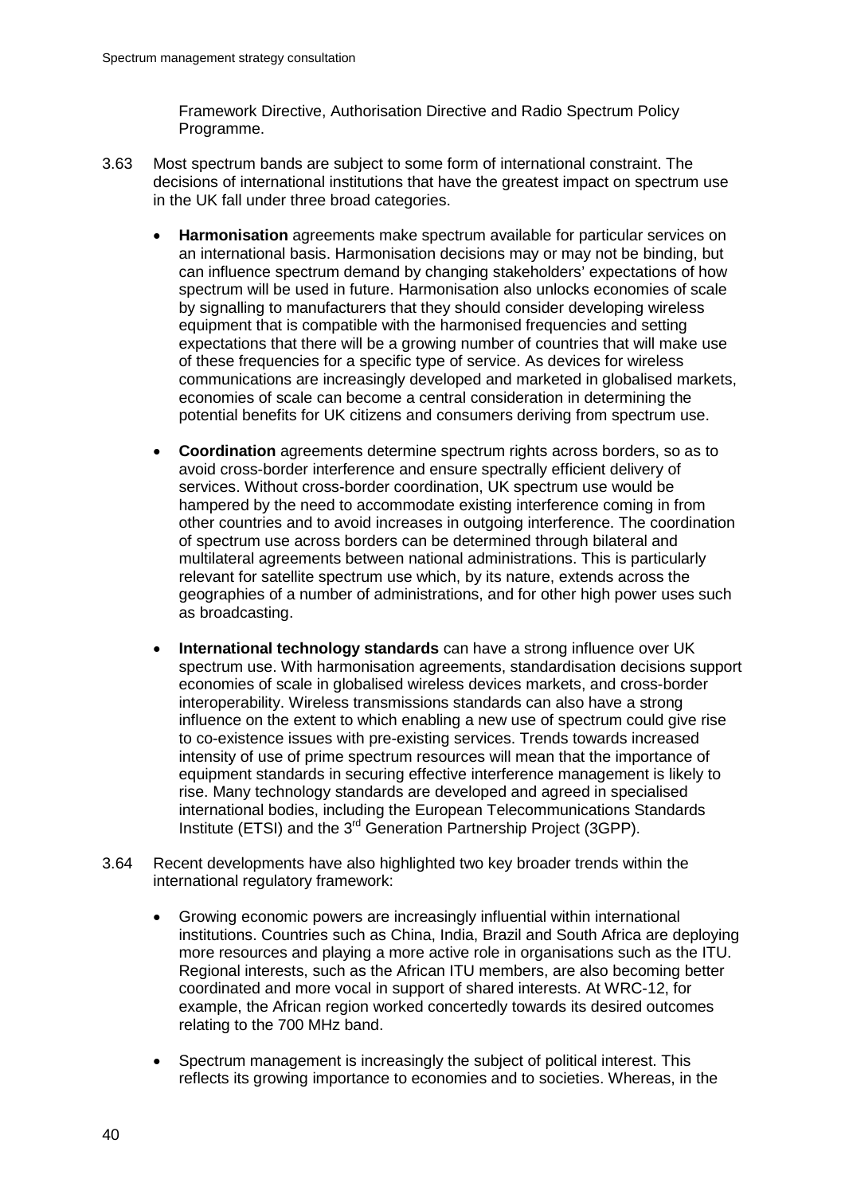Framework Directive, Authorisation Directive and Radio Spectrum Policy Programme.

3.63 Most spectrum bands are subject to some form of international constraint. The decisions of international institutions that have the greatest impact on spectrum use in the UK fall under three broad categories.

- **Harmonisation** agreements make spectrum available for particular services on an international basis. Harmonisation decisions may or may not be binding, but can influence spectrum demand by changing stakeholders' expectations of how spectrum will be used in future. Harmonisation also unlocks economies of scale by signalling to manufacturers that they should consider developing wireless equipment that is compatible with the harmonised frequencies and setting expectations that there will be a growing number of countries that will make use of these frequencies for a specific type of service. As devices for wireless communications are increasingly developed and marketed in globalised markets, economies of scale can become a central consideration in determining the potential benefits for UK citizens and consumers deriving from spectrum use.

- **Coordination** agreements determine spectrum rights across borders, so as to avoid cross-border interference and ensure spectrally efficient delivery of services. Without cross-border coordination, UK spectrum use would be hampered by the need to accommodate existing interference coming in from other countries and to avoid increases in outgoing interference. The coordination of spectrum use across borders can be determined through bilateral and multilateral agreements between national administrations. This is particularly relevant for satellite spectrum use which, by its nature, extends across the geographies of a number of administrations, and for other high power uses such as broadcasting.

- **International technology standards** can have a strong influence over UK spectrum use. With harmonisation agreements, standardisation decisions support economies of scale in globalised wireless devices markets, and cross-border interoperability. Wireless transmissions standards can also have a strong influence on the extent to which enabling a new use of spectrum could give rise to co-existence issues with pre-existing services. Trends towards increased intensity of use of prime spectrum resources will mean that the importance of equipment standards in securing effective interference management is likely to rise. Many technology standards are developed and agreed in specialised international bodies, including the European Telecommunications Standards Institute (ETSI) and the 3rd Generation Partnership Project (3GPP).

3.64 Recent developments have also highlighted two key broader trends within the international regulatory framework:

- Growing economic powers are increasingly influential within international institutions. Countries such as China, India, Brazil and South Africa are deploying more resources and playing a more active role in organisations such as the ITU. Regional interests, such as the African ITU members, are also becoming better coordinated and more vocal in support of shared interests. At WRC-12, for example, the African region worked concertedly towards its desired outcomes relating to the 700 MHz band.

- Spectrum management is increasingly the subject of political interest. This reflects its growing importance to economies and to societies. Whereas, in the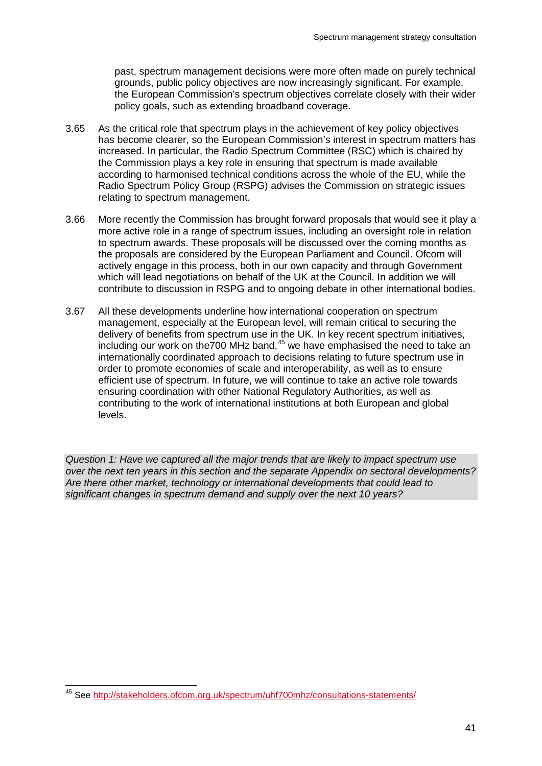past, spectrum management decisions were more often made on purely technical grounds, public policy objectives are now increasingly significant. For example, the European Commission's spectrum objectives correlate closely with their wider policy goals, such as extending broadband coverage.

3.65 As the critical role that spectrum plays in the achievement of key policy objectives has become clearer, so the European Commission's interest in spectrum matters has increased. In particular, the Radio Spectrum Committee (RSC) which is chaired by the Commission plays a key role in ensuring that spectrum is made available according to harmonised technical conditions across the whole of the EU, while the Radio Spectrum Policy Group (RSPG) advises the Commission on strategic issues relating to spectrum management.

3.66 More recently the Commission has brought forward proposals that would see it play a more active role in a range of spectrum issues, including an oversight role in relation to spectrum awards. These proposals will be discussed over the coming months as the proposals are considered by the European Parliament and Council. Ofcom will actively engage in this process, both in our own capacity and through Government which will lead negotiations on behalf of the UK at the Council. In addition we will contribute to discussion in RSPG and to ongoing debate in other international bodies.

3.67 All these developments underline how international cooperation on spectrum management, especially at the European level, will remain critical to securing the delivery of benefits from spectrum use in the UK. In key recent spectrum initiatives, including our work on the700 MHz band,[45] we have emphasised the need to take an internationally coordinated approach to decisions relating to future spectrum use in order to promote economies of scale and interoperability, as well as to ensure efficient use of spectrum. In future, we will continue to take an active role towards ensuring coordination with other National Regulatory Authorities, as well as contributing to the work of international institutions at both European and global levels.

*Question 1: Have we captured all the major trends that are likely to impact spectrum use over the next ten years in this section and the separate Appendix on sectoral developments? Are there other market, technology or international developments that could lead to significant changes in spectrum demand and supply over the next 10 years?*

[45] See http://stakeholders.ofcom.org.uk/spectrum/uhf700mhz/consultations-statements/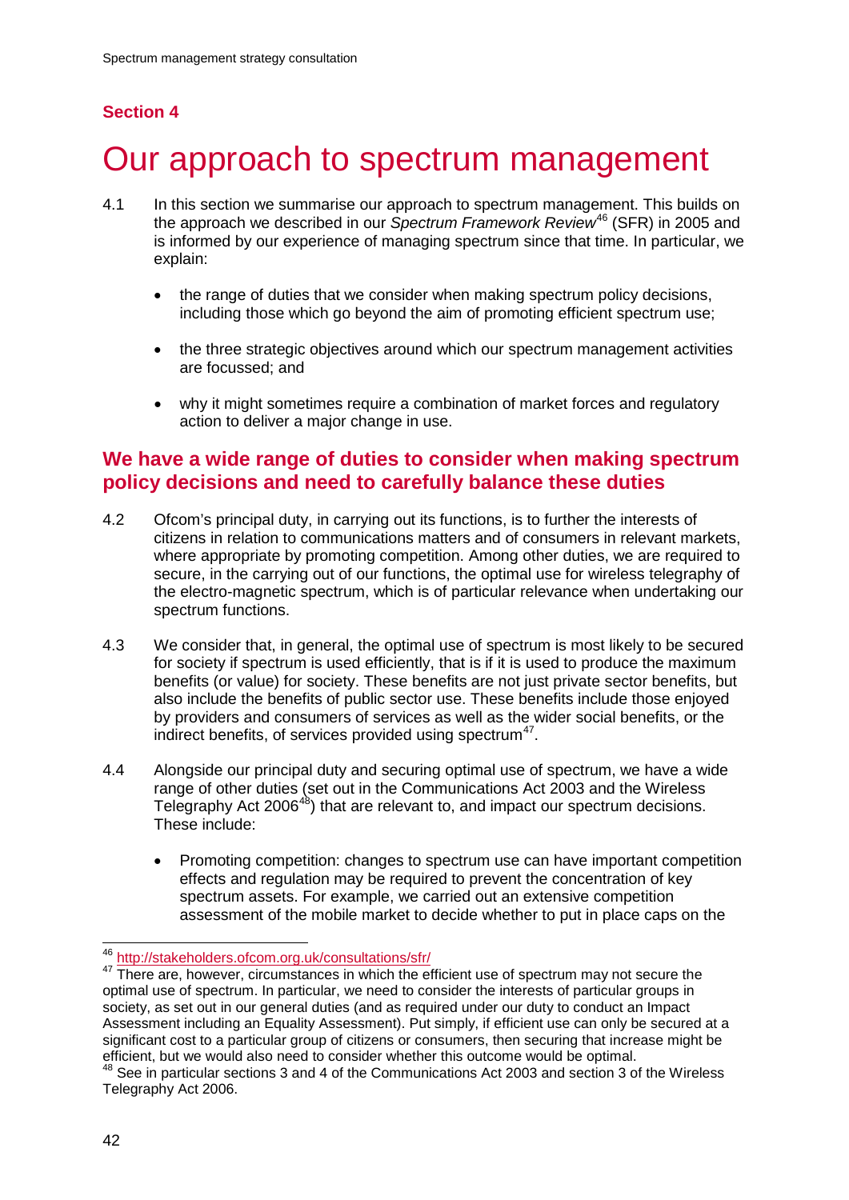## Section 4

# Our approach to spectrum management

4.1 In this section we summarise our approach to spectrum management. This builds on the approach we described in our *Spectrum Framework Review*[46] (SFR) in 2005 and is informed by our experience of managing spectrum since that time. In particular, we explain:

- the range of duties that we consider when making spectrum policy decisions, including those which go beyond the aim of promoting efficient spectrum use;
- the three strategic objectives around which our spectrum management activities are focussed; and
- why it might sometimes require a combination of market forces and regulatory action to deliver a major change in use.

## We have a wide range of duties to consider when making spectrum policy decisions and need to carefully balance these duties

4.2 Ofcom's principal duty, in carrying out its functions, is to further the interests of citizens in relation to communications matters and of consumers in relevant markets, where appropriate by promoting competition. Among other duties, we are required to secure, in the carrying out of our functions, the optimal use for wireless telegraphy of the electro-magnetic spectrum, which is of particular relevance when undertaking our spectrum functions.

4.3 We consider that, in general, the optimal use of spectrum is most likely to be secured for society if spectrum is used efficiently, that is if it is used to produce the maximum benefits (or value) for society. These benefits are not just private sector benefits, but also include the benefits of public sector use. These benefits include those enjoyed by providers and consumers of services as well as the wider social benefits, or the indirect benefits, of services provided using spectrum[47].

4.4 Alongside our principal duty and securing optimal use of spectrum, we have a wide range of other duties (set out in the Communications Act 2003 and the Wireless Telegraphy Act 2006[48]) that are relevant to, and impact our spectrum decisions. These include:

- Promoting competition: changes to spectrum use can have important competition effects and regulation may be required to prevent the concentration of key spectrum assets. For example, we carried out an extensive competition assessment of the mobile market to decide whether to put in place caps on the

[46] http://stakeholders.ofcom.org.uk/consultations/sfr/

[47] There are, however, circumstances in which the efficient use of spectrum may not secure the optimal use of spectrum. In particular, we need to consider the interests of particular groups in society, as set out in our general duties (and as required under our duty to conduct an Impact Assessment including an Equality Assessment). Put simply, if efficient use can only be secured at a significant cost to a particular group of citizens or consumers, then securing that increase might be efficient, but we would also need to consider whether this outcome would be optimal.

[48] See in particular sections 3 and 4 of the Communications Act 2003 and section 3 of the Wireless Telegraphy Act 2006.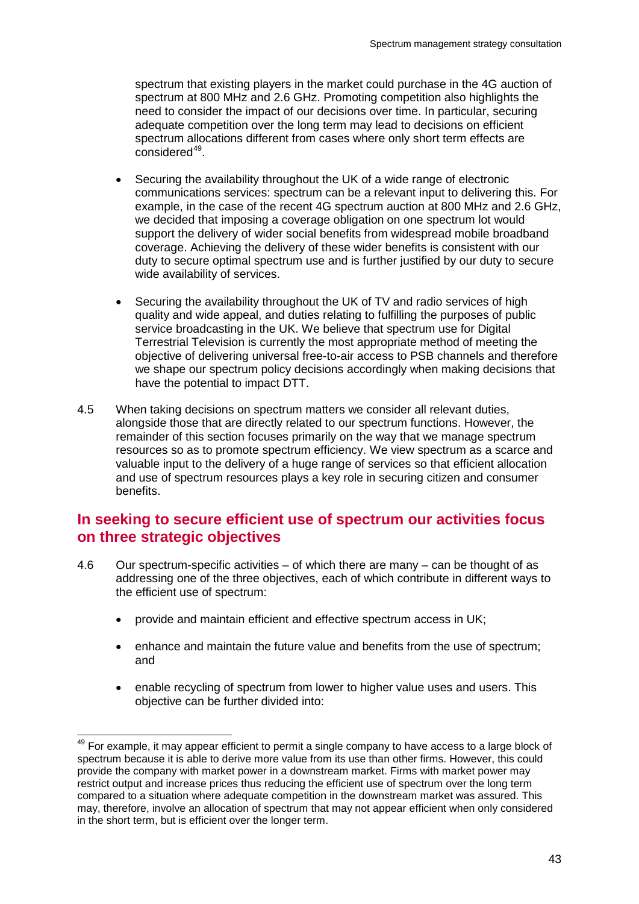spectrum that existing players in the market could purchase in the 4G auction of spectrum at 800 MHz and 2.6 GHz. Promoting competition also highlights the need to consider the impact of our decisions over time. In particular, securing adequate competition over the long term may lead to decisions on efficient spectrum allocations different from cases where only short term effects are considered[49].

- Securing the availability throughout the UK of a wide range of electronic communications services: spectrum can be a relevant input to delivering this. For example, in the case of the recent 4G spectrum auction at 800 MHz and 2.6 GHz, we decided that imposing a coverage obligation on one spectrum lot would support the delivery of wider social benefits from widespread mobile broadband coverage. Achieving the delivery of these wider benefits is consistent with our duty to secure optimal spectrum use and is further justified by our duty to secure wide availability of services.

- Securing the availability throughout the UK of TV and radio services of high quality and wide appeal, and duties relating to fulfilling the purposes of public service broadcasting in the UK. We believe that spectrum use for Digital Terrestrial Television is currently the most appropriate method of meeting the objective of delivering universal free-to-air access to PSB channels and therefore we shape our spectrum policy decisions accordingly when making decisions that have the potential to impact DTT.

4.5 When taking decisions on spectrum matters we consider all relevant duties, alongside those that are directly related to our spectrum functions. However, the remainder of this section focuses primarily on the way that we manage spectrum resources so as to promote spectrum efficiency. We view spectrum as a scarce and valuable input to the delivery of a huge range of services so that efficient allocation and use of spectrum resources plays a key role in securing citizen and consumer benefits.

## In seeking to secure efficient use of spectrum our activities focus on three strategic objectives

4.6 Our spectrum-specific activities – of which there are many – can be thought of as addressing one of the three objectives, each of which contribute in different ways to the efficient use of spectrum:

- provide and maintain efficient and effective spectrum access in UK;

- enhance and maintain the future value and benefits from the use of spectrum; and

- enable recycling of spectrum from lower to higher value uses and users. This objective can be further divided into:

---

[49] For example, it may appear efficient to permit a single company to have access to a large block of spectrum because it is able to derive more value from its use than other firms. However, this could provide the company with market power in a downstream market. Firms with market power may restrict output and increase prices thus reducing the efficient use of spectrum over the long term compared to a situation where adequate competition in the downstream market was assured. This may, therefore, involve an allocation of spectrum that may not appear efficient when only considered in the short term, but is efficient over the longer term.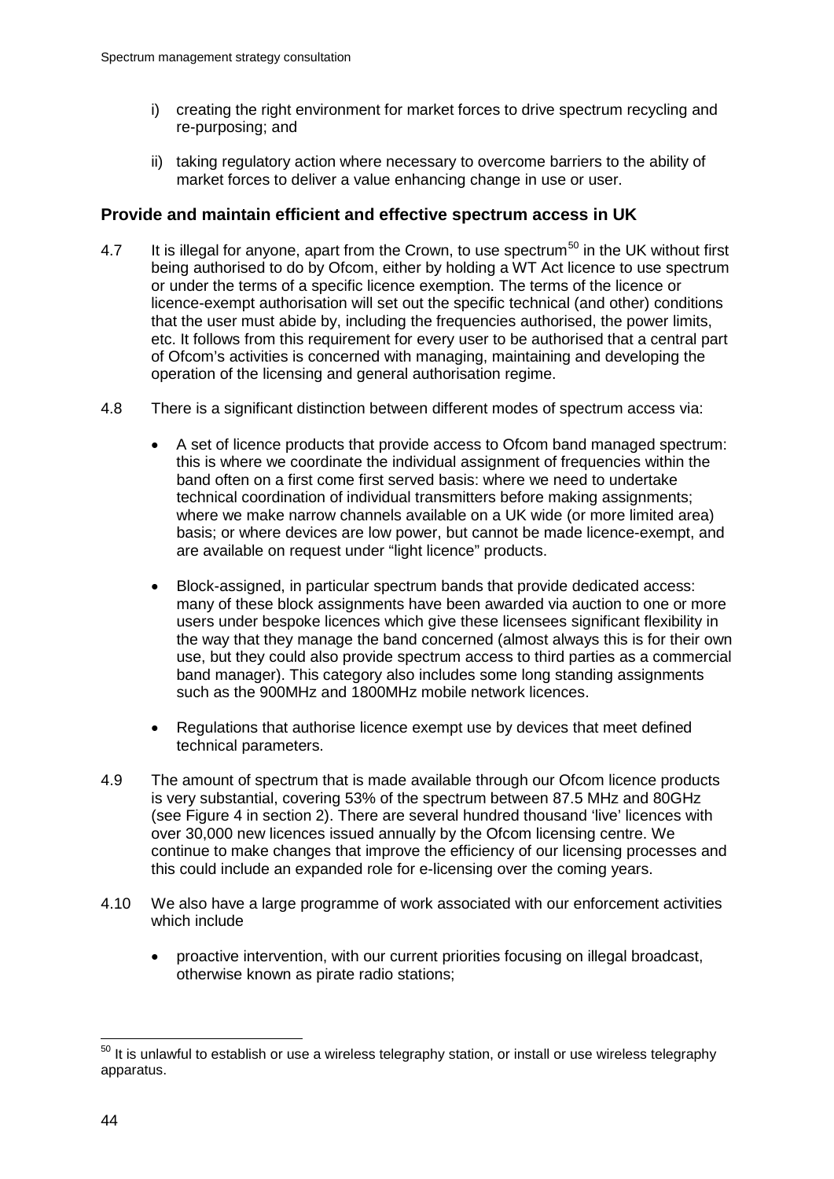i) creating the right environment for market forces to drive spectrum recycling and re-purposing; and

ii) taking regulatory action where necessary to overcome barriers to the ability of market forces to deliver a value enhancing change in use or user.

### Provide and maintain efficient and effective spectrum access in UK

4.7 It is illegal for anyone, apart from the Crown, to use spectrum[50] in the UK without first being authorised to do by Ofcom, either by holding a WT Act licence to use spectrum or under the terms of a specific licence exemption. The terms of the licence or licence-exempt authorisation will set out the specific technical (and other) conditions that the user must abide by, including the frequencies authorised, the power limits, etc. It follows from this requirement for every user to be authorised that a central part of Ofcom's activities is concerned with managing, maintaining and developing the operation of the licensing and general authorisation regime.

4.8 There is a significant distinction between different modes of spectrum access via:

- A set of licence products that provide access to Ofcom band managed spectrum: this is where we coordinate the individual assignment of frequencies within the band often on a first come first served basis: where we need to undertake technical coordination of individual transmitters before making assignments; where we make narrow channels available on a UK wide (or more limited area) basis; or where devices are low power, but cannot be made licence-exempt, and are available on request under "light licence" products.
- Block-assigned, in particular spectrum bands that provide dedicated access: many of these block assignments have been awarded via auction to one or more users under bespoke licences which give these licensees significant flexibility in the way that they manage the band concerned (almost always this is for their own use, but they could also provide spectrum access to third parties as a commercial band manager). This category also includes some long standing assignments such as the 900MHz and 1800MHz mobile network licences.
- Regulations that authorise licence exempt use by devices that meet defined technical parameters.

4.9 The amount of spectrum that is made available through our Ofcom licence products is very substantial, covering 53% of the spectrum between 87.5 MHz and 80GHz (see Figure 4 in section 2). There are several hundred thousand 'live' licences with over 30,000 new licences issued annually by the Ofcom licensing centre. We continue to make changes that improve the efficiency of our licensing processes and this could include an expanded role for e-licensing over the coming years.

4.10 We also have a large programme of work associated with our enforcement activities which include

- proactive intervention, with our current priorities focusing on illegal broadcast, otherwise known as pirate radio stations;

[50] It is unlawful to establish or use a wireless telegraphy station, or install or use wireless telegraphy apparatus.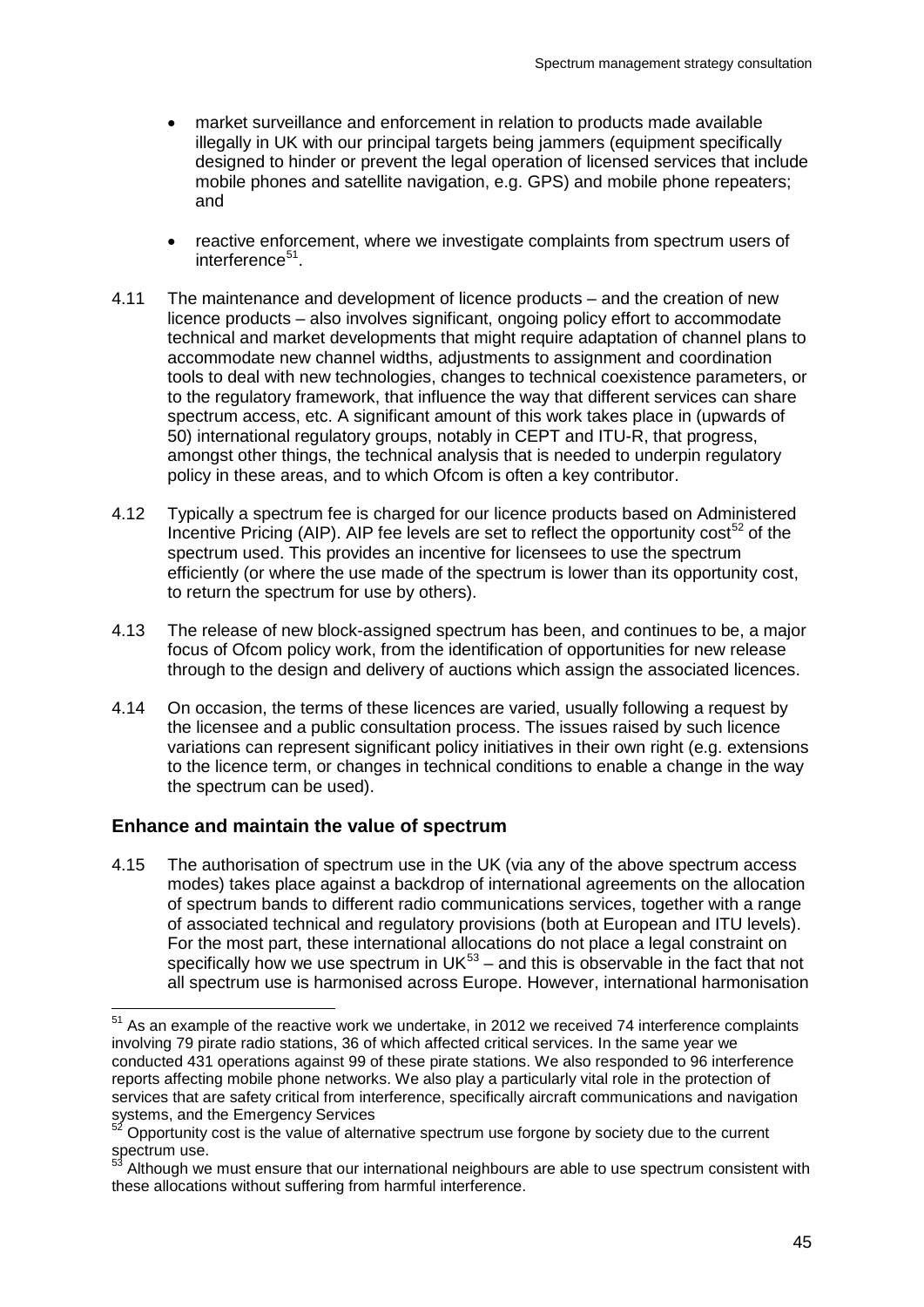- market surveillance and enforcement in relation to products made available illegally in UK with our principal targets being jammers (equipment specifically designed to hinder or prevent the legal operation of licensed services that include mobile phones and satellite navigation, e.g. GPS) and mobile phone repeaters; and

- reactive enforcement, where we investigate complaints from spectrum users of interference[51].

4.11 The maintenance and development of licence products – and the creation of new licence products – also involves significant, ongoing policy effort to accommodate technical and market developments that might require adaptation of channel plans to accommodate new channel widths, adjustments to assignment and coordination tools to deal with new technologies, changes to technical coexistence parameters, or to the regulatory framework, that influence the way that different services can share spectrum access, etc. A significant amount of this work takes place in (upwards of 50) international regulatory groups, notably in CEPT and ITU-R, that progress, amongst other things, the technical analysis that is needed to underpin regulatory policy in these areas, and to which Ofcom is often a key contributor.

4.12 Typically a spectrum fee is charged for our licence products based on Administered Incentive Pricing (AIP). AIP fee levels are set to reflect the opportunity cost[52] of the spectrum used. This provides an incentive for licensees to use the spectrum efficiently (or where the use made of the spectrum is lower than its opportunity cost, to return the spectrum for use by others).

4.13 The release of new block-assigned spectrum has been, and continues to be, a major focus of Ofcom policy work, from the identification of opportunities for new release through to the design and delivery of auctions which assign the associated licences.

4.14 On occasion, the terms of these licences are varied, usually following a request by the licensee and a public consultation process. The issues raised by such licence variations can represent significant policy initiatives in their own right (e.g. extensions to the licence term, or changes in technical conditions to enable a change in the way the spectrum can be used).

### Enhance and maintain the value of spectrum

4.15 The authorisation of spectrum use in the UK (via any of the above spectrum access modes) takes place against a backdrop of international agreements on the allocation of spectrum bands to different radio communications services, together with a range of associated technical and regulatory provisions (both at European and ITU levels). For the most part, these international allocations do not place a legal constraint on specifically how we use spectrum in UK[53] – and this is observable in the fact that not all spectrum use is harmonised across Europe. However, international harmonisation

---

[51] As an example of the reactive work we undertake, in 2012 we received 74 interference complaints involving 79 pirate radio stations, 36 of which affected critical services. In the same year we conducted 431 operations against 99 of these pirate stations. We also responded to 96 interference reports affecting mobile phone networks. We also play a particularly vital role in the protection of services that are safety critical from interference, specifically aircraft communications and navigation systems, and the Emergency Services

[52] Opportunity cost is the value of alternative spectrum use forgone by society due to the current spectrum use.

[53] Although we must ensure that our international neighbours are able to use spectrum consistent with these allocations without suffering from harmful interference.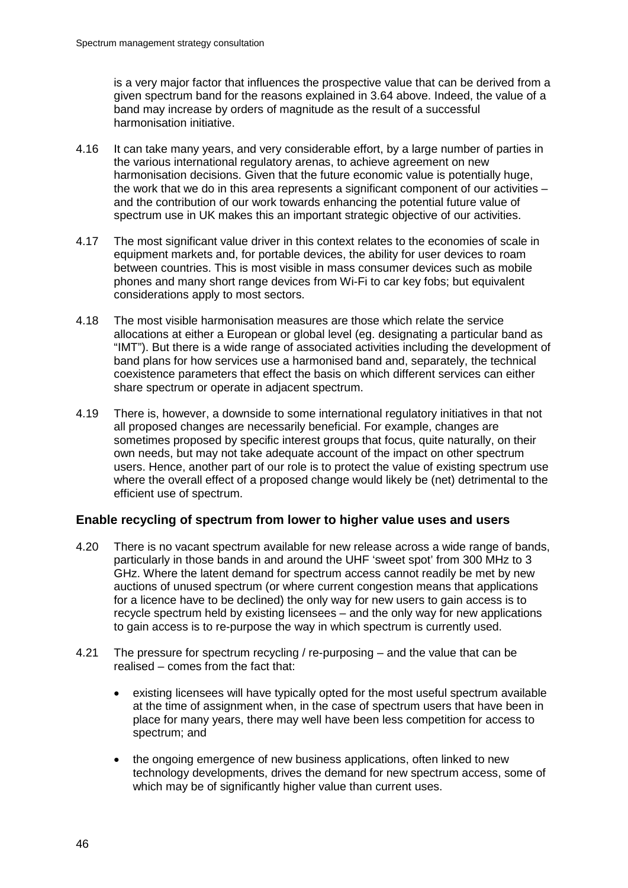is a very major factor that influences the prospective value that can be derived from a given spectrum band for the reasons explained in 3.64 above. Indeed, the value of a band may increase by orders of magnitude as the result of a successful harmonisation initiative.

4.16 It can take many years, and very considerable effort, by a large number of parties in the various international regulatory arenas, to achieve agreement on new harmonisation decisions. Given that the future economic value is potentially huge, the work that we do in this area represents a significant component of our activities – and the contribution of our work towards enhancing the potential future value of spectrum use in UK makes this an important strategic objective of our activities.

4.17 The most significant value driver in this context relates to the economies of scale in equipment markets and, for portable devices, the ability for user devices to roam between countries. This is most visible in mass consumer devices such as mobile phones and many short range devices from Wi-Fi to car key fobs; but equivalent considerations apply to most sectors.

4.18 The most visible harmonisation measures are those which relate the service allocations at either a European or global level (eg. designating a particular band as "IMT"). But there is a wide range of associated activities including the development of band plans for how services use a harmonised band and, separately, the technical coexistence parameters that effect the basis on which different services can either share spectrum or operate in adjacent spectrum.

4.19 There is, however, a downside to some international regulatory initiatives in that not all proposed changes are necessarily beneficial. For example, changes are sometimes proposed by specific interest groups that focus, quite naturally, on their own needs, but may not take adequate account of the impact on other spectrum users. Hence, another part of our role is to protect the value of existing spectrum use where the overall effect of a proposed change would likely be (net) detrimental to the efficient use of spectrum.

### Enable recycling of spectrum from lower to higher value uses and users

4.20 There is no vacant spectrum available for new release across a wide range of bands, particularly in those bands in and around the UHF 'sweet spot' from 300 MHz to 3 GHz. Where the latent demand for spectrum access cannot readily be met by new auctions of unused spectrum (or where current congestion means that applications for a licence have to be declined) the only way for new users to gain access is to recycle spectrum held by existing licensees – and the only way for new applications to gain access is to re-purpose the way in which spectrum is currently used.

4.21 The pressure for spectrum recycling / re-purposing – and the value that can be realised – comes from the fact that:

- existing licensees will have typically opted for the most useful spectrum available at the time of assignment when, in the case of spectrum users that have been in place for many years, there may well have been less competition for access to spectrum; and
- the ongoing emergence of new business applications, often linked to new technology developments, drives the demand for new spectrum access, some of which may be of significantly higher value than current uses.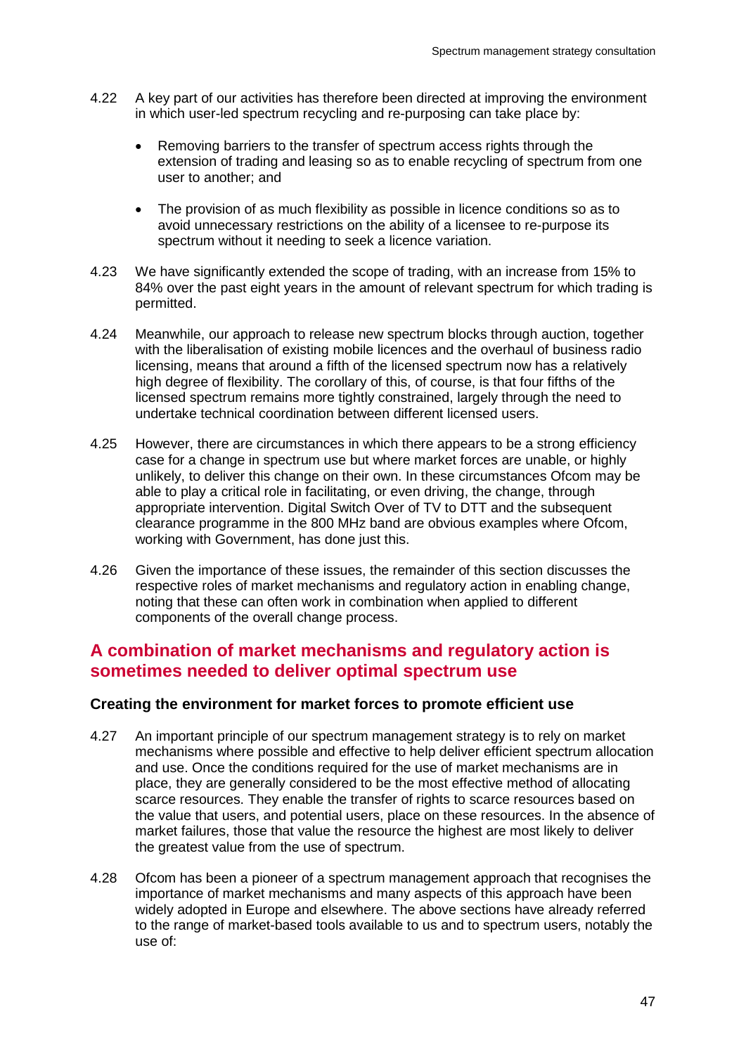4.22 A key part of our activities has therefore been directed at improving the environment in which user-led spectrum recycling and re-purposing can take place by:

- Removing barriers to the transfer of spectrum access rights through the extension of trading and leasing so as to enable recycling of spectrum from one user to another; and
- The provision of as much flexibility as possible in licence conditions so as to avoid unnecessary restrictions on the ability of a licensee to re-purpose its spectrum without it needing to seek a licence variation.

4.23 We have significantly extended the scope of trading, with an increase from 15% to 84% over the past eight years in the amount of relevant spectrum for which trading is permitted.

4.24 Meanwhile, our approach to release new spectrum blocks through auction, together with the liberalisation of existing mobile licences and the overhaul of business radio licensing, means that around a fifth of the licensed spectrum now has a relatively high degree of flexibility. The corollary of this, of course, is that four fifths of the licensed spectrum remains more tightly constrained, largely through the need to undertake technical coordination between different licensed users.

4.25 However, there are circumstances in which there appears to be a strong efficiency case for a change in spectrum use but where market forces are unable, or highly unlikely, to deliver this change on their own. In these circumstances Ofcom may be able to play a critical role in facilitating, or even driving, the change, through appropriate intervention. Digital Switch Over of TV to DTT and the subsequent clearance programme in the 800 MHz band are obvious examples where Ofcom, working with Government, has done just this.

4.26 Given the importance of these issues, the remainder of this section discusses the respective roles of market mechanisms and regulatory action in enabling change, noting that these can often work in combination when applied to different components of the overall change process.

## A combination of market mechanisms and regulatory action is sometimes needed to deliver optimal spectrum use

### Creating the environment for market forces to promote efficient use

4.27 An important principle of our spectrum management strategy is to rely on market mechanisms where possible and effective to help deliver efficient spectrum allocation and use. Once the conditions required for the use of market mechanisms are in place, they are generally considered to be the most effective method of allocating scarce resources. They enable the transfer of rights to scarce resources based on the value that users, and potential users, place on these resources. In the absence of market failures, those that value the resource the highest are most likely to deliver the greatest value from the use of spectrum.

4.28 Ofcom has been a pioneer of a spectrum management approach that recognises the importance of market mechanisms and many aspects of this approach have been widely adopted in Europe and elsewhere. The above sections have already referred to the range of market-based tools available to us and to spectrum users, notably the use of: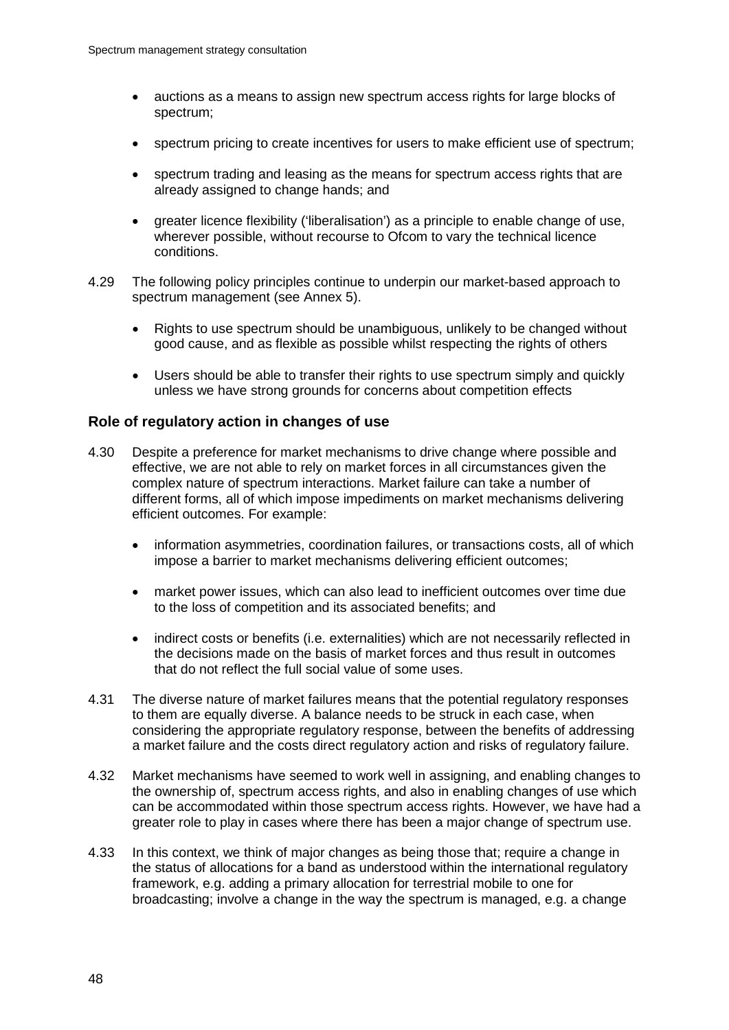- auctions as a means to assign new spectrum access rights for large blocks of spectrum;
- spectrum pricing to create incentives for users to make efficient use of spectrum;
- spectrum trading and leasing as the means for spectrum access rights that are already assigned to change hands; and
- greater licence flexibility ('liberalisation') as a principle to enable change of use, wherever possible, without recourse to Ofcom to vary the technical licence conditions.

4.29 The following policy principles continue to underpin our market-based approach to spectrum management (see Annex 5).

- Rights to use spectrum should be unambiguous, unlikely to be changed without good cause, and as flexible as possible whilst respecting the rights of others
- Users should be able to transfer their rights to use spectrum simply and quickly unless we have strong grounds for concerns about competition effects

### Role of regulatory action in changes of use

4.30 Despite a preference for market mechanisms to drive change where possible and effective, we are not able to rely on market forces in all circumstances given the complex nature of spectrum interactions. Market failure can take a number of different forms, all of which impose impediments on market mechanisms delivering efficient outcomes. For example:

- information asymmetries, coordination failures, or transactions costs, all of which impose a barrier to market mechanisms delivering efficient outcomes;
- market power issues, which can also lead to inefficient outcomes over time due to the loss of competition and its associated benefits; and
- indirect costs or benefits (i.e. externalities) which are not necessarily reflected in the decisions made on the basis of market forces and thus result in outcomes that do not reflect the full social value of some uses.

4.31 The diverse nature of market failures means that the potential regulatory responses to them are equally diverse. A balance needs to be struck in each case, when considering the appropriate regulatory response, between the benefits of addressing a market failure and the costs direct regulatory action and risks of regulatory failure.

4.32 Market mechanisms have seemed to work well in assigning, and enabling changes to the ownership of, spectrum access rights, and also in enabling changes of use which can be accommodated within those spectrum access rights. However, we have had a greater role to play in cases where there has been a major change of spectrum use.

4.33 In this context, we think of major changes as being those that; require a change in the status of allocations for a band as understood within the international regulatory framework, e.g. adding a primary allocation for terrestrial mobile to one for broadcasting; involve a change in the way the spectrum is managed, e.g. a change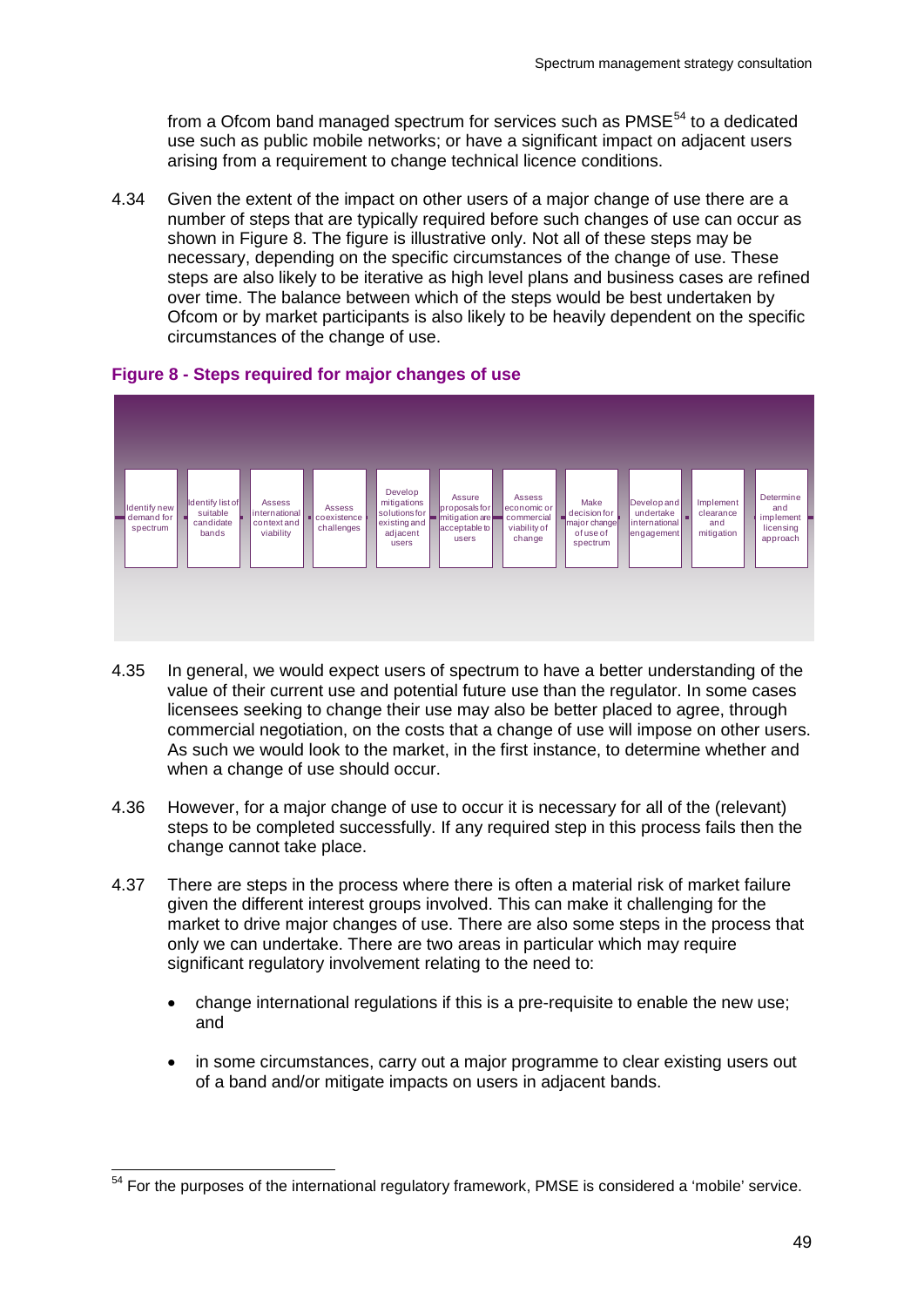from a Ofcom band managed spectrum for services such as PMSE[54] to a dedicated use such as public mobile networks; or have a significant impact on adjacent users arising from a requirement to change technical licence conditions.

4.34 Given the extent of the impact on other users of a major change of use there are a number of steps that are typically required before such changes of use can occur as shown in Figure 8. The figure is illustrative only. Not all of these steps may be necessary, depending on the specific circumstances of the change of use. These steps are also likely to be iterative as high level plans and business cases are refined over time. The balance between which of the steps would be best undertaken by Ofcom or by market participants is also likely to be heavily dependent on the specific circumstances of the change of use.

**Figure 8 - Steps required for major changes of use**

Identify new demand for spectrum → Identify list of suitable candidate bands → Assess international context and viability → Assess coexistence challenges → Develop mitigations solutions for existing and adjacent users → Assure proposals for mitigation are acceptable to users → Assess economic or commercial viability of change → Make decision for major change of use of spectrum → Develop and undertake international engagement → Implement clearance and mitigation → Determine and implement licensing approach

4.35 In general, we would expect users of spectrum to have a better understanding of the value of their current use and potential future use than the regulator. In some cases licensees seeking to change their use may also be better placed to agree, through commercial negotiation, on the costs that a change of use will impose on other users. As such we would look to the market, in the first instance, to determine whether and when a change of use should occur.

4.36 However, for a major change of use to occur it is necessary for all of the (relevant) steps to be completed successfully. If any required step in this process fails then the change cannot take place.

4.37 There are steps in the process where there is often a material risk of market failure given the different interest groups involved. This can make it challenging for the market to drive major changes of use. There are also some steps in the process that only we can undertake. There are two areas in particular which may require significant regulatory involvement relating to the need to:

- change international regulations if this is a pre-requisite to enable the new use; and
- in some circumstances, carry out a major programme to clear existing users out of a band and/or mitigate impacts on users in adjacent bands.

[54] For the purposes of the international regulatory framework, PMSE is considered a 'mobile' service.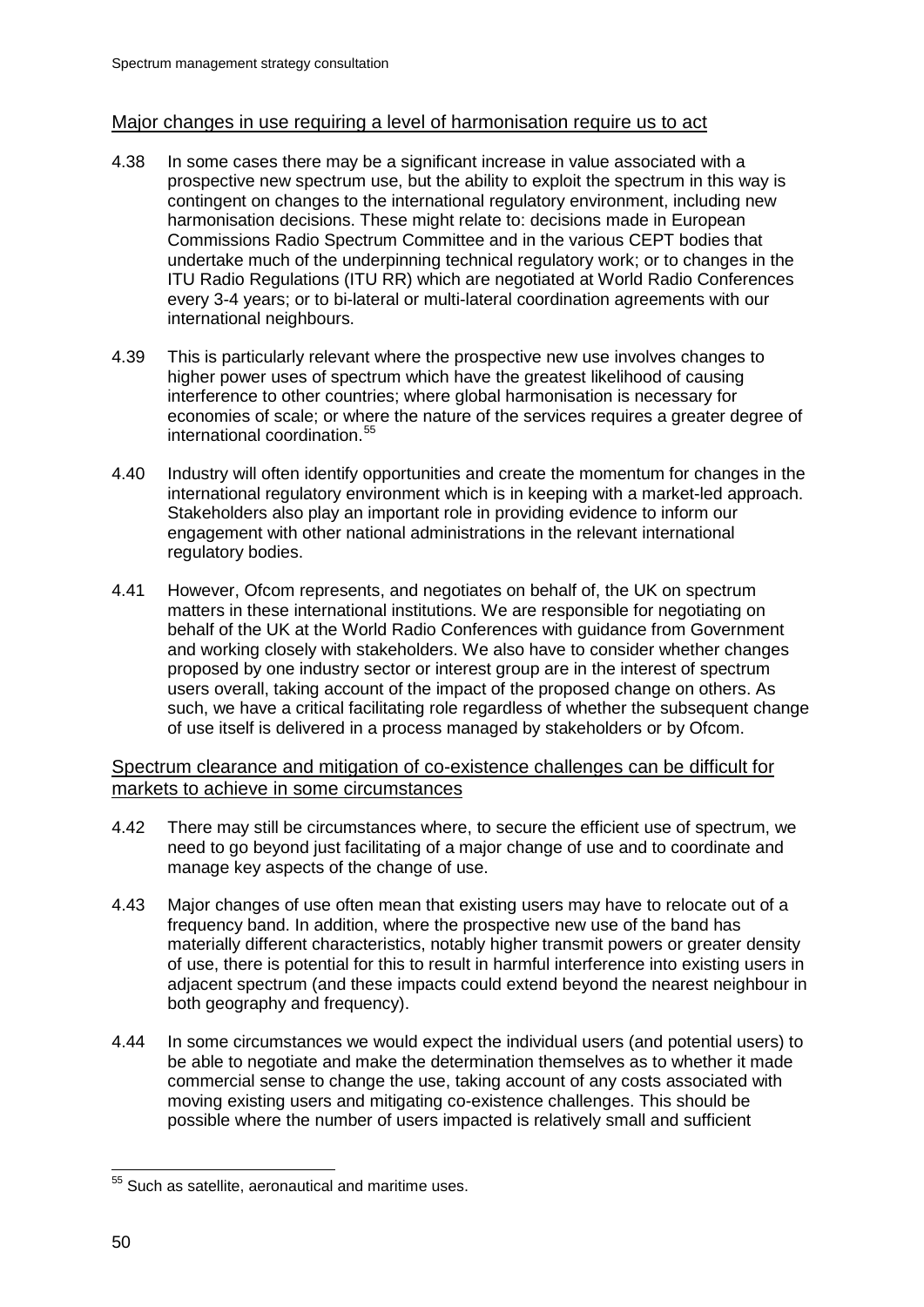## Major changes in use requiring a level of harmonisation require us to act

4.38 In some cases there may be a significant increase in value associated with a prospective new spectrum use, but the ability to exploit the spectrum in this way is contingent on changes to the international regulatory environment, including new harmonisation decisions. These might relate to: decisions made in European Commissions Radio Spectrum Committee and in the various CEPT bodies that undertake much of the underpinning technical regulatory work; or to changes in the ITU Radio Regulations (ITU RR) which are negotiated at World Radio Conferences every 3-4 years; or to bi-lateral or multi-lateral coordination agreements with our international neighbours.

4.39 This is particularly relevant where the prospective new use involves changes to higher power uses of spectrum which have the greatest likelihood of causing interference to other countries; where global harmonisation is necessary for economies of scale; or where the nature of the services requires a greater degree of international coordination.[55]

4.40 Industry will often identify opportunities and create the momentum for changes in the international regulatory environment which is in keeping with a market-led approach. Stakeholders also play an important role in providing evidence to inform our engagement with other national administrations in the relevant international regulatory bodies.

4.41 However, Ofcom represents, and negotiates on behalf of, the UK on spectrum matters in these international institutions. We are responsible for negotiating on behalf of the UK at the World Radio Conferences with guidance from Government and working closely with stakeholders. We also have to consider whether changes proposed by one industry sector or interest group are in the interest of spectrum users overall, taking account of the impact of the proposed change on others. As such, we have a critical facilitating role regardless of whether the subsequent change of use itself is delivered in a process managed by stakeholders or by Ofcom.

## Spectrum clearance and mitigation of co-existence challenges can be difficult for markets to achieve in some circumstances

4.42 There may still be circumstances where, to secure the efficient use of spectrum, we need to go beyond just facilitating of a major change of use and to coordinate and manage key aspects of the change of use.

4.43 Major changes of use often mean that existing users may have to relocate out of a frequency band. In addition, where the prospective new use of the band has materially different characteristics, notably higher transmit powers or greater density of use, there is potential for this to result in harmful interference into existing users in adjacent spectrum (and these impacts could extend beyond the nearest neighbour in both geography and frequency).

4.44 In some circumstances we would expect the individual users (and potential users) to be able to negotiate and make the determination themselves as to whether it made commercial sense to change the use, taking account of any costs associated with moving existing users and mitigating co-existence challenges. This should be possible where the number of users impacted is relatively small and sufficient

---

[55] Such as satellite, aeronautical and maritime uses.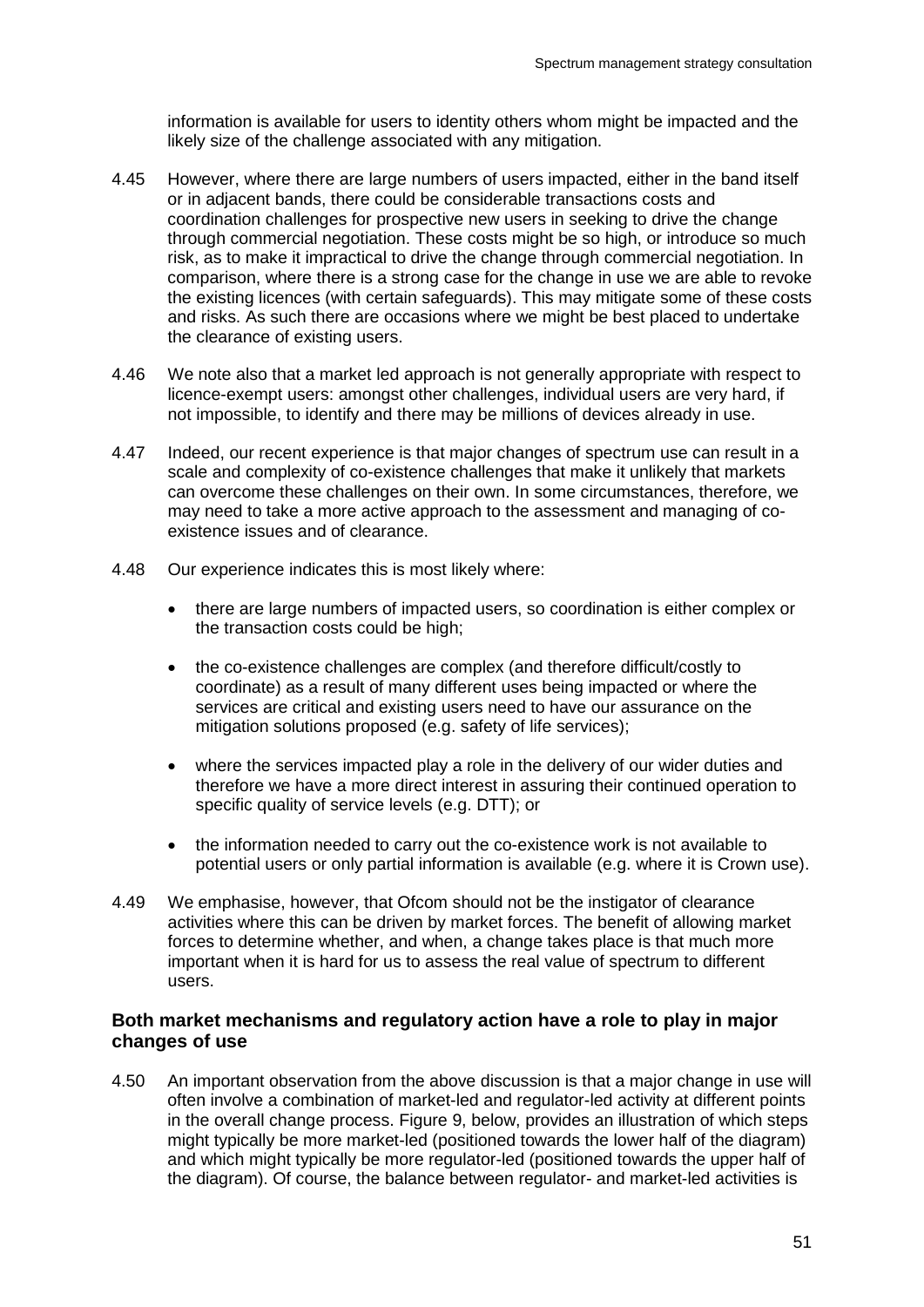information is available for users to identity others whom might be impacted and the likely size of the challenge associated with any mitigation.

4.45 However, where there are large numbers of users impacted, either in the band itself or in adjacent bands, there could be considerable transactions costs and coordination challenges for prospective new users in seeking to drive the change through commercial negotiation. These costs might be so high, or introduce so much risk, as to make it impractical to drive the change through commercial negotiation. In comparison, where there is a strong case for the change in use we are able to revoke the existing licences (with certain safeguards). This may mitigate some of these costs and risks. As such there are occasions where we might be best placed to undertake the clearance of existing users.

4.46 We note also that a market led approach is not generally appropriate with respect to licence-exempt users: amongst other challenges, individual users are very hard, if not impossible, to identify and there may be millions of devices already in use.

4.47 Indeed, our recent experience is that major changes of spectrum use can result in a scale and complexity of co-existence challenges that make it unlikely that markets can overcome these challenges on their own. In some circumstances, therefore, we may need to take a more active approach to the assessment and managing of co-existence issues and of clearance.

4.48 Our experience indicates this is most likely where:

- there are large numbers of impacted users, so coordination is either complex or the transaction costs could be high;
- the co-existence challenges are complex (and therefore difficult/costly to coordinate) as a result of many different uses being impacted or where the services are critical and existing users need to have our assurance on the mitigation solutions proposed (e.g. safety of life services);
- where the services impacted play a role in the delivery of our wider duties and therefore we have a more direct interest in assuring their continued operation to specific quality of service levels (e.g. DTT); or
- the information needed to carry out the co-existence work is not available to potential users or only partial information is available (e.g. where it is Crown use).

4.49 We emphasise, however, that Ofcom should not be the instigator of clearance activities where this can be driven by market forces. The benefit of allowing market forces to determine whether, and when, a change takes place is that much more important when it is hard for us to assess the real value of spectrum to different users.

### Both market mechanisms and regulatory action have a role to play in major changes of use

4.50 An important observation from the above discussion is that a major change in use will often involve a combination of market-led and regulator-led activity at different points in the overall change process. Figure 9, below, provides an illustration of which steps might typically be more market-led (positioned towards the lower half of the diagram) and which might typically be more regulator-led (positioned towards the upper half of the diagram). Of course, the balance between regulator- and market-led activities is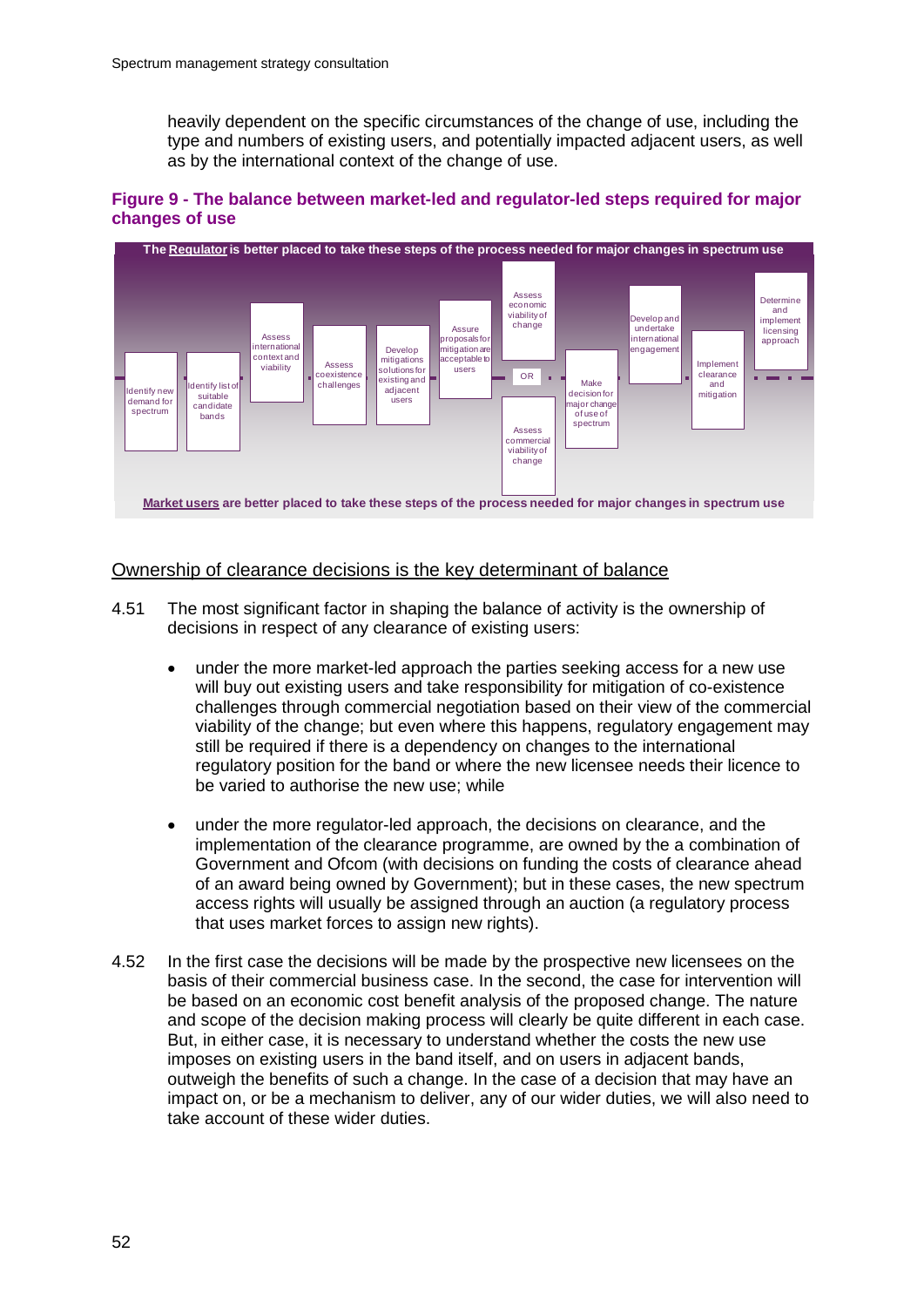heavily dependent on the specific circumstances of the change of use, including the type and numbers of existing users, and potentially impacted adjacent users, as well as by the international context of the change of use.

**Figure 9 - The balance between market-led and regulator-led steps required for major changes of use**

The Regulator is better placed to take these steps of the process needed for major changes in spectrum use

Identify new demand for spectrum — Identify list of suitable candidate bands — Assess international context and viability — Assess coexistence challenges — Develop mitigations solutions for existing and adjacent users — Assure proposals for mitigation are acceptable to users — Assess economic viability of change OR Assess commercial viability of change — Make decision for major change of use of spectrum — Develop and undertake international engagement — Implement clearance and mitigation — Determine and implement licensing approach

Market users are better placed to take these steps of the process needed for major changes in spectrum use

## Ownership of clearance decisions is the key determinant of balance

4.51 The most significant factor in shaping the balance of activity is the ownership of decisions in respect of any clearance of existing users:

- under the more market-led approach the parties seeking access for a new use will buy out existing users and take responsibility for mitigation of co-existence challenges through commercial negotiation based on their view of the commercial viability of the change; but even where this happens, regulatory engagement may still be required if there is a dependency on changes to the international regulatory position for the band or where the new licensee needs their licence to be varied to authorise the new use; while
- under the more regulator-led approach, the decisions on clearance, and the implementation of the clearance programme, are owned by the combination of Government and Ofcom (with decisions on funding the costs of clearance ahead of an award being owned by Government); but in these cases, the new spectrum access rights will usually be assigned through an auction (a regulatory process that uses market forces to assign new rights).

4.52 In the first case the decisions will be made by the prospective new licensees on the basis of their commercial business case. In the second, the case for intervention will be based on an economic cost benefit analysis of the proposed change. The nature and scope of the decision making process will clearly be quite different in each case. But, in either case, it is necessary to understand whether the costs the new use imposes on existing users in the band itself, and on users in adjacent bands, outweigh the benefits of such a change. In the case of a decision that may have an impact on, or be a mechanism to deliver, any of our wider duties, we will also need to take account of these wider duties.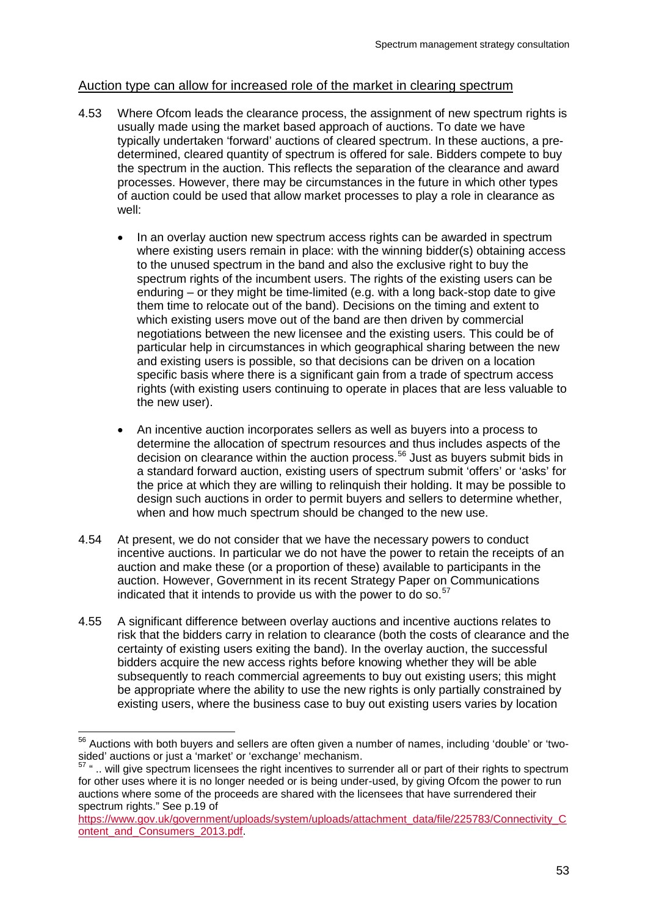Auction type can allow for increased role of the market in clearing spectrum

4.53 Where Ofcom leads the clearance process, the assignment of new spectrum rights is usually made using the market based approach of auctions. To date we have typically undertaken 'forward' auctions of cleared spectrum. In these auctions, a pre-determined, cleared quantity of spectrum is offered for sale. Bidders compete to buy the spectrum in the auction. This reflects the separation of the clearance and award processes. However, there may be circumstances in the future in which other types of auction could be used that allow market processes to play a role in clearance as well:

- In an overlay auction new spectrum access rights can be awarded in spectrum where existing users remain in place: with the winning bidder(s) obtaining access to the unused spectrum in the band and also the exclusive right to buy the spectrum rights of the incumbent users. The rights of the existing users can be enduring – or they might be time-limited (e.g. with a long back-stop date to give them time to relocate out of the band). Decisions on the timing and extent to which existing users move out of the band are then driven by commercial negotiations between the new licensee and the existing users. This could be of particular help in circumstances in which geographical sharing between the new and existing users is possible, so that decisions can be driven on a location specific basis where there is a significant gain from a trade of spectrum access rights (with existing users continuing to operate in places that are less valuable to the new user).

- An incentive auction incorporates sellers as well as buyers into a process to determine the allocation of spectrum resources and thus includes aspects of the decision on clearance within the auction process.[56] Just as buyers submit bids in a standard forward auction, existing users of spectrum submit 'offers' or 'asks' for the price at which they are willing to relinquish their holding. It may be possible to design such auctions in order to permit buyers and sellers to determine whether, when and how much spectrum should be changed to the new use.

4.54 At present, we do not consider that we have the necessary powers to conduct incentive auctions. In particular we do not have the power to retain the receipts of an auction and make these (or a proportion of these) available to participants in the auction. However, Government in its recent Strategy Paper on Communications indicated that it intends to provide us with the power to do so.[57]

4.55 A significant difference between overlay auctions and incentive auctions relates to risk that the bidders carry in relation to clearance (both the costs of clearance and the certainty of existing users exiting the band). In the overlay auction, the successful bidders acquire the new access rights before knowing whether they will be able subsequently to reach commercial agreements to buy out existing users; this might be appropriate where the ability to use the new rights is only partially constrained by existing users, where the business case to buy out existing users varies by location

---

[56] Auctions with both buyers and sellers are often given a number of names, including 'double' or 'two-sided' auctions or just a 'market' or 'exchange' mechanism.

[57] " .. will give spectrum licensees the right incentives to surrender all or part of their rights to spectrum for other uses where it is no longer needed or is being under-used, by giving Ofcom the power to run auctions where some of the proceeds are shared with the licensees that have surrendered their spectrum rights." See p.19 of https://www.gov.uk/government/uploads/system/uploads/attachment_data/file/225783/Connectivity_Content_and_Consumers_2013.pdf.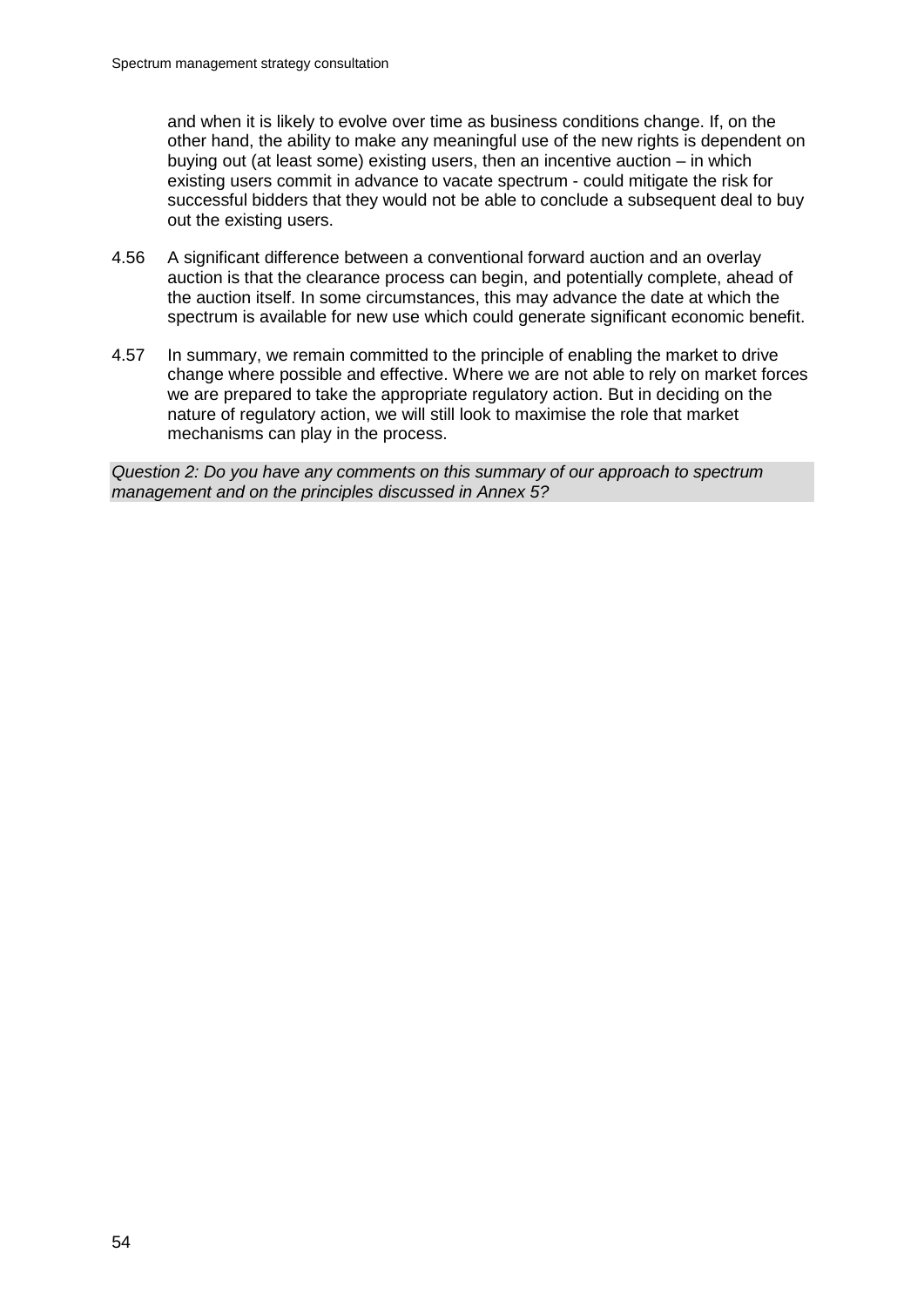and when it is likely to evolve over time as business conditions change. If, on the other hand, the ability to make any meaningful use of the new rights is dependent on buying out (at least some) existing users, then an incentive auction – in which existing users commit in advance to vacate spectrum - could mitigate the risk for successful bidders that they would not be able to conclude a subsequent deal to buy out the existing users.

4.56 A significant difference between a conventional forward auction and an overlay auction is that the clearance process can begin, and potentially complete, ahead of the auction itself. In some circumstances, this may advance the date at which the spectrum is available for new use which could generate significant economic benefit.

4.57 In summary, we remain committed to the principle of enabling the market to drive change where possible and effective. Where we are not able to rely on market forces we are prepared to take the appropriate regulatory action. But in deciding on the nature of regulatory action, we will still look to maximise the role that market mechanisms can play in the process.

*Question 2: Do you have any comments on this summary of our approach to spectrum management and on the principles discussed in Annex 5?*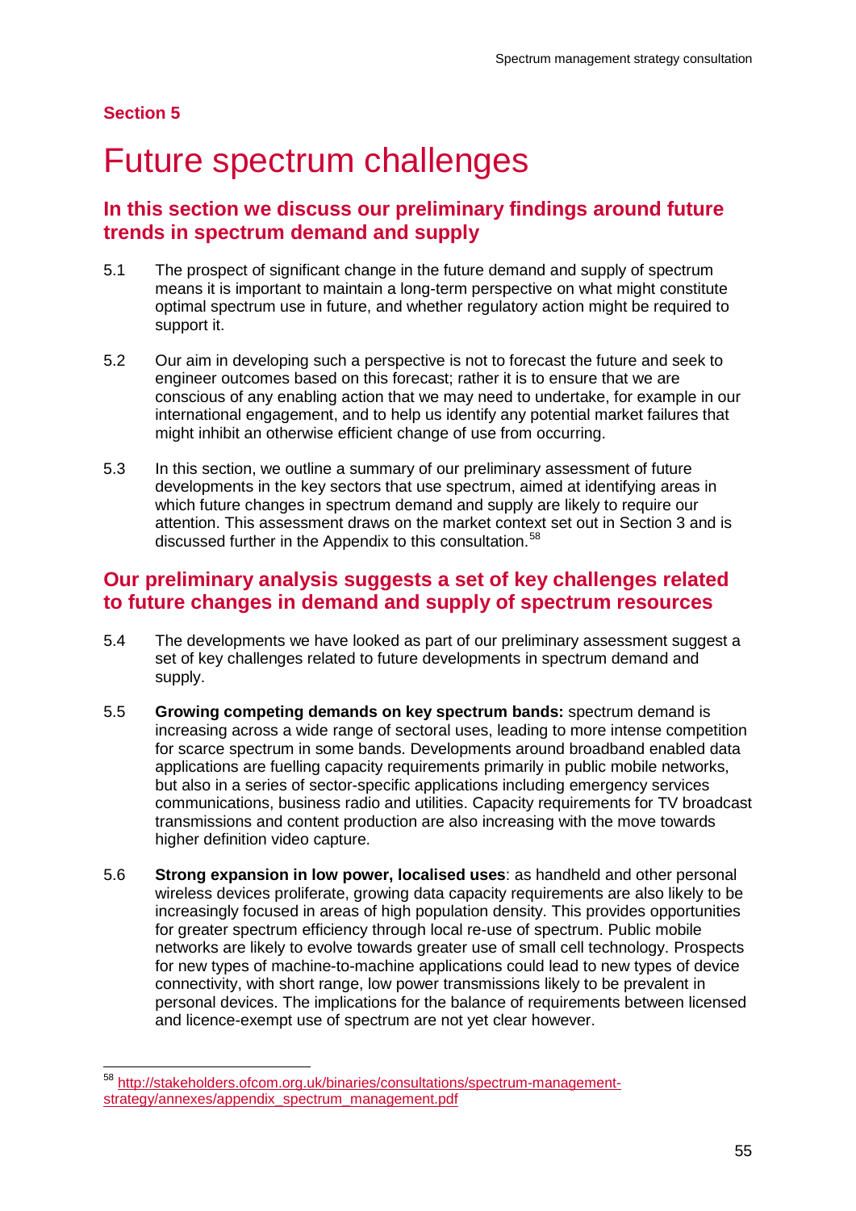**Section 5**

# Future spectrum challenges

## In this section we discuss our preliminary findings around future trends in spectrum demand and supply

5.1 The prospect of significant change in the future demand and supply of spectrum means it is important to maintain a long-term perspective on what might constitute optimal spectrum use in future, and whether regulatory action might be required to support it.

5.2 Our aim in developing such a perspective is not to forecast the future and seek to engineer outcomes based on this forecast; rather it is to ensure that we are conscious of any enabling action that we may need to undertake, for example in our international engagement, and to help us identify any potential market failures that might inhibit an otherwise efficient change of use from occurring.

5.3 In this section, we outline a summary of our preliminary assessment of future developments in the key sectors that use spectrum, aimed at identifying areas in which future changes in spectrum demand and supply are likely to require our attention. This assessment draws on the market context set out in Section 3 and is discussed further in the Appendix to this consultation.[58]

## Our preliminary analysis suggests a set of key challenges related to future changes in demand and supply of spectrum resources

5.4 The developments we have looked as part of our preliminary assessment suggest a set of key challenges related to future developments in spectrum demand and supply.

5.5 **Growing competing demands on key spectrum bands:** spectrum demand is increasing across a wide range of sectoral uses, leading to more intense competition for scarce spectrum in some bands. Developments around broadband enabled data applications are fuelling capacity requirements primarily in public mobile networks, but also in a series of sector-specific applications including emergency services communications, business radio and utilities. Capacity requirements for TV broadcast transmissions and content production are also increasing with the move towards higher definition video capture.

5.6 **Strong expansion in low power, localised uses**: as handheld and other personal wireless devices proliferate, growing data capacity requirements are also likely to be increasingly focused in areas of high population density. This provides opportunities for greater spectrum efficiency through local re-use of spectrum. Public mobile networks are likely to evolve towards greater use of small cell technology. Prospects for new types of machine-to-machine applications could lead to new types of device connectivity, with short range, low power transmissions likely to be prevalent in personal devices. The implications for the balance of requirements between licensed and licence-exempt use of spectrum are not yet clear however.

[58] http://stakeholders.ofcom.org.uk/binaries/consultations/spectrum-management-strategy/annexes/appendix_spectrum_management.pdf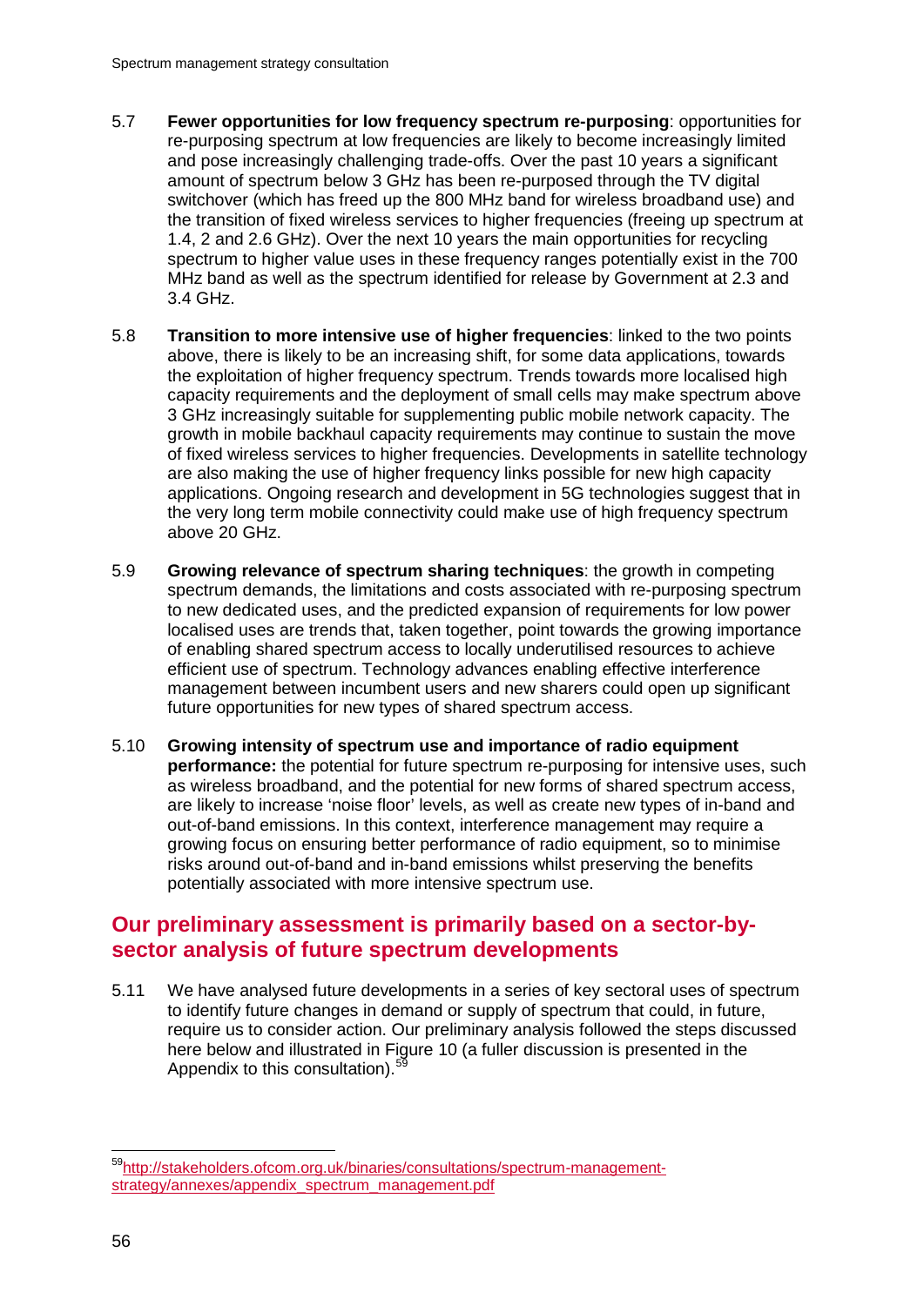5.7 **Fewer opportunities for low frequency spectrum re-purposing**: opportunities for re-purposing spectrum at low frequencies are likely to become increasingly limited and pose increasingly challenging trade-offs. Over the past 10 years a significant amount of spectrum below 3 GHz has been re-purposed through the TV digital switchover (which has freed up the 800 MHz band for wireless broadband use) and the transition of fixed wireless services to higher frequencies (freeing up spectrum at 1.4, 2 and 2.6 GHz). Over the next 10 years the main opportunities for recycling spectrum to higher value uses in these frequency ranges potentially exist in the 700 MHz band as well as the spectrum identified for release by Government at 2.3 and 3.4 GHz.

5.8 **Transition to more intensive use of higher frequencies**: linked to the two points above, there is likely to be an increasing shift, for some data applications, towards the exploitation of higher frequency spectrum. Trends towards more localised high capacity requirements and the deployment of small cells may make spectrum above 3 GHz increasingly suitable for supplementing public mobile network capacity. The growth in mobile backhaul capacity requirements may continue to sustain the move of fixed wireless services to higher frequencies. Developments in satellite technology are also making the use of higher frequency links possible for new high capacity applications. Ongoing research and development in 5G technologies suggest that in the very long term mobile connectivity could make use of high frequency spectrum above 20 GHz.

5.9 **Growing relevance of spectrum sharing techniques**: the growth in competing spectrum demands, the limitations and costs associated with re-purposing spectrum to new dedicated uses, and the predicted expansion of requirements for low power localised uses are trends that, taken together, point towards the growing importance of enabling shared spectrum access to locally underutilised resources to achieve efficient use of spectrum. Technology advances enabling effective interference management between incumbent users and new sharers could open up significant future opportunities for new types of shared spectrum access.

5.10 **Growing intensity of spectrum use and importance of radio equipment performance:** the potential for future spectrum re-purposing for intensive uses, such as wireless broadband, and the potential for new forms of shared spectrum access, are likely to increase 'noise floor' levels, as well as create new types of in-band and out-of-band emissions. In this context, interference management may require a growing focus on ensuring better performance of radio equipment, so to minimise risks around out-of-band and in-band emissions whilst preserving the benefits potentially associated with more intensive spectrum use.

## Our preliminary assessment is primarily based on a sector-by-sector analysis of future spectrum developments

5.11 We have analysed future developments in a series of key sectoral uses of spectrum to identify future changes in demand or supply of spectrum that could, in future, require us to consider action. Our preliminary analysis followed the steps discussed here below and illustrated in Figure 10 (a fuller discussion is presented in the Appendix to this consultation).[59]

---

[59] http://stakeholders.ofcom.org.uk/binaries/consultations/spectrum-management-strategy/annexes/appendix_spectrum_management.pdf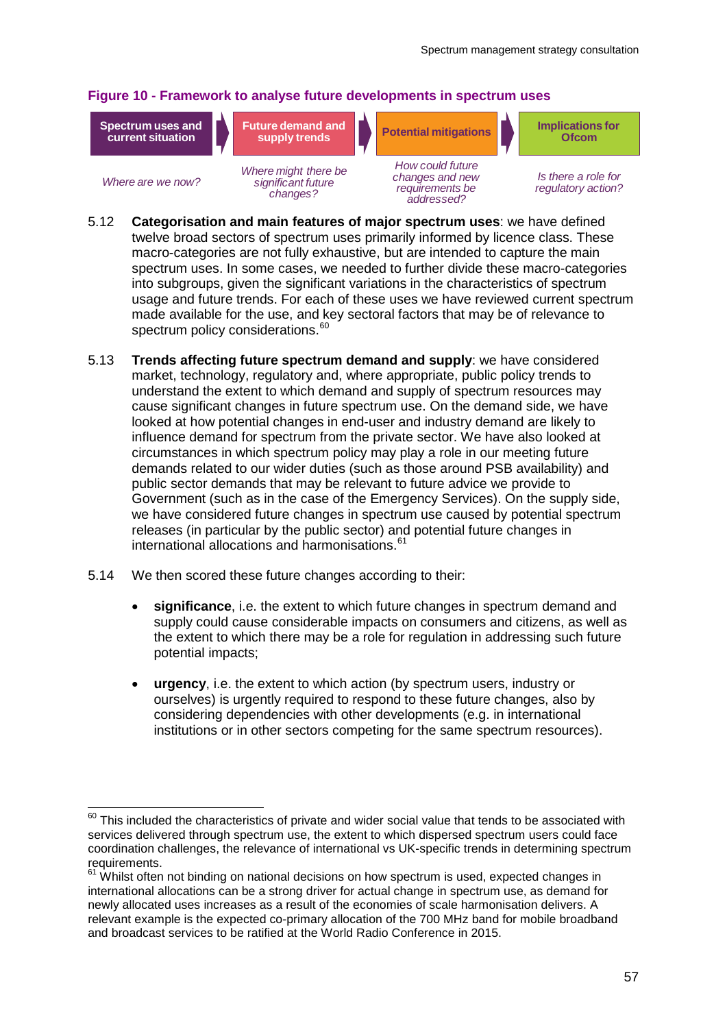**Figure 10 - Framework to analyse future developments in spectrum uses**

| Spectrum uses and current situation | Future demand and supply trends | Potential mitigations | Implications for Ofcom |
|---|---|---|---|
| *Where are we now?* | *Where might there be significant future changes?* | *How could future changes and new requirements be addressed?* | *Is there a role for regulatory action?* |

5.12 **Categorisation and main features of major spectrum uses**: we have defined twelve broad sectors of spectrum uses primarily informed by licence class. These macro-categories are not fully exhaustive, but are intended to capture the main spectrum uses. In some cases, we needed to further divide these macro-categories into subgroups, given the significant variations in the characteristics of spectrum usage and future trends. For each of these uses we have reviewed current spectrum made available for the use, and key sectoral factors that may be of relevance to spectrum policy considerations.[60]

5.13 **Trends affecting future spectrum demand and supply**: we have considered market, technology, regulatory and, where appropriate, public policy trends to understand the extent to which demand and supply of spectrum resources may cause significant changes in future spectrum use. On the demand side, we have looked at how potential changes in end-user and industry demand are likely to influence demand for spectrum from the private sector. We have also looked at circumstances in which spectrum policy may play a role in our meeting future demands related to our wider duties (such as those around PSB availability) and public sector demands that may be relevant to future advice we provide to Government (such as in the case of the Emergency Services). On the supply side, we have considered future changes in spectrum use caused by potential spectrum releases (in particular by the public sector) and potential future changes in international allocations and harmonisations.[61]

5.14 We then scored these future changes according to their:

- **significance**, i.e. the extent to which future changes in spectrum demand and supply could cause considerable impacts on consumers and citizens, as well as the extent to which there may be a role for regulation in addressing such future potential impacts;

- **urgency**, i.e. the extent to which action (by spectrum users, industry or ourselves) is urgently required to respond to these future changes, also by considering dependencies with other developments (e.g. in international institutions or in other sectors competing for the same spectrum resources).

[60] This included the characteristics of private and wider social value that tends to be associated with services delivered through spectrum use, the extent to which dispersed spectrum users could face coordination challenges, the relevance of international vs UK-specific trends in determining spectrum requirements.

[61] Whilst often not binding on national decisions on how spectrum is used, expected changes in international allocations can be a strong driver for actual change in spectrum use, as demand for newly allocated uses increases as a result of the economies of scale harmonisation delivers. A relevant example is the expected co-primary allocation of the 700 MHz band for mobile broadband and broadcast services to be ratified at the World Radio Conference in 2015.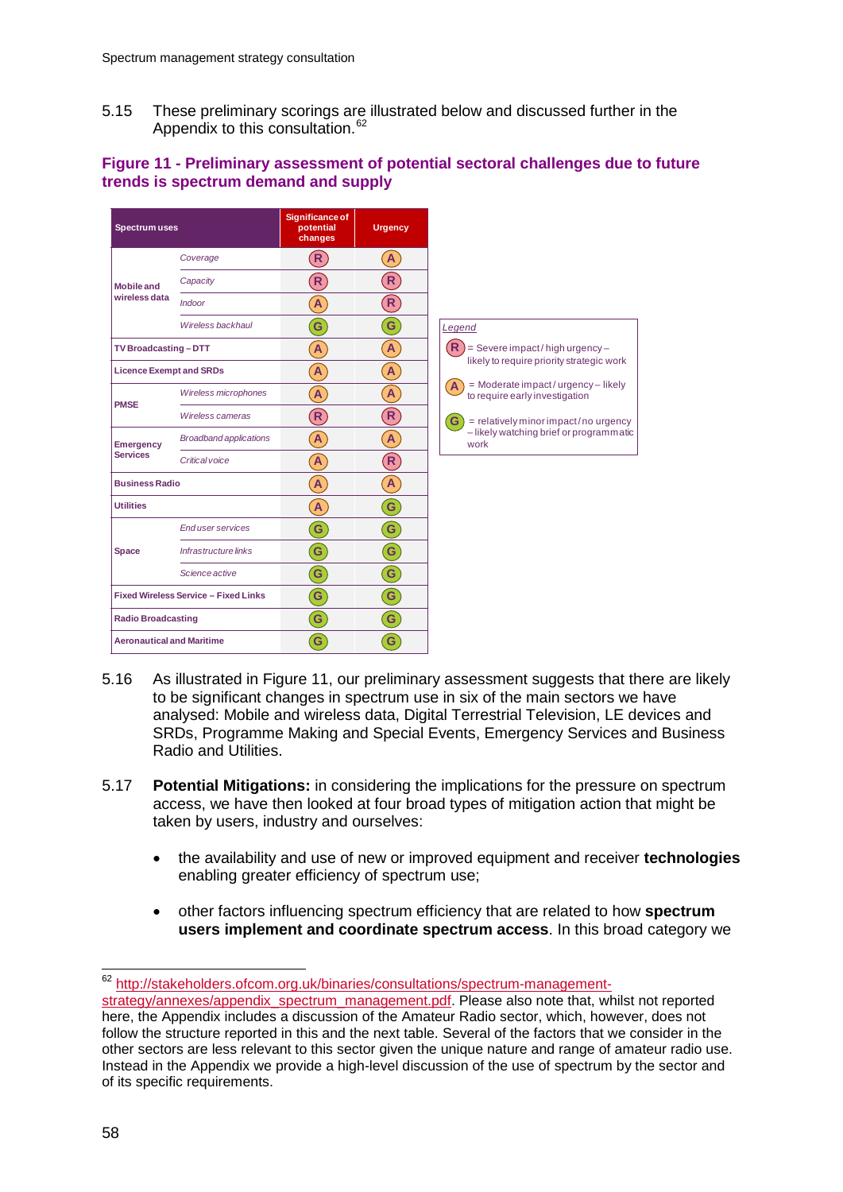5.15 These preliminary scorings are illustrated below and discussed further in the Appendix to this consultation.[62]

**Figure 11 - Preliminary assessment of potential sectoral challenges due to future trends is spectrum demand and supply**

| Spectrum uses | | Significance of potential changes | Urgency |
|---|---|---|---|
| Mobile and wireless data | *Coverage* | R | A |
| | *Capacity* | R | R |
| | *Indoor* | A | R |
| | *Wireless backhaul* | G | G |
| TV Broadcasting – DTT | | A | A |
| Licence Exempt and SRDs | | A | A |
| PMSE | *Wireless microphones* | A | A |
| | *Wireless cameras* | R | R |
| Emergency Services | *Broadband applications* | A | A |
| | *Critical voice* | A | R |
| Business Radio | | A | A |
| Utilities | | A | G |
| Space | *End user services* | G | G |
| | *Infrastructure links* | G | G |
| | *Science active* | G | G |
| Fixed Wireless Service – Fixed Links | | G | G |
| Radio Broadcasting | | G | G |
| Aeronautical and Maritime | | G | G |

*Legend*

- R = Severe impact / high urgency – likely to require priority strategic work
- A = Moderate impact / urgency – likely to require early investigation
- G = relatively minor impact / no urgency – likely watching brief or programmatic work

5.16 As illustrated in Figure 11, our preliminary assessment suggests that there are likely to be significant changes in spectrum use in six of the main sectors we have analysed: Mobile and wireless data, Digital Terrestrial Television, LE devices and SRDs, Programme Making and Special Events, Emergency Services and Business Radio and Utilities.

5.17 **Potential Mitigations:** in considering the implications for the pressure on spectrum access, we have then looked at four broad types of mitigation action that might be taken by users, industry and ourselves:

- the availability and use of new or improved equipment and receiver **technologies** enabling greater efficiency of spectrum use;
- other factors influencing spectrum efficiency that are related to how **spectrum users implement and coordinate spectrum access**. In this broad category we

---

[62] http://stakeholders.ofcom.org.uk/binaries/consultations/spectrum-management-strategy/annexes/appendix_spectrum_management.pdf. Please also note that, whilst not reported here, the Appendix includes a discussion of the Amateur Radio sector, which, however, does not follow the structure reported in this and the next table. Several of the factors that we consider in the other sectors are less relevant to this sector given the unique nature and range of amateur radio use. Instead in the Appendix we provide a high-level discussion of the use of spectrum by the sector and of its specific requirements.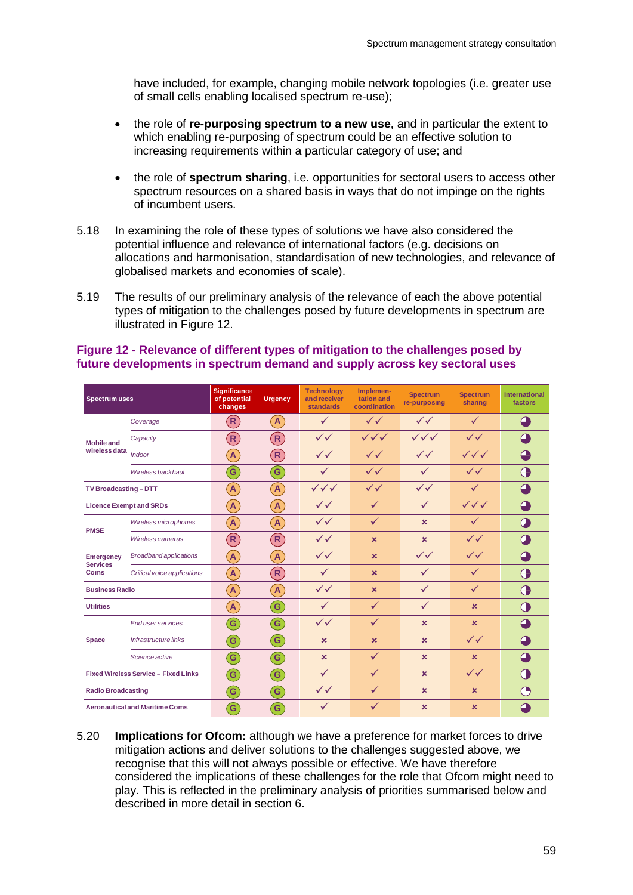have included, for example, changing mobile network topologies (i.e. greater use of small cells enabling localised spectrum re-use);

- the role of **re-purposing spectrum to a new use**, and in particular the extent to which enabling re-purposing of spectrum could be an effective solution to increasing requirements within a particular category of use; and

- the role of **spectrum sharing**, i.e. opportunities for sectoral users to access other spectrum resources on a shared basis in ways that do not impinge on the rights of incumbent users.

5.18 In examining the role of these types of solutions we have also considered the potential influence and relevance of international factors (e.g. decisions on allocations and harmonisation, standardisation of new technologies, and relevance of globalised markets and economies of scale).

5.19 The results of our preliminary analysis of the relevance of each the above potential types of mitigation to the challenges posed by future developments in spectrum are illustrated in Figure 12.

**Figure 12 - Relevance of different types of mitigation to the challenges posed by future developments in spectrum demand and supply across key sectoral uses**

| Spectrum uses | | Significance of potential changes | Urgency | Technology and receiver standards | Implementation and coordination | Spectrum re-purposing | Spectrum sharing | International factors |
|---|---|---|---|---|---|---|---|---|
| Mobile and wireless data | *Coverage* | R | A | ✓ | ✓✓ | ✓✓ | ✓ | ◕ |
| | *Capacity* | R | R | ✓✓ | ✓✓✓ | ✓✓✓ | ✓✓ | ◕ |
| | *Indoor* | A | R | ✓✓ | ✓✓ | ✓✓ | ✓✓✓ | ◕ |
| | *Wireless backhaul* | G | G | ✓ | ✓✓ | ✓ | ✓✓ | ◑ |
| TV Broadcasting – DTT | | A | A | ✓✓✓ | ✓✓ | ✓✓ | ✓ | ◕ |
| Licence Exempt and SRDs | | A | A | ✓✓ | ✓ | ✓ | ✓✓✓ | ◕ |
| PMSE | *Wireless microphones* | A | A | ✓✓ | ✓ | × | ✓ | ◕ |
| | *Wireless cameras* | R | R | ✓✓ | × | × | ✓✓ | ◕ |
| Emergency Services Coms | *Broadband applications* | A | A | ✓✓ | × | ✓✓ | ✓✓ | ◕ |
| | *Critical voice applications* | A | R | ✓ | × | ✓ | ✓ | ◑ |
| Business Radio | | A | A | ✓✓ | × | ✓ | ✓ | ◑ |
| Utilities | | A | G | ✓ | ✓ | ✓ | × | ◑ |
| Space | *End user services* | G | G | ✓✓ | ✓ | × | × | ◕ |
| | *Infrastructure links* | G | G | × | × | × | ✓✓ | ◕ |
| | *Science active* | G | G | × | ✓ | × | × | ◕ |
| Fixed Wireless Service – Fixed Links | | G | G | ✓ | ✓ | × | ✓✓ | ◑ |
| Radio Broadcasting | | G | G | ✓✓ | ✓ | × | × | ◔ |
| Aeronautical and Maritime Coms | | G | G | ✓ | ✓ | × | × | ◕ |

5.20 **Implications for Ofcom:** although we have a preference for market forces to drive mitigation actions and deliver solutions to the challenges suggested above, we recognise that this will not always possible or effective. We have therefore considered the implications of these challenges for the role that Ofcom might need to play. This is reflected in the preliminary analysis of priorities summarised below and described in more detail in section 6.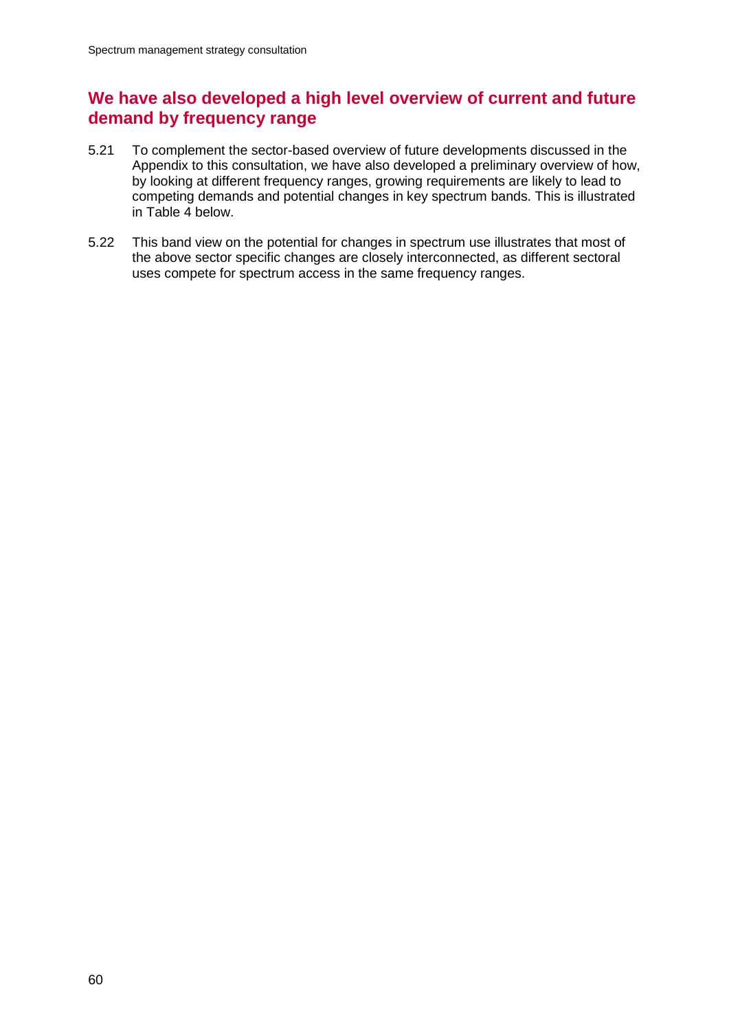## We have also developed a high level overview of current and future demand by frequency range

5.21 To complement the sector-based overview of future developments discussed in the Appendix to this consultation, we have also developed a preliminary overview of how, by looking at different frequency ranges, growing requirements are likely to lead to competing demands and potential changes in key spectrum bands. This is illustrated in Table 4 below.

5.22 This band view on the potential for changes in spectrum use illustrates that most of the above sector specific changes are closely interconnected, as different sectoral uses compete for spectrum access in the same frequency ranges.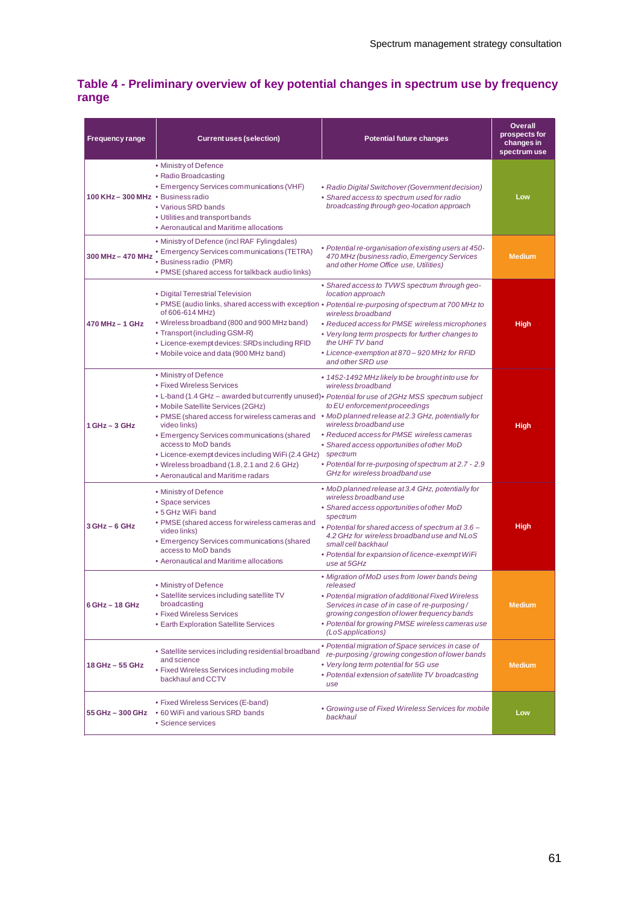### Table 4 - Preliminary overview of key potential changes in spectrum use by frequency range

| Frequency range | Current uses (selection) | Potential future changes | Overall prospects for changes in spectrum use |
|---|---|---|---|
| 100 KHz – 300 MHz | • Ministry of Defence<br>• Radio Broadcasting<br>• Emergency Services communications (VHF)<br>• Business radio<br>• Various SRD bands<br>• Utilities and transport bands<br>• Aeronautical and Maritime allocations | • *Radio Digital Switchover (Government decision)*<br>• *Shared access to spectrum used for radio broadcasting through geo-location approach* | Low |
| 300 MHz – 470 MHz | • Ministry of Defence (incl RAF Fylingdales)<br>• Emergency Services communications (TETRA)<br>• Business radio (PMR)<br>• PMSE (shared access for talkback audio links) | • *Potential re-organisation of existing users at 450-470 MHz (business radio, Emergency Services and other Home Office use, Utilities)* | Medium |
| 470 MHz – 1 GHz | • Digital Terrestrial Television<br>• PMSE (audio links, shared access with exception of 606-614 MHz)<br>• Wireless broadband (800 and 900 MHz band)<br>• Transport (including GSM-R)<br>• Licence-exempt devices: SRDs including RFID<br>• Mobile voice and data (900 MHz band) | • *Shared access to TVWS spectrum through geo-location approach*<br>• *Potential re-purposing of spectrum at 700 MHz to wireless broadband*<br>• *Reduced access for PMSE wireless microphones*<br>• *Very long term prospects for further changes to the UHF TV band*<br>• *Licence-exemption at 870 – 920 MHz for RFID and other SRD use* | High |
| 1 GHz – 3 GHz | • Ministry of Defence<br>• Fixed Wireless Services<br>• L-band (1.4 GHz – awarded but currently unused)<br>• Mobile Satellite Services (2GHz)<br>• PMSE (shared access for wireless cameras and video links)<br>• Emergency Services communications (shared access to MoD bands<br>• Licence-exempt devices including WiFi (2.4 GHz)<br>• Wireless broadband (1.8, 2.1 and 2.6 GHz)<br>• Aeronautical and Maritime radars | • *1452-1492 MHz likely to be brought into use for wireless broadband*<br>• *Potential for use of 2GHz MSS spectrum subject to EU enforcement proceedings*<br>• *MoD planned release at 2.3 GHz, potentially for wireless broadband use*<br>• *Reduced access for PMSE wireless cameras*<br>• *Shared access opportunities of other MoD spectrum*<br>• *Potential for re-purposing of spectrum at 2.7 - 2.9 GHz for wireless broadband use* | High |
| 3 GHz – 6 GHz | • Ministry of Defence<br>• Space services<br>• 5 GHz WiFi band<br>• PMSE (shared access for wireless cameras and video links)<br>• Emergency Services communications (shared access to MoD bands<br>• Aeronautical and Maritime allocations | • *MoD planned release at 3.4 GHz, potentially for wireless broadband use*<br>• *Shared access opportunities of other MoD spectrum*<br>• *Potential for shared access of spectrum at 3.6 – 4.2 GHz for wireless broadband use and NLoS small cell backhaul*<br>• *Potential for expansion of licence-exempt WiFi use at 5GHz* | High |
| 6 GHz – 18 GHz | • Ministry of Defence<br>• Satellite services including satellite TV broadcasting<br>• Fixed Wireless Services<br>• Earth Exploration Satellite Services | • *Migration of MoD uses from lower bands being released*<br>• *Potential migration of additional Fixed Wireless Services in case of in case of re-purposing / growing congestion of lower frequency bands*<br>• *Potential for growing PMSE wireless cameras use (LoS applications)* | Medium |
| 18 GHz – 55 GHz | • Satellite services including residential broadband and science<br>• Fixed Wireless Services including mobile backhaul and CCTV | • *Potential migration of Space services in case of re-purposing / growing congestion of lower bands*<br>• *Very long term potential for 5G use*<br>• *Potential extension of satellite TV broadcasting use* | Medium |
| 55 GHz – 300 GHz | • Fixed Wireless Services (E-band)<br>• 60 WiFi and various SRD bands<br>• Science services | • *Growing use of Fixed Wireless Services for mobile backhaul* | Low |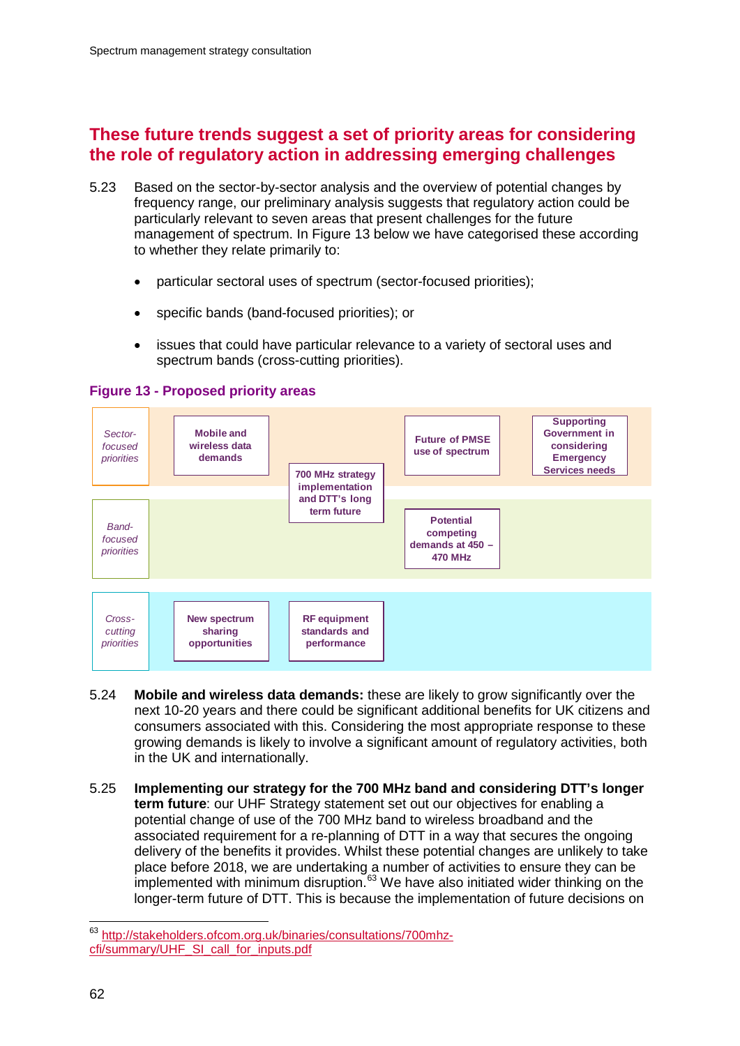## These future trends suggest a set of priority areas for considering the role of regulatory action in addressing emerging challenges

5.23 Based on the sector-by-sector analysis and the overview of potential changes by frequency range, our preliminary analysis suggests that regulatory action could be particularly relevant to seven areas that present challenges for the future management of spectrum. In Figure 13 below we have categorised these according to whether they relate primarily to:

- particular sectoral uses of spectrum (sector-focused priorities);
- specific bands (band-focused priorities); or
- issues that could have particular relevance to a variety of sectoral uses and spectrum bands (cross-cutting priorities).

**Figure 13 - Proposed priority areas**

| | | | | |
|---|---|---|---|---|
| *Sector-focused priorities* | Mobile and wireless data demands | 700 MHz strategy implementation and DTT's long term future | Future of PMSE use of spectrum | Supporting Government in considering Emergency Services needs |
| *Band-focused priorities* | | | Potential competing demands at 450 – 470 MHz | |
| *Cross-cutting priorities* | New spectrum sharing opportunities | RF equipment standards and performance | | |

5.24 **Mobile and wireless data demands:** these are likely to grow significantly over the next 10-20 years and there could be significant additional benefits for UK citizens and consumers associated with this. Considering the most appropriate response to these growing demands is likely to involve a significant amount of regulatory activities, both in the UK and internationally.

5.25 **Implementing our strategy for the 700 MHz band and considering DTT's longer term future**: our UHF Strategy statement set out our objectives for enabling a potential change of use of the 700 MHz band to wireless broadband and the associated requirement for a re-planning of DTT in a way that secures the ongoing delivery of the benefits it provides. Whilst these potential changes are unlikely to take place before 2018, we are undertaking a number of activities to ensure they can be implemented with minimum disruption.[63] We have also initiated wider thinking on the longer-term future of DTT. This is because the implementation of future decisions on

[63] http://stakeholders.ofcom.org.uk/binaries/consultations/700mhz-cfi/summary/UHF_SI_call_for_inputs.pdf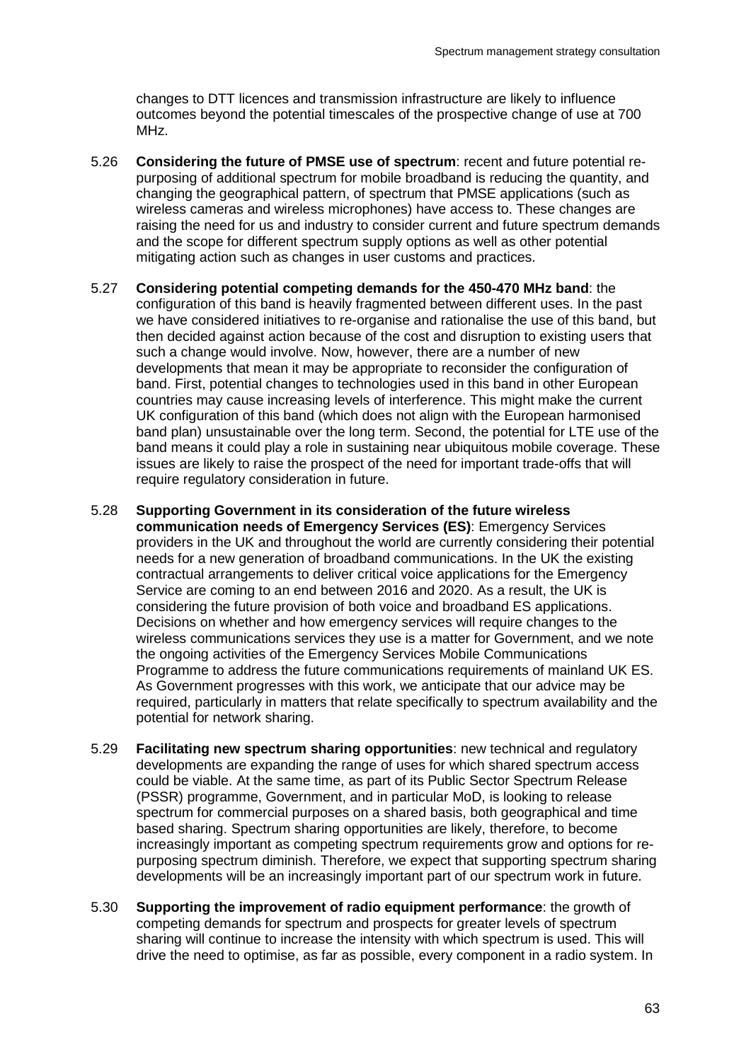changes to DTT licences and transmission infrastructure are likely to influence outcomes beyond the potential timescales of the prospective change of use at 700 MHz.

5.26 **Considering the future of PMSE use of spectrum**: recent and future potential re-purposing of additional spectrum for mobile broadband is reducing the quantity, and changing the geographical pattern, of spectrum that PMSE applications (such as wireless cameras and wireless microphones) have access to. These changes are raising the need for us and industry to consider current and future spectrum demands and the scope for different spectrum supply options as well as other potential mitigating action such as changes in user customs and practices.

5.27 **Considering potential competing demands for the 450-470 MHz band**: the configuration of this band is heavily fragmented between different uses. In the past we have considered initiatives to re-organise and rationalise the use of this band, but then decided against action because of the cost and disruption to existing users that such a change would involve. Now, however, there are a number of new developments that mean it may be appropriate to reconsider the configuration of band. First, potential changes to technologies used in this band in other European countries may cause increasing levels of interference. This might make the current UK configuration of this band (which does not align with the European harmonised band plan) unsustainable over the long term. Second, the potential for LTE use of the band means it could play a role in sustaining near ubiquitous mobile coverage. These issues are likely to raise the prospect of the need for important trade-offs that will require regulatory consideration in future.

5.28 **Supporting Government in its consideration of the future wireless communication needs of Emergency Services (ES)**: Emergency Services providers in the UK and throughout the world are currently considering their potential needs for a new generation of broadband communications. In the UK the existing contractual arrangements to deliver critical voice applications for the Emergency Service are coming to an end between 2016 and 2020. As a result, the UK is considering the future provision of both voice and broadband ES applications. Decisions on whether and how emergency services will require changes to the wireless communications services they use is a matter for Government, and we note the ongoing activities of the Emergency Services Mobile Communications Programme to address the future communications requirements of mainland UK ES. As Government progresses with this work, we anticipate that our advice may be required, particularly in matters that relate specifically to spectrum availability and the potential for network sharing.

5.29 **Facilitating new spectrum sharing opportunities**: new technical and regulatory developments are expanding the range of uses for which shared spectrum access could be viable. At the same time, as part of its Public Sector Spectrum Release (PSSR) programme, Government, and in particular MoD, is looking to release spectrum for commercial purposes on a shared basis, both geographical and time based sharing. Spectrum sharing opportunities are likely, therefore, to become increasingly important as competing spectrum requirements grow and options for re-purposing spectrum diminish. Therefore, we expect that supporting spectrum sharing developments will be an increasingly important part of our spectrum work in future.

5.30 **Supporting the improvement of radio equipment performance**: the growth of competing demands for spectrum and prospects for greater levels of spectrum sharing will continue to increase the intensity with which spectrum is used. This will drive the need to optimise, as far as possible, every component in a radio system. In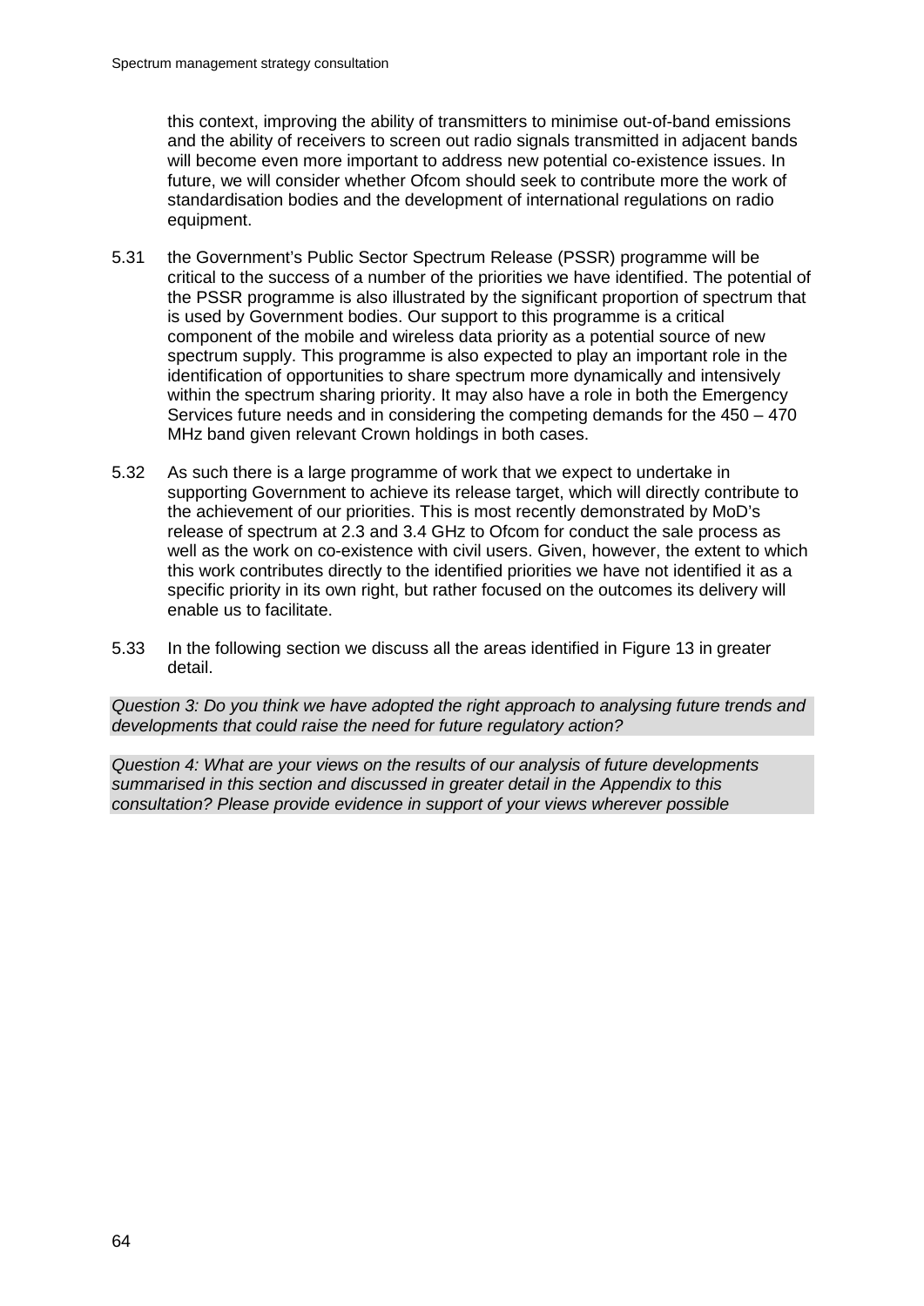this context, improving the ability of transmitters to minimise out-of-band emissions and the ability of receivers to screen out radio signals transmitted in adjacent bands will become even more important to address new potential co-existence issues. In future, we will consider whether Ofcom should seek to contribute more the work of standardisation bodies and the development of international regulations on radio equipment.

5.31 the Government's Public Sector Spectrum Release (PSSR) programme will be critical to the success of a number of the priorities we have identified. The potential of the PSSR programme is also illustrated by the significant proportion of spectrum that is used by Government bodies. Our support to this programme is a critical component of the mobile and wireless data priority as a potential source of new spectrum supply. This programme is also expected to play an important role in the identification of opportunities to share spectrum more dynamically and intensively within the spectrum sharing priority. It may also have a role in both the Emergency Services future needs and in considering the competing demands for the 450 – 470 MHz band given relevant Crown holdings in both cases.

5.32 As such there is a large programme of work that we expect to undertake in supporting Government to achieve its release target, which will directly contribute to the achievement of our priorities. This is most recently demonstrated by MoD's release of spectrum at 2.3 and 3.4 GHz to Ofcom for conduct the sale process as well as the work on co-existence with civil users. Given, however, the extent to which this work contributes directly to the identified priorities we have not identified it as a specific priority in its own right, but rather focused on the outcomes its delivery will enable us to facilitate.

5.33 In the following section we discuss all the areas identified in Figure 13 in greater detail.

*Question 3: Do you think we have adopted the right approach to analysing future trends and developments that could raise the need for future regulatory action?*

*Question 4: What are your views on the results of our analysis of future developments summarised in this section and discussed in greater detail in the Appendix to this consultation? Please provide evidence in support of your views wherever possible*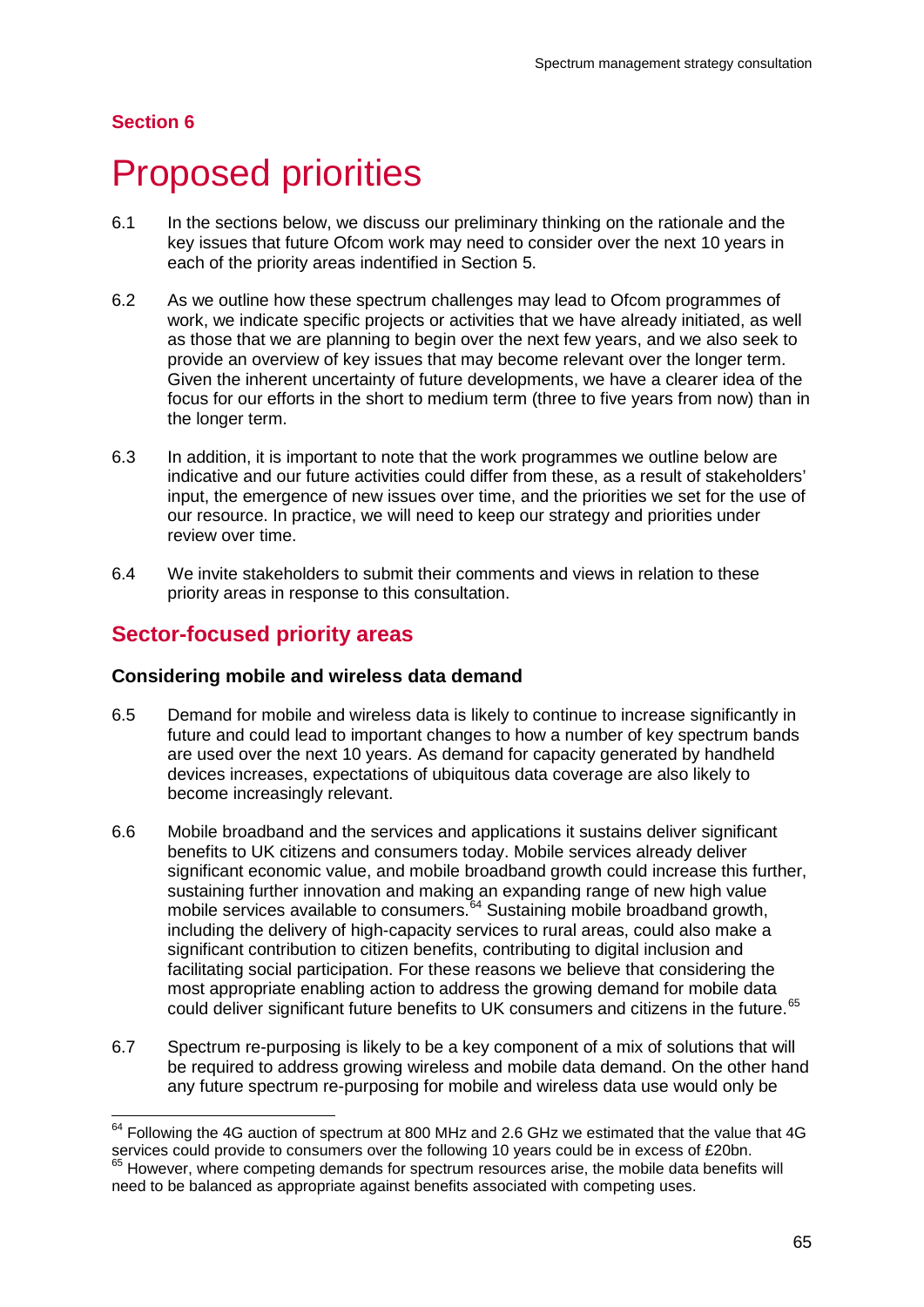Section 6

# Proposed priorities

6.1 In the sections below, we discuss our preliminary thinking on the rationale and the key issues that future Ofcom work may need to consider over the next 10 years in each of the priority areas indentified in Section 5.

6.2 As we outline how these spectrum challenges may lead to Ofcom programmes of work, we indicate specific projects or activities that we have already initiated, as well as those that we are planning to begin over the next few years, and we also seek to provide an overview of key issues that may become relevant over the longer term. Given the inherent uncertainty of future developments, we have a clearer idea of the focus for our efforts in the short to medium term (three to five years from now) than in the longer term.

6.3 In addition, it is important to note that the work programmes we outline below are indicative and our future activities could differ from these, as a result of stakeholders' input, the emergence of new issues over time, and the priorities we set for the use of our resource. In practice, we will need to keep our strategy and priorities under review over time.

6.4 We invite stakeholders to submit their comments and views in relation to these priority areas in response to this consultation.

## Sector-focused priority areas

### Considering mobile and wireless data demand

6.5 Demand for mobile and wireless data is likely to continue to increase significantly in future and could lead to important changes to how a number of key spectrum bands are used over the next 10 years. As demand for capacity generated by handheld devices increases, expectations of ubiquitous data coverage are also likely to become increasingly relevant.

6.6 Mobile broadband and the services and applications it sustains deliver significant benefits to UK citizens and consumers today. Mobile services already deliver significant economic value, and mobile broadband growth could increase this further, sustaining further innovation and making an expanding range of new high value mobile services available to consumers.[64] Sustaining mobile broadband growth, including the delivery of high-capacity services to rural areas, could also make a significant contribution to citizen benefits, contributing to digital inclusion and facilitating social participation. For these reasons we believe that considering the most appropriate enabling action to address the growing demand for mobile data could deliver significant future benefits to UK consumers and citizens in the future.[65]

6.7 Spectrum re-purposing is likely to be a key component of a mix of solutions that will be required to address growing wireless and mobile data demand. On the other hand any future spectrum re-purposing for mobile and wireless data use would only be

[64] Following the 4G auction of spectrum at 800 MHz and 2.6 GHz we estimated that the value that 4G services could provide to consumers over the following 10 years could be in excess of £20bn.

[65] However, where competing demands for spectrum resources arise, the mobile data benefits will need to be balanced as appropriate against benefits associated with competing uses.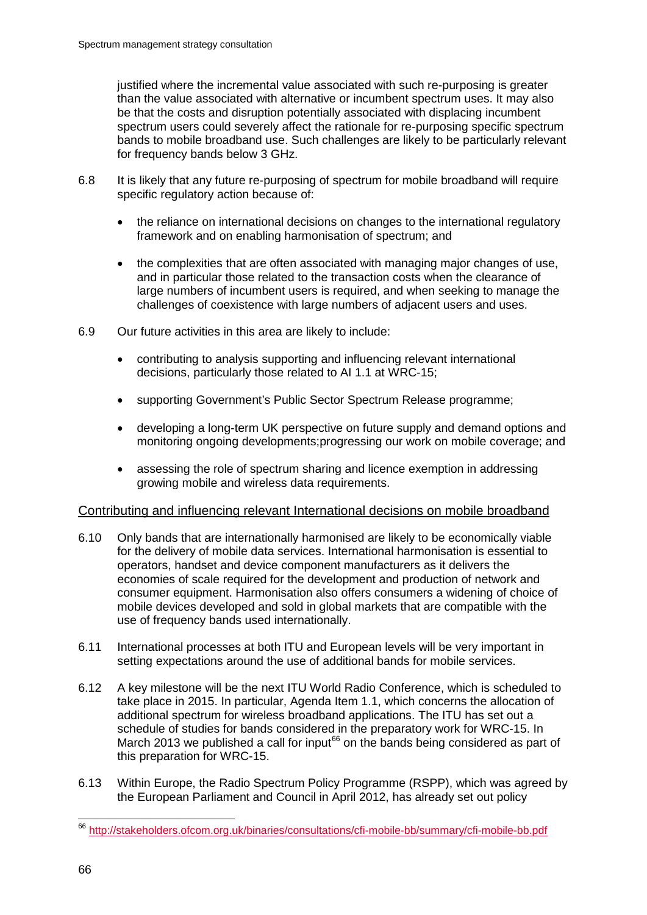justified where the incremental value associated with such re-purposing is greater than the value associated with alternative or incumbent spectrum uses. It may also be that the costs and disruption potentially associated with displacing incumbent spectrum users could severely affect the rationale for re-purposing specific spectrum bands to mobile broadband use. Such challenges are likely to be particularly relevant for frequency bands below 3 GHz.

6.8 It is likely that any future re-purposing of spectrum for mobile broadband will require specific regulatory action because of:

- the reliance on international decisions on changes to the international regulatory framework and on enabling harmonisation of spectrum; and
- the complexities that are often associated with managing major changes of use, and in particular those related to the transaction costs when the clearance of large numbers of incumbent users is required, and when seeking to manage the challenges of coexistence with large numbers of adjacent users and uses.

6.9 Our future activities in this area are likely to include:

- contributing to analysis supporting and influencing relevant international decisions, particularly those related to AI 1.1 at WRC-15;
- supporting Government's Public Sector Spectrum Release programme;
- developing a long-term UK perspective on future supply and demand options and monitoring ongoing developments;progressing our work on mobile coverage; and
- assessing the role of spectrum sharing and licence exemption in addressing growing mobile and wireless data requirements.

Contributing and influencing relevant International decisions on mobile broadband

6.10 Only bands that are internationally harmonised are likely to be economically viable for the delivery of mobile data services. International harmonisation is essential to operators, handset and device component manufacturers as it delivers the economies of scale required for the development and production of network and consumer equipment. Harmonisation also offers consumers a widening of choice of mobile devices developed and sold in global markets that are compatible with the use of frequency bands used internationally.

6.11 International processes at both ITU and European levels will be very important in setting expectations around the use of additional bands for mobile services.

6.12 A key milestone will be the next ITU World Radio Conference, which is scheduled to take place in 2015. In particular, Agenda Item 1.1, which concerns the allocation of additional spectrum for wireless broadband applications. The ITU has set out a schedule of studies for bands considered in the preparatory work for WRC-15. In March 2013 we published a call for input[66] on the bands being considered as part of this preparation for WRC-15.

6.13 Within Europe, the Radio Spectrum Policy Programme (RSPP), which was agreed by the European Parliament and Council in April 2012, has already set out policy

[66] http://stakeholders.ofcom.org.uk/binaries/consultations/cfi-mobile-bb/summary/cfi-mobile-bb.pdf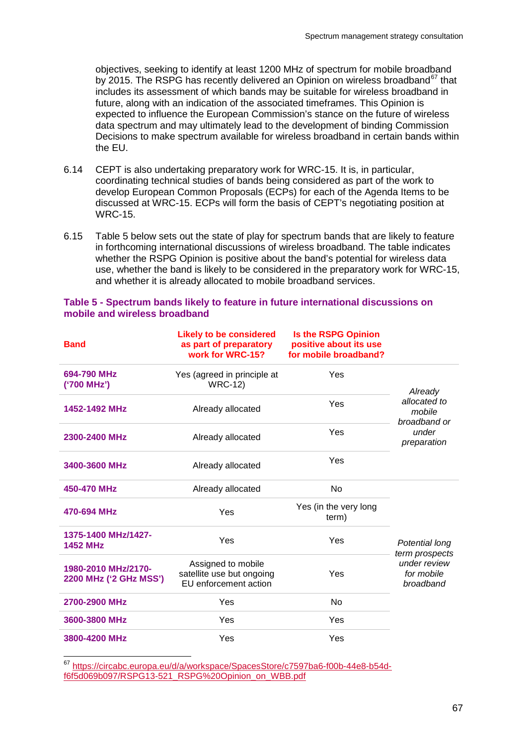objectives, seeking to identify at least 1200 MHz of spectrum for mobile broadband by 2015. The RSPG has recently delivered an Opinion on wireless broadband[67] that includes its assessment of which bands may be suitable for wireless broadband in future, along with an indication of the associated timeframes. This Opinion is expected to influence the European Commission's stance on the future of wireless data spectrum and may ultimately lead to the development of binding Commission Decisions to make spectrum available for wireless broadband in certain bands within the EU.

6.14 CEPT is also undertaking preparatory work for WRC-15. It is, in particular, coordinating technical studies of bands being considered as part of the work to develop European Common Proposals (ECPs) for each of the Agenda Items to be discussed at WRC-15. ECPs will form the basis of CEPT's negotiating position at WRC-15.

6.15 Table 5 below sets out the state of play for spectrum bands that are likely to feature in forthcoming international discussions of wireless broadband. The table indicates whether the RSPG Opinion is positive about the band's potential for wireless data use, whether the band is likely to be considered in the preparatory work for WRC-15, and whether it is already allocated to mobile broadband services.

**Table 5 - Spectrum bands likely to feature in future international discussions on mobile and wireless broadband**

| Band | Likely to be considered as part of preparatory work for WRC-15? | Is the RSPG Opinion positive about its use for mobile broadband? | |
|---|---|---|---|
| 694-790 MHz ('700 MHz') | Yes (agreed in principle at WRC-12) | Yes | *Already allocated to mobile broadband or under preparation* |
| 1452-1492 MHz | Already allocated | Yes | |
| 2300-2400 MHz | Already allocated | Yes | |
| 3400-3600 MHz | Already allocated | Yes | |
| 450-470 MHz | Already allocated | No | *Potential long term prospects under review for mobile broadband* |
| 470-694 MHz | Yes | Yes (in the very long term) | |
| 1375-1400 MHz/1427-1452 MHz | Yes | Yes | |
| 1980-2010 MHz/2170-2200 MHz ('2 GHz MSS') | Assigned to mobile satellite use but ongoing EU enforcement action | Yes | |
| 2700-2900 MHz | Yes | No | |
| 3600-3800 MHz | Yes | Yes | |
| 3800-4200 MHz | Yes | Yes | |

[67] https://circabc.europa.eu/d/a/workspace/SpacesStore/c7597ba6-f00b-44e8-b54d-f6f5d069b097/RSPG13-521_RSPG%20Opinion_on_WBB.pdf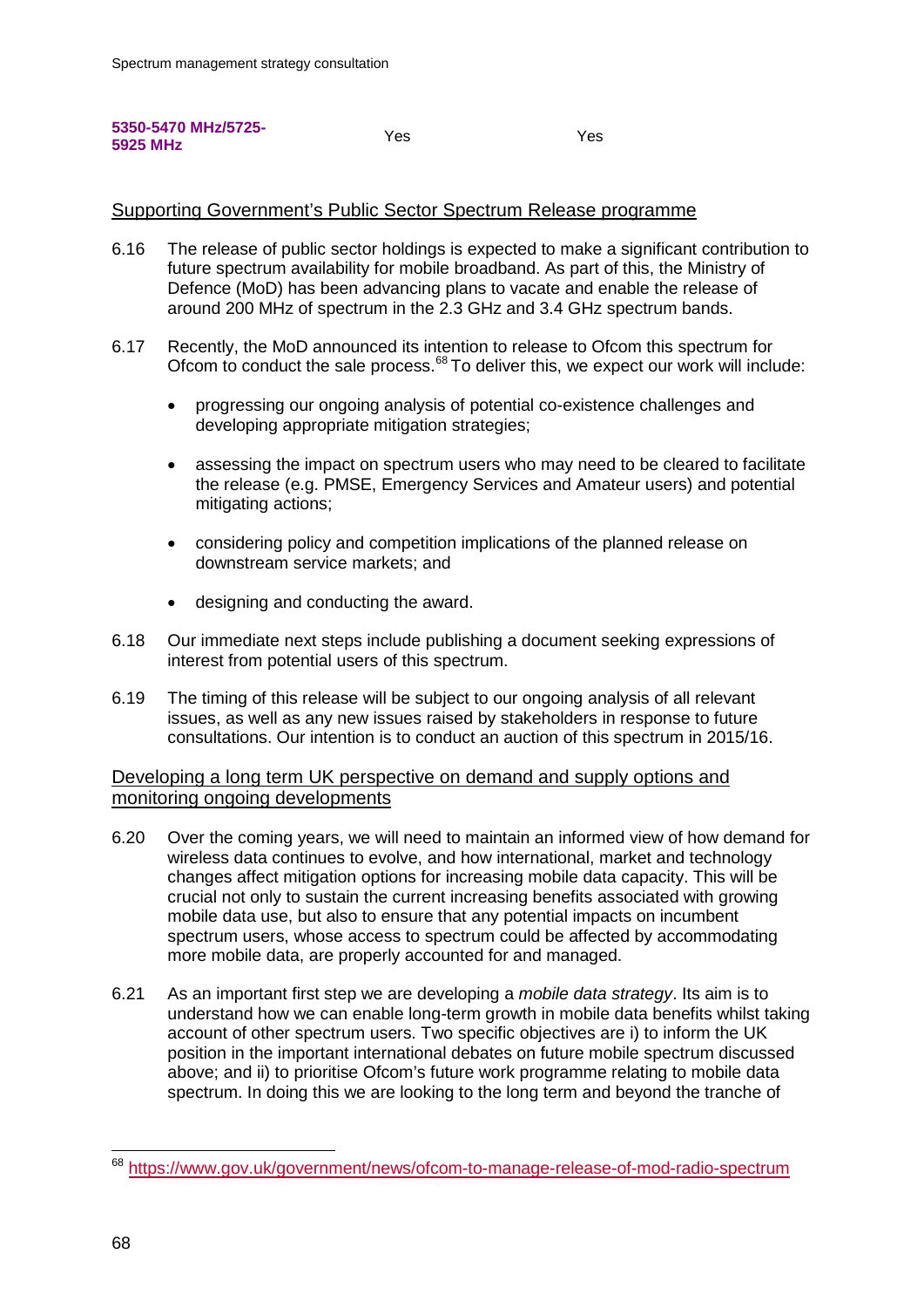| 5350-5470 MHz/5725-5925 MHz | Yes | Yes |
|---|---|---|

## Supporting Government's Public Sector Spectrum Release programme

6.16 The release of public sector holdings is expected to make a significant contribution to future spectrum availability for mobile broadband. As part of this, the Ministry of Defence (MoD) has been advancing plans to vacate and enable the release of around 200 MHz of spectrum in the 2.3 GHz and 3.4 GHz spectrum bands.

6.17 Recently, the MoD announced its intention to release to Ofcom this spectrum for Ofcom to conduct the sale process.[68] To deliver this, we expect our work will include:

- progressing our ongoing analysis of potential co-existence challenges and developing appropriate mitigation strategies;
- assessing the impact on spectrum users who may need to be cleared to facilitate the release (e.g. PMSE, Emergency Services and Amateur users) and potential mitigating actions;
- considering policy and competition implications of the planned release on downstream service markets; and
- designing and conducting the award.

6.18 Our immediate next steps include publishing a document seeking expressions of interest from potential users of this spectrum.

6.19 The timing of this release will be subject to our ongoing analysis of all relevant issues, as well as any new issues raised by stakeholders in response to future consultations. Our intention is to conduct an auction of this spectrum in 2015/16.

## Developing a long term UK perspective on demand and supply options and monitoring ongoing developments

6.20 Over the coming years, we will need to maintain an informed view of how demand for wireless data continues to evolve, and how international, market and technology changes affect mitigation options for increasing mobile data capacity. This will be crucial not only to sustain the current increasing benefits associated with growing mobile data use, but also to ensure that any potential impacts on incumbent spectrum users, whose access to spectrum could be affected by accommodating more mobile data, are properly accounted for and managed.

6.21 As an important first step we are developing a *mobile data strategy*. Its aim is to understand how we can enable long-term growth in mobile data benefits whilst taking account of other spectrum users. Two specific objectives are i) to inform the UK position in the important international debates on future mobile spectrum discussed above; and ii) to prioritise Ofcom's future work programme relating to mobile data spectrum. In doing this we are looking to the long term and beyond the tranche of

---

[68] https://www.gov.uk/government/news/ofcom-to-manage-release-of-mod-radio-spectrum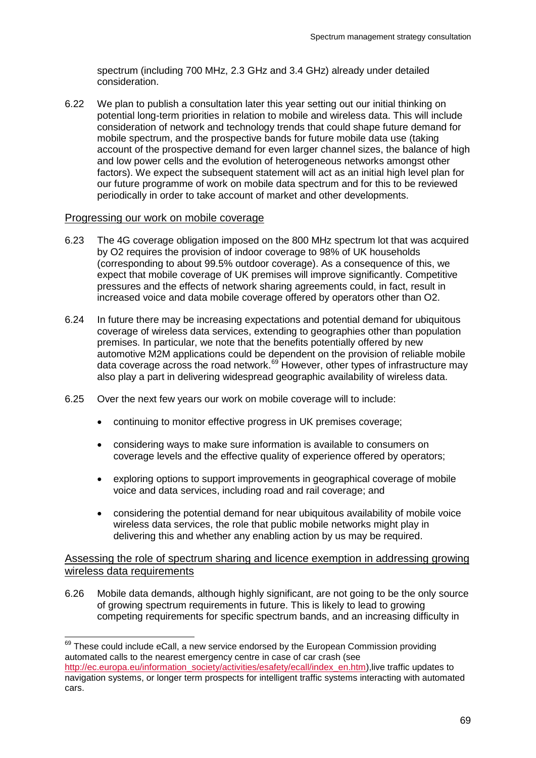spectrum (including 700 MHz, 2.3 GHz and 3.4 GHz) already under detailed consideration.

6.22 We plan to publish a consultation later this year setting out our initial thinking on potential long-term priorities in relation to mobile and wireless data. This will include consideration of network and technology trends that could shape future demand for mobile spectrum, and the prospective bands for future mobile data use (taking account of the prospective demand for even larger channel sizes, the balance of high and low power cells and the evolution of heterogeneous networks amongst other factors). We expect the subsequent statement will act as an initial high level plan for our future programme of work on mobile data spectrum and for this to be reviewed periodically in order to take account of market and other developments.

## Progressing our work on mobile coverage

6.23 The 4G coverage obligation imposed on the 800 MHz spectrum lot that was acquired by O2 requires the provision of indoor coverage to 98% of UK households (corresponding to about 99.5% outdoor coverage). As a consequence of this, we expect that mobile coverage of UK premises will improve significantly. Competitive pressures and the effects of network sharing agreements could, in fact, result in increased voice and data mobile coverage offered by operators other than O2.

6.24 In future there may be increasing expectations and potential demand for ubiquitous coverage of wireless data services, extending to geographies other than population premises. In particular, we note that the benefits potentially offered by new automotive M2M applications could be dependent on the provision of reliable mobile data coverage across the road network.[69] However, other types of infrastructure may also play a part in delivering widespread geographic availability of wireless data.

6.25 Over the next few years our work on mobile coverage will to include:

- continuing to monitor effective progress in UK premises coverage;
- considering ways to make sure information is available to consumers on coverage levels and the effective quality of experience offered by operators;
- exploring options to support improvements in geographical coverage of mobile voice and data services, including road and rail coverage; and
- considering the potential demand for near ubiquitous availability of mobile voice wireless data services, the role that public mobile networks might play in delivering this and whether any enabling action by us may be required.

## Assessing the role of spectrum sharing and licence exemption in addressing growing wireless data requirements

6.26 Mobile data demands, although highly significant, are not going to be the only source of growing spectrum requirements in future. This is likely to lead to growing competing requirements for specific spectrum bands, and an increasing difficulty in

---

[69] These could include eCall, a new service endorsed by the European Commission providing automated calls to the nearest emergency centre in case of car crash (see http://ec.europa.eu/information_society/activities/esafety/ecall/index_en.htm),live traffic updates to navigation systems, or longer term prospects for intelligent traffic systems interacting with automated cars.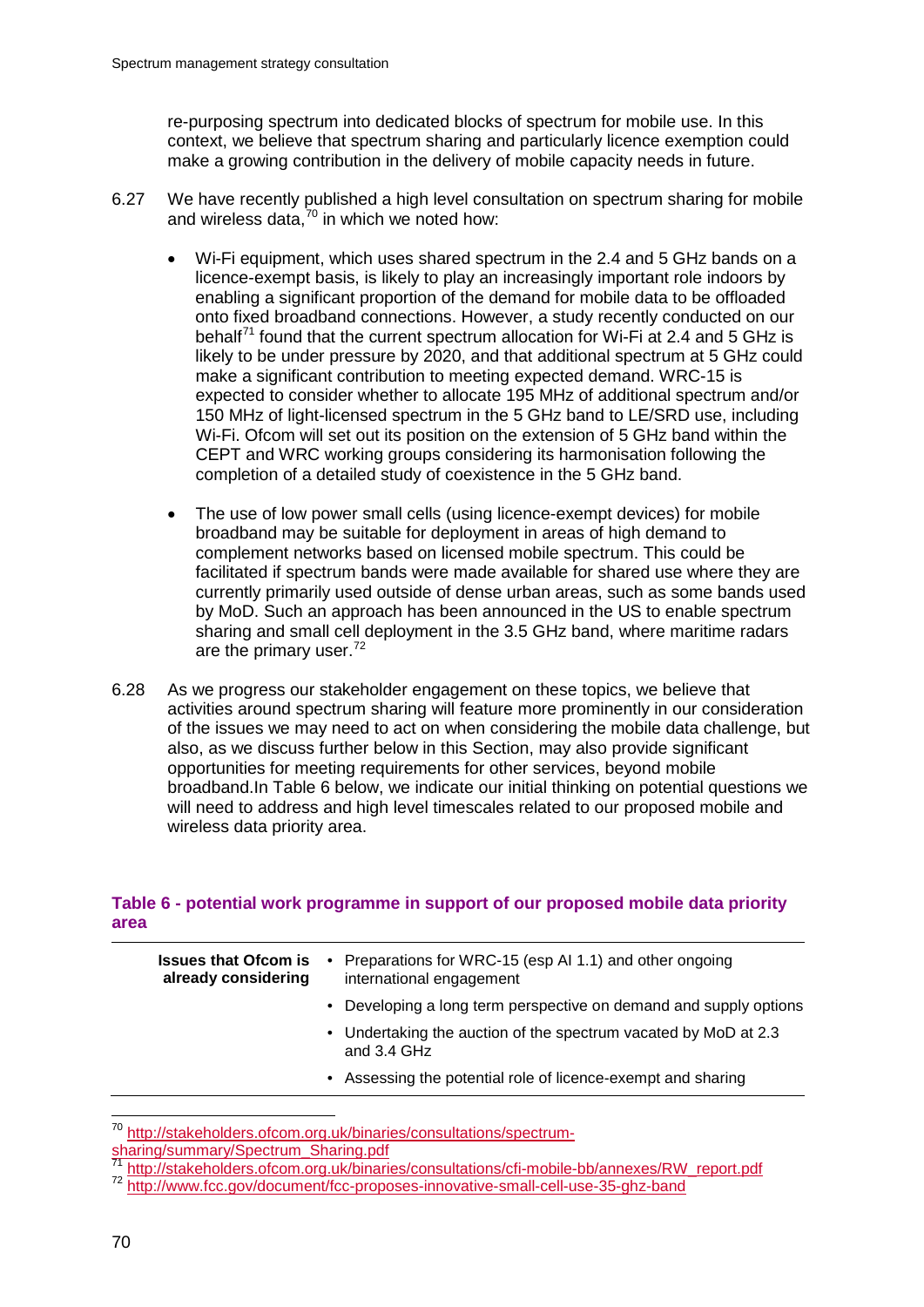re-purposing spectrum into dedicated blocks of spectrum for mobile use. In this context, we believe that spectrum sharing and particularly licence exemption could make a growing contribution in the delivery of mobile capacity needs in future.

6.27 We have recently published a high level consultation on spectrum sharing for mobile and wireless data,[70] in which we noted how:

- Wi-Fi equipment, which uses shared spectrum in the 2.4 and 5 GHz bands on a licence-exempt basis, is likely to play an increasingly important role indoors by enabling a significant proportion of the demand for mobile data to be offloaded onto fixed broadband connections. However, a study recently conducted on our behalf[71] found that the current spectrum allocation for Wi-Fi at 2.4 and 5 GHz is likely to be under pressure by 2020, and that additional spectrum at 5 GHz could make a significant contribution to meeting expected demand. WRC-15 is expected to consider whether to allocate 195 MHz of additional spectrum and/or 150 MHz of light-licensed spectrum in the 5 GHz band to LE/SRD use, including Wi-Fi. Ofcom will set out its position on the extension of 5 GHz band within the CEPT and WRC working groups considering its harmonisation following the completion of a detailed study of coexistence in the 5 GHz band.

- The use of low power small cells (using licence-exempt devices) for mobile broadband may be suitable for deployment in areas of high demand to complement networks based on licensed mobile spectrum. This could be facilitated if spectrum bands were made available for shared use where they are currently primarily used outside of dense urban areas, such as some bands used by MoD. Such an approach has been announced in the US to enable spectrum sharing and small cell deployment in the 3.5 GHz band, where maritime radars are the primary user.[72]

6.28 As we progress our stakeholder engagement on these topics, we believe that activities around spectrum sharing will feature more prominently in our consideration of the issues we may need to act on when considering the mobile data challenge, but also, as we discuss further below in this Section, may also provide significant opportunities for meeting requirements for other services, beyond mobile broadband.In Table 6 below, we indicate our initial thinking on potential questions we will need to address and high level timescales related to our proposed mobile and wireless data priority area.

**Table 6 - potential work programme in support of our proposed mobile data priority area**

| | |
|---|---|
| **Issues that Ofcom is already considering** | • Preparations for WRC-15 (esp AI 1.1) and other ongoing international engagement<br>• Developing a long term perspective on demand and supply options<br>• Undertaking the auction of the spectrum vacated by MoD at 2.3 and 3.4 GHz<br>• Assessing the potential role of licence-exempt and sharing |

[70] http://stakeholders.ofcom.org.uk/binaries/consultations/spectrum-sharing/summary/Spectrum_Sharing.pdf

[71] http://stakeholders.ofcom.org.uk/binaries/consultations/cfi-mobile-bb/annexes/RW_report.pdf

[72] http://www.fcc.gov/document/fcc-proposes-innovative-small-cell-use-35-ghz-band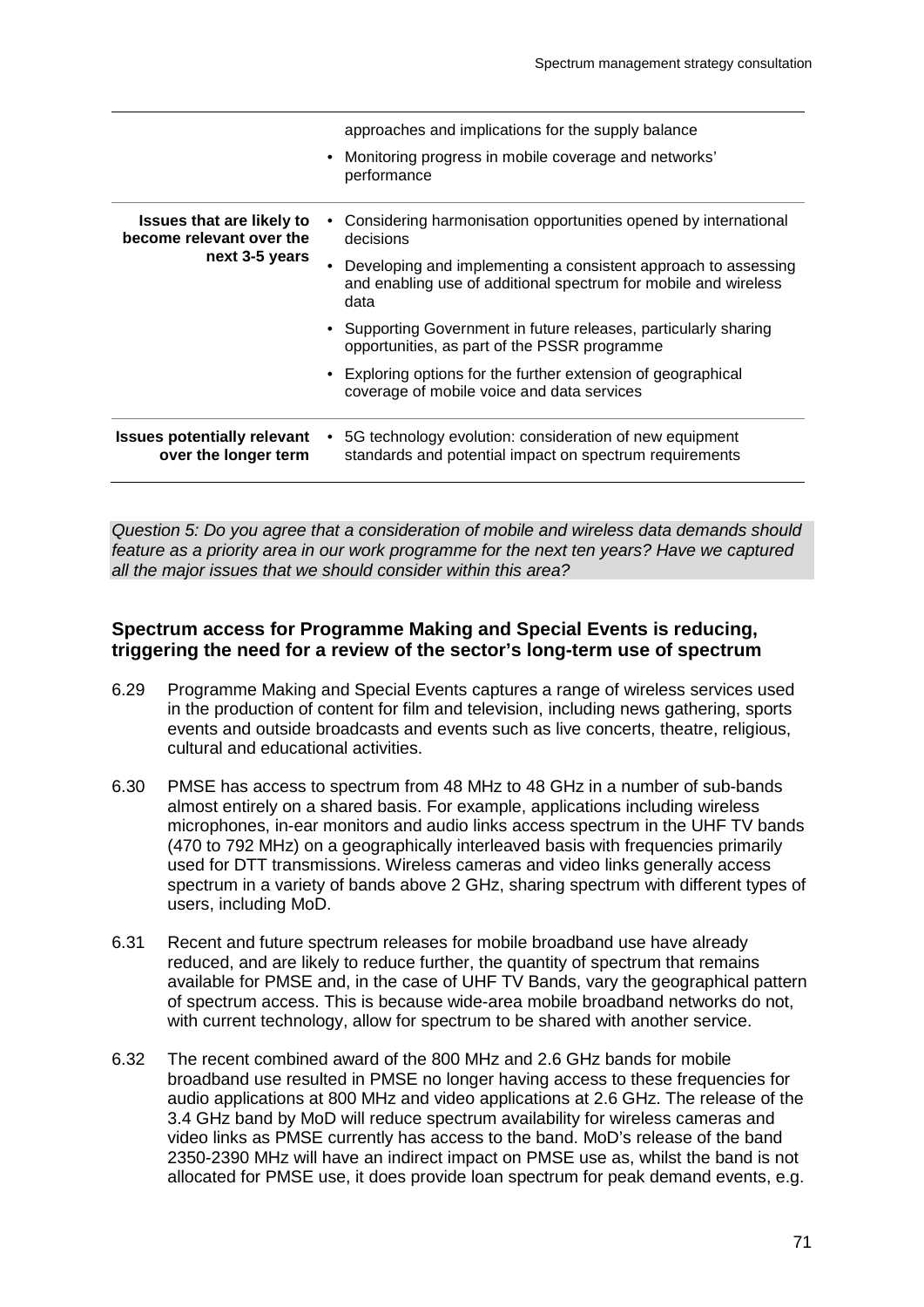| | |
|---|---|
| | approaches and implications for the supply balance<br>• Monitoring progress in mobile coverage and networks' performance |
| **Issues that are likely to become relevant over the next 3-5 years** | • Considering harmonisation opportunities opened by international decisions<br>• Developing and implementing a consistent approach to assessing and enabling use of additional spectrum for mobile and wireless data<br>• Supporting Government in future releases, particularly sharing opportunities, as part of the PSSR programme<br>• Exploring options for the further extension of geographical coverage of mobile voice and data services |
| **Issues potentially relevant over the longer term** | • 5G technology evolution: consideration of new equipment standards and potential impact on spectrum requirements |

*Question 5: Do you agree that a consideration of mobile and wireless data demands should feature as a priority area in our work programme for the next ten years? Have we captured all the major issues that we should consider within this area?*

### Spectrum access for Programme Making and Special Events is reducing, triggering the need for a review of the sector's long-term use of spectrum

6.29 Programme Making and Special Events captures a range of wireless services used in the production of content for film and television, including news gathering, sports events and outside broadcasts and events such as live concerts, theatre, religious, cultural and educational activities.

6.30 PMSE has access to spectrum from 48 MHz to 48 GHz in a number of sub-bands almost entirely on a shared basis. For example, applications including wireless microphones, in-ear monitors and audio links access spectrum in the UHF TV bands (470 to 792 MHz) on a geographically interleaved basis with frequencies primarily used for DTT transmissions. Wireless cameras and video links generally access spectrum in a variety of bands above 2 GHz, sharing spectrum with different types of users, including MoD.

6.31 Recent and future spectrum releases for mobile broadband use have already reduced, and are likely to reduce further, the quantity of spectrum that remains available for PMSE and, in the case of UHF TV Bands, vary the geographical pattern of spectrum access. This is because wide-area mobile broadband networks do not, with current technology, allow for spectrum to be shared with another service.

6.32 The recent combined award of the 800 MHz and 2.6 GHz bands for mobile broadband use resulted in PMSE no longer having access to these frequencies for audio applications at 800 MHz and video applications at 2.6 GHz. The release of the 3.4 GHz band by MoD will reduce spectrum availability for wireless cameras and video links as PMSE currently has access to the band. MoD's release of the band 2350-2390 MHz will have an indirect impact on PMSE use as, whilst the band is not allocated for PMSE use, it does provide loan spectrum for peak demand events, e.g.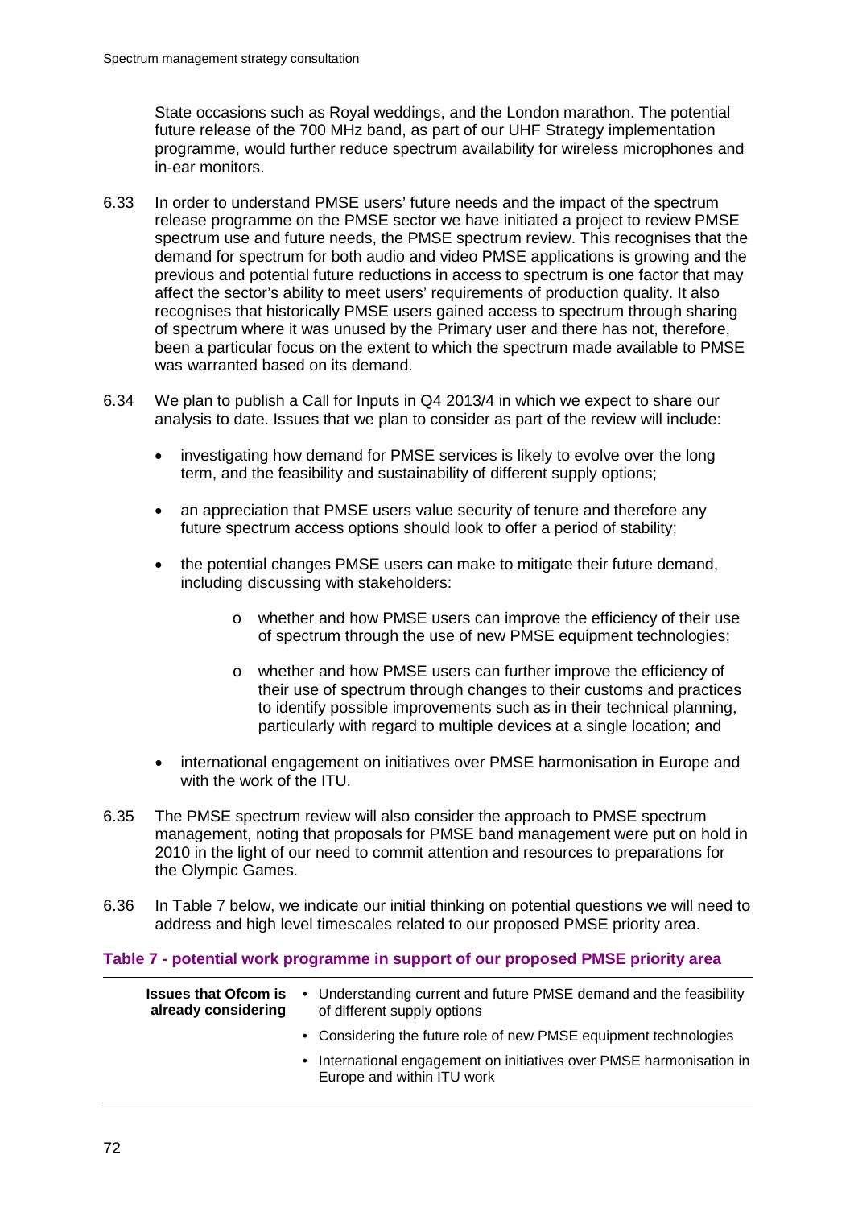State occasions such as Royal weddings, and the London marathon. The potential future release of the 700 MHz band, as part of our UHF Strategy implementation programme, would further reduce spectrum availability for wireless microphones and in-ear monitors.

6.33 In order to understand PMSE users' future needs and the impact of the spectrum release programme on the PMSE sector we have initiated a project to review PMSE spectrum use and future needs, the PMSE spectrum review. This recognises that the demand for spectrum for both audio and video PMSE applications is growing and the previous and potential future reductions in access to spectrum is one factor that may affect the sector's ability to meet users' requirements of production quality. It also recognises that historically PMSE users gained access to spectrum through sharing of spectrum where it was unused by the Primary user and there has not, therefore, been a particular focus on the extent to which the spectrum made available to PMSE was warranted based on its demand.

6.34 We plan to publish a Call for Inputs in Q4 2013/4 in which we expect to share our analysis to date. Issues that we plan to consider as part of the review will include:

- investigating how demand for PMSE services is likely to evolve over the long term, and the feasibility and sustainability of different supply options;
- an appreciation that PMSE users value security of tenure and therefore any future spectrum access options should look to offer a period of stability;
- the potential changes PMSE users can make to mitigate their future demand, including discussing with stakeholders:
    - whether and how PMSE users can improve the efficiency of their use of spectrum through the use of new PMSE equipment technologies;
    - whether and how PMSE users can further improve the efficiency of their use of spectrum through changes to their customs and practices to identify possible improvements such as in their technical planning, particularly with regard to multiple devices at a single location; and
- international engagement on initiatives over PMSE harmonisation in Europe and with the work of the ITU.

6.35 The PMSE spectrum review will also consider the approach to PMSE spectrum management, noting that proposals for PMSE band management were put on hold in 2010 in the light of our need to commit attention and resources to preparations for the Olympic Games.

6.36 In Table 7 below, we indicate our initial thinking on potential questions we will need to address and high level timescales related to our proposed PMSE priority area.

**Table 7 - potential work programme in support of our proposed PMSE priority area**

| | |
|---|---|
| **Issues that Ofcom is already considering** | • Understanding current and future PMSE demand and the feasibility of different supply options<br>• Considering the future role of new PMSE equipment technologies<br>• International engagement on initiatives over PMSE harmonisation in Europe and within ITU work |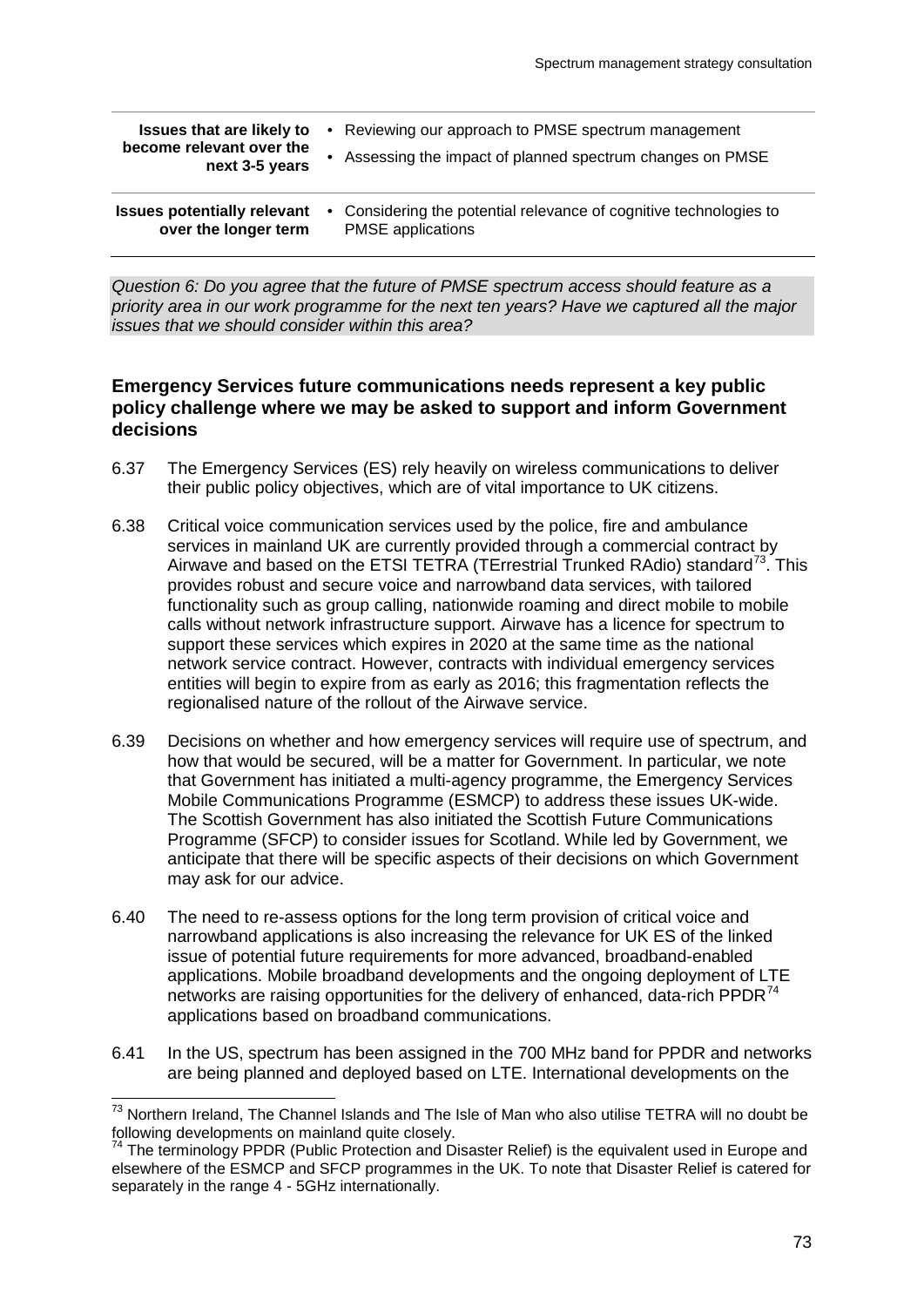| | |
|---|---|
| **Issues that are likely to become relevant over the next 3-5 years** | • Reviewing our approach to PMSE spectrum management<br>• Assessing the impact of planned spectrum changes on PMSE |
| **Issues potentially relevant over the longer term** | • Considering the potential relevance of cognitive technologies to PMSE applications |

*Question 6: Do you agree that the future of PMSE spectrum access should feature as a priority area in our work programme for the next ten years? Have we captured all the major issues that we should consider within this area?*

### Emergency Services future communications needs represent a key public policy challenge where we may be asked to support and inform Government decisions

6.37 The Emergency Services (ES) rely heavily on wireless communications to deliver their public policy objectives, which are of vital importance to UK citizens.

6.38 Critical voice communication services used by the police, fire and ambulance services in mainland UK are currently provided through a commercial contract by Airwave and based on the ETSI TETRA (TErrestrial Trunked RAdio) standard[73]. This provides robust and secure voice and narrowband data services, with tailored functionality such as group calling, nationwide roaming and direct mobile to mobile calls without network infrastructure support. Airwave has a licence for spectrum to support these services which expires in 2020 at the same time as the national network service contract. However, contracts with individual emergency services entities will begin to expire from as early as 2016; this fragmentation reflects the regionalised nature of the rollout of the Airwave service.

6.39 Decisions on whether and how emergency services will require use of spectrum, and how that would be secured, will be a matter for Government. In particular, we note that Government has initiated a multi-agency programme, the Emergency Services Mobile Communications Programme (ESMCP) to address these issues UK-wide. The Scottish Government has also initiated the Scottish Future Communications Programme (SFCP) to consider issues for Scotland. While led by Government, we anticipate that there will be specific aspects of their decisions on which Government may ask for our advice.

6.40 The need to re-assess options for the long term provision of critical voice and narrowband applications is also increasing the relevance for UK ES of the linked issue of potential future requirements for more advanced, broadband-enabled applications. Mobile broadband developments and the ongoing deployment of LTE networks are raising opportunities for the delivery of enhanced, data-rich PPDR[74] applications based on broadband communications.

6.41 In the US, spectrum has been assigned in the 700 MHz band for PPDR and networks are being planned and deployed based on LTE. International developments on the

[73] Northern Ireland, The Channel Islands and The Isle of Man who also utilise TETRA will no doubt be following developments on mainland quite closely.

[74] The terminology PPDR (Public Protection and Disaster Relief) is the equivalent used in Europe and elsewhere of the ESMCP and SFCP programmes in the UK. To note that Disaster Relief is catered for separately in the range 4 - 5GHz internationally.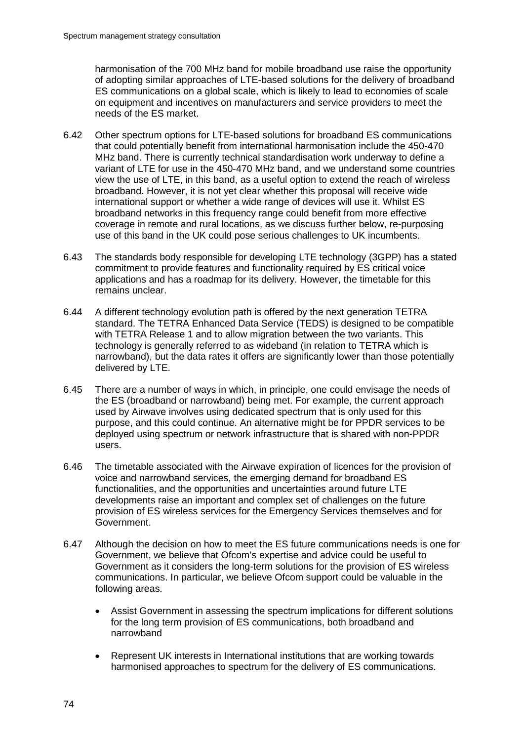harmonisation of the 700 MHz band for mobile broadband use raise the opportunity of adopting similar approaches of LTE-based solutions for the delivery of broadband ES communications on a global scale, which is likely to lead to economies of scale on equipment and incentives on manufacturers and service providers to meet the needs of the ES market.

6.42 Other spectrum options for LTE-based solutions for broadband ES communications that could potentially benefit from international harmonisation include the 450-470 MHz band. There is currently technical standardisation work underway to define a variant of LTE for use in the 450-470 MHz band, and we understand some countries view the use of LTE, in this band, as a useful option to extend the reach of wireless broadband. However, it is not yet clear whether this proposal will receive wide international support or whether a wide range of devices will use it. Whilst ES broadband networks in this frequency range could benefit from more effective coverage in remote and rural locations, as we discuss further below, re-purposing use of this band in the UK could pose serious challenges to UK incumbents.

6.43 The standards body responsible for developing LTE technology (3GPP) has a stated commitment to provide features and functionality required by ES critical voice applications and has a roadmap for its delivery. However, the timetable for this remains unclear.

6.44 A different technology evolution path is offered by the next generation TETRA standard. The TETRA Enhanced Data Service (TEDS) is designed to be compatible with TETRA Release 1 and to allow migration between the two variants. This technology is generally referred to as wideband (in relation to TETRA which is narrowband), but the data rates it offers are significantly lower than those potentially delivered by LTE.

6.45 There are a number of ways in which, in principle, one could envisage the needs of the ES (broadband or narrowband) being met. For example, the current approach used by Airwave involves using dedicated spectrum that is only used for this purpose, and this could continue. An alternative might be for PPDR services to be deployed using spectrum or network infrastructure that is shared with non-PPDR users.

6.46 The timetable associated with the Airwave expiration of licences for the provision of voice and narrowband services, the emerging demand for broadband ES functionalities, and the opportunities and uncertainties around future LTE developments raise an important and complex set of challenges on the future provision of ES wireless services for the Emergency Services themselves and for Government.

6.47 Although the decision on how to meet the ES future communications needs is one for Government, we believe that Ofcom's expertise and advice could be useful to Government as it considers the long-term solutions for the provision of ES wireless communications. In particular, we believe Ofcom support could be valuable in the following areas.

- Assist Government in assessing the spectrum implications for different solutions for the long term provision of ES communications, both broadband and narrowband
- Represent UK interests in International institutions that are working towards harmonised approaches to spectrum for the delivery of ES communications.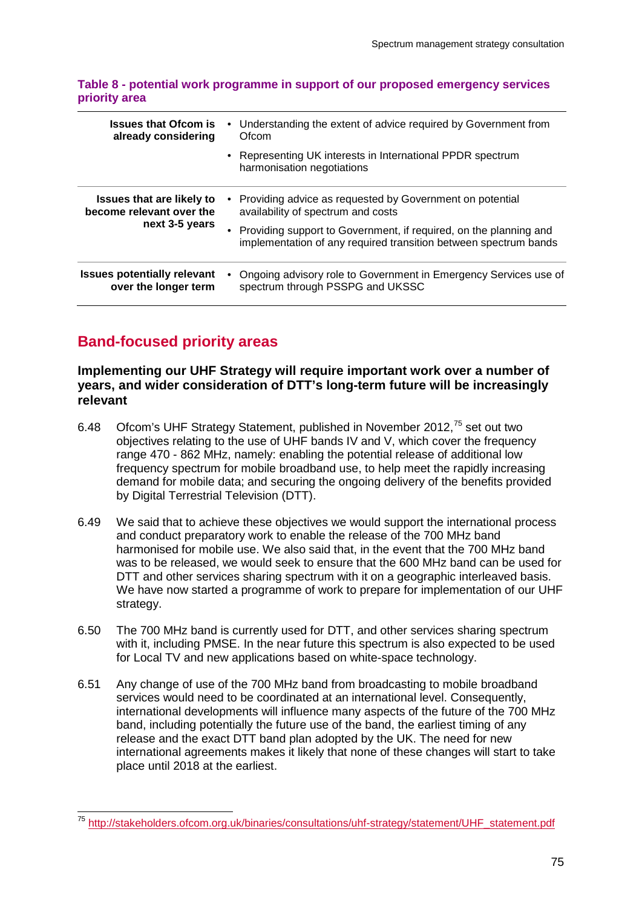**Table 8 - potential work programme in support of our proposed emergency services priority area**

| | |
|---|---|
| **Issues that Ofcom is already considering** | • Understanding the extent of advice required by Government from Ofcom<br>• Representing UK interests in International PPDR spectrum harmonisation negotiations |
| **Issues that are likely to become relevant over the next 3-5 years** | • Providing advice as requested by Government on potential availability of spectrum and costs<br>• Providing support to Government, if required, on the planning and implementation of any required transition between spectrum bands |
| **Issues potentially relevant over the longer term** | • Ongoing advisory role to Government in Emergency Services use of spectrum through PSSPG and UKSSC |

## Band-focused priority areas

### Implementing our UHF Strategy will require important work over a number of years, and wider consideration of DTT's long-term future will be increasingly relevant

6.48 Ofcom's UHF Strategy Statement, published in November 2012,[75] set out two objectives relating to the use of UHF bands IV and V, which cover the frequency range 470 - 862 MHz, namely: enabling the potential release of additional low frequency spectrum for mobile broadband use, to help meet the rapidly increasing demand for mobile data; and securing the ongoing delivery of the benefits provided by Digital Terrestrial Television (DTT).

6.49 We said that to achieve these objectives we would support the international process and conduct preparatory work to enable the release of the 700 MHz band harmonised for mobile use. We also said that, in the event that the 700 MHz band was to be released, we would seek to ensure that the 600 MHz band can be used for DTT and other services sharing spectrum with it on a geographic interleaved basis. We have now started a programme of work to prepare for implementation of our UHF strategy.

6.50 The 700 MHz band is currently used for DTT, and other services sharing spectrum with it, including PMSE. In the near future this spectrum is also expected to be used for Local TV and new applications based on white-space technology.

6.51 Any change of use of the 700 MHz band from broadcasting to mobile broadband services would need to be coordinated at an international level. Consequently, international developments will influence many aspects of the future of the 700 MHz band, including potentially the future use of the band, the earliest timing of any release and the exact DTT band plan adopted by the UK. The need for new international agreements makes it likely that none of these changes will start to take place until 2018 at the earliest.

[75] http://stakeholders.ofcom.org.uk/binaries/consultations/uhf-strategy/statement/UHF_statement.pdf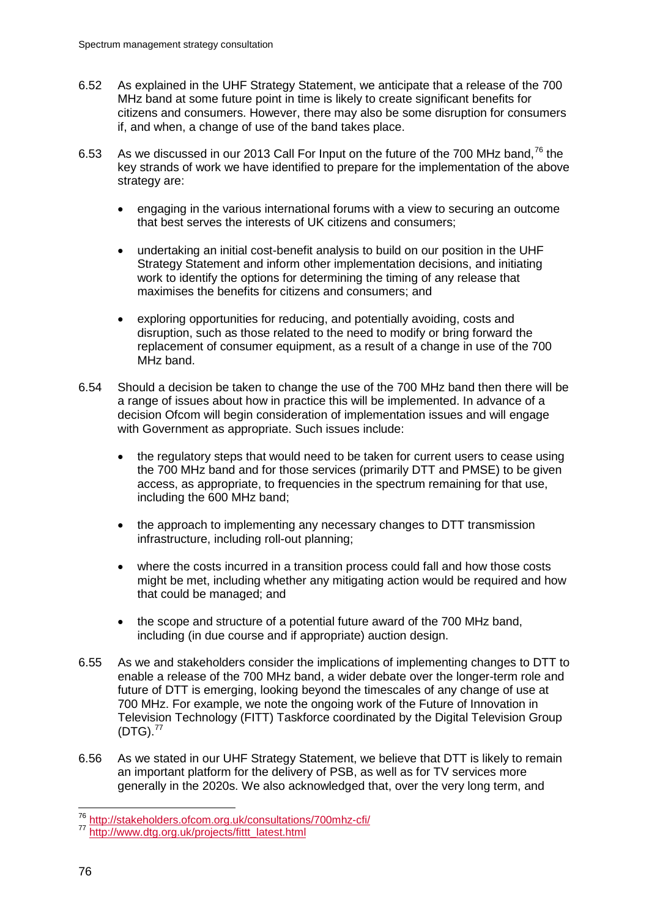6.52 As explained in the UHF Strategy Statement, we anticipate that a release of the 700 MHz band at some future point in time is likely to create significant benefits for citizens and consumers. However, there may also be some disruption for consumers if, and when, a change of use of the band takes place.

6.53 As we discussed in our 2013 Call For Input on the future of the 700 MHz band,[76] the key strands of work we have identified to prepare for the implementation of the above strategy are:

- engaging in the various international forums with a view to securing an outcome that best serves the interests of UK citizens and consumers;
- undertaking an initial cost-benefit analysis to build on our position in the UHF Strategy Statement and inform other implementation decisions, and initiating work to identify the options for determining the timing of any release that maximises the benefits for citizens and consumers; and
- exploring opportunities for reducing, and potentially avoiding, costs and disruption, such as those related to the need to modify or bring forward the replacement of consumer equipment, as a result of a change in use of the 700 MHz band.

6.54 Should a decision be taken to change the use of the 700 MHz band then there will be a range of issues about how in practice this will be implemented. In advance of a decision Ofcom will begin consideration of implementation issues and will engage with Government as appropriate. Such issues include:

- the regulatory steps that would need to be taken for current users to cease using the 700 MHz band and for those services (primarily DTT and PMSE) to be given access, as appropriate, to frequencies in the spectrum remaining for that use, including the 600 MHz band;
- the approach to implementing any necessary changes to DTT transmission infrastructure, including roll-out planning;
- where the costs incurred in a transition process could fall and how those costs might be met, including whether any mitigating action would be required and how that could be managed; and
- the scope and structure of a potential future award of the 700 MHz band, including (in due course and if appropriate) auction design.

6.55 As we and stakeholders consider the implications of implementing changes to DTT to enable a release of the 700 MHz band, a wider debate over the longer-term role and future of DTT is emerging, looking beyond the timescales of any change of use at 700 MHz. For example, we note the ongoing work of the Future of Innovation in Television Technology (FITT) Taskforce coordinated by the Digital Television Group (DTG).[77]

6.56 As we stated in our UHF Strategy Statement, we believe that DTT is likely to remain an important platform for the delivery of PSB, as well as for TV services more generally in the 2020s. We also acknowledged that, over the very long term, and

[76] http://stakeholders.ofcom.org.uk/consultations/700mhz-cfi/

[77] http://www.dtg.org.uk/projects/fittt_latest.html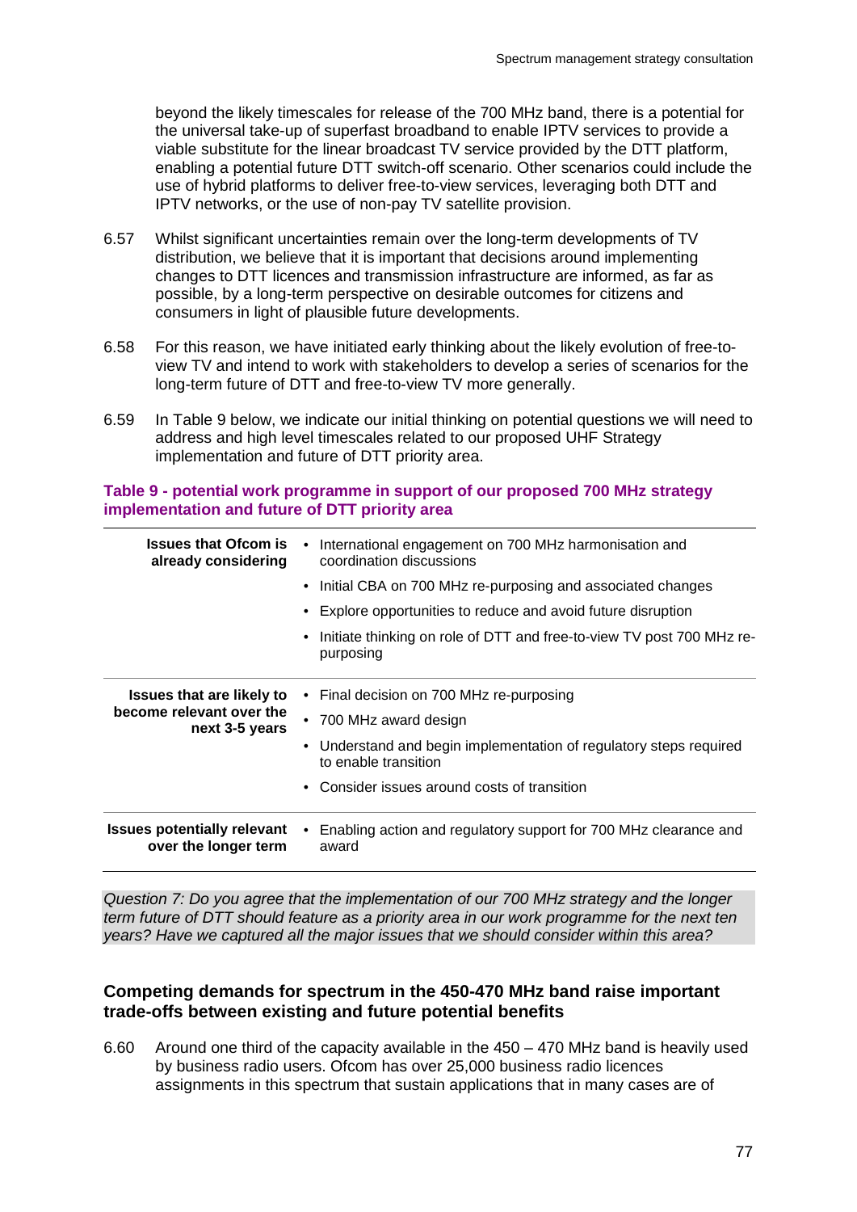beyond the likely timescales for release of the 700 MHz band, there is a potential for the universal take-up of superfast broadband to enable IPTV services to provide a viable substitute for the linear broadcast TV service provided by the DTT platform, enabling a potential future DTT switch-off scenario. Other scenarios could include the use of hybrid platforms to deliver free-to-view services, leveraging both DTT and IPTV networks, or the use of non-pay TV satellite provision.

6.57 Whilst significant uncertainties remain over the long-term developments of TV distribution, we believe that it is important that decisions around implementing changes to DTT licences and transmission infrastructure are informed, as far as possible, by a long-term perspective on desirable outcomes for citizens and consumers in light of plausible future developments.

6.58 For this reason, we have initiated early thinking about the likely evolution of free-to-view TV and intend to work with stakeholders to develop a series of scenarios for the long-term future of DTT and free-to-view TV more generally.

6.59 In Table 9 below, we indicate our initial thinking on potential questions we will need to address and high level timescales related to our proposed UHF Strategy implementation and future of DTT priority area.

**Table 9 - potential work programme in support of our proposed 700 MHz strategy implementation and future of DTT priority area**

| | |
|---|---|
| **Issues that Ofcom is already considering** | • International engagement on 700 MHz harmonisation and coordination discussions<br>• Initial CBA on 700 MHz re-purposing and associated changes<br>• Explore opportunities to reduce and avoid future disruption<br>• Initiate thinking on role of DTT and free-to-view TV post 700 MHz re-purposing |
| **Issues that are likely to become relevant over the next 3-5 years** | • Final decision on 700 MHz re-purposing<br>• 700 MHz award design<br>• Understand and begin implementation of regulatory steps required to enable transition<br>• Consider issues around costs of transition |
| **Issues potentially relevant over the longer term** | • Enabling action and regulatory support for 700 MHz clearance and award |

*Question 7: Do you agree that the implementation of our 700 MHz strategy and the longer term future of DTT should feature as a priority area in our work programme for the next ten years? Have we captured all the major issues that we should consider within this area?*

### Competing demands for spectrum in the 450-470 MHz band raise important trade-offs between existing and future potential benefits

6.60 Around one third of the capacity available in the 450 – 470 MHz band is heavily used by business radio users. Ofcom has over 25,000 business radio licences assignments in this spectrum that sustain applications that in many cases are of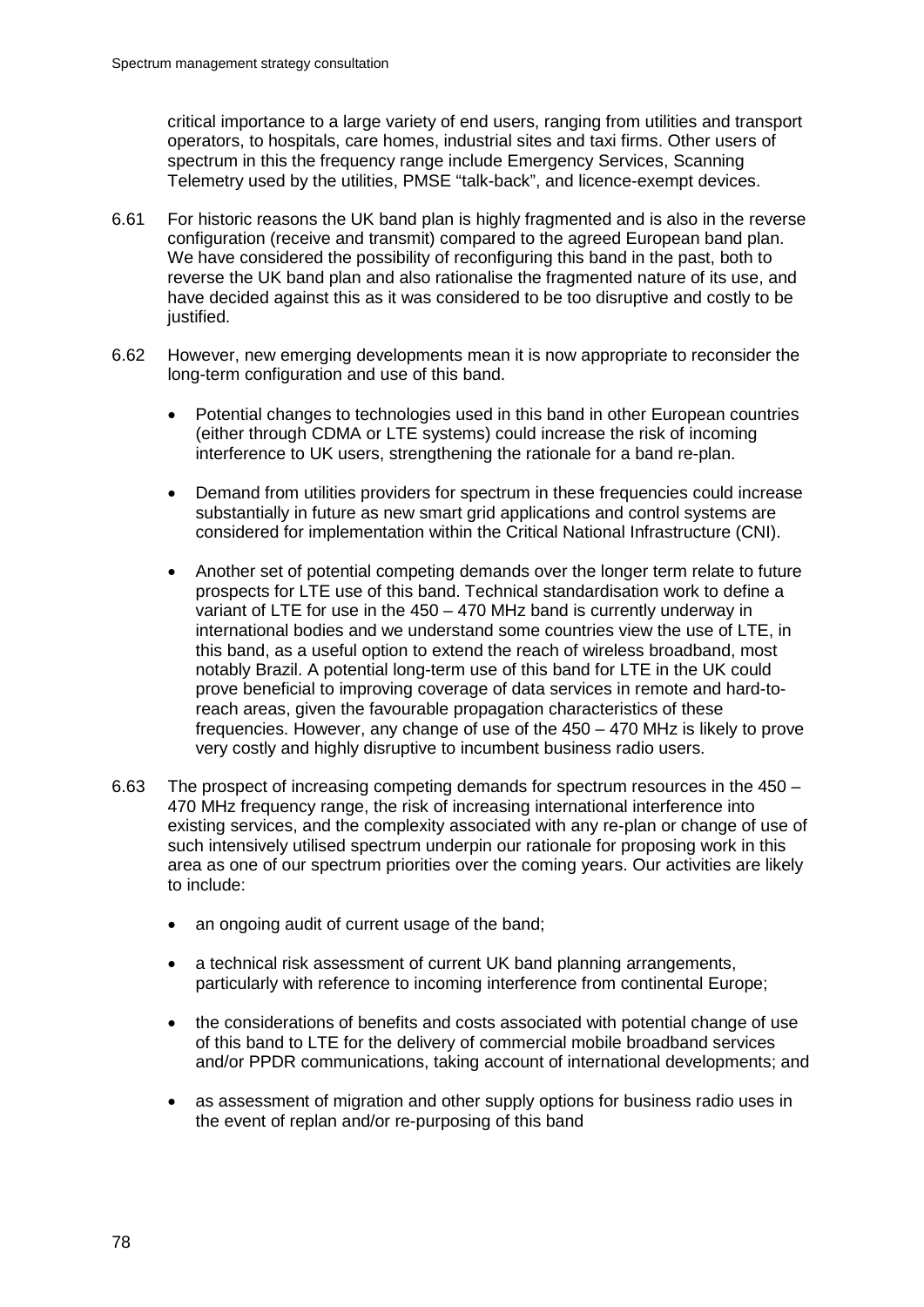critical importance to a large variety of end users, ranging from utilities and transport operators, to hospitals, care homes, industrial sites and taxi firms. Other users of spectrum in this the frequency range include Emergency Services, Scanning Telemetry used by the utilities, PMSE "talk-back", and licence-exempt devices.

6.61 For historic reasons the UK band plan is highly fragmented and is also in the reverse configuration (receive and transmit) compared to the agreed European band plan. We have considered the possibility of reconfiguring this band in the past, both to reverse the UK band plan and also rationalise the fragmented nature of its use, and have decided against this as it was considered to be too disruptive and costly to be justified.

6.62 However, new emerging developments mean it is now appropriate to reconsider the long-term configuration and use of this band.

- Potential changes to technologies used in this band in other European countries (either through CDMA or LTE systems) could increase the risk of incoming interference to UK users, strengthening the rationale for a band re-plan.
- Demand from utilities providers for spectrum in these frequencies could increase substantially in future as new smart grid applications and control systems are considered for implementation within the Critical National Infrastructure (CNI).
- Another set of potential competing demands over the longer term relate to future prospects for LTE use of this band. Technical standardisation work to define a variant of LTE for use in the 450 – 470 MHz band is currently underway in international bodies and we understand some countries view the use of LTE, in this band, as a useful option to extend the reach of wireless broadband, most notably Brazil. A potential long-term use of this band for LTE in the UK could prove beneficial to improving coverage of data services in remote and hard-to-reach areas, given the favourable propagation characteristics of these frequencies. However, any change of use of the 450 – 470 MHz is likely to prove very costly and highly disruptive to incumbent business radio users.

6.63 The prospect of increasing competing demands for spectrum resources in the 450 – 470 MHz frequency range, the risk of increasing international interference into existing services, and the complexity associated with any re-plan or change of use of such intensively utilised spectrum underpin our rationale for proposing work in this area as one of our spectrum priorities over the coming years. Our activities are likely to include:

- an ongoing audit of current usage of the band;
- a technical risk assessment of current UK band planning arrangements, particularly with reference to incoming interference from continental Europe;
- the considerations of benefits and costs associated with potential change of use of this band to LTE for the delivery of commercial mobile broadband services and/or PPDR communications, taking account of international developments; and
- as assessment of migration and other supply options for business radio uses in the event of replan and/or re-purposing of this band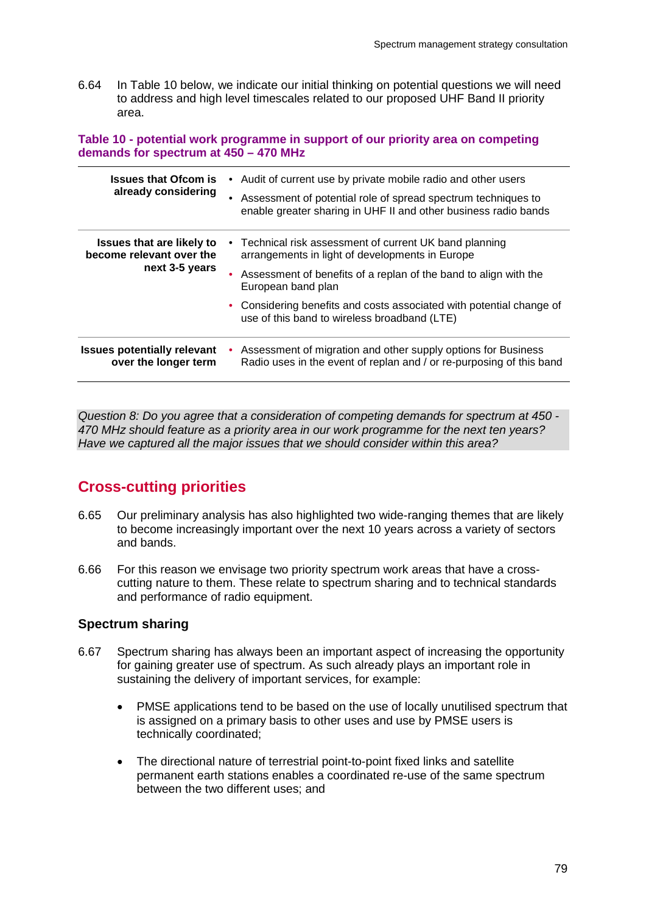6.64 In Table 10 below, we indicate our initial thinking on potential questions we will need to address and high level timescales related to our proposed UHF Band II priority area.

**Table 10 - potential work programme in support of our priority area on competing demands for spectrum at 450 – 470 MHz**

| | |
|---|---|
| **Issues that Ofcom is already considering** | • Audit of current use by private mobile radio and other users<br>• Assessment of potential role of spread spectrum techniques to enable greater sharing in UHF II and other business radio bands |
| **Issues that are likely to become relevant over the next 3-5 years** | • Technical risk assessment of current UK band planning arrangements in light of developments in Europe<br>• Assessment of benefits of a replan of the band to align with the European band plan<br>• Considering benefits and costs associated with potential change of use of this band to wireless broadband (LTE) |
| **Issues potentially relevant over the longer term** | • Assessment of migration and other supply options for Business Radio uses in the event of replan and / or re-purposing of this band |

*Question 8: Do you agree that a consideration of competing demands for spectrum at 450 - 470 MHz should feature as a priority area in our work programme for the next ten years? Have we captured all the major issues that we should consider within this area?*

## Cross-cutting priorities

6.65 Our preliminary analysis has also highlighted two wide-ranging themes that are likely to become increasingly important over the next 10 years across a variety of sectors and bands.

6.66 For this reason we envisage two priority spectrum work areas that have a cross-cutting nature to them. These relate to spectrum sharing and to technical standards and performance of radio equipment.

### Spectrum sharing

6.67 Spectrum sharing has always been an important aspect of increasing the opportunity for gaining greater use of spectrum. As such already plays an important role in sustaining the delivery of important services, for example:

- PMSE applications tend to be based on the use of locally unutilised spectrum that is assigned on a primary basis to other uses and use by PMSE users is technically coordinated;
- The directional nature of terrestrial point-to-point fixed links and satellite permanent earth stations enables a coordinated re-use of the same spectrum between the two different uses; and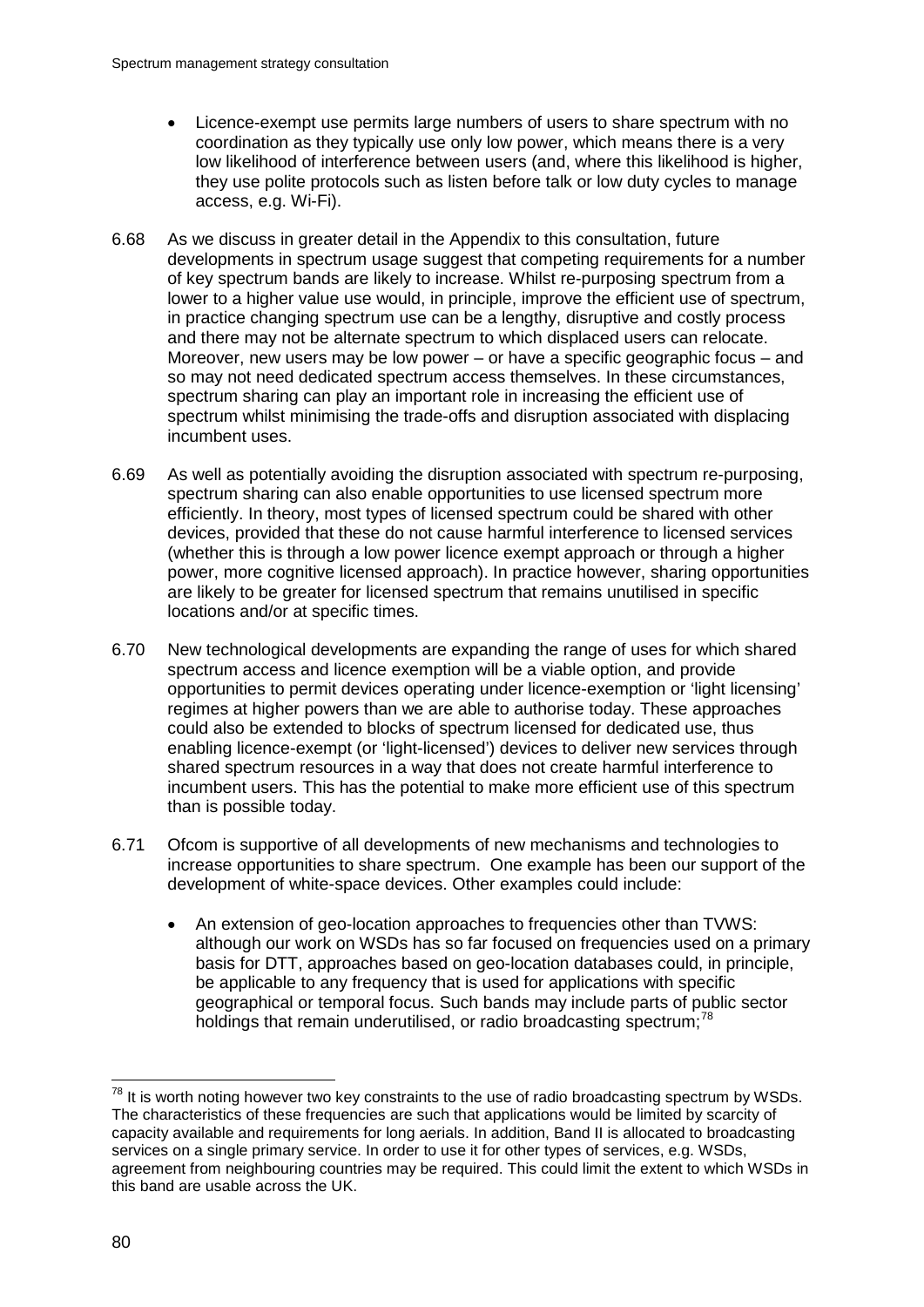- Licence-exempt use permits large numbers of users to share spectrum with no coordination as they typically use only low power, which means there is a very low likelihood of interference between users (and, where this likelihood is higher, they use polite protocols such as listen before talk or low duty cycles to manage access, e.g. Wi-Fi).

6.68 As we discuss in greater detail in the Appendix to this consultation, future developments in spectrum usage suggest that competing requirements for a number of key spectrum bands are likely to increase. Whilst re-purposing spectrum from a lower to a higher value use would, in principle, improve the efficient use of spectrum, in practice changing spectrum use can be a lengthy, disruptive and costly process and there may not be alternate spectrum to which displaced users can relocate. Moreover, new users may be low power – or have a specific geographic focus – and so may not need dedicated spectrum access themselves. In these circumstances, spectrum sharing can play an important role in increasing the efficient use of spectrum whilst minimising the trade-offs and disruption associated with displacing incumbent uses.

6.69 As well as potentially avoiding the disruption associated with spectrum re-purposing, spectrum sharing can also enable opportunities to use licensed spectrum more efficiently. In theory, most types of licensed spectrum could be shared with other devices, provided that these do not cause harmful interference to licensed services (whether this is through a low power licence exempt approach or through a higher power, more cognitive licensed approach). In practice however, sharing opportunities are likely to be greater for licensed spectrum that remains unutilised in specific locations and/or at specific times.

6.70 New technological developments are expanding the range of uses for which shared spectrum access and licence exemption will be a viable option, and provide opportunities to permit devices operating under licence-exemption or 'light licensing' regimes at higher powers than we are able to authorise today. These approaches could also be extended to blocks of spectrum licensed for dedicated use, thus enabling licence-exempt (or 'light-licensed') devices to deliver new services through shared spectrum resources in a way that does not create harmful interference to incumbent users. This has the potential to make more efficient use of this spectrum than is possible today.

6.71 Ofcom is supportive of all developments of new mechanisms and technologies to increase opportunities to share spectrum. One example has been our support of the development of white-space devices. Other examples could include:

- An extension of geo-location approaches to frequencies other than TVWS: although our work on WSDs has so far focused on frequencies used on a primary basis for DTT, approaches based on geo-location databases could, in principle, be applicable to any frequency that is used for applications with specific geographical or temporal focus. Such bands may include parts of public sector holdings that remain underutilised, or radio broadcasting spectrum;[78]

[78] It is worth noting however two key constraints to the use of radio broadcasting spectrum by WSDs. The characteristics of these frequencies are such that applications would be limited by scarcity of capacity available and requirements for long aerials. In addition, Band II is allocated to broadcasting services on a single primary service. In order to use it for other types of services, e.g. WSDs, agreement from neighbouring countries may be required. This could limit the extent to which WSDs in this band are usable across the UK.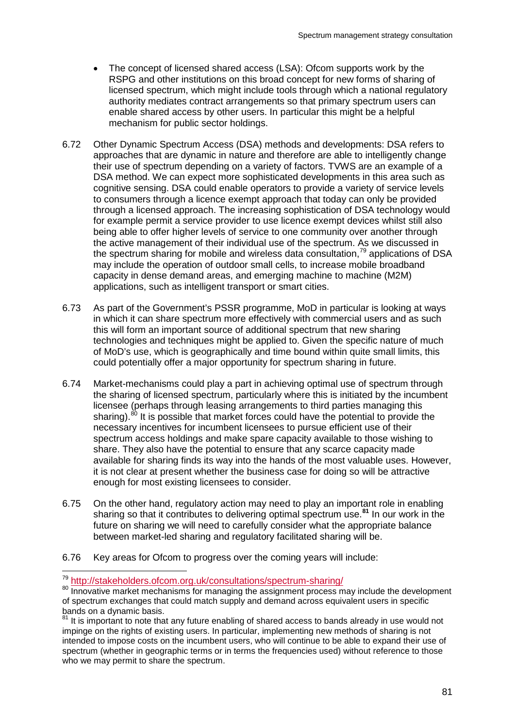- The concept of licensed shared access (LSA): Ofcom supports work by the RSPG and other institutions on this broad concept for new forms of sharing of licensed spectrum, which might include tools through which a national regulatory authority mediates contract arrangements so that primary spectrum users can enable shared access by other users. In particular this might be a helpful mechanism for public sector holdings.

6.72 Other Dynamic Spectrum Access (DSA) methods and developments: DSA refers to approaches that are dynamic in nature and therefore are able to intelligently change their use of spectrum depending on a variety of factors. TVWS are an example of a DSA method. We can expect more sophisticated developments in this area such as cognitive sensing. DSA could enable operators to provide a variety of service levels to consumers through a licence exempt approach that today can only be provided through a licensed approach. The increasing sophistication of DSA technology would for example permit a service provider to use licence exempt devices whilst still also being able to offer higher levels of service to one community over another through the active management of their individual use of the spectrum. As we discussed in the spectrum sharing for mobile and wireless data consultation,[79] applications of DSA may include the operation of outdoor small cells, to increase mobile broadband capacity in dense demand areas, and emerging machine to machine (M2M) applications, such as intelligent transport or smart cities.

6.73 As part of the Government's PSSR programme, MoD in particular is looking at ways in which it can share spectrum more effectively with commercial users and as such this will form an important source of additional spectrum that new sharing technologies and techniques might be applied to. Given the specific nature of much of MoD's use, which is geographically and time bound within quite small limits, this could potentially offer a major opportunity for spectrum sharing in future.

6.74 Market-mechanisms could play a part in achieving optimal use of spectrum through the sharing of licensed spectrum, particularly where this is initiated by the incumbent licensee (perhaps through leasing arrangements to third parties managing this sharing).[80] It is possible that market forces could have the potential to provide the necessary incentives for incumbent licensees to pursue efficient use of their spectrum access holdings and make spare capacity available to those wishing to share. They also have the potential to ensure that any scarce capacity made available for sharing finds its way into the hands of the most valuable uses. However, it is not clear at present whether the business case for doing so will be attractive enough for most existing licensees to consider.

6.75 On the other hand, regulatory action may need to play an important role in enabling sharing so that it contributes to delivering optimal spectrum use.[81] In our work in the future on sharing we will need to carefully consider what the appropriate balance between market-led sharing and regulatory facilitated sharing will be.

6.76 Key areas for Ofcom to progress over the coming years will include:

---

[79] http://stakeholders.ofcom.org.uk/consultations/spectrum-sharing/

[80] Innovative market mechanisms for managing the assignment process may include the development of spectrum exchanges that could match supply and demand across equivalent users in specific bands on a dynamic basis.

[81] It is important to note that any future enabling of shared access to bands already in use would not impinge on the rights of existing users. In particular, implementing new methods of sharing is not intended to impose costs on the incumbent users, who will continue to be able to expand their use of spectrum (whether in geographic terms or in terms the frequencies used) without reference to those who we may permit to share the spectrum.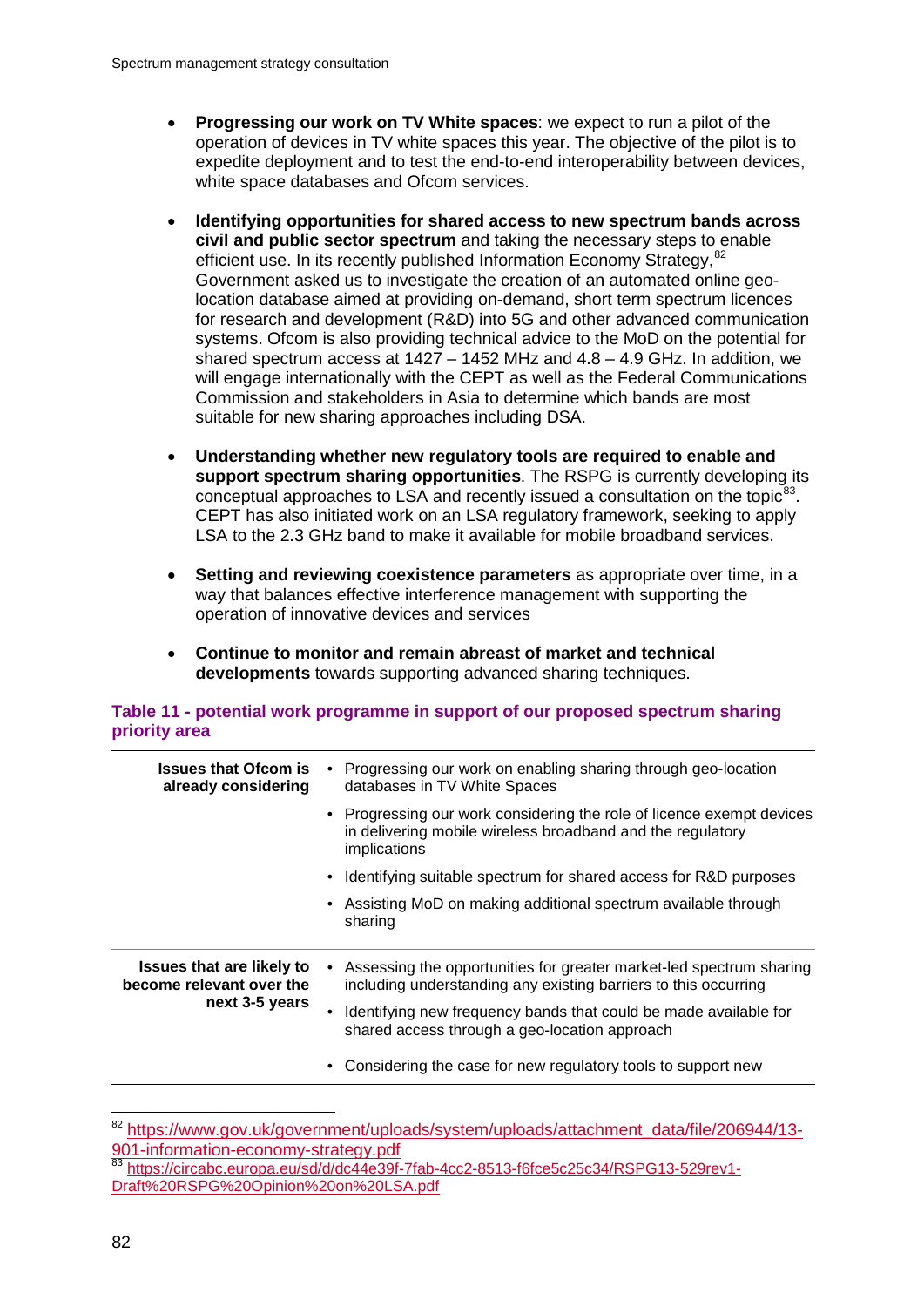- **Progressing our work on TV White spaces**: we expect to run a pilot of the operation of devices in TV white spaces this year. The objective of the pilot is to expedite deployment and to test the end-to-end interoperability between devices, white space databases and Ofcom services.

- **Identifying opportunities for shared access to new spectrum bands across civil and public sector spectrum** and taking the necessary steps to enable efficient use. In its recently published Information Economy Strategy,[82] Government asked us to investigate the creation of an automated online geo-location database aimed at providing on-demand, short term spectrum licences for research and development (R&D) into 5G and other advanced communication systems. Ofcom is also providing technical advice to the MoD on the potential for shared spectrum access at 1427 – 1452 MHz and 4.8 – 4.9 GHz. In addition, we will engage internationally with the CEPT as well as the Federal Communications Commission and stakeholders in Asia to determine which bands are most suitable for new sharing approaches including DSA.

- **Understanding whether new regulatory tools are required to enable and support spectrum sharing opportunities**. The RSPG is currently developing its conceptual approaches to LSA and recently issued a consultation on the topic[83]. CEPT has also initiated work on an LSA regulatory framework, seeking to apply LSA to the 2.3 GHz band to make it available for mobile broadband services.

- **Setting and reviewing coexistence parameters** as appropriate over time, in a way that balances effective interference management with supporting the operation of innovative devices and services

- **Continue to monitor and remain abreast of market and technical developments** towards supporting advanced sharing techniques.

**Table 11 - potential work programme in support of our proposed spectrum sharing priority area**

| | |
|---|---|
| **Issues that Ofcom is already considering** | • Progressing our work on enabling sharing through geo-location databases in TV White Spaces<br>• Progressing our work considering the role of licence exempt devices in delivering mobile wireless broadband and the regulatory implications<br>• Identifying suitable spectrum for shared access for R&D purposes<br>• Assisting MoD on making additional spectrum available through sharing |
| **Issues that are likely to become relevant over the next 3-5 years** | • Assessing the opportunities for greater market-led spectrum sharing including understanding any existing barriers to this occurring<br>• Identifying new frequency bands that could be made available for shared access through a geo-location approach<br>• Considering the case for new regulatory tools to support new |

[82] https://www.gov.uk/government/uploads/system/uploads/attachment_data/file/206944/13-901-information-economy-strategy.pdf

[83] https://circabc.europa.eu/sd/d/dc44e39f-7fab-4cc2-8513-f6fce5c25c34/RSPG13-529rev1-Draft%20RSPG%20Opinion%20on%20LSA.pdf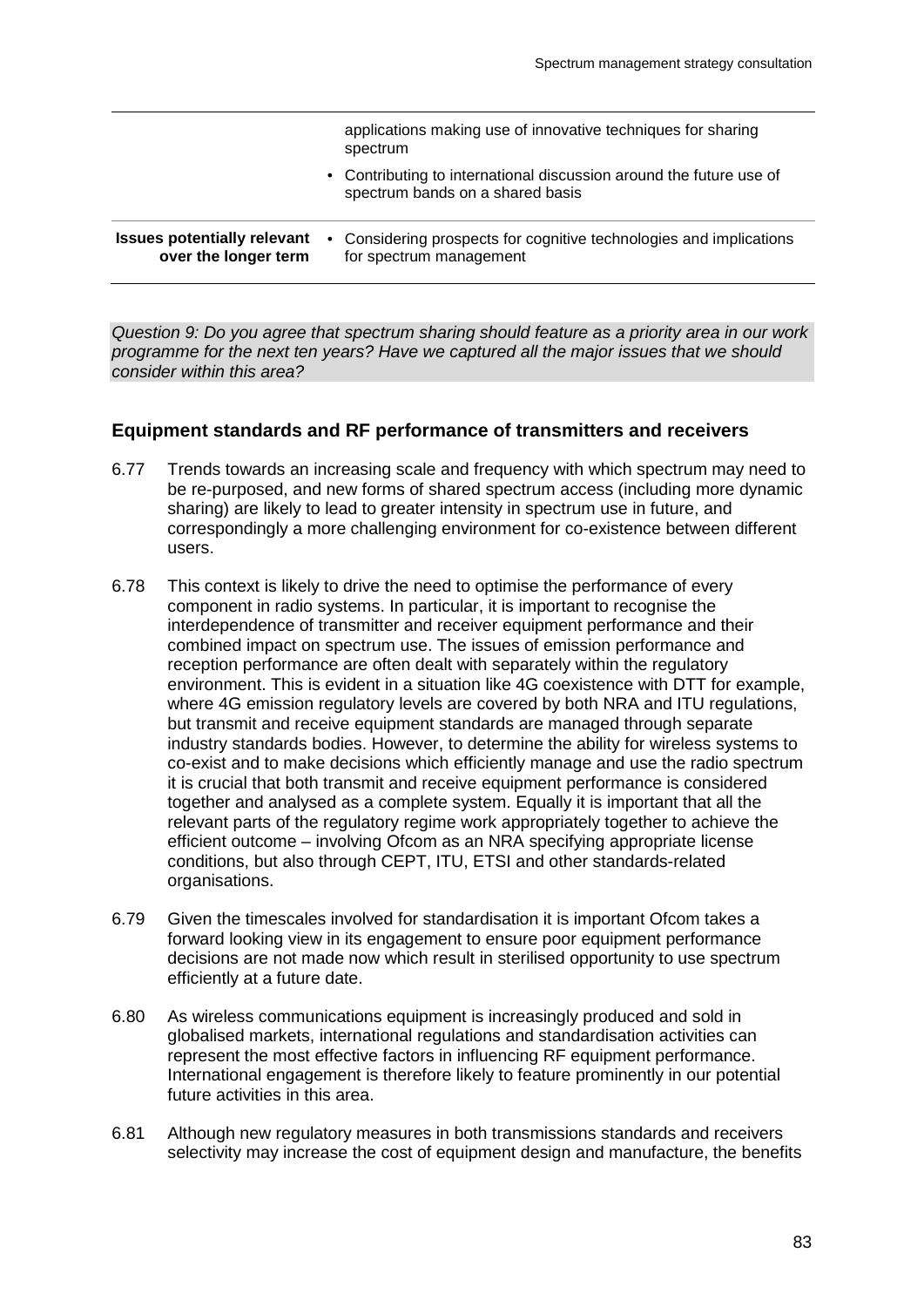| | |
|---|---|
| | applications making use of innovative techniques for sharing spectrum<br>• Contributing to international discussion around the future use of spectrum bands on a shared basis |
| **Issues potentially relevant over the longer term** | • Considering prospects for cognitive technologies and implications for spectrum management |

*Question 9: Do you agree that spectrum sharing should feature as a priority area in our work programme for the next ten years? Have we captured all the major issues that we should consider within this area?*

### Equipment standards and RF performance of transmitters and receivers

6.77 Trends towards an increasing scale and frequency with which spectrum may need to be re-purposed, and new forms of shared spectrum access (including more dynamic sharing) are likely to lead to greater intensity in spectrum use in future, and correspondingly a more challenging environment for co-existence between different users.

6.78 This context is likely to drive the need to optimise the performance of every component in radio systems. In particular, it is important to recognise the interdependence of transmitter and receiver equipment performance and their combined impact on spectrum use. The issues of emission performance and reception performance are often dealt with separately within the regulatory environment. This is evident in a situation like 4G coexistence with DTT for example, where 4G emission regulatory levels are covered by both NRA and ITU regulations, but transmit and receive equipment standards are managed through separate industry standards bodies. However, to determine the ability for wireless systems to co-exist and to make decisions which efficiently manage and use the radio spectrum it is crucial that both transmit and receive equipment performance is considered together and analysed as a complete system. Equally it is important that all the relevant parts of the regulatory regime work appropriately together to achieve the efficient outcome – involving Ofcom as an NRA specifying appropriate license conditions, but also through CEPT, ITU, ETSI and other standards-related organisations.

6.79 Given the timescales involved for standardisation it is important Ofcom takes a forward looking view in its engagement to ensure poor equipment performance decisions are not made now which result in sterilised opportunity to use spectrum efficiently at a future date.

6.80 As wireless communications equipment is increasingly produced and sold in globalised markets, international regulations and standardisation activities can represent the most effective factors in influencing RF equipment performance. International engagement is therefore likely to feature prominently in our potential future activities in this area.

6.81 Although new regulatory measures in both transmissions standards and receivers selectivity may increase the cost of equipment design and manufacture, the benefits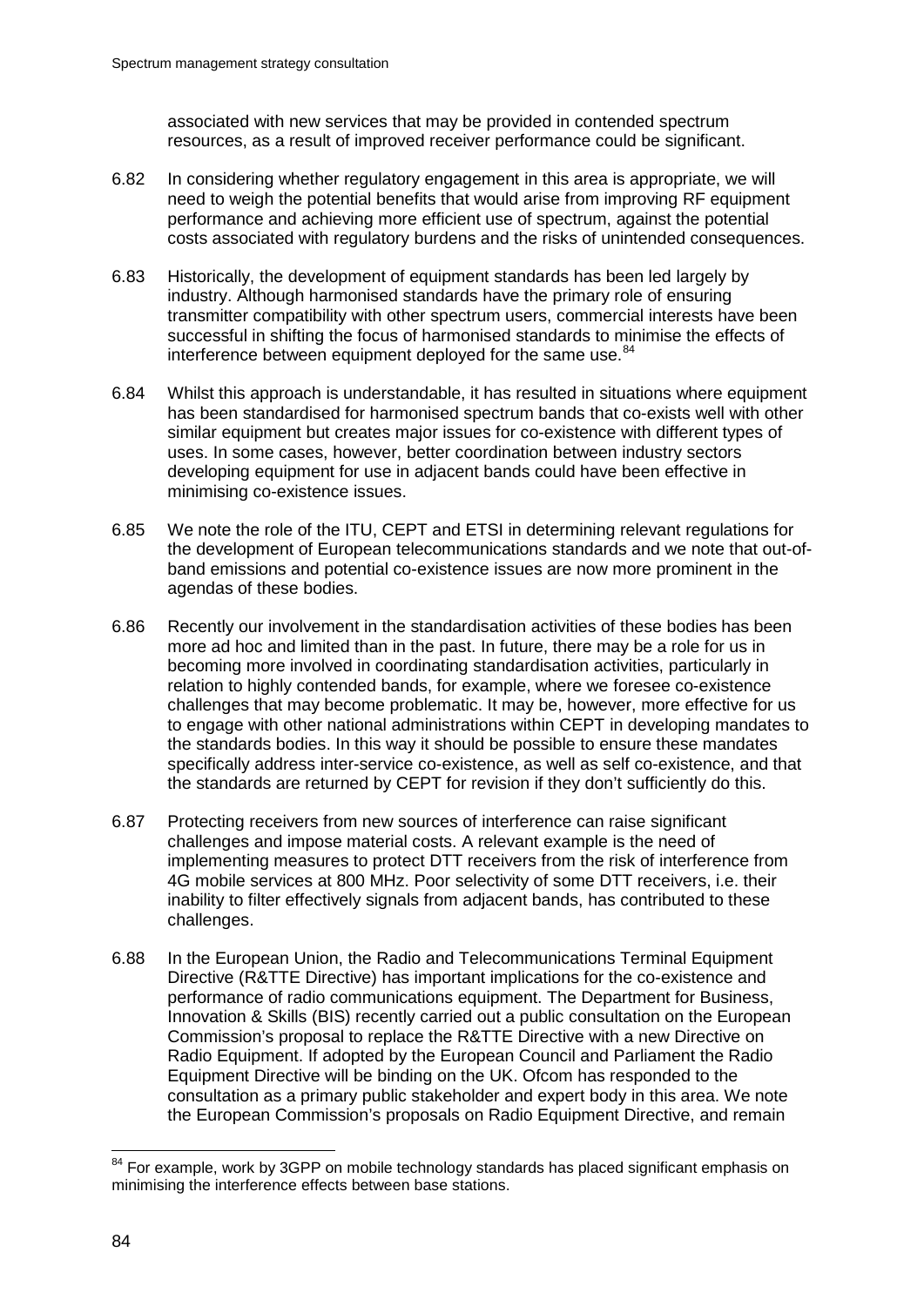associated with new services that may be provided in contended spectrum resources, as a result of improved receiver performance could be significant.

6.82 In considering whether regulatory engagement in this area is appropriate, we will need to weigh the potential benefits that would arise from improving RF equipment performance and achieving more efficient use of spectrum, against the potential costs associated with regulatory burdens and the risks of unintended consequences.

6.83 Historically, the development of equipment standards has been led largely by industry. Although harmonised standards have the primary role of ensuring transmitter compatibility with other spectrum users, commercial interests have been successful in shifting the focus of harmonised standards to minimise the effects of interference between equipment deployed for the same use.[84]

6.84 Whilst this approach is understandable, it has resulted in situations where equipment has been standardised for harmonised spectrum bands that co-exists well with other similar equipment but creates major issues for co-existence with different types of uses. In some cases, however, better coordination between industry sectors developing equipment for use in adjacent bands could have been effective in minimising co-existence issues.

6.85 We note the role of the ITU, CEPT and ETSI in determining relevant regulations for the development of European telecommunications standards and we note that out-of-band emissions and potential co-existence issues are now more prominent in the agendas of these bodies.

6.86 Recently our involvement in the standardisation activities of these bodies has been more ad hoc and limited than in the past. In future, there may be a role for us in becoming more involved in coordinating standardisation activities, particularly in relation to highly contended bands, for example, where we foresee co-existence challenges that may become problematic. It may be, however, more effective for us to engage with other national administrations within CEPT in developing mandates to the standards bodies. In this way it should be possible to ensure these mandates specifically address inter-service co-existence, as well as self co-existence, and that the standards are returned by CEPT for revision if they don't sufficiently do this.

6.87 Protecting receivers from new sources of interference can raise significant challenges and impose material costs. A relevant example is the need of implementing measures to protect DTT receivers from the risk of interference from 4G mobile services at 800 MHz. Poor selectivity of some DTT receivers, i.e. their inability to filter effectively signals from adjacent bands, has contributed to these challenges.

6.88 In the European Union, the Radio and Telecommunications Terminal Equipment Directive (R&TTE Directive) has important implications for the co-existence and performance of radio communications equipment. The Department for Business, Innovation & Skills (BIS) recently carried out a public consultation on the European Commission's proposal to replace the R&TTE Directive with a new Directive on Radio Equipment. If adopted by the European Council and Parliament the Radio Equipment Directive will be binding on the UK. Ofcom has responded to the consultation as a primary public stakeholder and expert body in this area. We note the European Commission's proposals on Radio Equipment Directive, and remain

[84] For example, work by 3GPP on mobile technology standards has placed significant emphasis on minimising the interference effects between base stations.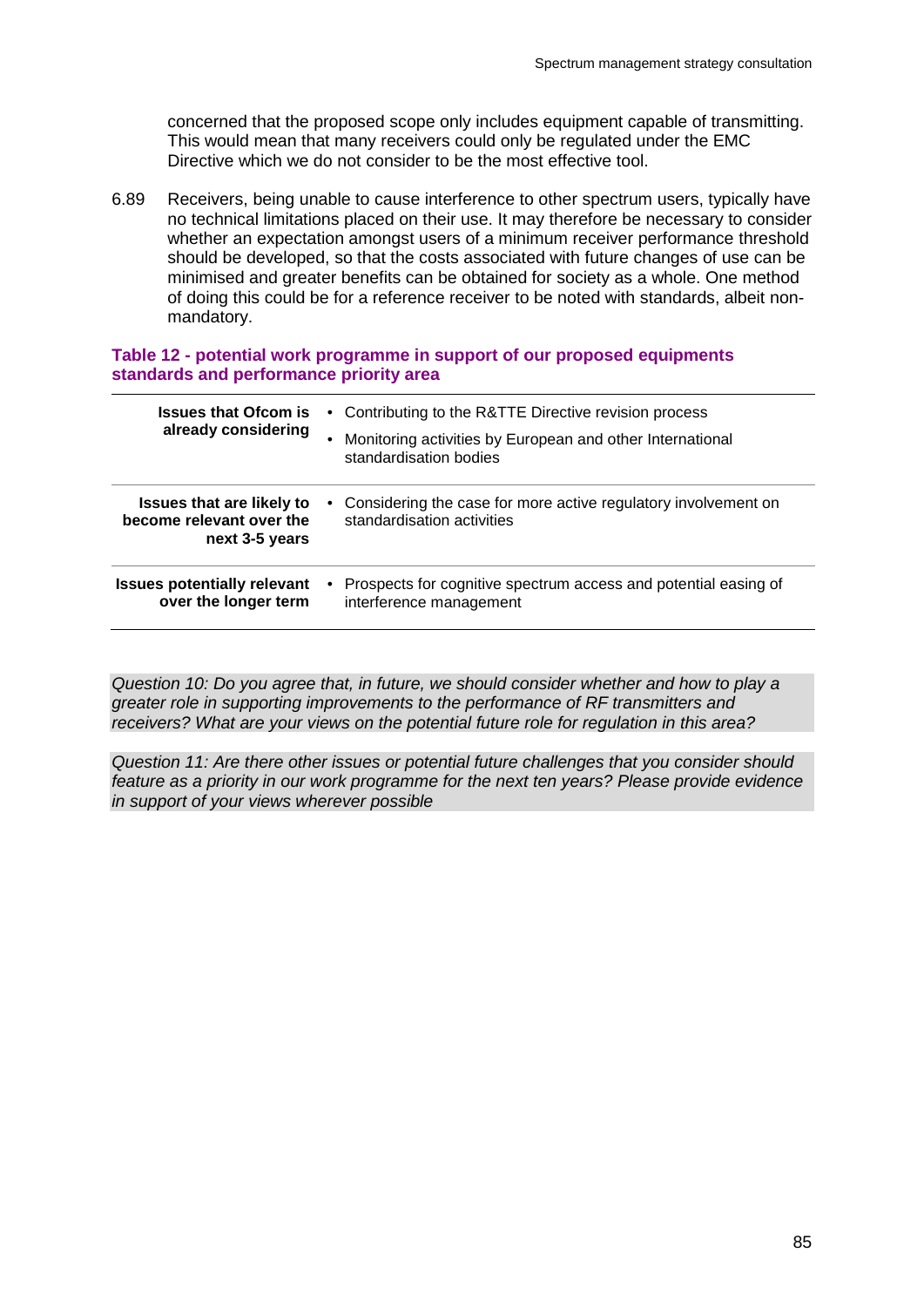concerned that the proposed scope only includes equipment capable of transmitting. This would mean that many receivers could only be regulated under the EMC Directive which we do not consider to be the most effective tool.

6.89 Receivers, being unable to cause interference to other spectrum users, typically have no technical limitations placed on their use. It may therefore be necessary to consider whether an expectation amongst users of a minimum receiver performance threshold should be developed, so that the costs associated with future changes of use can be minimised and greater benefits can be obtained for society as a whole. One method of doing this could be for a reference receiver to be noted with standards, albeit non-mandatory.

**Table 12 - potential work programme in support of our proposed equipments standards and performance priority area**

| | |
|---|---|
| **Issues that Ofcom is already considering** | • Contributing to the R&TTE Directive revision process<br>• Monitoring activities by European and other International standardisation bodies |
| **Issues that are likely to become relevant over the next 3-5 years** | • Considering the case for more active regulatory involvement on standardisation activities |
| **Issues potentially relevant over the longer term** | • Prospects for cognitive spectrum access and potential easing of interference management |

*Question 10: Do you agree that, in future, we should consider whether and how to play a greater role in supporting improvements to the performance of RF transmitters and receivers? What are your views on the potential future role for regulation in this area?*

*Question 11: Are there other issues or potential future challenges that you consider should feature as a priority in our work programme for the next ten years? Please provide evidence in support of your views wherever possible*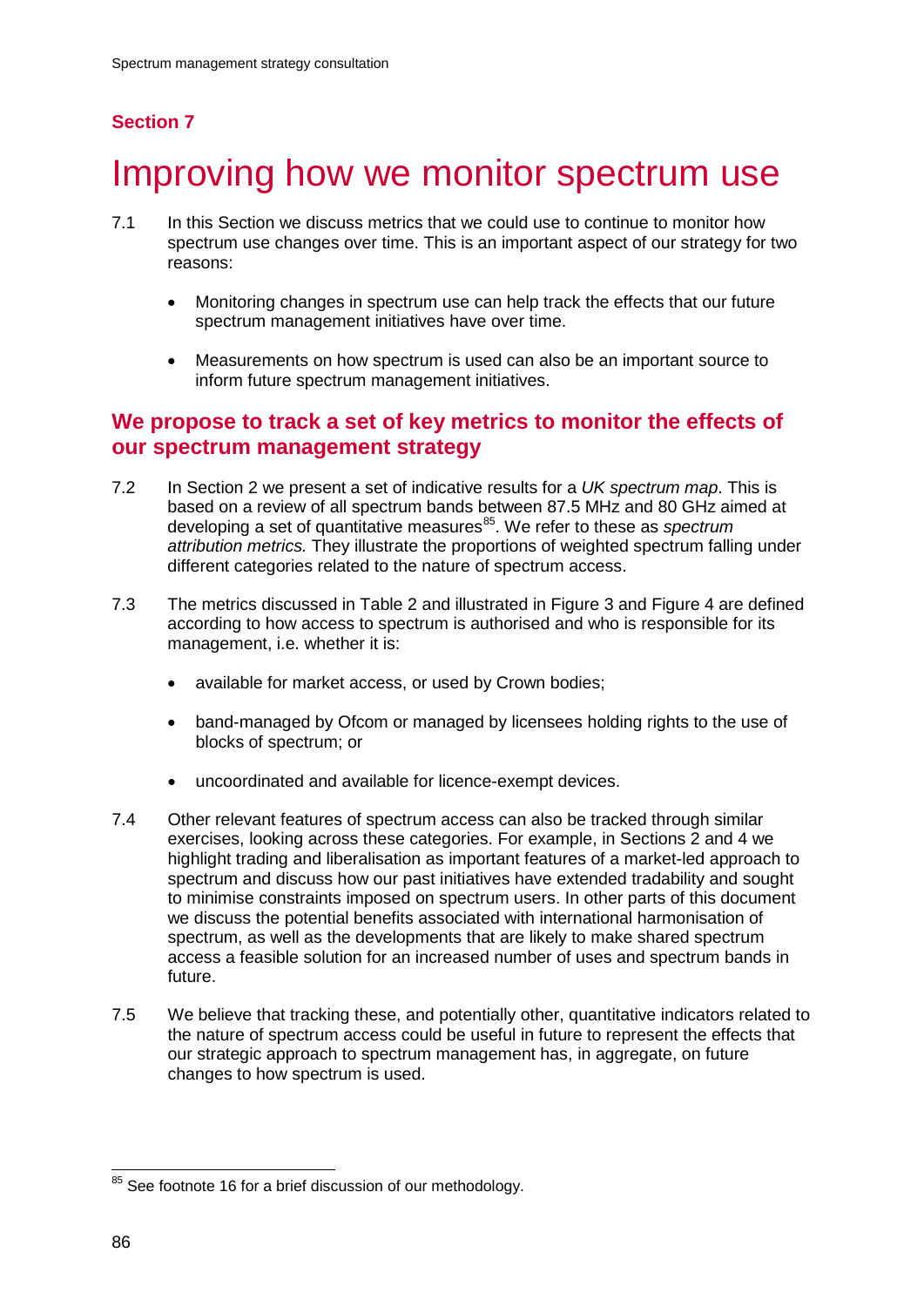**Section 7**

# Improving how we monitor spectrum use

7.1 In this Section we discuss metrics that we could use to continue to monitor how spectrum use changes over time. This is an important aspect of our strategy for two reasons:

- Monitoring changes in spectrum use can help track the effects that our future spectrum management initiatives have over time.
- Measurements on how spectrum is used can also be an important source to inform future spectrum management initiatives.

## We propose to track a set of key metrics to monitor the effects of our spectrum management strategy

7.2 In Section 2 we present a set of indicative results for a *UK spectrum map*. This is based on a review of all spectrum bands between 87.5 MHz and 80 GHz aimed at developing a set of quantitative measures[85]. We refer to these as *spectrum attribution metrics.* They illustrate the proportions of weighted spectrum falling under different categories related to the nature of spectrum access.

7.3 The metrics discussed in Table 2 and illustrated in Figure 3 and Figure 4 are defined according to how access to spectrum is authorised and who is responsible for its management, i.e. whether it is:

- available for market access, or used by Crown bodies;
- band-managed by Ofcom or managed by licensees holding rights to the use of blocks of spectrum; or
- uncoordinated and available for licence-exempt devices.

7.4 Other relevant features of spectrum access can also be tracked through similar exercises, looking across these categories. For example, in Sections 2 and 4 we highlight trading and liberalisation as important features of a market-led approach to spectrum and discuss how our past initiatives have extended tradability and sought to minimise constraints imposed on spectrum users. In other parts of this document we discuss the potential benefits associated with international harmonisation of spectrum, as well as the developments that are likely to make shared spectrum access a feasible solution for an increased number of uses and spectrum bands in future.

7.5 We believe that tracking these, and potentially other, quantitative indicators related to the nature of spectrum access could be useful in future to represent the effects that our strategic approach to spectrum management has, in aggregate, on future changes to how spectrum is used.

---

[85] See footnote 16 for a brief discussion of our methodology.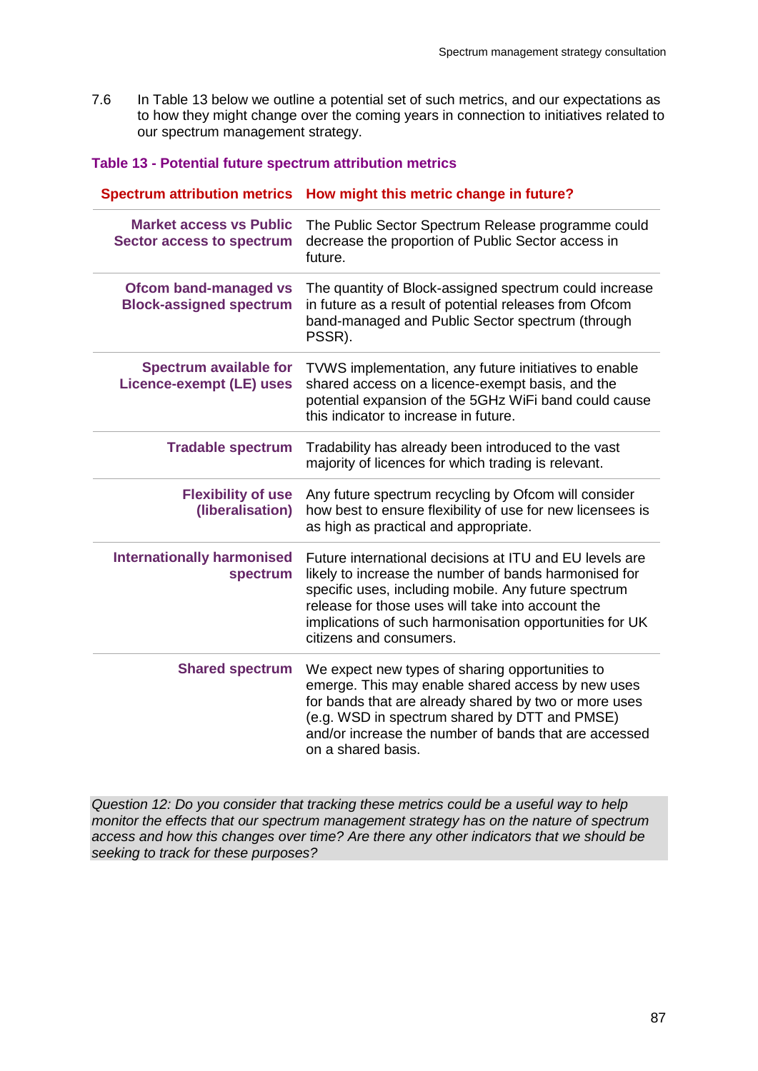7.6 In Table 13 below we outline a potential set of such metrics, and our expectations as to how they might change over the coming years in connection to initiatives related to our spectrum management strategy.

**Table 13 - Potential future spectrum attribution metrics**

| Spectrum attribution metrics | How might this metric change in future? |
|---|---|
| **Market access vs Public Sector access to spectrum** | The Public Sector Spectrum Release programme could decrease the proportion of Public Sector access in future. |
| **Ofcom band-managed vs Block-assigned spectrum** | The quantity of Block-assigned spectrum could increase in future as a result of potential releases from Ofcom band-managed and Public Sector spectrum (through PSSR). |
| **Spectrum available for Licence-exempt (LE) uses** | TVWS implementation, any future initiatives to enable shared access on a licence-exempt basis, and the potential expansion of the 5GHz WiFi band could cause this indicator to increase in future. |
| **Tradable spectrum** | Tradability has already been introduced to the vast majority of licences for which trading is relevant. |
| **Flexibility of use (liberalisation)** | Any future spectrum recycling by Ofcom will consider how best to ensure flexibility of use for new licensees is as high as practical and appropriate. |
| **Internationally harmonised spectrum** | Future international decisions at ITU and EU levels are likely to increase the number of bands harmonised for specific uses, including mobile. Any future spectrum release for those uses will take into account the implications of such harmonisation opportunities for UK citizens and consumers. |
| **Shared spectrum** | We expect new types of sharing opportunities to emerge. This may enable shared access by new uses for bands that are already shared by two or more uses (e.g. WSD in spectrum shared by DTT and PMSE) and/or increase the number of bands that are accessed on a shared basis. |

*Question 12: Do you consider that tracking these metrics could be a useful way to help monitor the effects that our spectrum management strategy has on the nature of spectrum access and how this changes over time? Are there any other indicators that we should be seeking to track for these purposes?*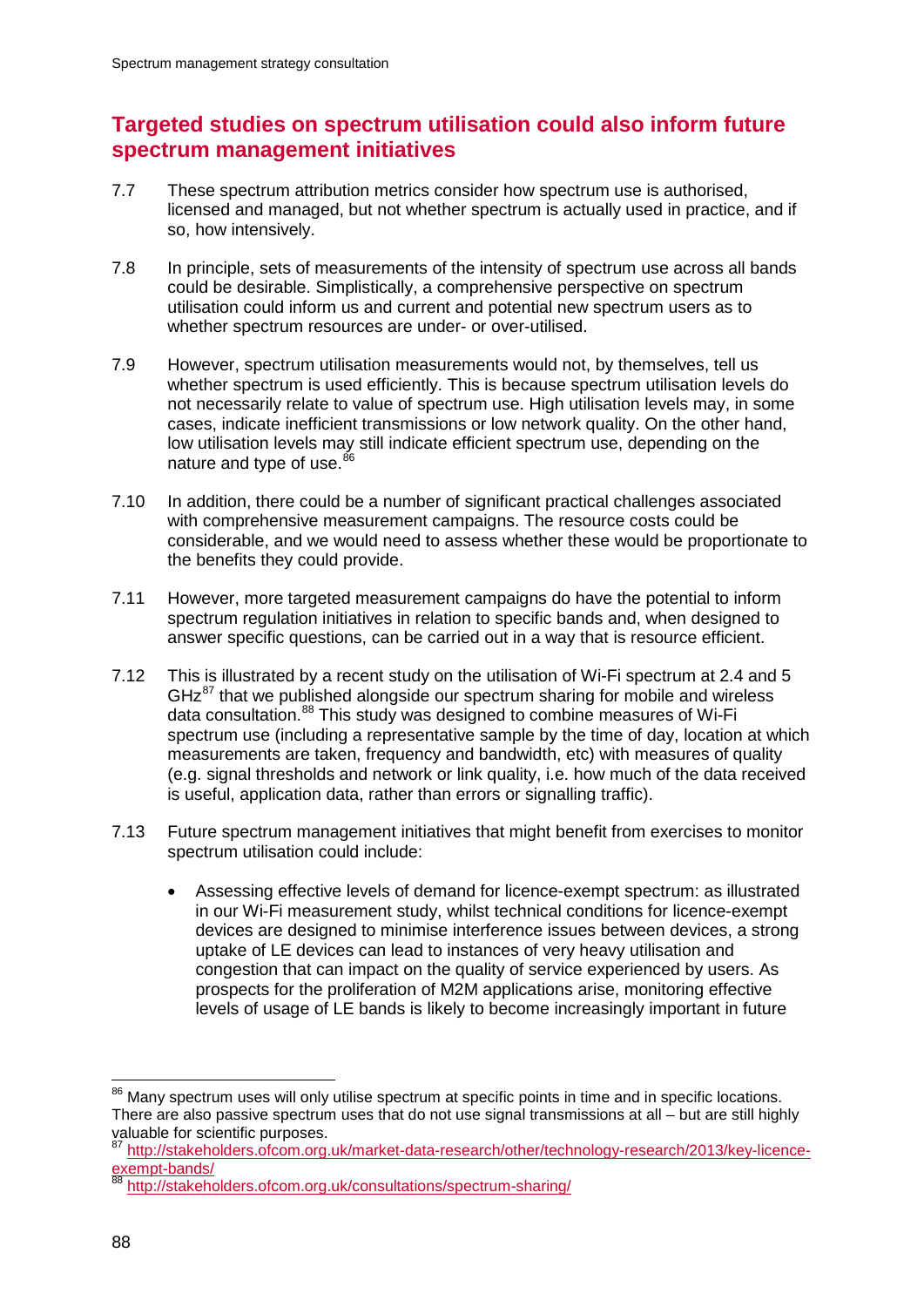## Targeted studies on spectrum utilisation could also inform future spectrum management initiatives

7.7 These spectrum attribution metrics consider how spectrum use is authorised, licensed and managed, but not whether spectrum is actually used in practice, and if so, how intensively.

7.8 In principle, sets of measurements of the intensity of spectrum use across all bands could be desirable. Simplistically, a comprehensive perspective on spectrum utilisation could inform us and current and potential new spectrum users as to whether spectrum resources are under- or over-utilised.

7.9 However, spectrum utilisation measurements would not, by themselves, tell us whether spectrum is used efficiently. This is because spectrum utilisation levels do not necessarily relate to value of spectrum use. High utilisation levels may, in some cases, indicate inefficient transmissions or low network quality. On the other hand, low utilisation levels may still indicate efficient spectrum use, depending on the nature and type of use.[86]

7.10 In addition, there could be a number of significant practical challenges associated with comprehensive measurement campaigns. The resource costs could be considerable, and we would need to assess whether these would be proportionate to the benefits they could provide.

7.11 However, more targeted measurement campaigns do have the potential to inform spectrum regulation initiatives in relation to specific bands and, when designed to answer specific questions, can be carried out in a way that is resource efficient.

7.12 This is illustrated by a recent study on the utilisation of Wi-Fi spectrum at 2.4 and 5 GHz[87] that we published alongside our spectrum sharing for mobile and wireless data consultation.[88] This study was designed to combine measures of Wi-Fi spectrum use (including a representative sample by the time of day, location at which measurements are taken, frequency and bandwidth, etc) with measures of quality (e.g. signal thresholds and network or link quality, i.e. how much of the data received is useful, application data, rather than errors or signalling traffic).

7.13 Future spectrum management initiatives that might benefit from exercises to monitor spectrum utilisation could include:

- Assessing effective levels of demand for licence-exempt spectrum: as illustrated in our Wi-Fi measurement study, whilst technical conditions for licence-exempt devices are designed to minimise interference issues between devices, a strong uptake of LE devices can lead to instances of very heavy utilisation and congestion that can impact on the quality of service experienced by users. As prospects for the proliferation of M2M applications arise, monitoring effective levels of usage of LE bands is likely to become increasingly important in future

---

[86] Many spectrum uses will only utilise spectrum at specific points in time and in specific locations. There are also passive spectrum uses that do not use signal transmissions at all – but are still highly valuable for scientific purposes.

[87] http://stakeholders.ofcom.org.uk/market-data-research/other/technology-research/2013/key-licence-exempt-bands/

[88] http://stakeholders.ofcom.org.uk/consultations/spectrum-sharing/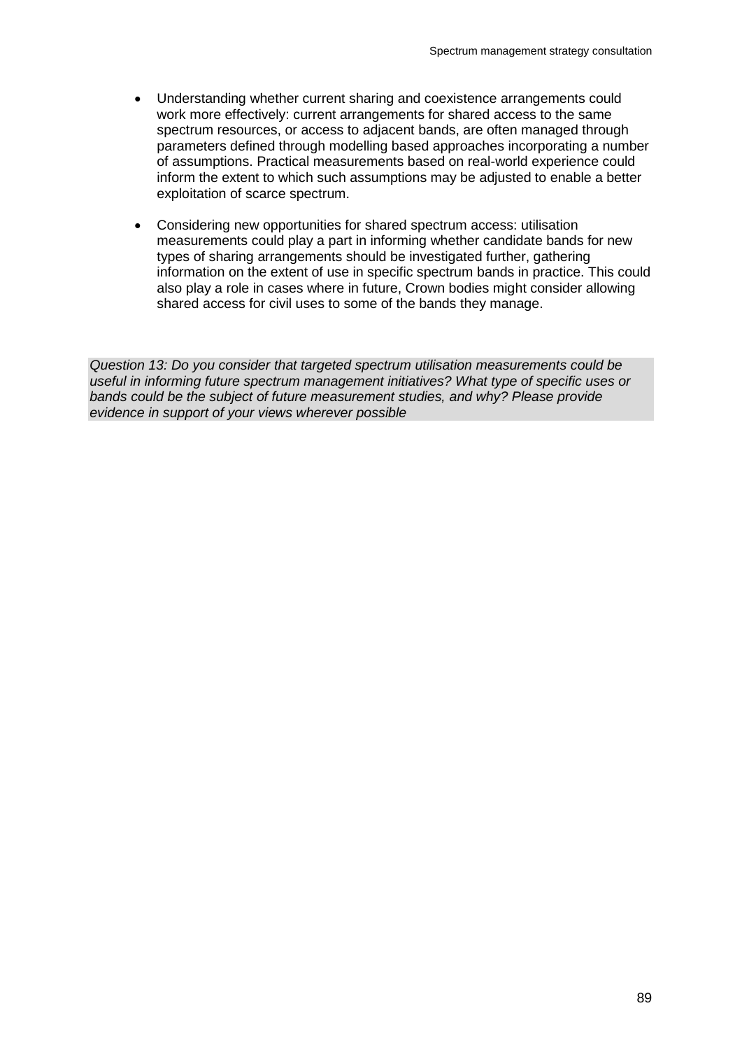- Understanding whether current sharing and coexistence arrangements could work more effectively: current arrangements for shared access to the same spectrum resources, or access to adjacent bands, are often managed through parameters defined through modelling based approaches incorporating a number of assumptions. Practical measurements based on real-world experience could inform the extent to which such assumptions may be adjusted to enable a better exploitation of scarce spectrum.

- Considering new opportunities for shared spectrum access: utilisation measurements could play a part in informing whether candidate bands for new types of sharing arrangements should be investigated further, gathering information on the extent of use in specific spectrum bands in practice. This could also play a role in cases where in future, Crown bodies might consider allowing shared access for civil uses to some of the bands they manage.

*Question 13: Do you consider that targeted spectrum utilisation measurements could be useful in informing future spectrum management initiatives? What type of specific uses or bands could be the subject of future measurement studies, and why? Please provide evidence in support of your views wherever possible*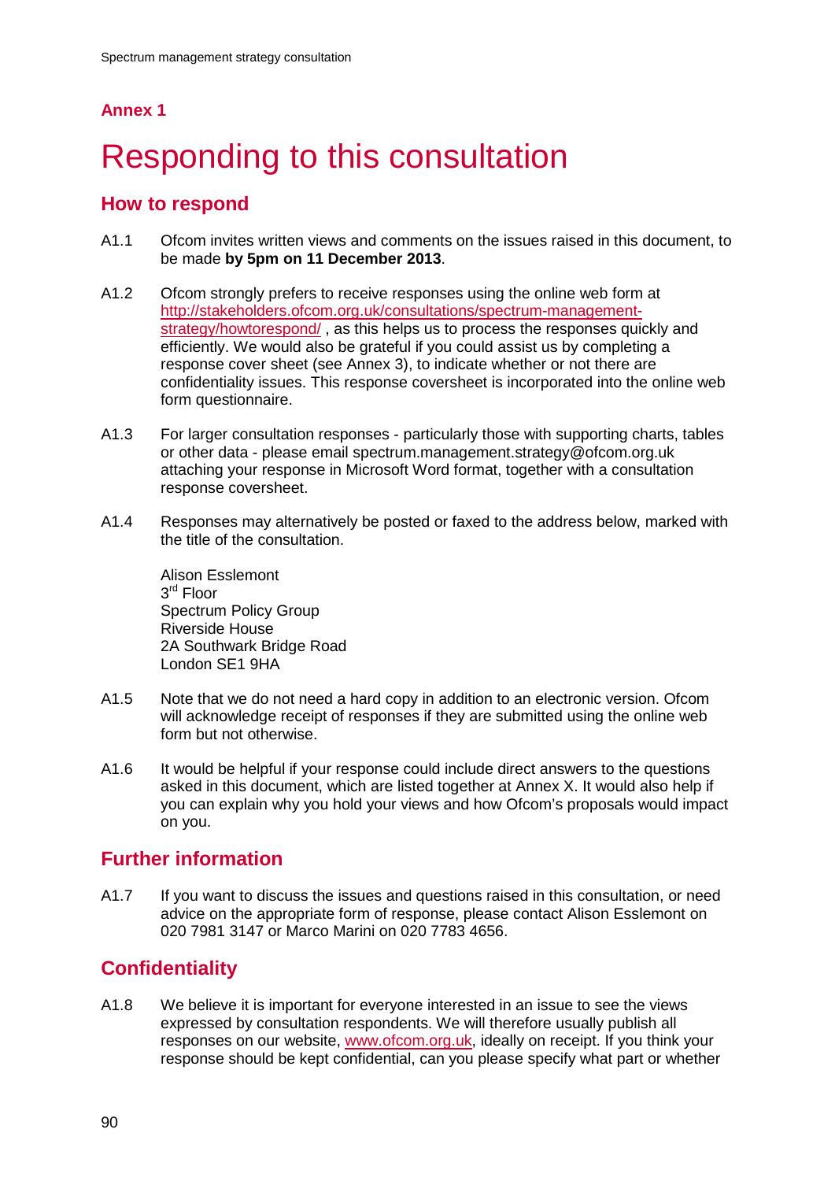## Annex 1

# Responding to this consultation

## How to respond

A1.1 Ofcom invites written views and comments on the issues raised in this document, to be made **by 5pm on 11 December 2013**.

A1.2 Ofcom strongly prefers to receive responses using the online web form at http://stakeholders.ofcom.org.uk/consultations/spectrum-management-strategy/howtorespond/ , as this helps us to process the responses quickly and efficiently. We would also be grateful if you could assist us by completing a response cover sheet (see Annex 3), to indicate whether or not there are confidentiality issues. This response coversheet is incorporated into the online web form questionnaire.

A1.3 For larger consultation responses - particularly those with supporting charts, tables or other data - please email spectrum.management.strategy@ofcom.org.uk attaching your response in Microsoft Word format, together with a consultation response coversheet.

A1.4 Responses may alternatively be posted or faxed to the address below, marked with the title of the consultation.

Alison Esslemont
3rd Floor
Spectrum Policy Group
Riverside House
2A Southwark Bridge Road
London SE1 9HA

A1.5 Note that we do not need a hard copy in addition to an electronic version. Ofcom will acknowledge receipt of responses if they are submitted using the online web form but not otherwise.

A1.6 It would be helpful if your response could include direct answers to the questions asked in this document, which are listed together at Annex X. It would also help if you can explain why you hold your views and how Ofcom's proposals would impact on you.

## Further information

A1.7 If you want to discuss the issues and questions raised in this consultation, or need advice on the appropriate form of response, please contact Alison Esslemont on 020 7981 3147 or Marco Marini on 020 7783 4656.

## Confidentiality

A1.8 We believe it is important for everyone interested in an issue to see the views expressed by consultation respondents. We will therefore usually publish all responses on our website, www.ofcom.org.uk, ideally on receipt. If you think your response should be kept confidential, can you please specify what part or whether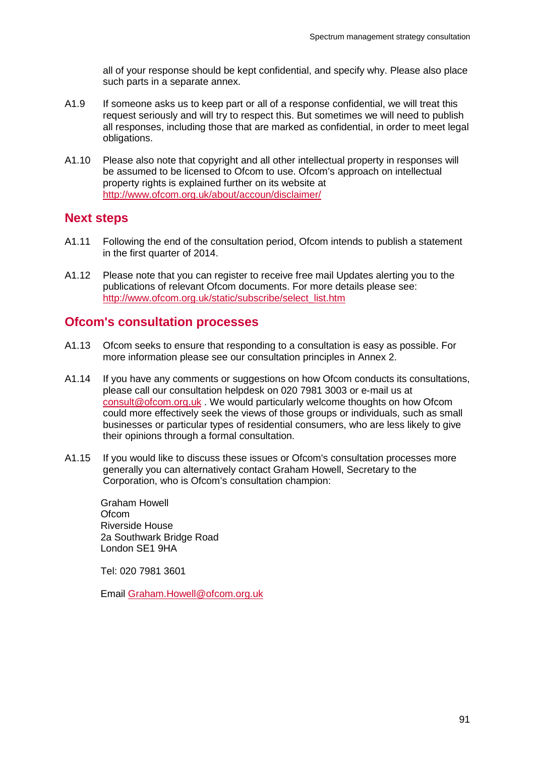all of your response should be kept confidential, and specify why. Please also place such parts in a separate annex.

A1.9 If someone asks us to keep part or all of a response confidential, we will treat this request seriously and will try to respect this. But sometimes we will need to publish all responses, including those that are marked as confidential, in order to meet legal obligations.

A1.10 Please also note that copyright and all other intellectual property in responses will be assumed to be licensed to Ofcom to use. Ofcom's approach on intellectual property rights is explained further on its website at http://www.ofcom.org.uk/about/accoun/disclaimer/

## Next steps

A1.11 Following the end of the consultation period, Ofcom intends to publish a statement in the first quarter of 2014.

A1.12 Please note that you can register to receive free mail Updates alerting you to the publications of relevant Ofcom documents. For more details please see: http://www.ofcom.org.uk/static/subscribe/select_list.htm

## Ofcom's consultation processes

A1.13 Ofcom seeks to ensure that responding to a consultation is easy as possible. For more information please see our consultation principles in Annex 2.

A1.14 If you have any comments or suggestions on how Ofcom conducts its consultations, please call our consultation helpdesk on 020 7981 3003 or e-mail us at consult@ofcom.org.uk . We would particularly welcome thoughts on how Ofcom could more effectively seek the views of those groups or individuals, such as small businesses or particular types of residential consumers, who are less likely to give their opinions through a formal consultation.

A1.15 If you would like to discuss these issues or Ofcom's consultation processes more generally you can alternatively contact Graham Howell, Secretary to the Corporation, who is Ofcom's consultation champion:

Graham Howell
Ofcom
Riverside House
2a Southwark Bridge Road
London SE1 9HA

Tel: 020 7981 3601

Email Graham.Howell@ofcom.org.uk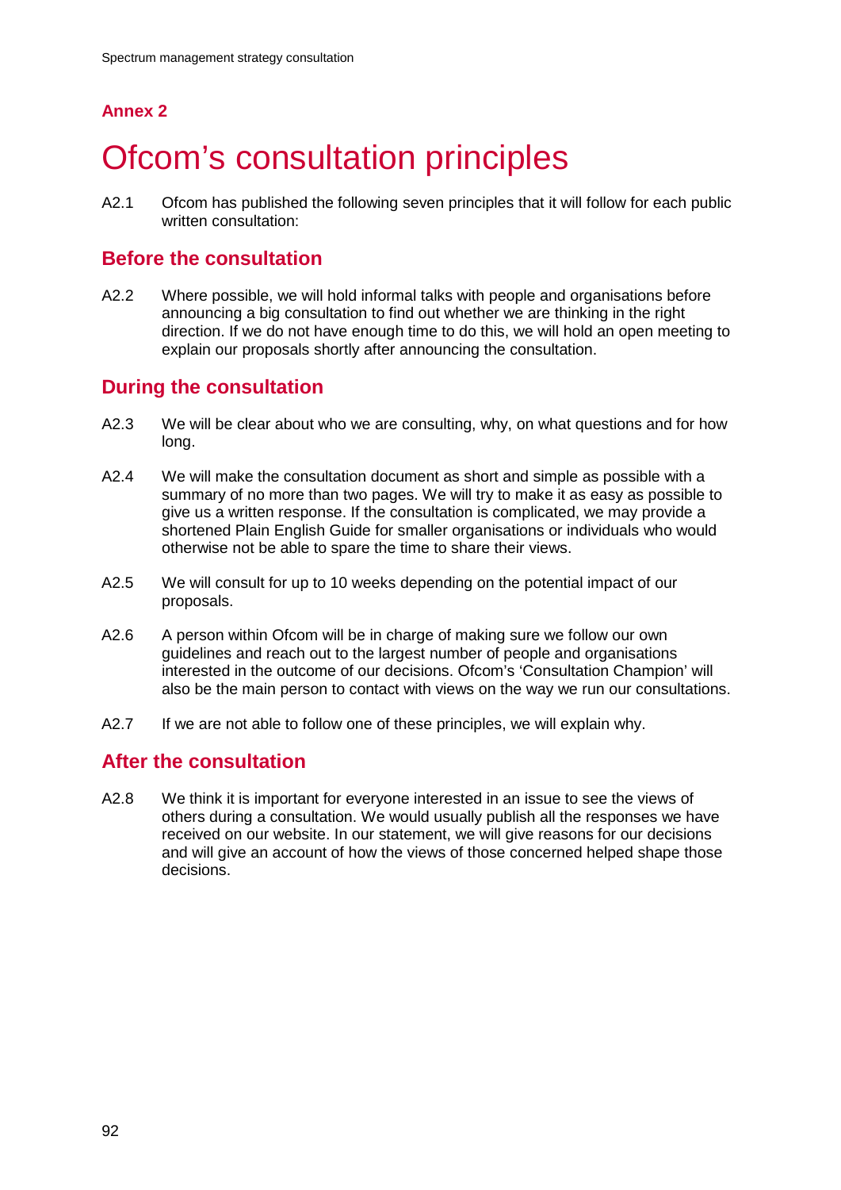**Annex 2**

# Ofcom's consultation principles

A2.1 Ofcom has published the following seven principles that it will follow for each public written consultation:

## Before the consultation

A2.2 Where possible, we will hold informal talks with people and organisations before announcing a big consultation to find out whether we are thinking in the right direction. If we do not have enough time to do this, we will hold an open meeting to explain our proposals shortly after announcing the consultation.

## During the consultation

A2.3 We will be clear about who we are consulting, why, on what questions and for how long.

A2.4 We will make the consultation document as short and simple as possible with a summary of no more than two pages. We will try to make it as easy as possible to give us a written response. If the consultation is complicated, we may provide a shortened Plain English Guide for smaller organisations or individuals who would otherwise not be able to spare the time to share their views.

A2.5 We will consult for up to 10 weeks depending on the potential impact of our proposals.

A2.6 A person within Ofcom will be in charge of making sure we follow our own guidelines and reach out to the largest number of people and organisations interested in the outcome of our decisions. Ofcom's 'Consultation Champion' will also be the main person to contact with views on the way we run our consultations.

A2.7 If we are not able to follow one of these principles, we will explain why.

## After the consultation

A2.8 We think it is important for everyone interested in an issue to see the views of others during a consultation. We would usually publish all the responses we have received on our website. In our statement, we will give reasons for our decisions and will give an account of how the views of those concerned helped shape those decisions.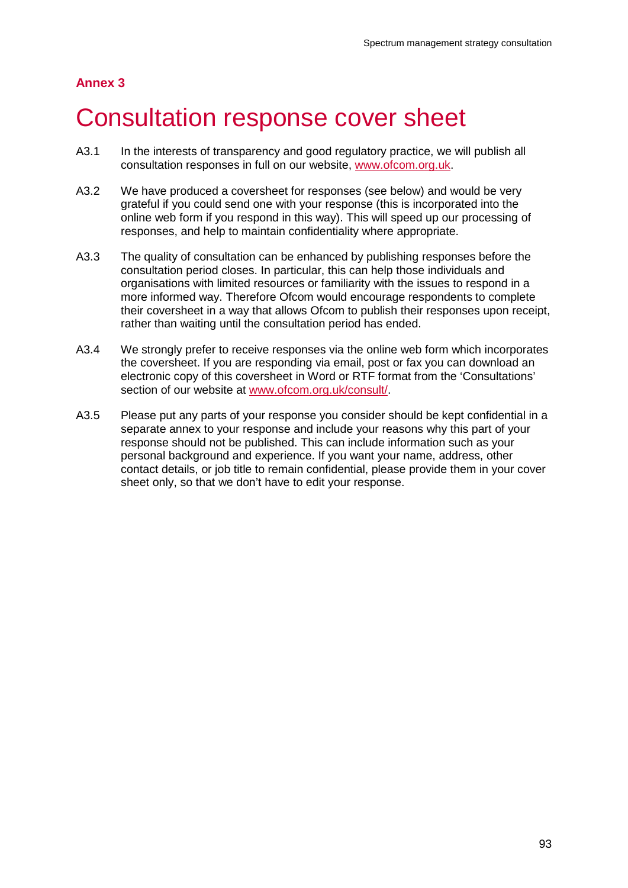**Annex 3**

# Consultation response cover sheet

A3.1 In the interests of transparency and good regulatory practice, we will publish all consultation responses in full on our website, www.ofcom.org.uk.

A3.2 We have produced a coversheet for responses (see below) and would be very grateful if you could send one with your response (this is incorporated into the online web form if you respond in this way). This will speed up our processing of responses, and help to maintain confidentiality where appropriate.

A3.3 The quality of consultation can be enhanced by publishing responses before the consultation period closes. In particular, this can help those individuals and organisations with limited resources or familiarity with the issues to respond in a more informed way. Therefore Ofcom would encourage respondents to complete their coversheet in a way that allows Ofcom to publish their responses upon receipt, rather than waiting until the consultation period has ended.

A3.4 We strongly prefer to receive responses via the online web form which incorporates the coversheet. If you are responding via email, post or fax you can download an electronic copy of this coversheet in Word or RTF format from the 'Consultations' section of our website at www.ofcom.org.uk/consult/.

A3.5 Please put any parts of your response you consider should be kept confidential in a separate annex to your response and include your reasons why this part of your response should not be published. This can include information such as your personal background and experience. If you want your name, address, other contact details, or job title to remain confidential, please provide them in your cover sheet only, so that we don't have to edit your response.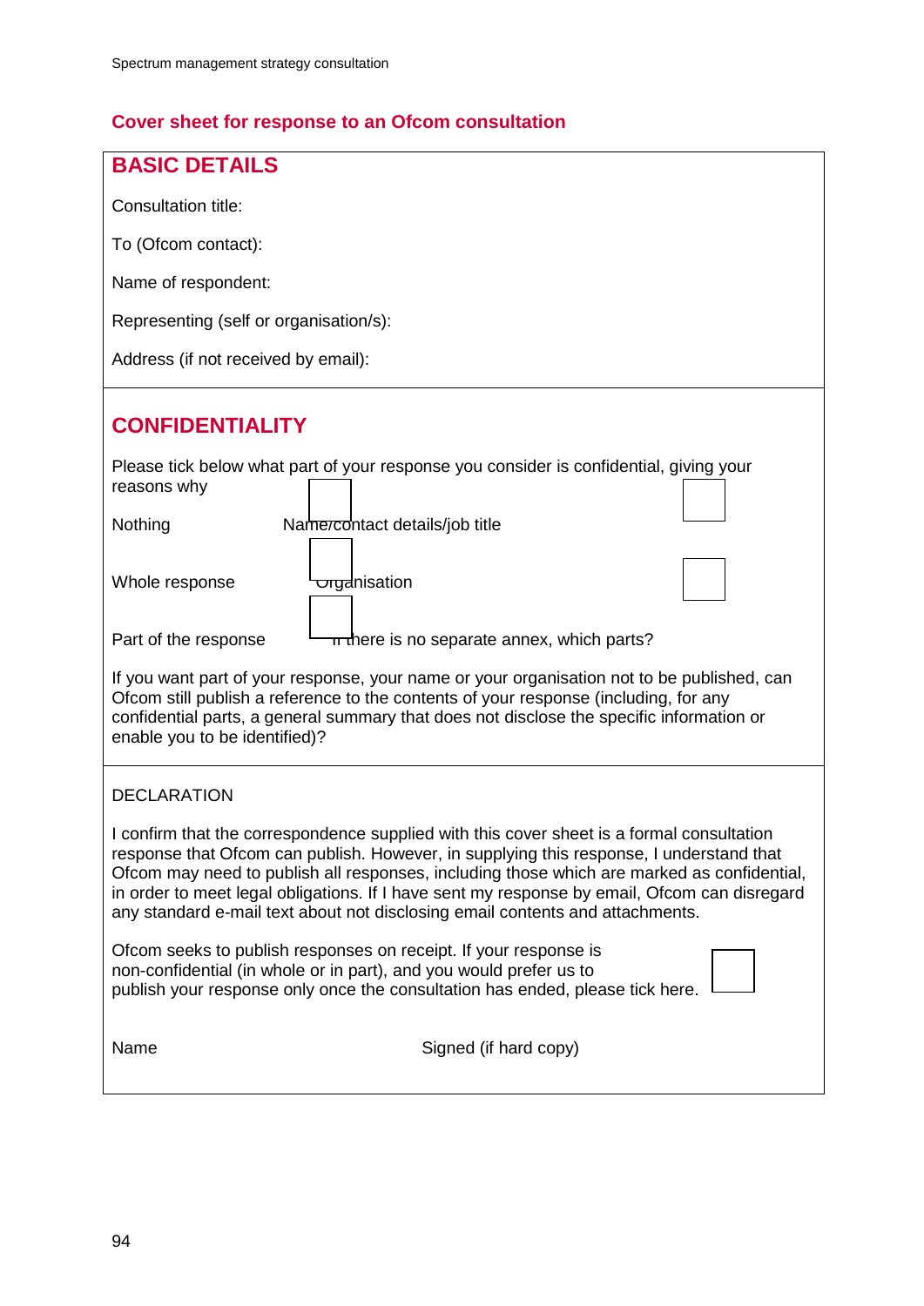## Cover sheet for response to an Ofcom consultation

### BASIC DETAILS

Consultation title:

To (Ofcom contact):

Name of respondent:

Representing (self or organisation/s):

Address (if not received by email):

### CONFIDENTIALITY

Please tick below what part of your response you consider is confidential, giving your reasons why

| | | | |
|---|---|---|---|
| Nothing | ☐ | Name/contact details/job title | ☐ |
| Whole response | ☐ | Organisation | ☐ |
| Part of the response | ☐ | If there is no separate annex, which parts? | |

If you want part of your response, your name or your organisation not to be published, can Ofcom still publish a reference to the contents of your response (including, for any confidential parts, a general summary that does not disclose the specific information or enable you to be identified)?

DECLARATION

I confirm that the correspondence supplied with this cover sheet is a formal consultation response that Ofcom can publish. However, in supplying this response, I understand that Ofcom may need to publish all responses, including those which are marked as confidential, in order to meet legal obligations. If I have sent my response by email, Ofcom can disregard any standard e-mail text about not disclosing email contents and attachments.

Ofcom seeks to publish responses on receipt. If your response is non-confidential (in whole or in part), and you would prefer us to publish your response only once the consultation has ended, please tick here. ☐

Name | Signed (if hard copy)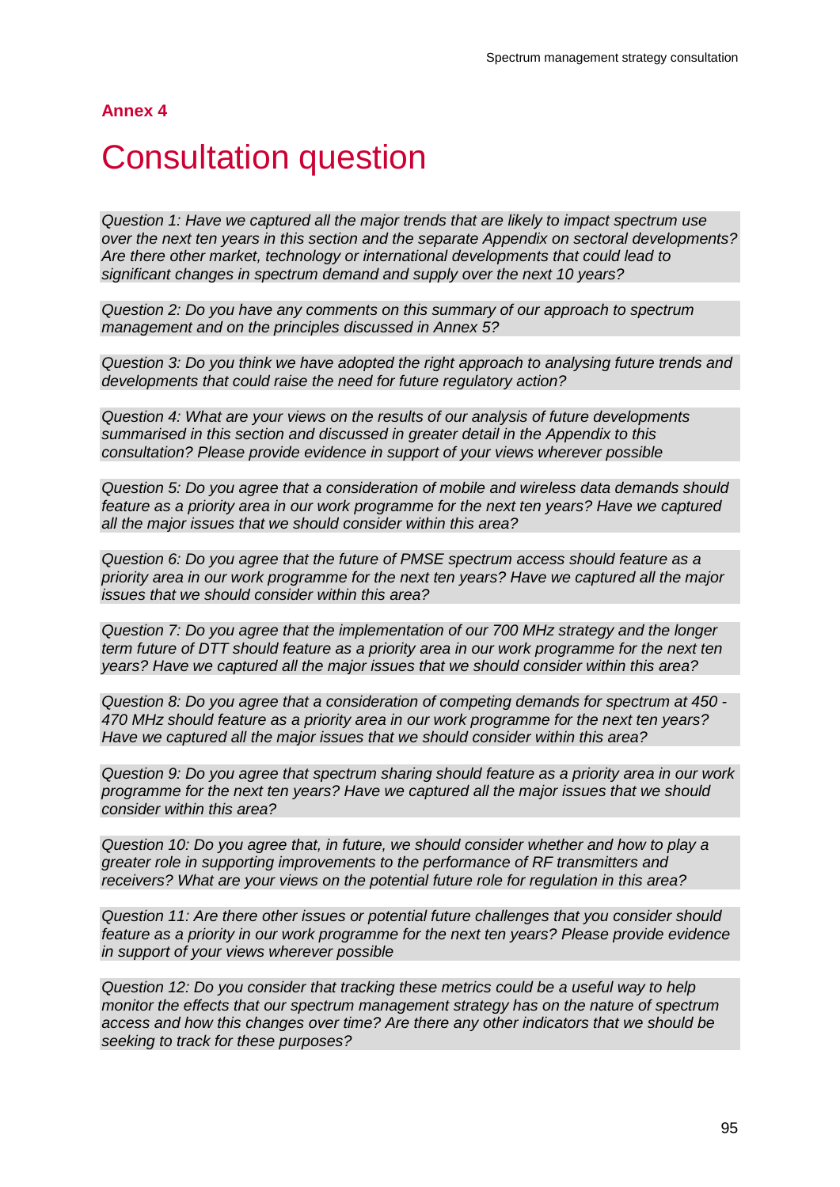**Annex 4**

# Consultation question

*Question 1: Have we captured all the major trends that are likely to impact spectrum use over the next ten years in this section and the separate Appendix on sectoral developments? Are there other market, technology or international developments that could lead to significant changes in spectrum demand and supply over the next 10 years?*

*Question 2: Do you have any comments on this summary of our approach to spectrum management and on the principles discussed in Annex 5?*

*Question 3: Do you think we have adopted the right approach to analysing future trends and developments that could raise the need for future regulatory action?*

*Question 4: What are your views on the results of our analysis of future developments summarised in this section and discussed in greater detail in the Appendix to this consultation? Please provide evidence in support of your views wherever possible*

*Question 5: Do you agree that a consideration of mobile and wireless data demands should feature as a priority area in our work programme for the next ten years? Have we captured all the major issues that we should consider within this area?*

*Question 6: Do you agree that the future of PMSE spectrum access should feature as a priority area in our work programme for the next ten years? Have we captured all the major issues that we should consider within this area?*

*Question 7: Do you agree that the implementation of our 700 MHz strategy and the longer term future of DTT should feature as a priority area in our work programme for the next ten years? Have we captured all the major issues that we should consider within this area?*

*Question 8: Do you agree that a consideration of competing demands for spectrum at 450 - 470 MHz should feature as a priority area in our work programme for the next ten years? Have we captured all the major issues that we should consider within this area?*

*Question 9: Do you agree that spectrum sharing should feature as a priority area in our work programme for the next ten years? Have we captured all the major issues that we should consider within this area?*

*Question 10: Do you agree that, in future, we should consider whether and how to play a greater role in supporting improvements to the performance of RF transmitters and receivers? What are your views on the potential future role for regulation in this area?*

*Question 11: Are there other issues or potential future challenges that you consider should feature as a priority in our work programme for the next ten years? Please provide evidence in support of your views wherever possible*

*Question 12: Do you consider that tracking these metrics could be a useful way to help monitor the effects that our spectrum management strategy has on the nature of spectrum access and how this changes over time? Are there any other indicators that we should be seeking to track for these purposes?*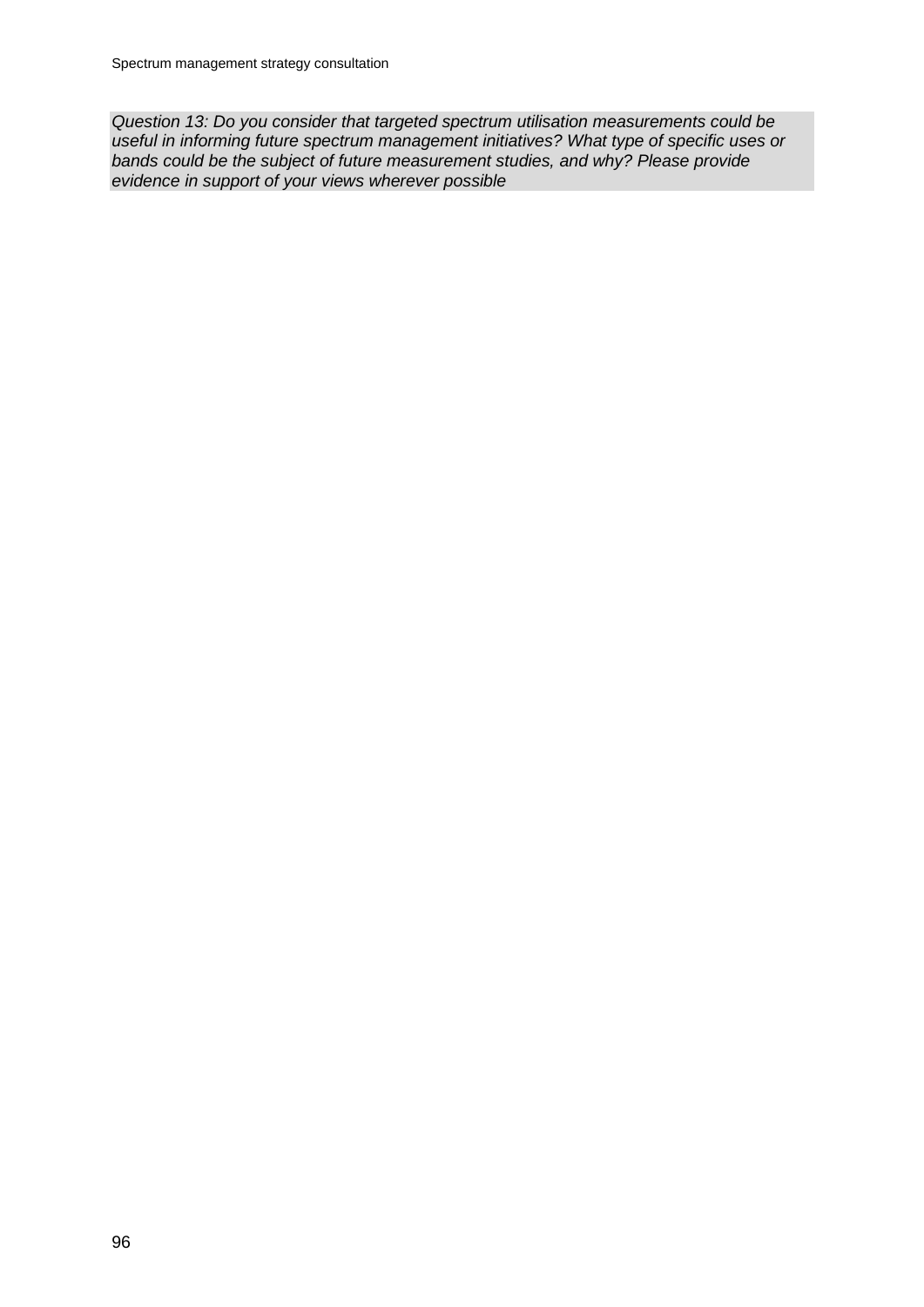*Question 13: Do you consider that targeted spectrum utilisation measurements could be useful in informing future spectrum management initiatives? What type of specific uses or bands could be the subject of future measurement studies, and why? Please provide evidence in support of your views wherever possible*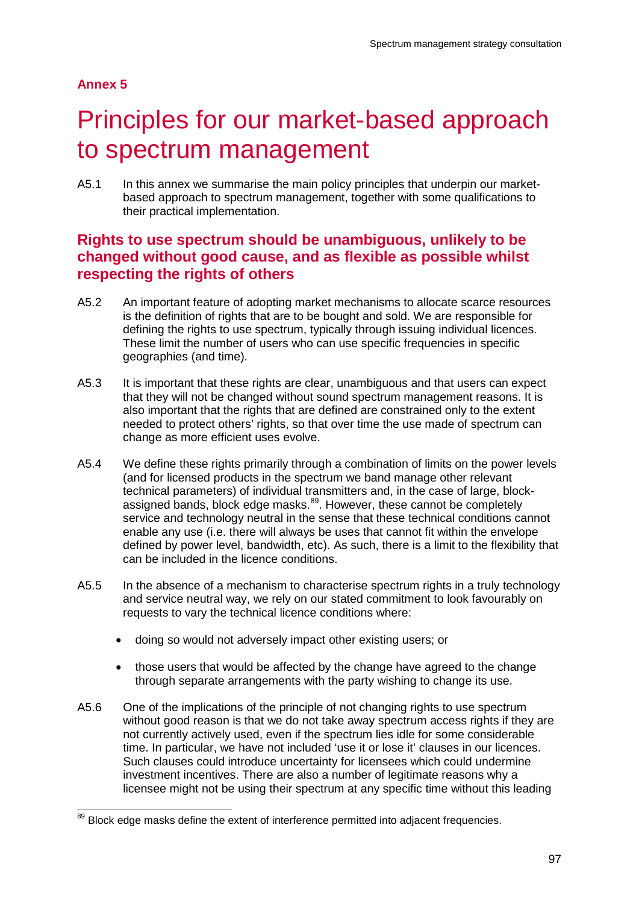Annex 5

# Principles for our market-based approach to spectrum management

A5.1 In this annex we summarise the main policy principles that underpin our market-based approach to spectrum management, together with some qualifications to their practical implementation.

## Rights to use spectrum should be unambiguous, unlikely to be changed without good cause, and as flexible as possible whilst respecting the rights of others

A5.2 An important feature of adopting market mechanisms to allocate scarce resources is the definition of rights that are to be bought and sold. We are responsible for defining the rights to use spectrum, typically through issuing individual licences. These limit the number of users who can use specific frequencies in specific geographies (and time).

A5.3 It is important that these rights are clear, unambiguous and that users can expect that they will not be changed without sound spectrum management reasons. It is also important that the rights that are defined are constrained only to the extent needed to protect others' rights, so that over time the use made of spectrum can change as more efficient uses evolve.

A5.4 We define these rights primarily through a combination of limits on the power levels (and for licensed products in the spectrum we band manage other relevant technical parameters) of individual transmitters and, in the case of large, block-assigned bands, block edge masks.[89]. However, these cannot be completely service and technology neutral in the sense that these technical conditions cannot enable any use (i.e. there will always be uses that cannot fit within the envelope defined by power level, bandwidth, etc). As such, there is a limit to the flexibility that can be included in the licence conditions.

A5.5 In the absence of a mechanism to characterise spectrum rights in a truly technology and service neutral way, we rely on our stated commitment to look favourably on requests to vary the technical licence conditions where:

- doing so would not adversely impact other existing users; or
- those users that would be affected by the change have agreed to the change through separate arrangements with the party wishing to change its use.

A5.6 One of the implications of the principle of not changing rights to use spectrum without good reason is that we do not take away spectrum access rights if they are not currently actively used, even if the spectrum lies idle for some considerable time. In particular, we have not included 'use it or lose it' clauses in our licences. Such clauses could introduce uncertainty for licensees which could undermine investment incentives. There are also a number of legitimate reasons why a licensee might not be using their spectrum at any specific time without this leading

[89] Block edge masks define the extent of interference permitted into adjacent frequencies.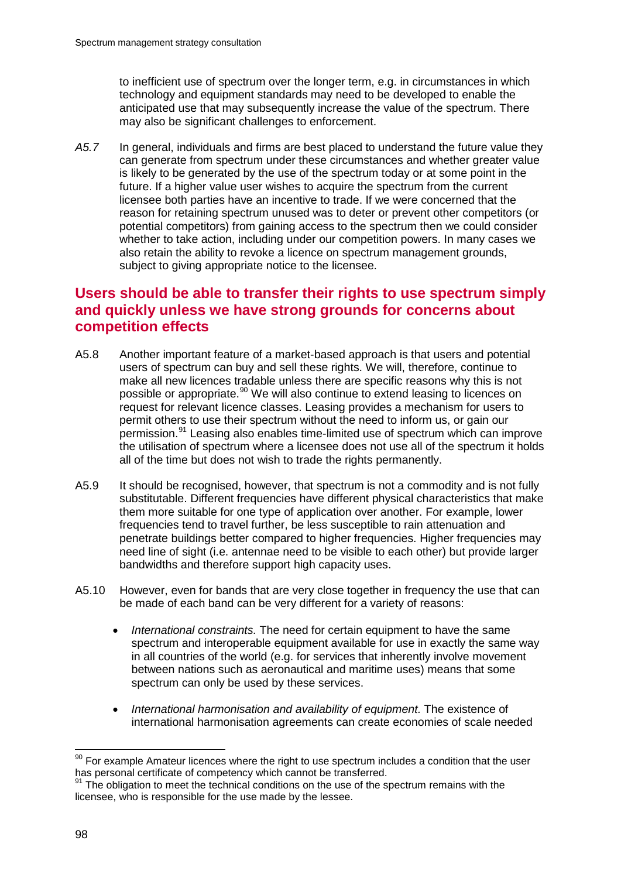to inefficient use of spectrum over the longer term, e.g. in circumstances in which technology and equipment standards may need to be developed to enable the anticipated use that may subsequently increase the value of the spectrum. There may also be significant challenges to enforcement.

*A5.7* In general, individuals and firms are best placed to understand the future value they can generate from spectrum under these circumstances and whether greater value is likely to be generated by the use of the spectrum today or at some point in the future. If a higher value user wishes to acquire the spectrum from the current licensee both parties have an incentive to trade. If we were concerned that the reason for retaining spectrum unused was to deter or prevent other competitors (or potential competitors) from gaining access to the spectrum then we could consider whether to take action, including under our competition powers. In many cases we also retain the ability to revoke a licence on spectrum management grounds, subject to giving appropriate notice to the licensee.

## Users should be able to transfer their rights to use spectrum simply and quickly unless we have strong grounds for concerns about competition effects

A5.8 Another important feature of a market-based approach is that users and potential users of spectrum can buy and sell these rights. We will, therefore, continue to make all new licences tradable unless there are specific reasons why this is not possible or appropriate.[90] We will also continue to extend leasing to licences on request for relevant licence classes. Leasing provides a mechanism for users to permit others to use their spectrum without the need to inform us, or gain our permission.[91] Leasing also enables time-limited use of spectrum which can improve the utilisation of spectrum where a licensee does not use all of the spectrum it holds all of the time but does not wish to trade the rights permanently.

A5.9 It should be recognised, however, that spectrum is not a commodity and is not fully substitutable. Different frequencies have different physical characteristics that make them more suitable for one type of application over another. For example, lower frequencies tend to travel further, be less susceptible to rain attenuation and penetrate buildings better compared to higher frequencies. Higher frequencies may need line of sight (i.e. antennae need to be visible to each other) but provide larger bandwidths and therefore support high capacity uses.

A5.10 However, even for bands that are very close together in frequency the use that can be made of each band can be very different for a variety of reasons:

- *International constraints.* The need for certain equipment to have the same spectrum and interoperable equipment available for use in exactly the same way in all countries of the world (e.g. for services that inherently involve movement between nations such as aeronautical and maritime uses) means that some spectrum can only be used by these services.
- *International harmonisation and availability of equipment.* The existence of international harmonisation agreements can create economies of scale needed

---

[90] For example Amateur licences where the right to use spectrum includes a condition that the user has personal certificate of competency which cannot be transferred.

[91] The obligation to meet the technical conditions on the use of the spectrum remains with the licensee, who is responsible for the use made by the lessee.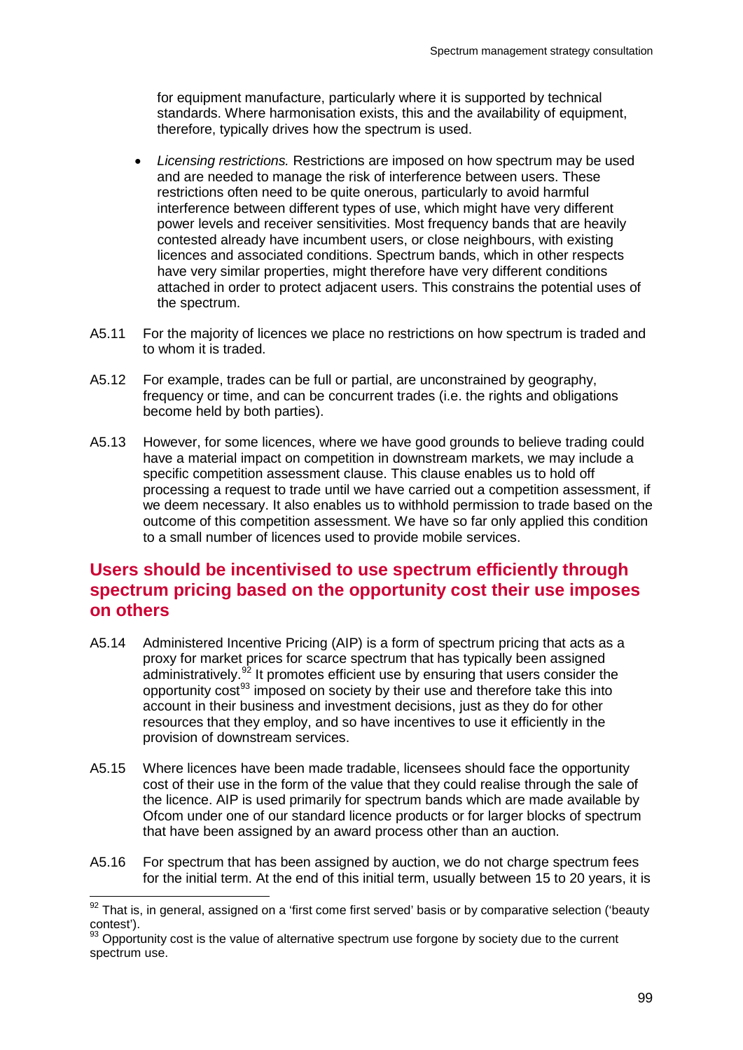for equipment manufacture, particularly where it is supported by technical standards. Where harmonisation exists, this and the availability of equipment, therefore, typically drives how the spectrum is used.

- *Licensing restrictions.* Restrictions are imposed on how spectrum may be used and are needed to manage the risk of interference between users. These restrictions often need to be quite onerous, particularly to avoid harmful interference between different types of use, which might have very different power levels and receiver sensitivities. Most frequency bands that are heavily contested already have incumbent users, or close neighbours, with existing licences and associated conditions. Spectrum bands, which in other respects have very similar properties, might therefore have very different conditions attached in order to protect adjacent users. This constrains the potential uses of the spectrum.

A5.11 For the majority of licences we place no restrictions on how spectrum is traded and to whom it is traded.

A5.12 For example, trades can be full or partial, are unconstrained by geography, frequency or time, and can be concurrent trades (i.e. the rights and obligations become held by both parties).

A5.13 However, for some licences, where we have good grounds to believe trading could have a material impact on competition in downstream markets, we may include a specific competition assessment clause. This clause enables us to hold off processing a request to trade until we have carried out a competition assessment, if we deem necessary. It also enables us to withhold permission to trade based on the outcome of this competition assessment. We have so far only applied this condition to a small number of licences used to provide mobile services.

## Users should be incentivised to use spectrum efficiently through spectrum pricing based on the opportunity cost their use imposes on others

A5.14 Administered Incentive Pricing (AIP) is a form of spectrum pricing that acts as a proxy for market prices for scarce spectrum that has typically been assigned administratively.[92] It promotes efficient use by ensuring that users consider the opportunity cost[93] imposed on society by their use and therefore take this into account in their business and investment decisions, just as they do for other resources that they employ, and so have incentives to use it efficiently in the provision of downstream services.

A5.15 Where licences have been made tradable, licensees should face the opportunity cost of their use in the form of the value that they could realise through the sale of the licence. AIP is used primarily for spectrum bands which are made available by Ofcom under one of our standard licence products or for larger blocks of spectrum that have been assigned by an award process other than an auction.

A5.16 For spectrum that has been assigned by auction, we do not charge spectrum fees for the initial term. At the end of this initial term, usually between 15 to 20 years, it is

[92] That is, in general, assigned on a 'first come first served' basis or by comparative selection ('beauty contest').

[93] Opportunity cost is the value of alternative spectrum use forgone by society due to the current spectrum use.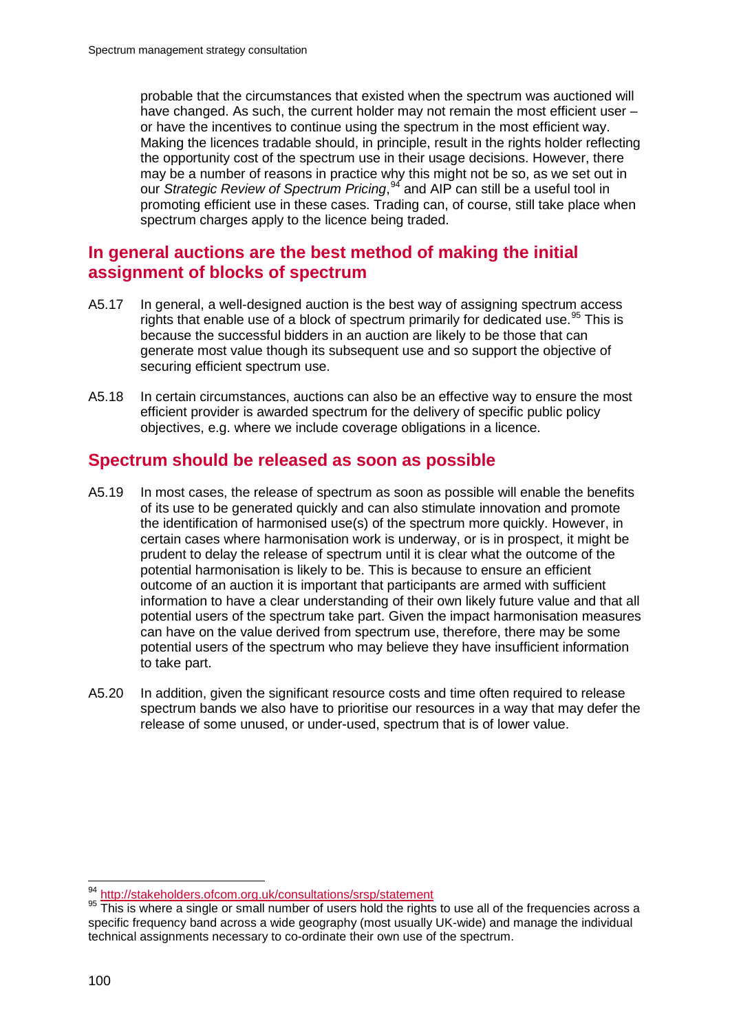probable that the circumstances that existed when the spectrum was auctioned will have changed. As such, the current holder may not remain the most efficient user – or have the incentives to continue using the spectrum in the most efficient way. Making the licences tradable should, in principle, result in the rights holder reflecting the opportunity cost of the spectrum use in their usage decisions. However, there may be a number of reasons in practice why this might not be so, as we set out in our *Strategic Review of Spectrum Pricing*,[94] and AIP can still be a useful tool in promoting efficient use in these cases. Trading can, of course, still take place when spectrum charges apply to the licence being traded.

## In general auctions are the best method of making the initial assignment of blocks of spectrum

A5.17 In general, a well-designed auction is the best way of assigning spectrum access rights that enable use of a block of spectrum primarily for dedicated use.[95] This is because the successful bidders in an auction are likely to be those that can generate most value though its subsequent use and so support the objective of securing efficient spectrum use.

A5.18 In certain circumstances, auctions can also be an effective way to ensure the most efficient provider is awarded spectrum for the delivery of specific public policy objectives, e.g. where we include coverage obligations in a licence.

## Spectrum should be released as soon as possible

A5.19 In most cases, the release of spectrum as soon as possible will enable the benefits of its use to be generated quickly and can also stimulate innovation and promote the identification of harmonised use(s) of the spectrum more quickly. However, in certain cases where harmonisation work is underway, or is in prospect, it might be prudent to delay the release of spectrum until it is clear what the outcome of the potential harmonisation is likely to be. This is because to ensure an efficient outcome of an auction it is important that participants are armed with sufficient information to have a clear understanding of their own likely future value and that all potential users of the spectrum take part. Given the impact harmonisation measures can have on the value derived from spectrum use, therefore, there may be some potential users of the spectrum who may believe they have insufficient information to take part.

A5.20 In addition, given the significant resource costs and time often required to release spectrum bands we also have to prioritise our resources in a way that may defer the release of some unused, or under-used, spectrum that is of lower value.

---

[94] http://stakeholders.ofcom.org.uk/consultations/srsp/statement

[95] This is where a single or small number of users hold the rights to use all of the frequencies across a specific frequency band across a wide geography (most usually UK-wide) and manage the individual technical assignments necessary to co-ordinate their own use of the spectrum.